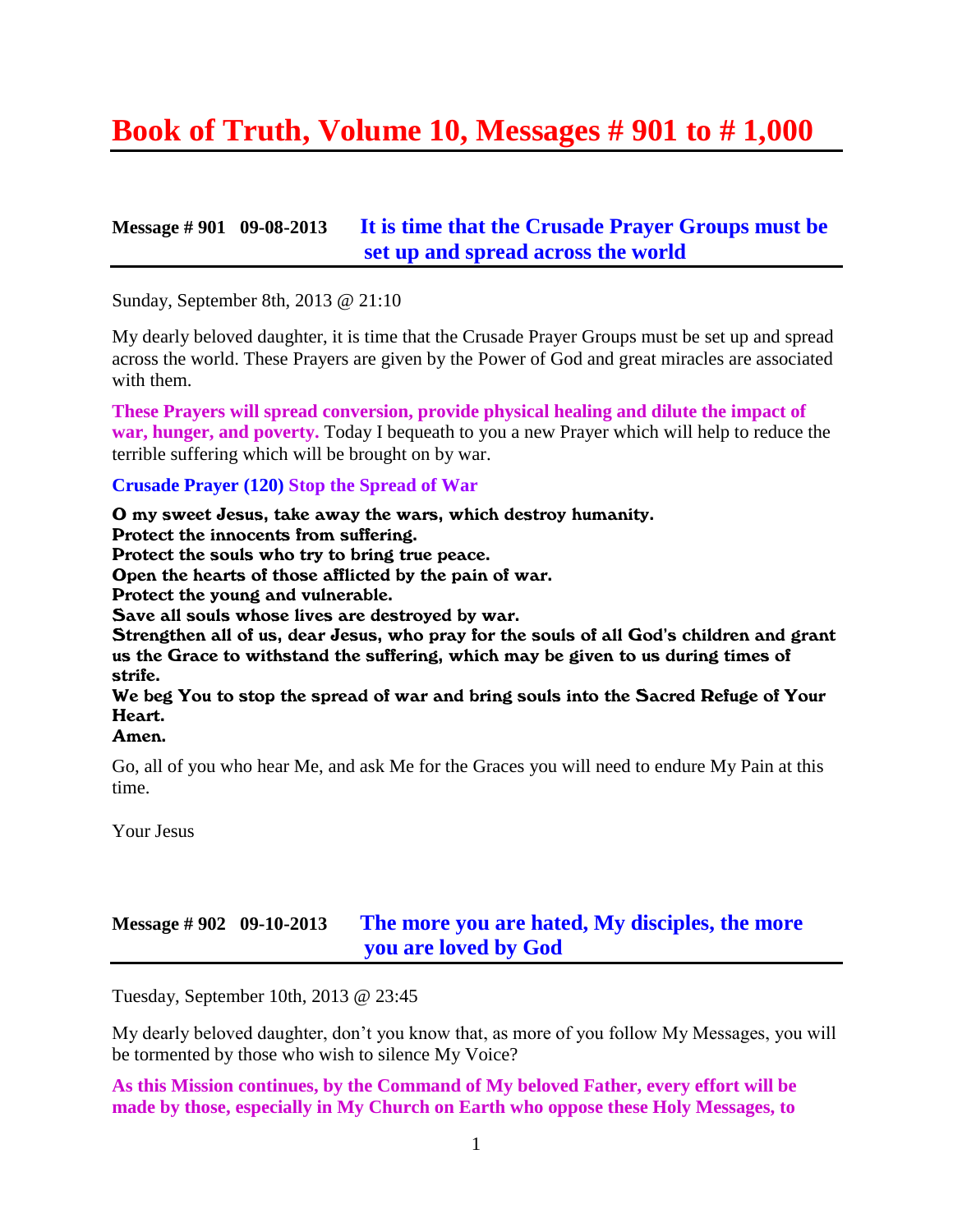# Book of Truth, Volume 10, Messages # 901 to # 1,000

## Message # 901 09-08-2013 It is time that the Crusade Prayer Groups must be set up and spread across the world

Sunday, September 8th, 2013 @ 21:10

My dearly beloved daughter, it is time that the Crusade Prayer Groups must be set up and spread across the world. These Prayers are given by the Power of God and great miracles are associated with them.

**These Prayers will spread conversion, provide physical healing and dilute the impact of war, hunger, and poverty.** Today I bequeath to you a new Prayer which will help to reduce the terrible suffering which will be brought on by war.

**Crusade Prayer (120) Stop the Spread of War**

**O my sweet Jesus, take away the wars, which destroy humanity.**
**Protect the innocents from suffering.**
**Protect the souls who try to bring true peace.**
**Open the hearts of those afflicted by the pain of war.**
**Protect the young and vulnerable.**
**Save all souls whose lives are destroyed by war.**
**Strengthen all of us, dear Jesus, who pray for the souls of all God's children and grant us the Grace to withstand the suffering, which may be given to us during times of strife.**
**We beg You to stop the spread of war and bring souls into the Sacred Refuge of Your Heart.**
**Amen.**

Go, all of you who hear Me, and ask Me for the Graces you will need to endure My Pain at this time.

Your Jesus

## Message # 902 09-10-2013 The more you are hated, My disciples, the more you are loved by God

Tuesday, September 10th, 2013 @ 23:45

My dearly beloved daughter, don't you know that, as more of you follow My Messages, you will be tormented by those who wish to silence My Voice?

**As this Mission continues, by the Command of My beloved Father, every effort will be made by those, especially in My Church on Earth who oppose these Holy Messages, to**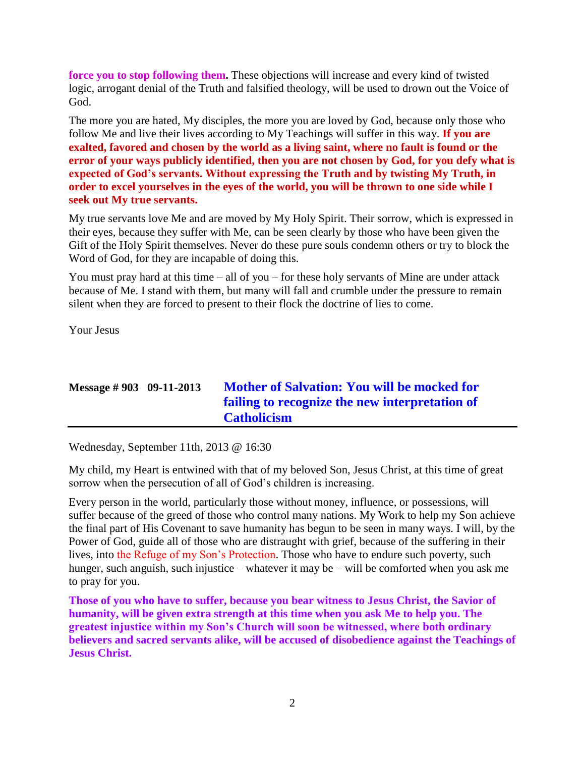**force you to stop following them.** These objections will increase and every kind of twisted logic, arrogant denial of the Truth and falsified theology, will be used to drown out the Voice of God.

The more you are hated, My disciples, the more you are loved by God, because only those who follow Me and live their lives according to My Teachings will suffer in this way. **If you are exalted, favored and chosen by the world as a living saint, where no fault is found or the error of your ways publicly identified, then you are not chosen by God, for you defy what is expected of God's servants. Without expressing the Truth and by twisting My Truth, in order to excel yourselves in the eyes of the world, you will be thrown to one side while I seek out My true servants.**

My true servants love Me and are moved by My Holy Spirit. Their sorrow, which is expressed in their eyes, because they suffer with Me, can be seen clearly by those who have been given the Gift of the Holy Spirit themselves. Never do these pure souls condemn others or try to block the Word of God, for they are incapable of doing this.

You must pray hard at this time – all of you – for these holy servants of Mine are under attack because of Me. I stand with them, but many will fall and crumble under the pressure to remain silent when they are forced to present to their flock the doctrine of lies to come.

Your Jesus

## Message # 903 09-11-2013 Mother of Salvation: You will be mocked for failing to recognize the new interpretation of Catholicism

Wednesday, September 11th, 2013 @ 16:30

My child, my Heart is entwined with that of my beloved Son, Jesus Christ, at this time of great sorrow when the persecution of all of God's children is increasing.

Every person in the world, particularly those without money, influence, or possessions, will suffer because of the greed of those who control many nations. My Work to help my Son achieve the final part of His Covenant to save humanity has begun to be seen in many ways. I will, by the Power of God, guide all of those who are distraught with grief, because of the suffering in their lives, into the Refuge of my Son's Protection. Those who have to endure such poverty, such hunger, such anguish, such injustice – whatever it may be – will be comforted when you ask me to pray for you.

**Those of you who have to suffer, because you bear witness to Jesus Christ, the Savior of humanity, will be given extra strength at this time when you ask Me to help you. The greatest injustice within my Son's Church will soon be witnessed, where both ordinary believers and sacred servants alike, will be accused of disobedience against the Teachings of Jesus Christ.**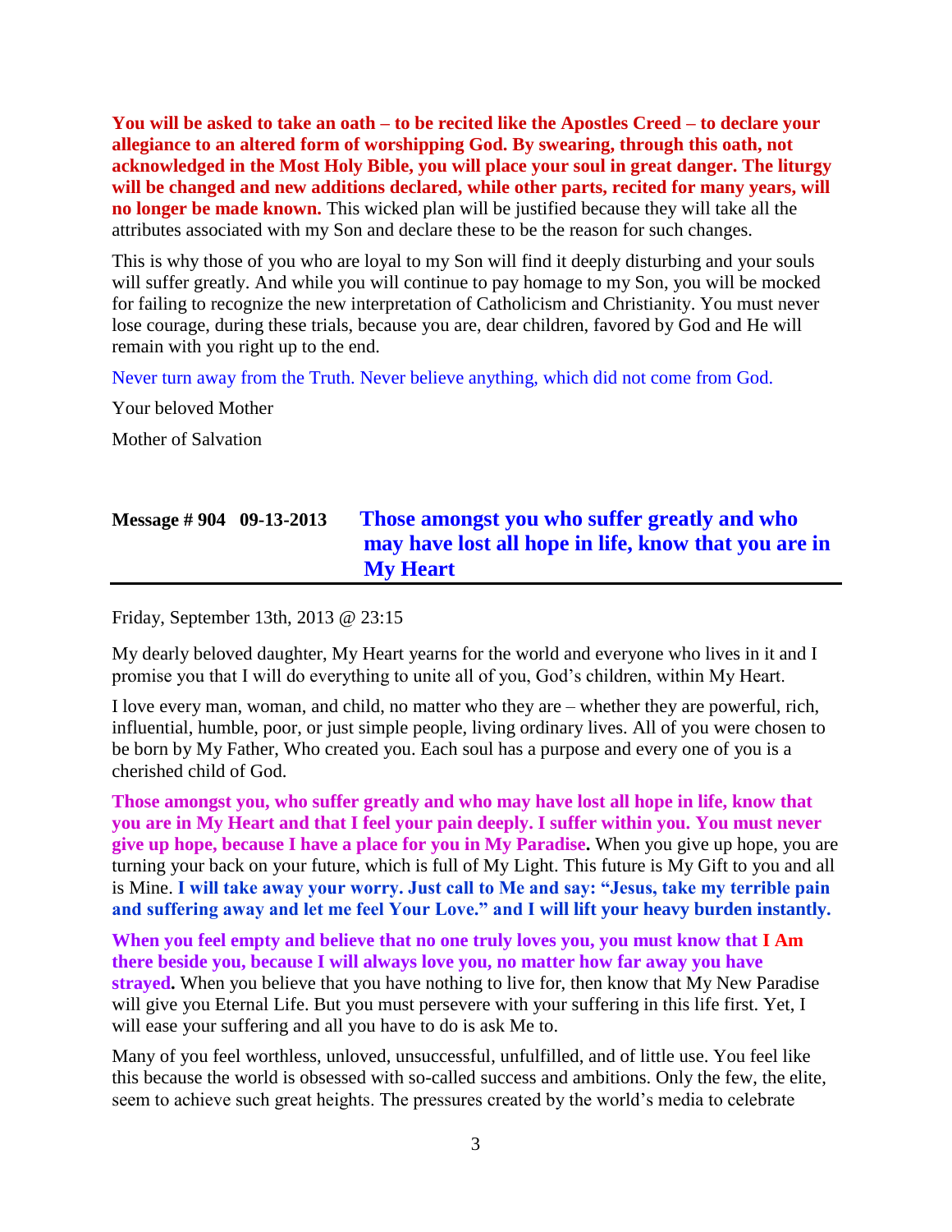**You will be asked to take an oath – to be recited like the Apostles Creed – to declare your allegiance to an altered form of worshipping God. By swearing, through this oath, not acknowledged in the Most Holy Bible, you will place your soul in great danger. The liturgy will be changed and new additions declared, while other parts, recited for many years, will no longer be made known.** This wicked plan will be justified because they will take all the attributes associated with my Son and declare these to be the reason for such changes.

This is why those of you who are loyal to my Son will find it deeply disturbing and your souls will suffer greatly. And while you will continue to pay homage to my Son, you will be mocked for failing to recognize the new interpretation of Catholicism and Christianity. You must never lose courage, during these trials, because you are, dear children, favored by God and He will remain with you right up to the end.

Never turn away from the Truth. Never believe anything, which did not come from God.

Your beloved Mother

Mother of Salvation

## Message # 904 09-13-2013 Those amongst you who suffer greatly and who may have lost all hope in life, know that you are in My Heart

Friday, September 13th, 2013 @ 23:15

My dearly beloved daughter, My Heart yearns for the world and everyone who lives in it and I promise you that I will do everything to unite all of you, God's children, within My Heart.

I love every man, woman, and child, no matter who they are – whether they are powerful, rich, influential, humble, poor, or just simple people, living ordinary lives. All of you were chosen to be born by My Father, Who created you. Each soul has a purpose and every one of you is a cherished child of God.

**Those amongst you, who suffer greatly and who may have lost all hope in life, know that you are in My Heart and that I feel your pain deeply. I suffer within you. You must never give up hope, because I have a place for you in My Paradise.** When you give up hope, you are turning your back on your future, which is full of My Light. This future is My Gift to you and all is Mine. **I will take away your worry. Just call to Me and say: "Jesus, take my terrible pain and suffering away and let me feel Your Love." and I will lift your heavy burden instantly.**

**When you feel empty and believe that no one truly loves you, you must know that I Am there beside you, because I will always love you, no matter how far away you have strayed.** When you believe that you have nothing to live for, then know that My New Paradise will give you Eternal Life. But you must persevere with your suffering in this life first. Yet, I will ease your suffering and all you have to do is ask Me to.

Many of you feel worthless, unloved, unsuccessful, unfulfilled, and of little use. You feel like this because the world is obsessed with so-called success and ambitions. Only the few, the elite, seem to achieve such great heights. The pressures created by the world's media to celebrate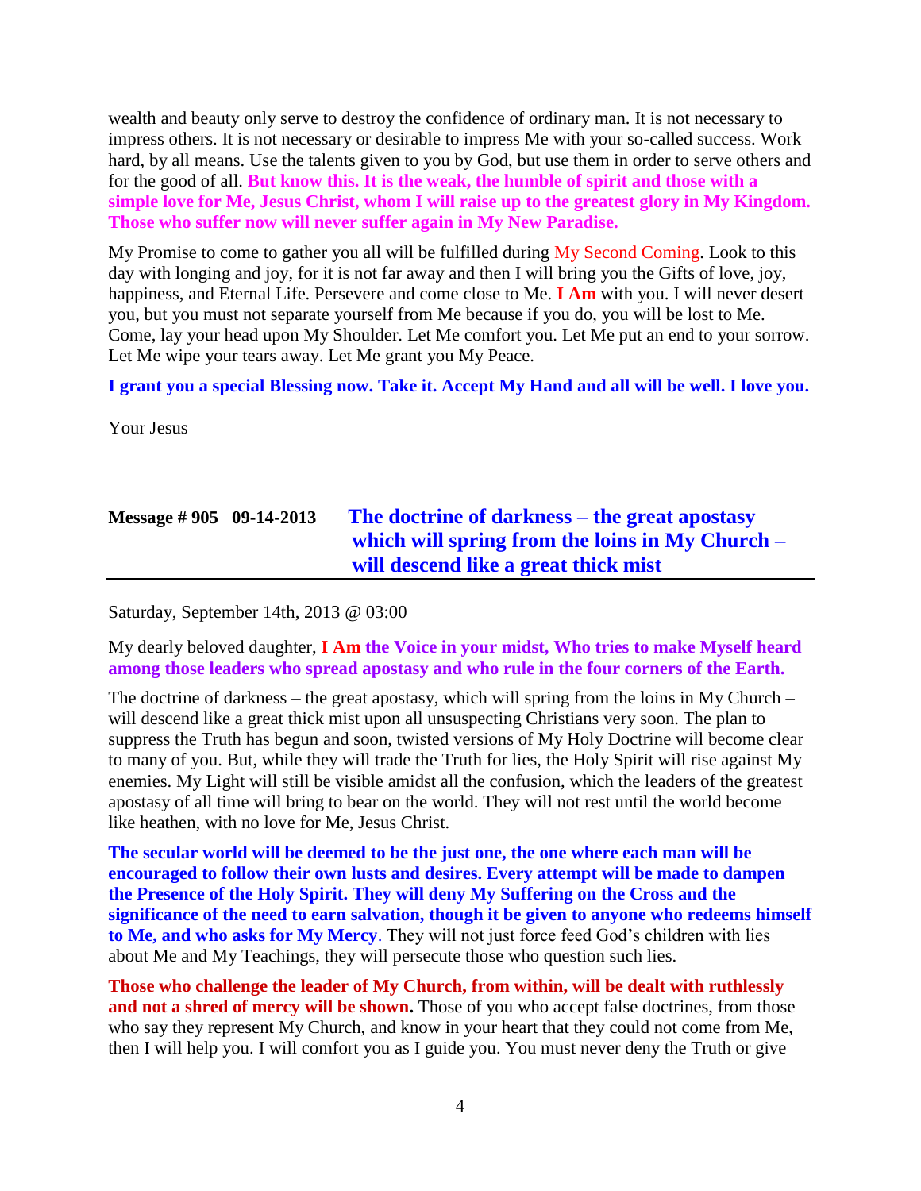wealth and beauty only serve to destroy the confidence of ordinary man. It is not necessary to impress others. It is not necessary or desirable to impress Me with your so-called success. Work hard, by all means. Use the talents given to you by God, but use them in order to serve others and for the good of all. **But know this. It is the weak, the humble of spirit and those with a simple love for Me, Jesus Christ, whom I will raise up to the greatest glory in My Kingdom. Those who suffer now will never suffer again in My New Paradise.**

My Promise to come to gather you all will be fulfilled during My Second Coming. Look to this day with longing and joy, for it is not far away and then I will bring you the Gifts of love, joy, happiness, and Eternal Life. Persevere and come close to Me. **I Am** with you. I will never desert you, but you must not separate yourself from Me because if you do, you will be lost to Me. Come, lay your head upon My Shoulder. Let Me comfort you. Let Me put an end to your sorrow. Let Me wipe your tears away. Let Me grant you My Peace.

**I grant you a special Blessing now. Take it. Accept My Hand and all will be well. I love you.**

Your Jesus

## Message # 905 09-14-2013 The doctrine of darkness – the great apostasy which will spring from the loins in My Church – will descend like a great thick mist

Saturday, September 14th, 2013 @ 03:00

My dearly beloved daughter, **I Am the Voice in your midst, Who tries to make Myself heard among those leaders who spread apostasy and who rule in the four corners of the Earth.**

The doctrine of darkness – the great apostasy, which will spring from the loins in My Church – will descend like a great thick mist upon all unsuspecting Christians very soon. The plan to suppress the Truth has begun and soon, twisted versions of My Holy Doctrine will become clear to many of you. But, while they will trade the Truth for lies, the Holy Spirit will rise against My enemies. My Light will still be visible amidst all the confusion, which the leaders of the greatest apostasy of all time will bring to bear on the world. They will not rest until the world become like heathen, with no love for Me, Jesus Christ.

**The secular world will be deemed to be the just one, the one where each man will be encouraged to follow their own lusts and desires. Every attempt will be made to dampen the Presence of the Holy Spirit. They will deny My Suffering on the Cross and the significance of the need to earn salvation, though it be given to anyone who redeems himself to Me, and who asks for My Mercy**. They will not just force feed God's children with lies about Me and My Teachings, they will persecute those who question such lies.

**Those who challenge the leader of My Church, from within, will be dealt with ruthlessly and not a shred of mercy will be shown.** Those of you who accept false doctrines, from those who say they represent My Church, and know in your heart that they could not come from Me, then I will help you. I will comfort you as I guide you. You must never deny the Truth or give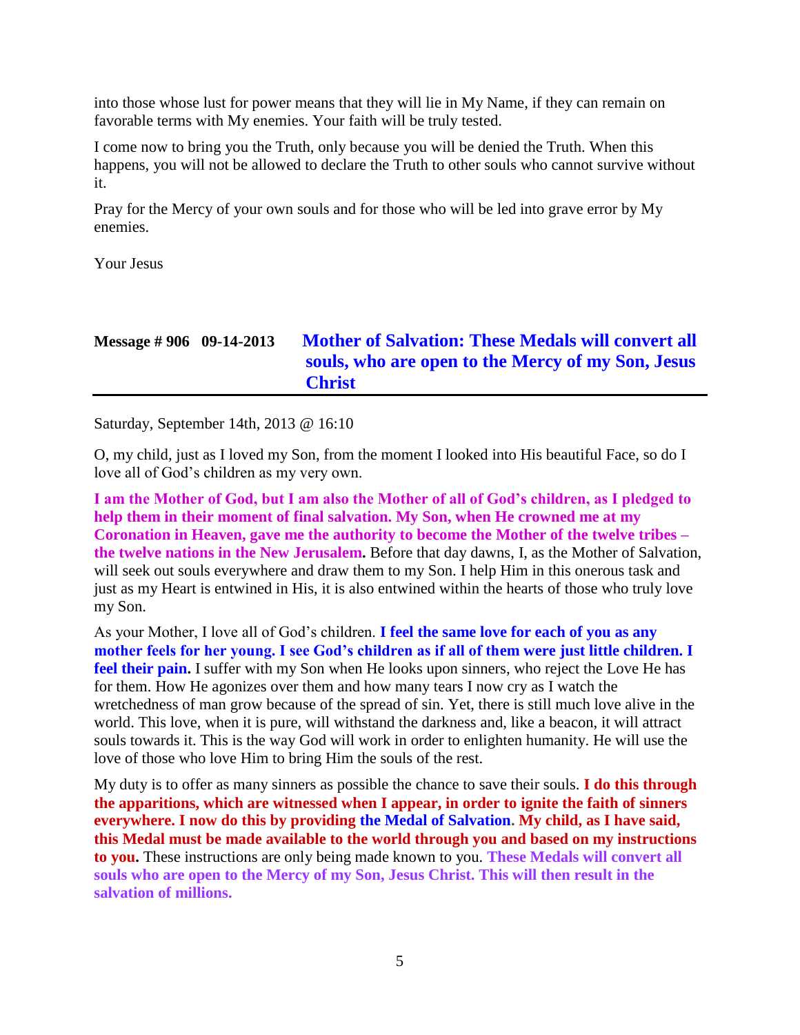into those whose lust for power means that they will lie in My Name, if they can remain on favorable terms with My enemies. Your faith will be truly tested.

I come now to bring you the Truth, only because you will be denied the Truth. When this happens, you will not be allowed to declare the Truth to other souls who cannot survive without it.

Pray for the Mercy of your own souls and for those who will be led into grave error by My enemies.

Your Jesus

## Message # 906 09-14-2013 Mother of Salvation: These Medals will convert all souls, who are open to the Mercy of my Son, Jesus Christ

Saturday, September 14th, 2013 @ 16:10

O, my child, just as I loved my Son, from the moment I looked into His beautiful Face, so do I love all of God's children as my very own.

**I am the Mother of God, but I am also the Mother of all of God's children, as I pledged to help them in their moment of final salvation. My Son, when He crowned me at my Coronation in Heaven, gave me the authority to become the Mother of the twelve tribes – the twelve nations in the New Jerusalem.** Before that day dawns, I, as the Mother of Salvation, will seek out souls everywhere and draw them to my Son. I help Him in this onerous task and just as my Heart is entwined in His, it is also entwined within the hearts of those who truly love my Son.

As your Mother, I love all of God's children. **I feel the same love for each of you as any mother feels for her young. I see God's children as if all of them were just little children. I feel their pain.** I suffer with my Son when He looks upon sinners, who reject the Love He has for them. How He agonizes over them and how many tears I now cry as I watch the wretchedness of man grow because of the spread of sin. Yet, there is still much love alive in the world. This love, when it is pure, will withstand the darkness and, like a beacon, it will attract souls towards it. This is the way God will work in order to enlighten humanity. He will use the love of those who love Him to bring Him the souls of the rest.

My duty is to offer as many sinners as possible the chance to save their souls. **I do this through the apparitions, which are witnessed when I appear, in order to ignite the faith of sinners everywhere. I now do this by providing the Medal of Salvation. My child, as I have said, this Medal must be made available to the world through you and based on my instructions to you.** These instructions are only being made known to you. **These Medals will convert all souls who are open to the Mercy of my Son, Jesus Christ. This will then result in the salvation of millions.**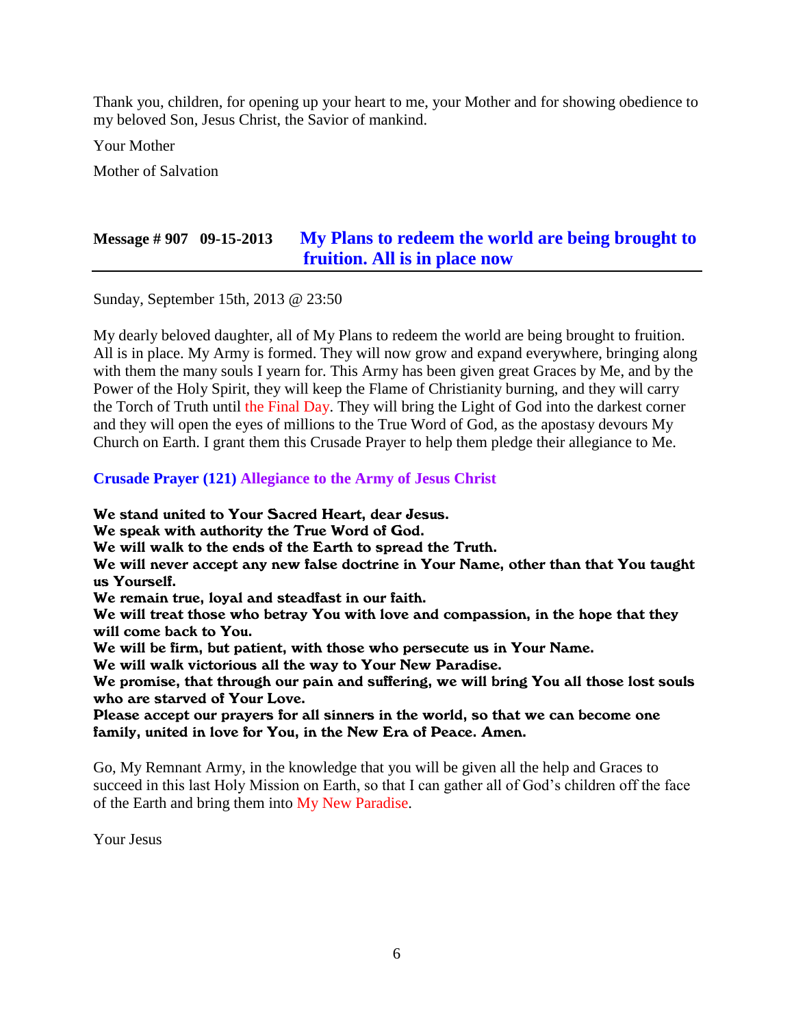Thank you, children, for opening up your heart to me, your Mother and for showing obedience to my beloved Son, Jesus Christ, the Savior of mankind.

Your Mother

Mother of Salvation

## Message # 907 09-15-2013 My Plans to redeem the world are being brought to fruition. All is in place now

Sunday, September 15th, 2013 @ 23:50

My dearly beloved daughter, all of My Plans to redeem the world are being brought to fruition. All is in place. My Army is formed. They will now grow and expand everywhere, bringing along with them the many souls I yearn for. This Army has been given great Graces by Me, and by the Power of the Holy Spirit, they will keep the Flame of Christianity burning, and they will carry the Torch of Truth until the Final Day. They will bring the Light of God into the darkest corner and they will open the eyes of millions to the True Word of God, as the apostasy devours My Church on Earth. I grant them this Crusade Prayer to help them pledge their allegiance to Me.

**Crusade Prayer (121) Allegiance to the Army of Jesus Christ**

**We stand united to Your Sacred Heart, dear Jesus.**
**We speak with authority the True Word of God.**
**We will walk to the ends of the Earth to spread the Truth.**
**We will never accept any new false doctrine in Your Name, other than that You taught us Yourself.**
**We remain true, loyal and steadfast in our faith.**
**We will treat those who betray You with love and compassion, in the hope that they will come back to You.**
**We will be firm, but patient, with those who persecute us in Your Name.**
**We will walk victorious all the way to Your New Paradise.**
**We promise, that through our pain and suffering, we will bring You all those lost souls who are starved of Your Love.**
**Please accept our prayers for all sinners in the world, so that we can become one family, united in love for You, in the New Era of Peace. Amen.**

Go, My Remnant Army, in the knowledge that you will be given all the help and Graces to succeed in this last Holy Mission on Earth, so that I can gather all of God's children off the face of the Earth and bring them into My New Paradise.

Your Jesus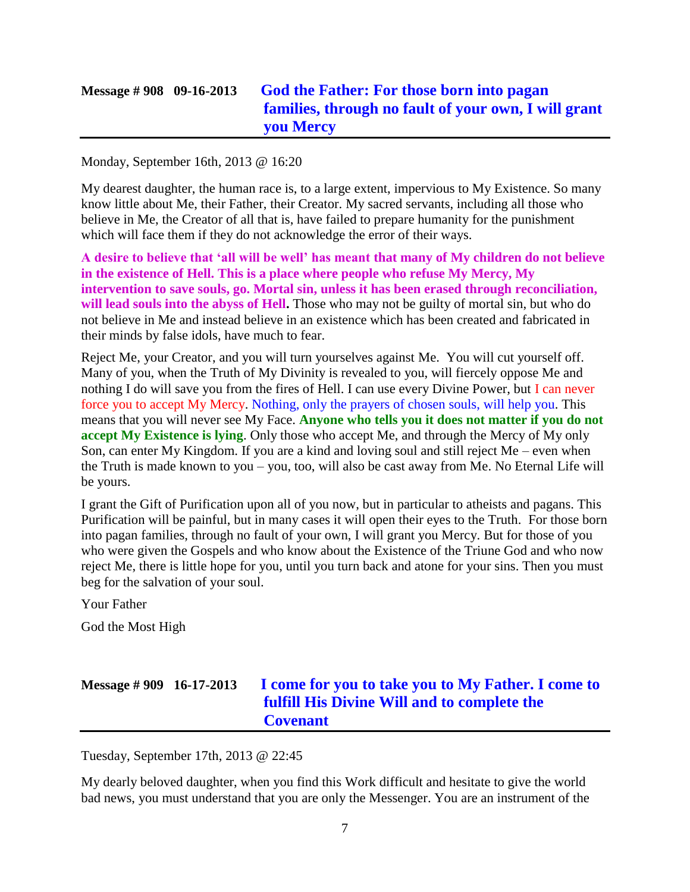## Message # 908 09-16-2013 God the Father: For those born into pagan families, through no fault of your own, I will grant you Mercy

Monday, September 16th, 2013 @ 16:20

My dearest daughter, the human race is, to a large extent, impervious to My Existence. So many know little about Me, their Father, their Creator. My sacred servants, including all those who believe in Me, the Creator of all that is, have failed to prepare humanity for the punishment which will face them if they do not acknowledge the error of their ways.

**A desire to believe that 'all will be well' has meant that many of My children do not believe in the existence of Hell. This is a place where people who refuse My Mercy, My intervention to save souls, go. Mortal sin, unless it has been erased through reconciliation, will lead souls into the abyss of Hell.** Those who may not be guilty of mortal sin, but who do not believe in Me and instead believe in an existence which has been created and fabricated in their minds by false idols, have much to fear.

Reject Me, your Creator, and you will turn yourselves against Me. You will cut yourself off. Many of you, when the Truth of My Divinity is revealed to you, will fiercely oppose Me and nothing I do will save you from the fires of Hell. I can use every Divine Power, but I can never force you to accept My Mercy. Nothing, only the prayers of chosen souls, will help you. This means that you will never see My Face. **Anyone who tells you it does not matter if you do not accept My Existence is lying**. Only those who accept Me, and through the Mercy of My only Son, can enter My Kingdom. If you are a kind and loving soul and still reject Me – even when the Truth is made known to you – you, too, will also be cast away from Me. No Eternal Life will be yours.

I grant the Gift of Purification upon all of you now, but in particular to atheists and pagans. This Purification will be painful, but in many cases it will open their eyes to the Truth. For those born into pagan families, through no fault of your own, I will grant you Mercy. But for those of you who were given the Gospels and who know about the Existence of the Triune God and who now reject Me, there is little hope for you, until you turn back and atone for your sins. Then you must beg for the salvation of your soul.

Your Father

God the Most High

## Message # 909 16-17-2013 I come for you to take you to My Father. I come to fulfill His Divine Will and to complete the Covenant

Tuesday, September 17th, 2013 @ 22:45

My dearly beloved daughter, when you find this Work difficult and hesitate to give the world bad news, you must understand that you are only the Messenger. You are an instrument of the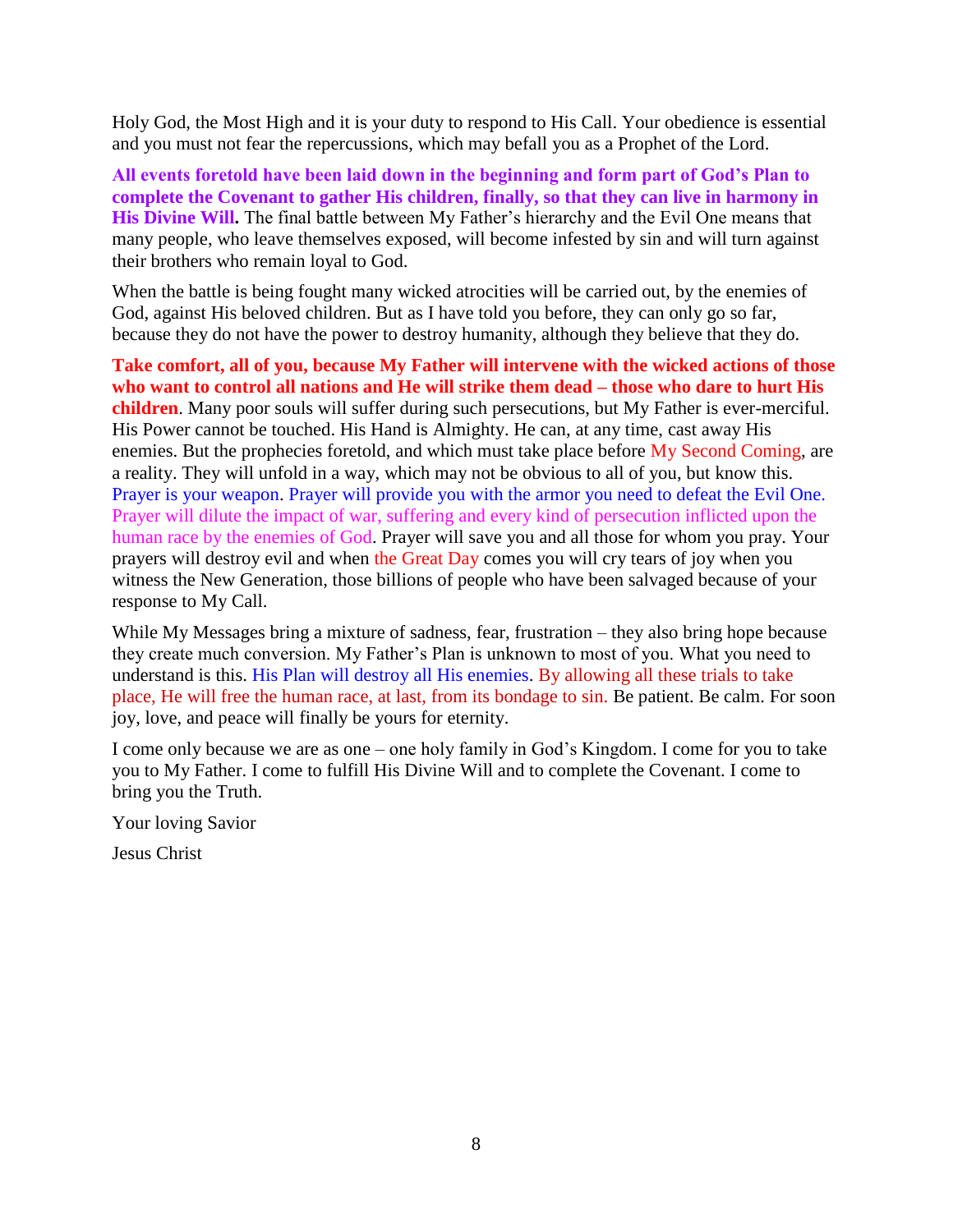Holy God, the Most High and it is your duty to respond to His Call. Your obedience is essential and you must not fear the repercussions, which may befall you as a Prophet of the Lord.

**All events foretold have been laid down in the beginning and form part of God's Plan to complete the Covenant to gather His children, finally, so that they can live in harmony in His Divine Will.** The final battle between My Father's hierarchy and the Evil One means that many people, who leave themselves exposed, will become infested by sin and will turn against their brothers who remain loyal to God.

When the battle is being fought many wicked atrocities will be carried out, by the enemies of God, against His beloved children. But as I have told you before, they can only go so far, because they do not have the power to destroy humanity, although they believe that they do.

**Take comfort, all of you, because My Father will intervene with the wicked actions of those who want to control all nations and He will strike them dead – those who dare to hurt His children**. Many poor souls will suffer during such persecutions, but My Father is ever-merciful. His Power cannot be touched. His Hand is Almighty. He can, at any time, cast away His enemies. But the prophecies foretold, and which must take place before My Second Coming, are a reality. They will unfold in a way, which may not be obvious to all of you, but know this. Prayer is your weapon. Prayer will provide you with the armor you need to defeat the Evil One. Prayer will dilute the impact of war, suffering and every kind of persecution inflicted upon the human race by the enemies of God. Prayer will save you and all those for whom you pray. Your prayers will destroy evil and when the Great Day comes you will cry tears of joy when you witness the New Generation, those billions of people who have been salvaged because of your response to My Call.

While My Messages bring a mixture of sadness, fear, frustration – they also bring hope because they create much conversion. My Father's Plan is unknown to most of you. What you need to understand is this. His Plan will destroy all His enemies. By allowing all these trials to take place, He will free the human race, at last, from its bondage to sin. Be patient. Be calm. For soon joy, love, and peace will finally be yours for eternity.

I come only because we are as one – one holy family in God's Kingdom. I come for you to take you to My Father. I come to fulfill His Divine Will and to complete the Covenant. I come to bring you the Truth.

Your loving Savior

Jesus Christ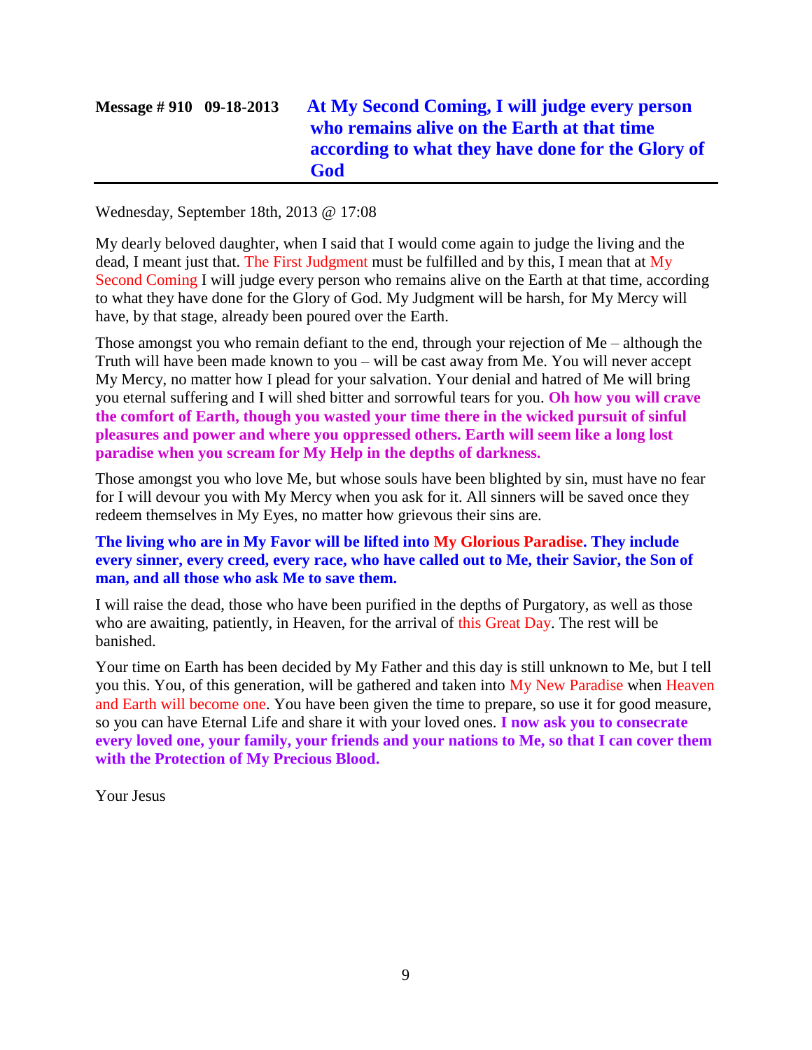## Message # 910 09-18-2013 At My Second Coming, I will judge every person who remains alive on the Earth at that time according to what they have done for the Glory of God

Wednesday, September 18th, 2013 @ 17:08

My dearly beloved daughter, when I said that I would come again to judge the living and the dead, I meant just that. The First Judgment must be fulfilled and by this, I mean that at My Second Coming I will judge every person who remains alive on the Earth at that time, according to what they have done for the Glory of God. My Judgment will be harsh, for My Mercy will have, by that stage, already been poured over the Earth.

Those amongst you who remain defiant to the end, through your rejection of Me – although the Truth will have been made known to you – will be cast away from Me. You will never accept My Mercy, no matter how I plead for your salvation. Your denial and hatred of Me will bring you eternal suffering and I will shed bitter and sorrowful tears for you. **Oh how you will crave the comfort of Earth, though you wasted your time there in the wicked pursuit of sinful pleasures and power and where you oppressed others. Earth will seem like a long lost paradise when you scream for My Help in the depths of darkness.**

Those amongst you who love Me, but whose souls have been blighted by sin, must have no fear for I will devour you with My Mercy when you ask for it. All sinners will be saved once they redeem themselves in My Eyes, no matter how grievous their sins are.

**The living who are in My Favor will be lifted into My Glorious Paradise. They include every sinner, every creed, every race, who have called out to Me, their Savior, the Son of man, and all those who ask Me to save them.**

I will raise the dead, those who have been purified in the depths of Purgatory, as well as those who are awaiting, patiently, in Heaven, for the arrival of this Great Day. The rest will be banished.

Your time on Earth has been decided by My Father and this day is still unknown to Me, but I tell you this. You, of this generation, will be gathered and taken into My New Paradise when Heaven and Earth will become one. You have been given the time to prepare, so use it for good measure, so you can have Eternal Life and share it with your loved ones. **I now ask you to consecrate every loved one, your family, your friends and your nations to Me, so that I can cover them with the Protection of My Precious Blood.**

Your Jesus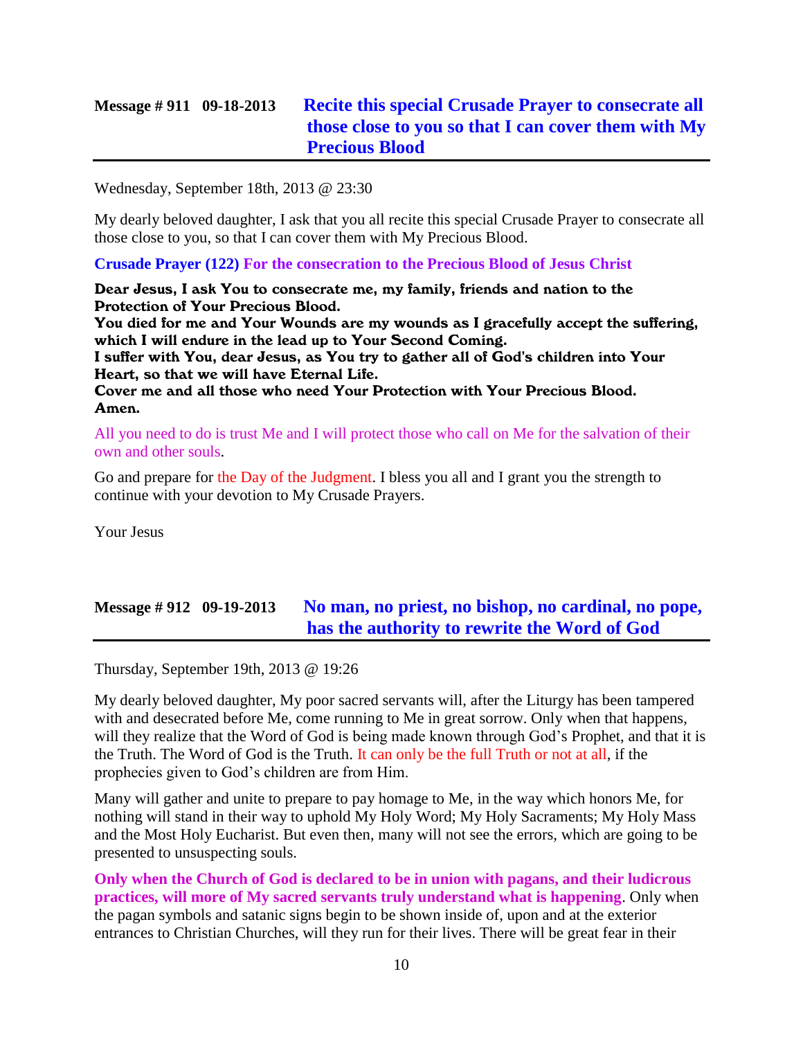## Message # 911 09-18-2013 **Recite this special Crusade Prayer to consecrate all those close to you so that I can cover them with My Precious Blood**

Wednesday, September 18th, 2013 @ 23:30

My dearly beloved daughter, I ask that you all recite this special Crusade Prayer to consecrate all those close to you, so that I can cover them with My Precious Blood.

**Crusade Prayer (122) For the consecration to the Precious Blood of Jesus Christ**

**Dear Jesus, I ask You to consecrate me, my family, friends and nation to the Protection of Your Precious Blood.**
**You died for me and Your Wounds are my wounds as I gracefully accept the suffering, which I will endure in the lead up to Your Second Coming.**
**I suffer with You, dear Jesus, as You try to gather all of God's children into Your Heart, so that we will have Eternal Life.**
**Cover me and all those who need Your Protection with Your Precious Blood.**
**Amen.**

All you need to do is trust Me and I will protect those who call on Me for the salvation of their own and other souls.

Go and prepare for the Day of the Judgment. I bless you all and I grant you the strength to continue with your devotion to My Crusade Prayers.

Your Jesus

## Message # 912 09-19-2013 **No man, no priest, no bishop, no cardinal, no pope, has the authority to rewrite the Word of God**

Thursday, September 19th, 2013 @ 19:26

My dearly beloved daughter, My poor sacred servants will, after the Liturgy has been tampered with and desecrated before Me, come running to Me in great sorrow. Only when that happens, will they realize that the Word of God is being made known through God's Prophet, and that it is the Truth. The Word of God is the Truth. It can only be the full Truth or not at all, if the prophecies given to God's children are from Him.

Many will gather and unite to prepare to pay homage to Me, in the way which honors Me, for nothing will stand in their way to uphold My Holy Word; My Holy Sacraments; My Holy Mass and the Most Holy Eucharist. But even then, many will not see the errors, which are going to be presented to unsuspecting souls.

**Only when the Church of God is declared to be in union with pagans, and their ludicrous practices, will more of My sacred servants truly understand what is happening**. Only when the pagan symbols and satanic signs begin to be shown inside of, upon and at the exterior entrances to Christian Churches, will they run for their lives. There will be great fear in their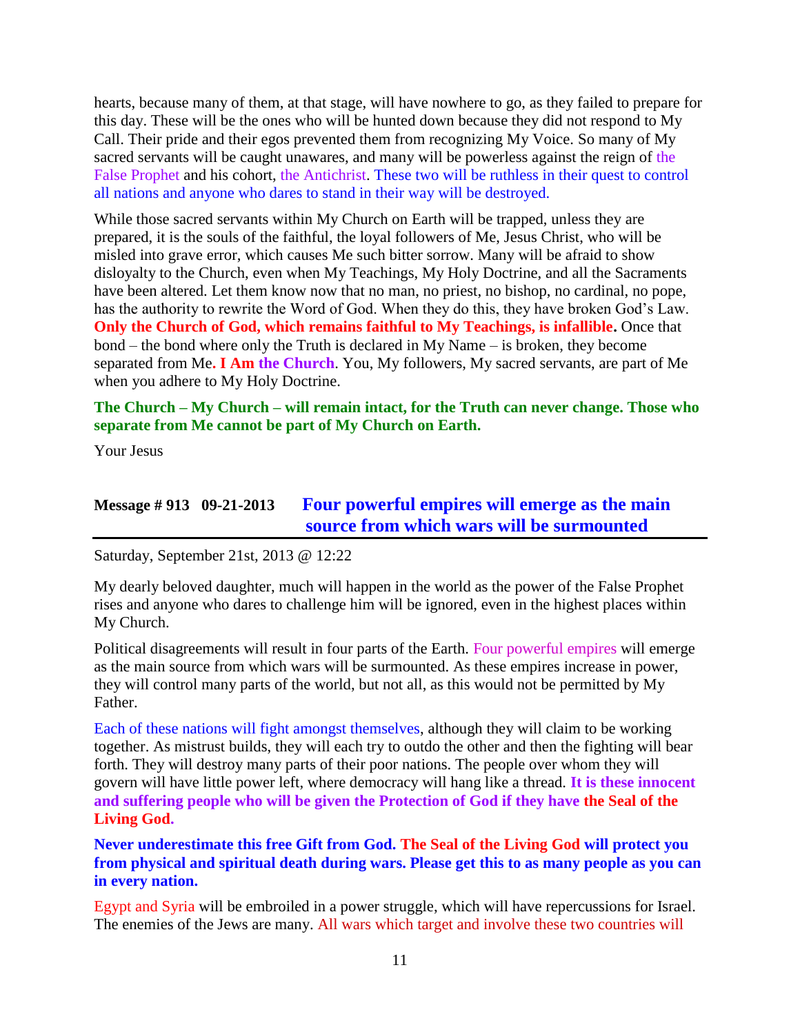hearts, because many of them, at that stage, will have nowhere to go, as they failed to prepare for this day. These will be the ones who will be hunted down because they did not respond to My Call. Their pride and their egos prevented them from recognizing My Voice. So many of My sacred servants will be caught unawares, and many will be powerless against the reign of the False Prophet and his cohort, the Antichrist. These two will be ruthless in their quest to control all nations and anyone who dares to stand in their way will be destroyed.

While those sacred servants within My Church on Earth will be trapped, unless they are prepared, it is the souls of the faithful, the loyal followers of Me, Jesus Christ, who will be misled into grave error, which causes Me such bitter sorrow. Many will be afraid to show disloyalty to the Church, even when My Teachings, My Holy Doctrine, and all the Sacraments have been altered. Let them know now that no man, no priest, no bishop, no cardinal, no pope, has the authority to rewrite the Word of God. When they do this, they have broken God's Law. **Only the Church of God, which remains faithful to My Teachings, is infallible.** Once that bond – the bond where only the Truth is declared in My Name – is broken, they become separated from Me. **I Am the Church**. You, My followers, My sacred servants, are part of Me when you adhere to My Holy Doctrine.

**The Church – My Church – will remain intact, for the Truth can never change. Those who separate from Me cannot be part of My Church on Earth.**

Your Jesus

## Message # 913 09-21-2013 Four powerful empires will emerge as the main source from which wars will be surmounted

Saturday, September 21st, 2013 @ 12:22

My dearly beloved daughter, much will happen in the world as the power of the False Prophet rises and anyone who dares to challenge him will be ignored, even in the highest places within My Church.

Political disagreements will result in four parts of the Earth. Four powerful empires will emerge as the main source from which wars will be surmounted. As these empires increase in power, they will control many parts of the world, but not all, as this would not be permitted by My Father.

Each of these nations will fight amongst themselves, although they will claim to be working together. As mistrust builds, they will each try to outdo the other and then the fighting will bear forth. They will destroy many parts of their poor nations. The people over whom they will govern will have little power left, where democracy will hang like a thread. **It is these innocent and suffering people who will be given the Protection of God if they have the Seal of the Living God.**

**Never underestimate this free Gift from God. The Seal of the Living God will protect you from physical and spiritual death during wars. Please get this to as many people as you can in every nation.**

Egypt and Syria will be embroiled in a power struggle, which will have repercussions for Israel. The enemies of the Jews are many. All wars which target and involve these two countries will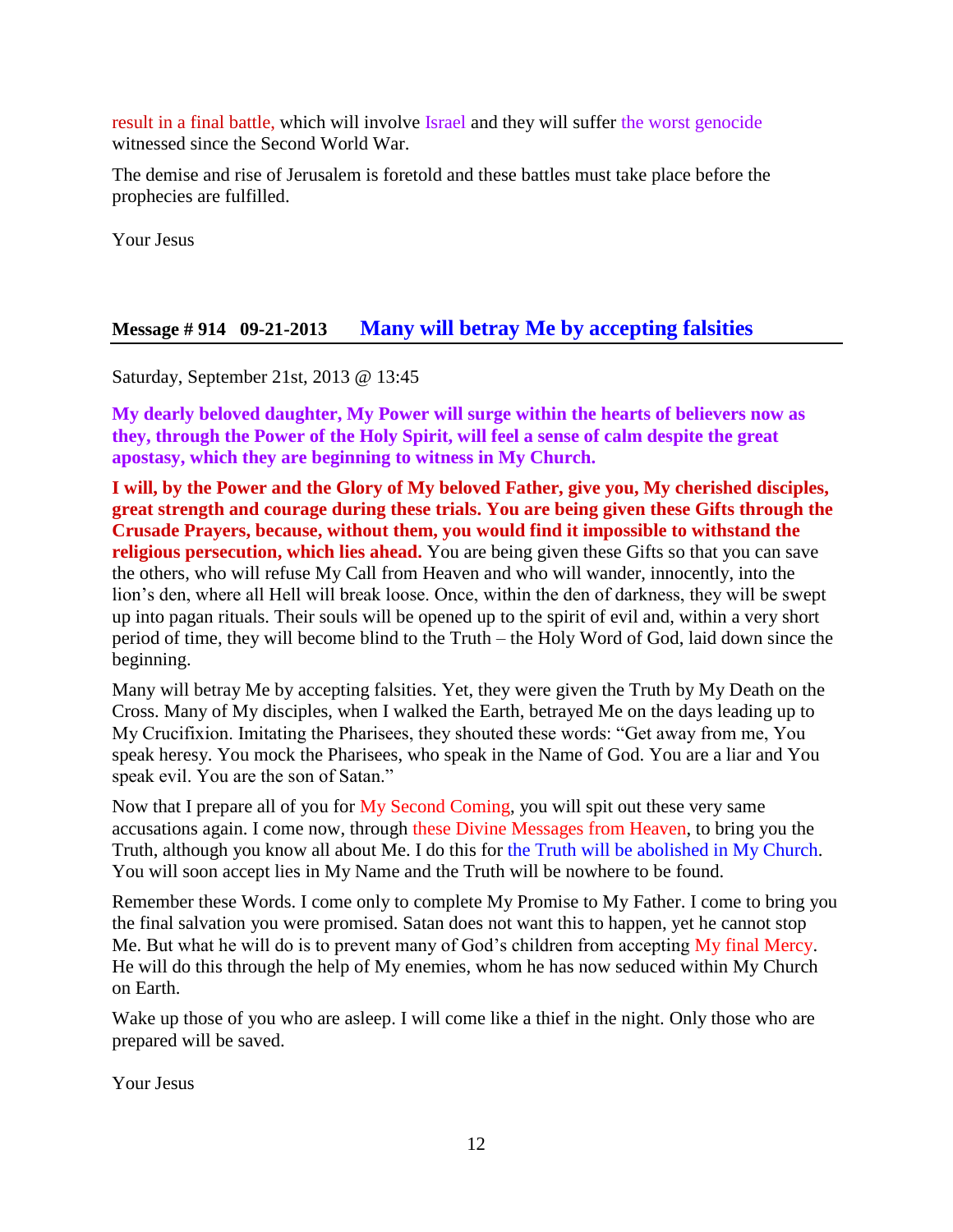result in a final battle, which will involve Israel and they will suffer the worst genocide witnessed since the Second World War.

The demise and rise of Jerusalem is foretold and these battles must take place before the prophecies are fulfilled.

Your Jesus

## Message # 914 09-21-2013 Many will betray Me by accepting falsities

Saturday, September 21st, 2013 @ 13:45

**My dearly beloved daughter, My Power will surge within the hearts of believers now as they, through the Power of the Holy Spirit, will feel a sense of calm despite the great apostasy, which they are beginning to witness in My Church.**

**I will, by the Power and the Glory of My beloved Father, give you, My cherished disciples, great strength and courage during these trials. You are being given these Gifts through the Crusade Prayers, because, without them, you would find it impossible to withstand the religious persecution, which lies ahead.** You are being given these Gifts so that you can save the others, who will refuse My Call from Heaven and who will wander, innocently, into the lion's den, where all Hell will break loose. Once, within the den of darkness, they will be swept up into pagan rituals. Their souls will be opened up to the spirit of evil and, within a very short period of time, they will become blind to the Truth – the Holy Word of God, laid down since the beginning.

Many will betray Me by accepting falsities. Yet, they were given the Truth by My Death on the Cross. Many of My disciples, when I walked the Earth, betrayed Me on the days leading up to My Crucifixion. Imitating the Pharisees, they shouted these words: "Get away from me, You speak heresy. You mock the Pharisees, who speak in the Name of God. You are a liar and You speak evil. You are the son of Satan."

Now that I prepare all of you for My Second Coming, you will spit out these very same accusations again. I come now, through these Divine Messages from Heaven, to bring you the Truth, although you know all about Me. I do this for the Truth will be abolished in My Church. You will soon accept lies in My Name and the Truth will be nowhere to be found.

Remember these Words. I come only to complete My Promise to My Father. I come to bring you the final salvation you were promised. Satan does not want this to happen, yet he cannot stop Me. But what he will do is to prevent many of God's children from accepting My final Mercy. He will do this through the help of My enemies, whom he has now seduced within My Church on Earth.

Wake up those of you who are asleep. I will come like a thief in the night. Only those who are prepared will be saved.

Your Jesus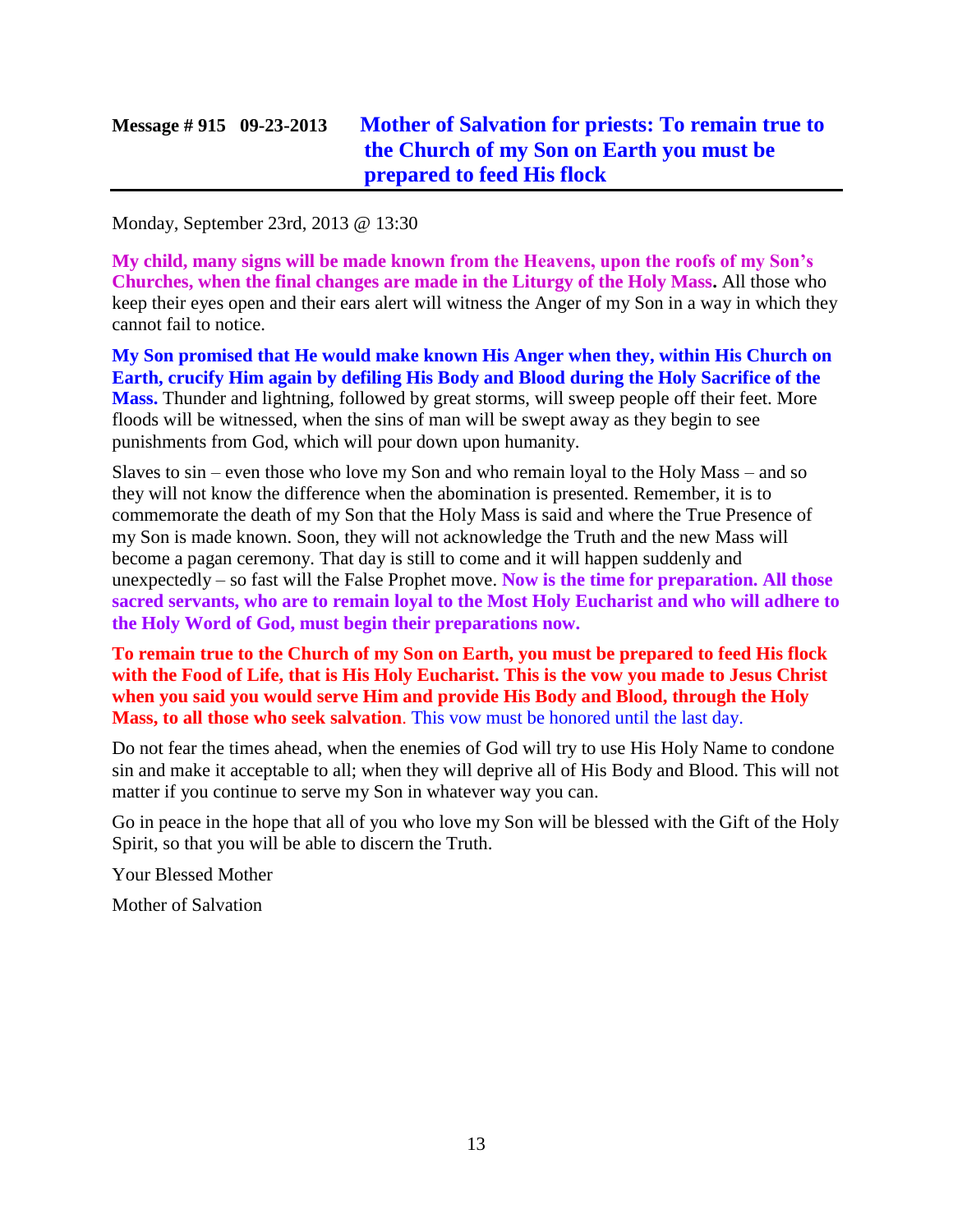## Message # 915 09-23-2013 Mother of Salvation for priests: To remain true to the Church of my Son on Earth you must be prepared to feed His flock

Monday, September 23rd, 2013 @ 13:30

**My child, many signs will be made known from the Heavens, upon the roofs of my Son's Churches, when the final changes are made in the Liturgy of the Holy Mass.** All those who keep their eyes open and their ears alert will witness the Anger of my Son in a way in which they cannot fail to notice.

**My Son promised that He would make known His Anger when they, within His Church on Earth, crucify Him again by defiling His Body and Blood during the Holy Sacrifice of the Mass.** Thunder and lightning, followed by great storms, will sweep people off their feet. More floods will be witnessed, when the sins of man will be swept away as they begin to see punishments from God, which will pour down upon humanity.

Slaves to sin – even those who love my Son and who remain loyal to the Holy Mass – and so they will not know the difference when the abomination is presented. Remember, it is to commemorate the death of my Son that the Holy Mass is said and where the True Presence of my Son is made known. Soon, they will not acknowledge the Truth and the new Mass will become a pagan ceremony. That day is still to come and it will happen suddenly and unexpectedly – so fast will the False Prophet move. **Now is the time for preparation. All those sacred servants, who are to remain loyal to the Most Holy Eucharist and who will adhere to the Holy Word of God, must begin their preparations now.**

**To remain true to the Church of my Son on Earth, you must be prepared to feed His flock with the Food of Life, that is His Holy Eucharist. This is the vow you made to Jesus Christ when you said you would serve Him and provide His Body and Blood, through the Holy Mass, to all those who seek salvation**. This vow must be honored until the last day.

Do not fear the times ahead, when the enemies of God will try to use His Holy Name to condone sin and make it acceptable to all; when they will deprive all of His Body and Blood. This will not matter if you continue to serve my Son in whatever way you can.

Go in peace in the hope that all of you who love my Son will be blessed with the Gift of the Holy Spirit, so that you will be able to discern the Truth.

Your Blessed Mother

Mother of Salvation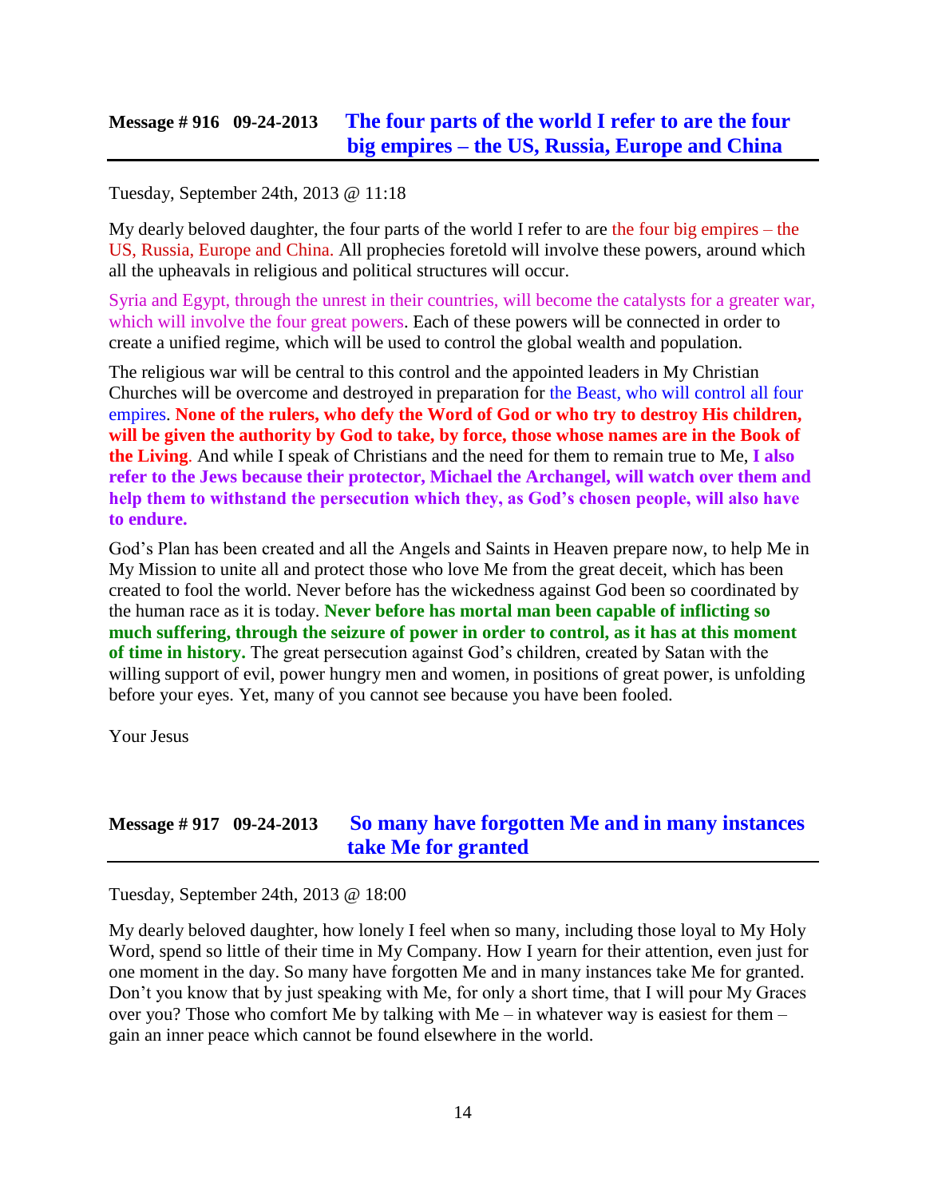## Message # 916 09-24-2013 The four parts of the world I refer to are the four big empires – the US, Russia, Europe and China

Tuesday, September 24th, 2013 @ 11:18

My dearly beloved daughter, the four parts of the world I refer to are the four big empires – the US, Russia, Europe and China. All prophecies foretold will involve these powers, around which all the upheavals in religious and political structures will occur.

Syria and Egypt, through the unrest in their countries, will become the catalysts for a greater war, which will involve the four great powers. Each of these powers will be connected in order to create a unified regime, which will be used to control the global wealth and population.

The religious war will be central to this control and the appointed leaders in My Christian Churches will be overcome and destroyed in preparation for the Beast, who will control all four empires. **None of the rulers, who defy the Word of God or who try to destroy His children, will be given the authority by God to take, by force, those whose names are in the Book of the Living**. And while I speak of Christians and the need for them to remain true to Me, **I also refer to the Jews because their protector, Michael the Archangel, will watch over them and help them to withstand the persecution which they, as God's chosen people, will also have to endure.**

God's Plan has been created and all the Angels and Saints in Heaven prepare now, to help Me in My Mission to unite all and protect those who love Me from the great deceit, which has been created to fool the world. Never before has the wickedness against God been so coordinated by the human race as it is today. **Never before has mortal man been capable of inflicting so much suffering, through the seizure of power in order to control, as it has at this moment of time in history.** The great persecution against God's children, created by Satan with the willing support of evil, power hungry men and women, in positions of great power, is unfolding before your eyes. Yet, many of you cannot see because you have been fooled.

Your Jesus

## Message # 917 09-24-2013 So many have forgotten Me and in many instances take Me for granted

Tuesday, September 24th, 2013 @ 18:00

My dearly beloved daughter, how lonely I feel when so many, including those loyal to My Holy Word, spend so little of their time in My Company. How I yearn for their attention, even just for one moment in the day. So many have forgotten Me and in many instances take Me for granted. Don't you know that by just speaking with Me, for only a short time, that I will pour My Graces over you? Those who comfort Me by talking with Me – in whatever way is easiest for them – gain an inner peace which cannot be found elsewhere in the world.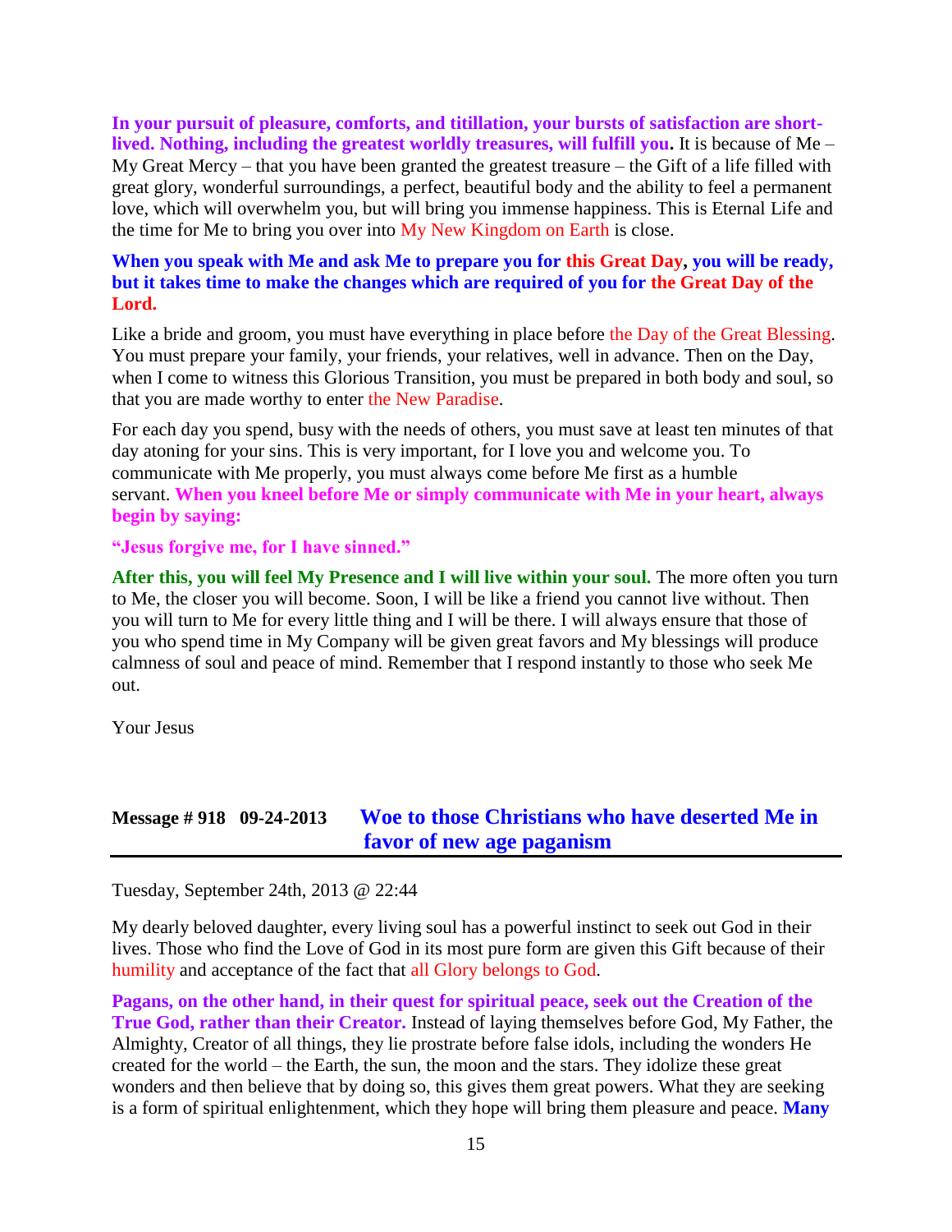**In your pursuit of pleasure, comforts, and titillation, your bursts of satisfaction are short-lived. Nothing, including the greatest worldly treasures, will fulfill you.** It is because of Me – My Great Mercy – that you have been granted the greatest treasure – the Gift of a life filled with great glory, wonderful surroundings, a perfect, beautiful body and the ability to feel a permanent love, which will overwhelm you, but will bring you immense happiness. This is Eternal Life and the time for Me to bring you over into My New Kingdom on Earth is close.

**When you speak with Me and ask Me to prepare you for this Great Day, you will be ready, but it takes time to make the changes which are required of you for the Great Day of the Lord.**

Like a bride and groom, you must have everything in place before the Day of the Great Blessing. You must prepare your family, your friends, your relatives, well in advance. Then on the Day, when I come to witness this Glorious Transition, you must be prepared in both body and soul, so that you are made worthy to enter the New Paradise.

For each day you spend, busy with the needs of others, you must save at least ten minutes of that day atoning for your sins. This is very important, for I love you and welcome you. To communicate with Me properly, you must always come before Me first as a humble servant. **When you kneel before Me or simply communicate with Me in your heart, always begin by saying:**

**"Jesus forgive me, for I have sinned."**

**After this, you will feel My Presence and I will live within your soul.** The more often you turn to Me, the closer you will become. Soon, I will be like a friend you cannot live without. Then you will turn to Me for every little thing and I will be there. I will always ensure that those of you who spend time in My Company will be given great favors and My blessings will produce calmness of soul and peace of mind. Remember that I respond instantly to those who seek Me out.

Your Jesus

## Message # 918 09-24-2013 Woe to those Christians who have deserted Me in favor of new age paganism

Tuesday, September 24th, 2013 @ 22:44

My dearly beloved daughter, every living soul has a powerful instinct to seek out God in their lives. Those who find the Love of God in its most pure form are given this Gift because of their humility and acceptance of the fact that all Glory belongs to God.

**Pagans, on the other hand, in their quest for spiritual peace, seek out the Creation of the True God, rather than their Creator.** Instead of laying themselves before God, My Father, the Almighty, Creator of all things, they lie prostrate before false idols, including the wonders He created for the world – the Earth, the sun, the moon and the stars. They idolize these great wonders and then believe that by doing so, this gives them great powers. What they are seeking is a form of spiritual enlightenment, which they hope will bring them pleasure and peace. **Many**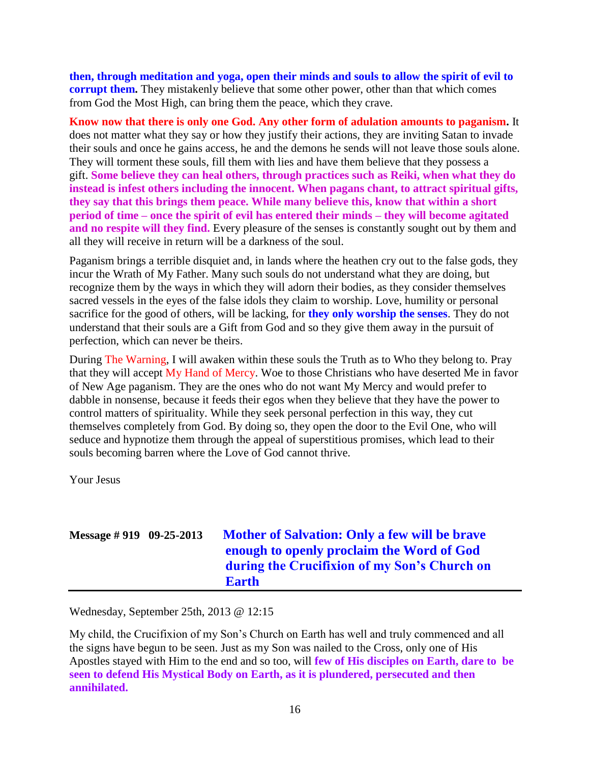**then, through meditation and yoga, open their minds and souls to allow the spirit of evil to corrupt them.** They mistakenly believe that some other power, other than that which comes from God the Most High, can bring them the peace, which they crave.

**Know now that there is only one God. Any other form of adulation amounts to paganism.** It does not matter what they say or how they justify their actions, they are inviting Satan to invade their souls and once he gains access, he and the demons he sends will not leave those souls alone. They will torment these souls, fill them with lies and have them believe that they possess a gift. **Some believe they can heal others, through practices such as Reiki, when what they do instead is infest others including the innocent. When pagans chant, to attract spiritual gifts, they say that this brings them peace. While many believe this, know that within a short period of time – once the spirit of evil has entered their minds – they will become agitated and no respite will they find.** Every pleasure of the senses is constantly sought out by them and all they will receive in return will be a darkness of the soul.

Paganism brings a terrible disquiet and, in lands where the heathen cry out to the false gods, they incur the Wrath of My Father. Many such souls do not understand what they are doing, but recognize them by the ways in which they will adorn their bodies, as they consider themselves sacred vessels in the eyes of the false idols they claim to worship. Love, humility or personal sacrifice for the good of others, will be lacking, for **they only worship the senses**. They do not understand that their souls are a Gift from God and so they give them away in the pursuit of perfection, which can never be theirs.

During The Warning, I will awaken within these souls the Truth as to Who they belong to. Pray that they will accept My Hand of Mercy. Woe to those Christians who have deserted Me in favor of New Age paganism. They are the ones who do not want My Mercy and would prefer to dabble in nonsense, because it feeds their egos when they believe that they have the power to control matters of spirituality. While they seek personal perfection in this way, they cut themselves completely from God. By doing so, they open the door to the Evil One, who will seduce and hypnotize them through the appeal of superstitious promises, which lead to their souls becoming barren where the Love of God cannot thrive.

Your Jesus

## Message # 919 09-25-2013 Mother of Salvation: Only a few will be brave enough to openly proclaim the Word of God during the Crucifixion of my Son's Church on Earth

Wednesday, September 25th, 2013 @ 12:15

My child, the Crucifixion of my Son's Church on Earth has well and truly commenced and all the signs have begun to be seen. Just as my Son was nailed to the Cross, only one of His Apostles stayed with Him to the end and so too, will **few of His disciples on Earth, dare to be seen to defend His Mystical Body on Earth, as it is plundered, persecuted and then annihilated.**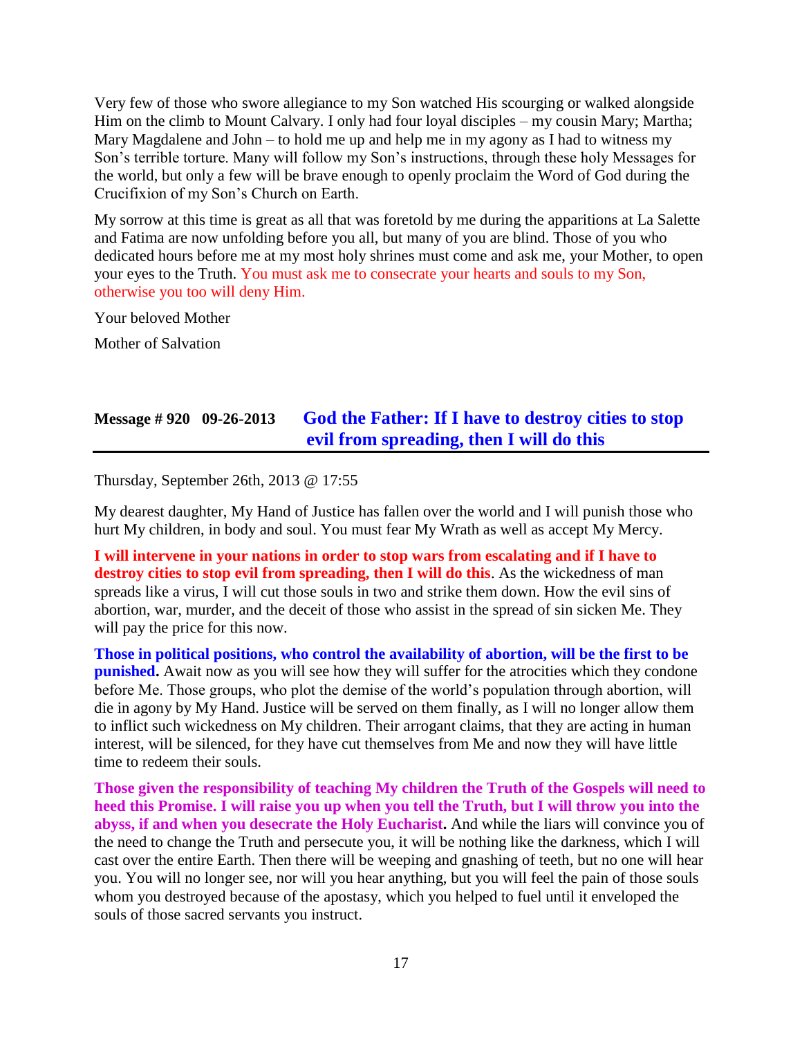Very few of those who swore allegiance to my Son watched His scourging or walked alongside Him on the climb to Mount Calvary. I only had four loyal disciples – my cousin Mary; Martha; Mary Magdalene and John – to hold me up and help me in my agony as I had to witness my Son's terrible torture. Many will follow my Son's instructions, through these holy Messages for the world, but only a few will be brave enough to openly proclaim the Word of God during the Crucifixion of my Son's Church on Earth.

My sorrow at this time is great as all that was foretold by me during the apparitions at La Salette and Fatima are now unfolding before you all, but many of you are blind. Those of you who dedicated hours before me at my most holy shrines must come and ask me, your Mother, to open your eyes to the Truth. You must ask me to consecrate your hearts and souls to my Son, otherwise you too will deny Him.

Your beloved Mother

Mother of Salvation

## Message # 920 09-26-2013 God the Father: If I have to destroy cities to stop evil from spreading, then I will do this

Thursday, September 26th, 2013 @ 17:55

My dearest daughter, My Hand of Justice has fallen over the world and I will punish those who hurt My children, in body and soul. You must fear My Wrath as well as accept My Mercy.

**I will intervene in your nations in order to stop wars from escalating and if I have to destroy cities to stop evil from spreading, then I will do this**. As the wickedness of man spreads like a virus, I will cut those souls in two and strike them down. How the evil sins of abortion, war, murder, and the deceit of those who assist in the spread of sin sicken Me. They will pay the price for this now.

**Those in political positions, who control the availability of abortion, will be the first to be punished.** Await now as you will see how they will suffer for the atrocities which they condone before Me. Those groups, who plot the demise of the world's population through abortion, will die in agony by My Hand. Justice will be served on them finally, as I will no longer allow them to inflict such wickedness on My children. Their arrogant claims, that they are acting in human interest, will be silenced, for they have cut themselves from Me and now they will have little time to redeem their souls.

**Those given the responsibility of teaching My children the Truth of the Gospels will need to heed this Promise. I will raise you up when you tell the Truth, but I will throw you into the abyss, if and when you desecrate the Holy Eucharist.** And while the liars will convince you of the need to change the Truth and persecute you, it will be nothing like the darkness, which I will cast over the entire Earth. Then there will be weeping and gnashing of teeth, but no one will hear you. You will no longer see, nor will you hear anything, but you will feel the pain of those souls whom you destroyed because of the apostasy, which you helped to fuel until it enveloped the souls of those sacred servants you instruct.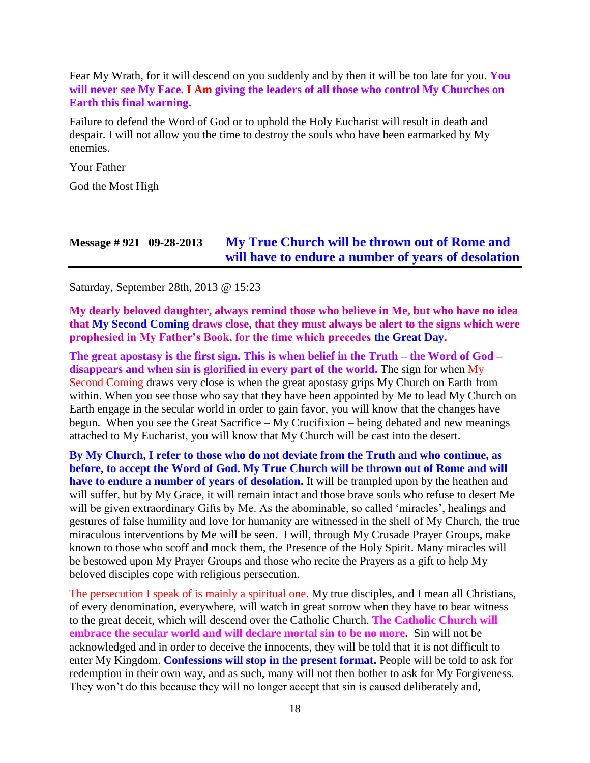Fear My Wrath, for it will descend on you suddenly and by then it will be too late for you. **You will never see My Face. I Am giving the leaders of all those who control My Churches on Earth this final warning.**

Failure to defend the Word of God or to uphold the Holy Eucharist will result in death and despair. I will not allow you the time to destroy the souls who have been earmarked by My enemies.

Your Father

God the Most High

## Message # 921 09-28-2013 My True Church will be thrown out of Rome and will have to endure a number of years of desolation

Saturday, September 28th, 2013 @ 15:23

**My dearly beloved daughter, always remind those who believe in Me, but who have no idea that My Second Coming draws close, that they must always be alert to the signs which were prophesied in My Father's Book, for the time which precedes the Great Day.**

**The great apostasy is the first sign. This is when belief in the Truth – the Word of God – disappears and when sin is glorified in every part of the world.** The sign for when My Second Coming draws very close is when the great apostasy grips My Church on Earth from within. When you see those who say that they have been appointed by Me to lead My Church on Earth engage in the secular world in order to gain favor, you will know that the changes have begun. When you see the Great Sacrifice – My Crucifixion – being debated and new meanings attached to My Eucharist, you will know that My Church will be cast into the desert.

**By My Church, I refer to those who do not deviate from the Truth and who continue, as before, to accept the Word of God. My True Church will be thrown out of Rome and will have to endure a number of years of desolation.** It will be trampled upon by the heathen and will suffer, but by My Grace, it will remain intact and those brave souls who refuse to desert Me will be given extraordinary Gifts by Me. As the abominable, so called 'miracles', healings and gestures of false humility and love for humanity are witnessed in the shell of My Church, the true miraculous interventions by Me will be seen. I will, through My Crusade Prayer Groups, make known to those who scoff and mock them, the Presence of the Holy Spirit. Many miracles will be bestowed upon My Prayer Groups and those who recite the Prayers as a gift to help My beloved disciples cope with religious persecution.

The persecution I speak of is mainly a spiritual one. My true disciples, and I mean all Christians, of every denomination, everywhere, will watch in great sorrow when they have to bear witness to the great deceit, which will descend over the Catholic Church. **The Catholic Church will embrace the secular world and will declare mortal sin to be no more.** Sin will not be acknowledged and in order to deceive the innocents, they will be told that it is not difficult to enter My Kingdom. **Confessions will stop in the present format.** People will be told to ask for redemption in their own way, and as such, many will not then bother to ask for My Forgiveness. They won't do this because they will no longer accept that sin is caused deliberately and,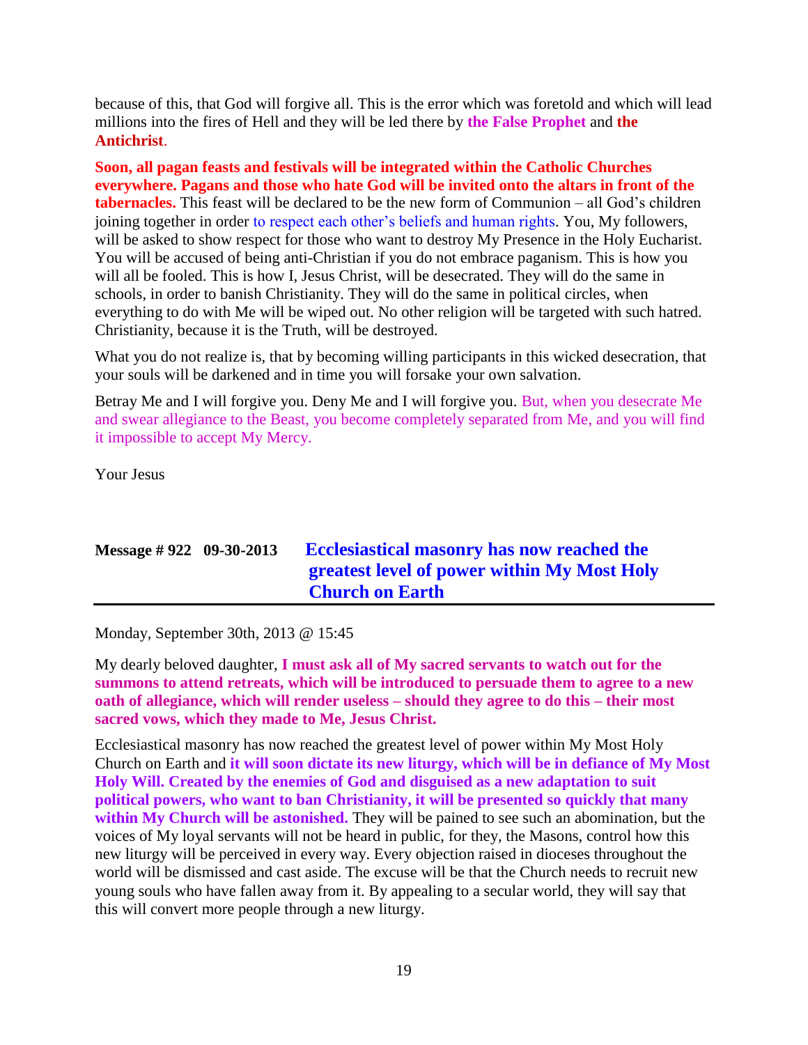because of this, that God will forgive all. This is the error which was foretold and which will lead millions into the fires of Hell and they will be led there by **the False Prophet** and **the Antichrist**.

**Soon, all pagan feasts and festivals will be integrated within the Catholic Churches everywhere. Pagans and those who hate God will be invited onto the altars in front of the tabernacles.** This feast will be declared to be the new form of Communion – all God's children joining together in order to respect each other's beliefs and human rights. You, My followers, will be asked to show respect for those who want to destroy My Presence in the Holy Eucharist. You will be accused of being anti-Christian if you do not embrace paganism. This is how you will all be fooled. This is how I, Jesus Christ, will be desecrated. They will do the same in schools, in order to banish Christianity. They will do the same in political circles, when everything to do with Me will be wiped out. No other religion will be targeted with such hatred. Christianity, because it is the Truth, will be destroyed.

What you do not realize is, that by becoming willing participants in this wicked desecration, that your souls will be darkened and in time you will forsake your own salvation.

Betray Me and I will forgive you. Deny Me and I will forgive you. But, when you desecrate Me and swear allegiance to the Beast, you become completely separated from Me, and you will find it impossible to accept My Mercy.

Your Jesus

## Message # 922 09-30-2013 Ecclesiastical masonry has now reached the greatest level of power within My Most Holy Church on Earth

Monday, September 30th, 2013 @ 15:45

My dearly beloved daughter, **I must ask all of My sacred servants to watch out for the summons to attend retreats, which will be introduced to persuade them to agree to a new oath of allegiance, which will render useless – should they agree to do this – their most sacred vows, which they made to Me, Jesus Christ.**

Ecclesiastical masonry has now reached the greatest level of power within My Most Holy Church on Earth and **it will soon dictate its new liturgy, which will be in defiance of My Most Holy Will. Created by the enemies of God and disguised as a new adaptation to suit political powers, who want to ban Christianity, it will be presented so quickly that many within My Church will be astonished.** They will be pained to see such an abomination, but the voices of My loyal servants will not be heard in public, for they, the Masons, control how this new liturgy will be perceived in every way. Every objection raised in dioceses throughout the world will be dismissed and cast aside. The excuse will be that the Church needs to recruit new young souls who have fallen away from it. By appealing to a secular world, they will say that this will convert more people through a new liturgy.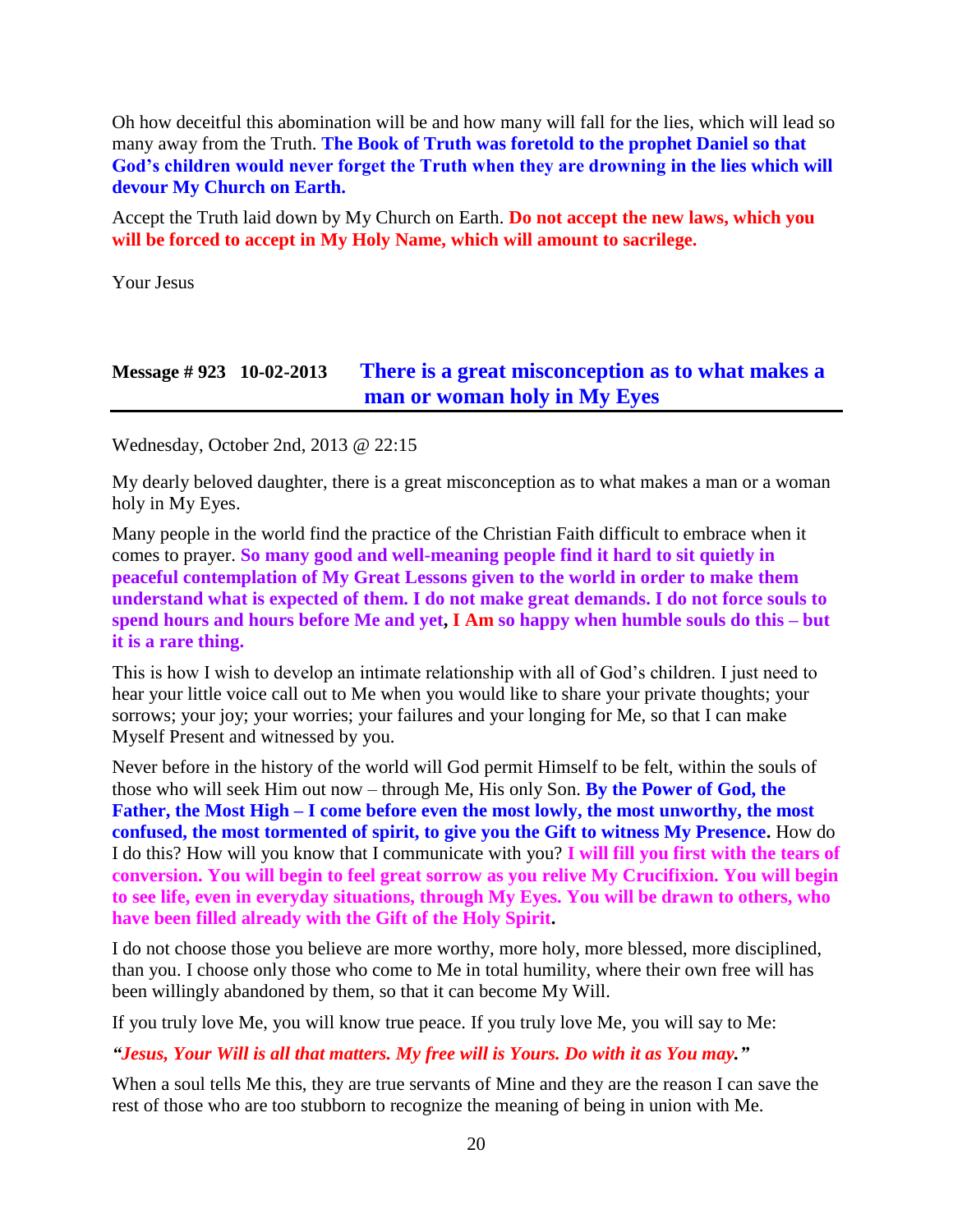Oh how deceitful this abomination will be and how many will fall for the lies, which will lead so many away from the Truth. **The Book of Truth was foretold to the prophet Daniel so that God's children would never forget the Truth when they are drowning in the lies which will devour My Church on Earth.**

Accept the Truth laid down by My Church on Earth. **Do not accept the new laws, which you will be forced to accept in My Holy Name, which will amount to sacrilege.**

Your Jesus

## Message # 923 10-02-2013 There is a great misconception as to what makes a man or woman holy in My Eyes

Wednesday, October 2nd, 2013 @ 22:15

My dearly beloved daughter, there is a great misconception as to what makes a man or a woman holy in My Eyes.

Many people in the world find the practice of the Christian Faith difficult to embrace when it comes to prayer. **So many good and well-meaning people find it hard to sit quietly in peaceful contemplation of My Great Lessons given to the world in order to make them understand what is expected of them. I do not make great demands. I do not force souls to spend hours and hours before Me and yet, I Am so happy when humble souls do this – but it is a rare thing.**

This is how I wish to develop an intimate relationship with all of God's children. I just need to hear your little voice call out to Me when you would like to share your private thoughts; your sorrows; your joy; your worries; your failures and your longing for Me, so that I can make Myself Present and witnessed by you.

Never before in the history of the world will God permit Himself to be felt, within the souls of those who will seek Him out now – through Me, His only Son. **By the Power of God, the Father, the Most High – I come before even the most lowly, the most unworthy, the most confused, the most tormented of spirit, to give you the Gift to witness My Presence.** How do I do this? How will you know that I communicate with you? **I will fill you first with the tears of conversion. You will begin to feel great sorrow as you relive My Crucifixion. You will begin to see life, even in everyday situations, through My Eyes. You will be drawn to others, who have been filled already with the Gift of the Holy Spirit.**

I do not choose those you believe are more worthy, more holy, more blessed, more disciplined, than you. I choose only those who come to Me in total humility, where their own free will has been willingly abandoned by them, so that it can become My Will.

If you truly love Me, you will know true peace. If you truly love Me, you will say to Me:

***"Jesus, Your Will is all that matters. My free will is Yours. Do with it as You may."***

When a soul tells Me this, they are true servants of Mine and they are the reason I can save the rest of those who are too stubborn to recognize the meaning of being in union with Me.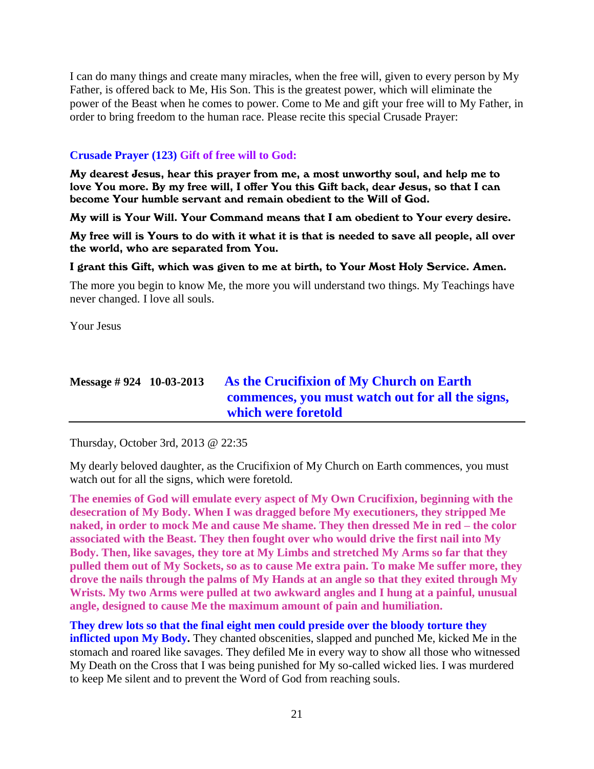I can do many things and create many miracles, when the free will, given to every person by My Father, is offered back to Me, His Son. This is the greatest power, which will eliminate the power of the Beast when he comes to power. Come to Me and gift your free will to My Father, in order to bring freedom to the human race. Please recite this special Crusade Prayer:

**Crusade Prayer (123) Gift of free will to God:**

**My dearest Jesus, hear this prayer from me, a most unworthy soul, and help me to love You more. By my free will, I offer You this Gift back, dear Jesus, so that I can become Your humble servant and remain obedient to the Will of God.**

**My will is Your Will. Your Command means that I am obedient to Your every desire.**

**My free will is Yours to do with it what it is that is needed to save all people, all over the world, who are separated from You.**

**I grant this Gift, which was given to me at birth, to Your Most Holy Service. Amen.**

The more you begin to know Me, the more you will understand two things. My Teachings have never changed. I love all souls.

Your Jesus

## Message # 924 10-03-2013 As the Crucifixion of My Church on Earth commences, you must watch out for all the signs, which were foretold

Thursday, October 3rd, 2013 @ 22:35

My dearly beloved daughter, as the Crucifixion of My Church on Earth commences, you must watch out for all the signs, which were foretold.

**The enemies of God will emulate every aspect of My Own Crucifixion, beginning with the desecration of My Body. When I was dragged before My executioners, they stripped Me naked, in order to mock Me and cause Me shame. They then dressed Me in red – the color associated with the Beast. They then fought over who would drive the first nail into My Body. Then, like savages, they tore at My Limbs and stretched My Arms so far that they pulled them out of My Sockets, so as to cause Me extra pain. To make Me suffer more, they drove the nails through the palms of My Hands at an angle so that they exited through My Wrists. My two Arms were pulled at two awkward angles and I hung at a painful, unusual angle, designed to cause Me the maximum amount of pain and humiliation.**

**They drew lots so that the final eight men could preside over the bloody torture they inflicted upon My Body.** They chanted obscenities, slapped and punched Me, kicked Me in the stomach and roared like savages. They defiled Me in every way to show all those who witnessed My Death on the Cross that I was being punished for My so-called wicked lies. I was murdered to keep Me silent and to prevent the Word of God from reaching souls.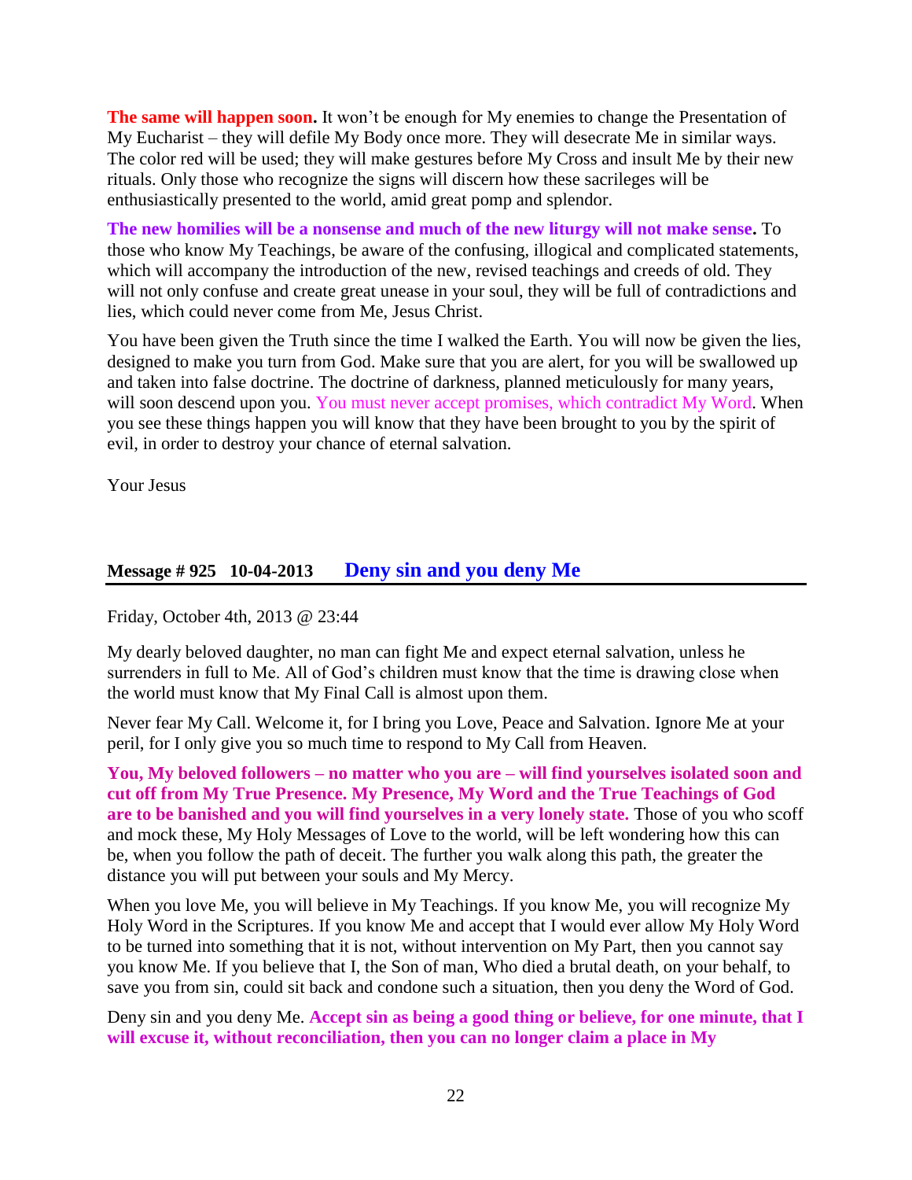**The same will happen soon.** It won't be enough for My enemies to change the Presentation of My Eucharist – they will defile My Body once more. They will desecrate Me in similar ways. The color red will be used; they will make gestures before My Cross and insult Me by their new rituals. Only those who recognize the signs will discern how these sacrileges will be enthusiastically presented to the world, amid great pomp and splendor.

**The new homilies will be a nonsense and much of the new liturgy will not make sense.** To those who know My Teachings, be aware of the confusing, illogical and complicated statements, which will accompany the introduction of the new, revised teachings and creeds of old. They will not only confuse and create great unease in your soul, they will be full of contradictions and lies, which could never come from Me, Jesus Christ.

You have been given the Truth since the time I walked the Earth. You will now be given the lies, designed to make you turn from God. Make sure that you are alert, for you will be swallowed up and taken into false doctrine. The doctrine of darkness, planned meticulously for many years, will soon descend upon you. You must never accept promises, which contradict My Word. When you see these things happen you will know that they have been brought to you by the spirit of evil, in order to destroy your chance of eternal salvation.

Your Jesus

## Message # 925 10-04-2013 Deny sin and you deny Me

Friday, October 4th, 2013 @ 23:44

My dearly beloved daughter, no man can fight Me and expect eternal salvation, unless he surrenders in full to Me. All of God's children must know that the time is drawing close when the world must know that My Final Call is almost upon them.

Never fear My Call. Welcome it, for I bring you Love, Peace and Salvation. Ignore Me at your peril, for I only give you so much time to respond to My Call from Heaven.

**You, My beloved followers – no matter who you are – will find yourselves isolated soon and cut off from My True Presence. My Presence, My Word and the True Teachings of God are to be banished and you will find yourselves in a very lonely state.** Those of you who scoff and mock these, My Holy Messages of Love to the world, will be left wondering how this can be, when you follow the path of deceit. The further you walk along this path, the greater the distance you will put between your souls and My Mercy.

When you love Me, you will believe in My Teachings. If you know Me, you will recognize My Holy Word in the Scriptures. If you know Me and accept that I would ever allow My Holy Word to be turned into something that it is not, without intervention on My Part, then you cannot say you know Me. If you believe that I, the Son of man, Who died a brutal death, on your behalf, to save you from sin, could sit back and condone such a situation, then you deny the Word of God.

Deny sin and you deny Me. **Accept sin as being a good thing or believe, for one minute, that I will excuse it, without reconciliation, then you can no longer claim a place in My**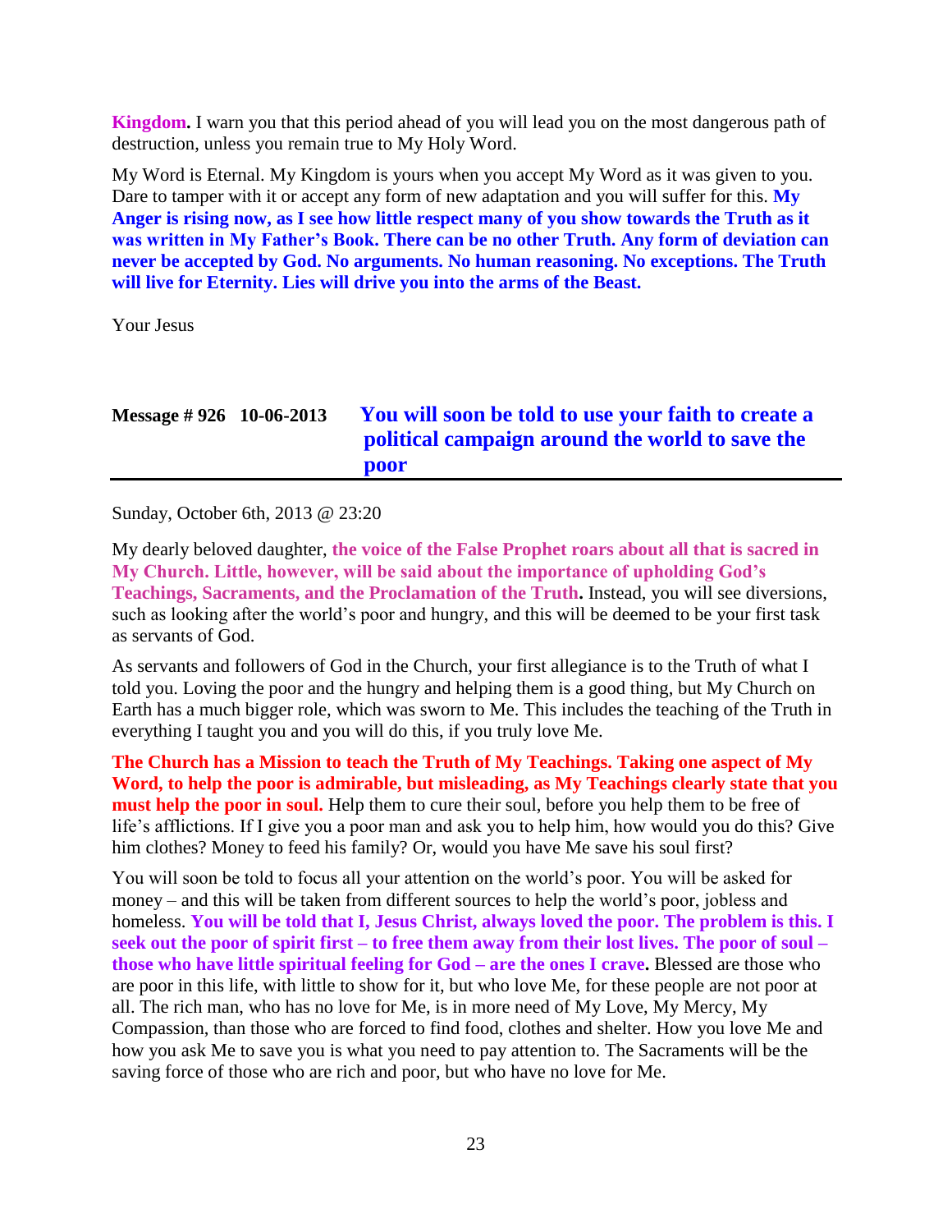**Kingdom.** I warn you that this period ahead of you will lead you on the most dangerous path of destruction, unless you remain true to My Holy Word.

My Word is Eternal. My Kingdom is yours when you accept My Word as it was given to you. Dare to tamper with it or accept any form of new adaptation and you will suffer for this. **My Anger is rising now, as I see how little respect many of you show towards the Truth as it was written in My Father's Book. There can be no other Truth. Any form of deviation can never be accepted by God. No arguments. No human reasoning. No exceptions. The Truth will live for Eternity. Lies will drive you into the arms of the Beast.**

Your Jesus

## Message # 926 10-06-2013 You will soon be told to use your faith to create a political campaign around the world to save the poor

Sunday, October 6th, 2013 @ 23:20

My dearly beloved daughter, **the voice of the False Prophet roars about all that is sacred in My Church. Little, however, will be said about the importance of upholding God's Teachings, Sacraments, and the Proclamation of the Truth.** Instead, you will see diversions, such as looking after the world's poor and hungry, and this will be deemed to be your first task as servants of God.

As servants and followers of God in the Church, your first allegiance is to the Truth of what I told you. Loving the poor and the hungry and helping them is a good thing, but My Church on Earth has a much bigger role, which was sworn to Me. This includes the teaching of the Truth in everything I taught you and you will do this, if you truly love Me.

**The Church has a Mission to teach the Truth of My Teachings. Taking one aspect of My Word, to help the poor is admirable, but misleading, as My Teachings clearly state that you must help the poor in soul.** Help them to cure their soul, before you help them to be free of life's afflictions. If I give you a poor man and ask you to help him, how would you do this? Give him clothes? Money to feed his family? Or, would you have Me save his soul first?

You will soon be told to focus all your attention on the world's poor. You will be asked for money – and this will be taken from different sources to help the world's poor, jobless and homeless. **You will be told that I, Jesus Christ, always loved the poor. The problem is this. I seek out the poor of spirit first – to free them away from their lost lives. The poor of soul – those who have little spiritual feeling for God – are the ones I crave.** Blessed are those who are poor in this life, with little to show for it, but who love Me, for these people are not poor at all. The rich man, who has no love for Me, is in more need of My Love, My Mercy, My Compassion, than those who are forced to find food, clothes and shelter. How you love Me and how you ask Me to save you is what you need to pay attention to. The Sacraments will be the saving force of those who are rich and poor, but who have no love for Me.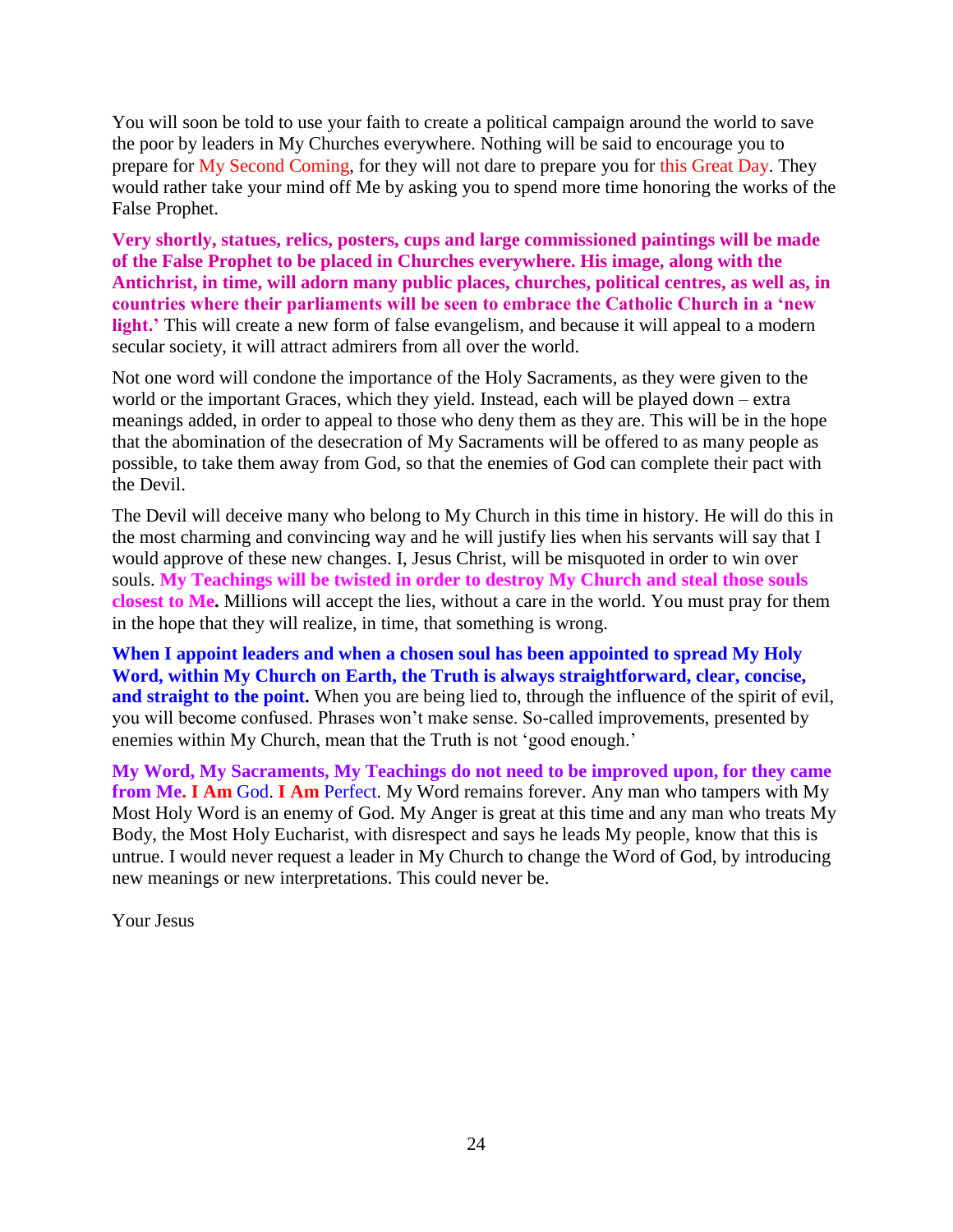You will soon be told to use your faith to create a political campaign around the world to save the poor by leaders in My Churches everywhere. Nothing will be said to encourage you to prepare for My Second Coming, for they will not dare to prepare you for this Great Day. They would rather take your mind off Me by asking you to spend more time honoring the works of the False Prophet.

**Very shortly, statues, relics, posters, cups and large commissioned paintings will be made of the False Prophet to be placed in Churches everywhere. His image, along with the Antichrist, in time, will adorn many public places, churches, political centres, as well as, in countries where their parliaments will be seen to embrace the Catholic Church in a 'new light.'** This will create a new form of false evangelism, and because it will appeal to a modern secular society, it will attract admirers from all over the world.

Not one word will condone the importance of the Holy Sacraments, as they were given to the world or the important Graces, which they yield. Instead, each will be played down – extra meanings added, in order to appeal to those who deny them as they are. This will be in the hope that the abomination of the desecration of My Sacraments will be offered to as many people as possible, to take them away from God, so that the enemies of God can complete their pact with the Devil.

The Devil will deceive many who belong to My Church in this time in history. He will do this in the most charming and convincing way and he will justify lies when his servants will say that I would approve of these new changes. I, Jesus Christ, will be misquoted in order to win over souls. **My Teachings will be twisted in order to destroy My Church and steal those souls closest to Me.** Millions will accept the lies, without a care in the world. You must pray for them in the hope that they will realize, in time, that something is wrong.

**When I appoint leaders and when a chosen soul has been appointed to spread My Holy Word, within My Church on Earth, the Truth is always straightforward, clear, concise, and straight to the point.** When you are being lied to, through the influence of the spirit of evil, you will become confused. Phrases won't make sense. So-called improvements, presented by enemies within My Church, mean that the Truth is not 'good enough.'

**My Word, My Sacraments, My Teachings do not need to be improved upon, for they came from Me. I Am** God. **I Am** Perfect. My Word remains forever. Any man who tampers with My Most Holy Word is an enemy of God. My Anger is great at this time and any man who treats My Body, the Most Holy Eucharist, with disrespect and says he leads My people, know that this is untrue. I would never request a leader in My Church to change the Word of God, by introducing new meanings or new interpretations. This could never be.

Your Jesus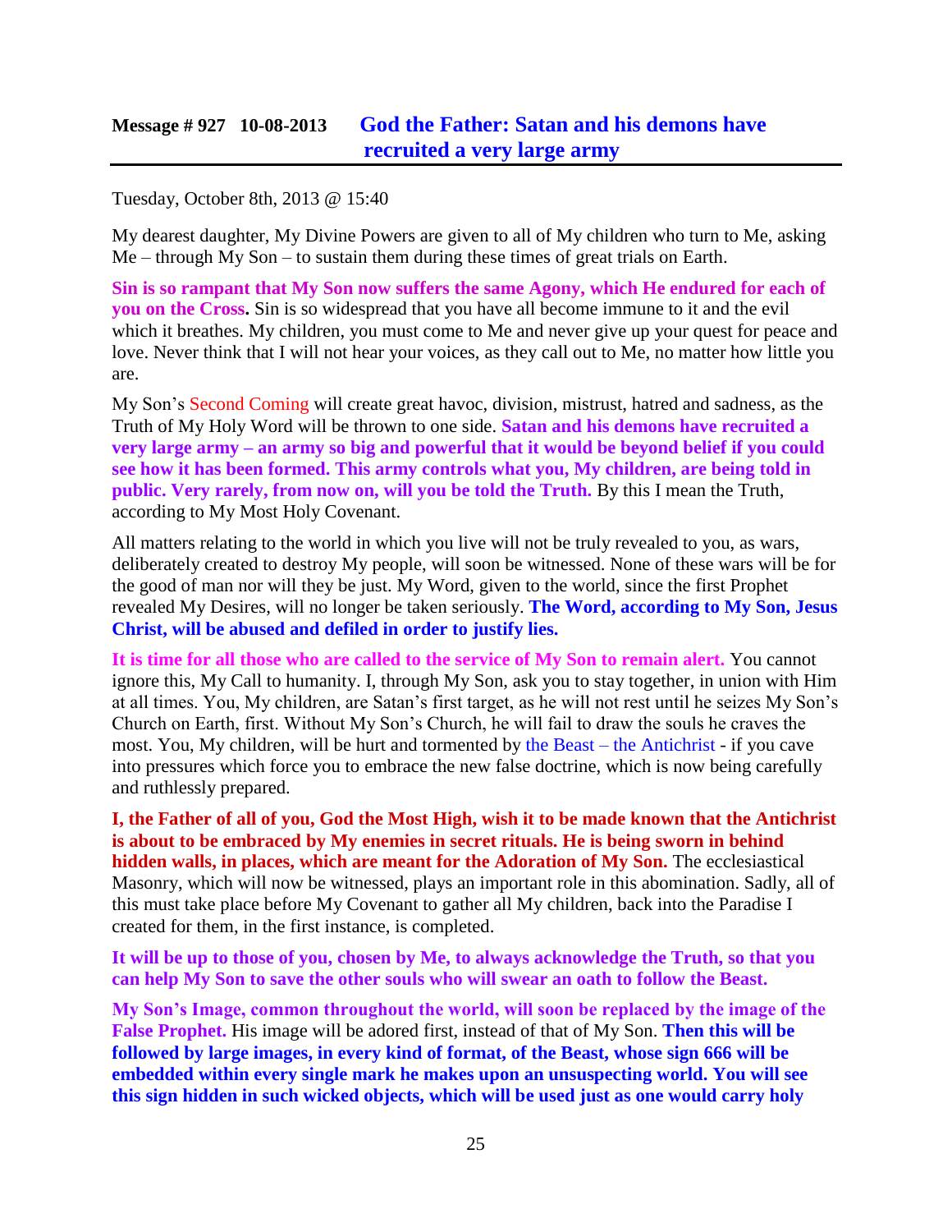## Message # 927 10-08-2013 God the Father: Satan and his demons have recruited a very large army

Tuesday, October 8th, 2013 @ 15:40

My dearest daughter, My Divine Powers are given to all of My children who turn to Me, asking Me – through My Son – to sustain them during these times of great trials on Earth.

**Sin is so rampant that My Son now suffers the same Agony, which He endured for each of you on the Cross.** Sin is so widespread that you have all become immune to it and the evil which it breathes. My children, you must come to Me and never give up your quest for peace and love. Never think that I will not hear your voices, as they call out to Me, no matter how little you are.

My Son's Second Coming will create great havoc, division, mistrust, hatred and sadness, as the Truth of My Holy Word will be thrown to one side. **Satan and his demons have recruited a very large army – an army so big and powerful that it would be beyond belief if you could see how it has been formed. This army controls what you, My children, are being told in public. Very rarely, from now on, will you be told the Truth.** By this I mean the Truth, according to My Most Holy Covenant.

All matters relating to the world in which you live will not be truly revealed to you, as wars, deliberately created to destroy My people, will soon be witnessed. None of these wars will be for the good of man nor will they be just. My Word, given to the world, since the first Prophet revealed My Desires, will no longer be taken seriously. **The Word, according to My Son, Jesus Christ, will be abused and defiled in order to justify lies.**

**It is time for all those who are called to the service of My Son to remain alert.** You cannot ignore this, My Call to humanity. I, through My Son, ask you to stay together, in union with Him at all times. You, My children, are Satan's first target, as he will not rest until he seizes My Son's Church on Earth, first. Without My Son's Church, he will fail to draw the souls he craves the most. You, My children, will be hurt and tormented by the Beast – the Antichrist - if you cave into pressures which force you to embrace the new false doctrine, which is now being carefully and ruthlessly prepared.

**I, the Father of all of you, God the Most High, wish it to be made known that the Antichrist is about to be embraced by My enemies in secret rituals. He is being sworn in behind hidden walls, in places, which are meant for the Adoration of My Son.** The ecclesiastical Masonry, which will now be witnessed, plays an important role in this abomination. Sadly, all of this must take place before My Covenant to gather all My children, back into the Paradise I created for them, in the first instance, is completed.

**It will be up to those of you, chosen by Me, to always acknowledge the Truth, so that you can help My Son to save the other souls who will swear an oath to follow the Beast.**

**My Son's Image, common throughout the world, will soon be replaced by the image of the False Prophet.** His image will be adored first, instead of that of My Son. **Then this will be followed by large images, in every kind of format, of the Beast, whose sign 666 will be embedded within every single mark he makes upon an unsuspecting world. You will see this sign hidden in such wicked objects, which will be used just as one would carry holy**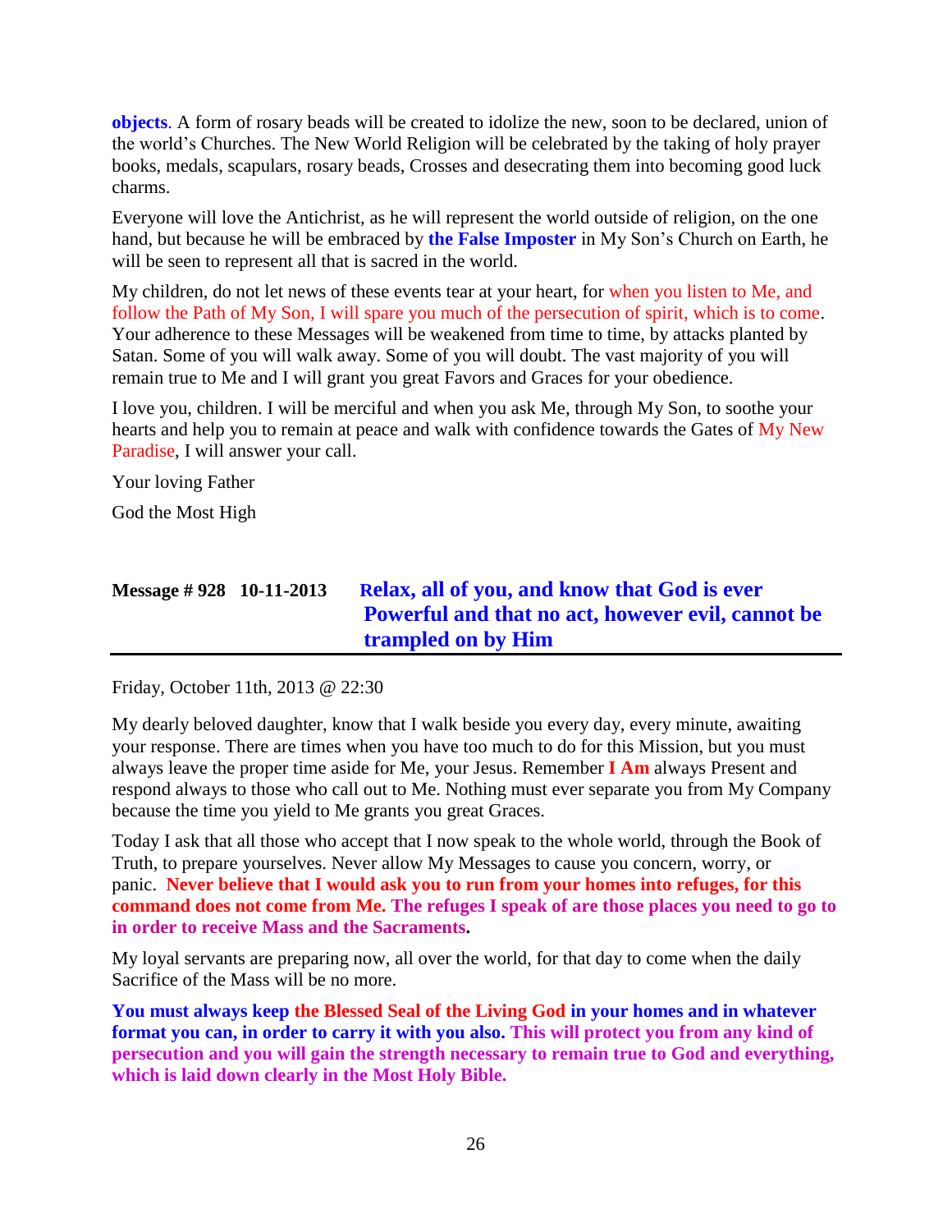**objects**. A form of rosary beads will be created to idolize the new, soon to be declared, union of the world's Churches. The New World Religion will be celebrated by the taking of holy prayer books, medals, scapulars, rosary beads, Crosses and desecrating them into becoming good luck charms.

Everyone will love the Antichrist, as he will represent the world outside of religion, on the one hand, but because he will be embraced by **the False Imposter** in My Son's Church on Earth, he will be seen to represent all that is sacred in the world.

My children, do not let news of these events tear at your heart, for when you listen to Me, and follow the Path of My Son, I will spare you much of the persecution of spirit, which is to come. Your adherence to these Messages will be weakened from time to time, by attacks planted by Satan. Some of you will walk away. Some of you will doubt. The vast majority of you will remain true to Me and I will grant you great Favors and Graces for your obedience.

I love you, children. I will be merciful and when you ask Me, through My Son, to soothe your hearts and help you to remain at peace and walk with confidence towards the Gates of My New Paradise, I will answer your call.

Your loving Father

God the Most High

## Message # 928 10-11-2013 Relax, all of you, and know that God is ever Powerful and that no act, however evil, cannot be trampled on by Him

Friday, October 11th, 2013 @ 22:30

My dearly beloved daughter, know that I walk beside you every day, every minute, awaiting your response. There are times when you have too much to do for this Mission, but you must always leave the proper time aside for Me, your Jesus. Remember **I Am** always Present and respond always to those who call out to Me. Nothing must ever separate you from My Company because the time you yield to Me grants you great Graces.

Today I ask that all those who accept that I now speak to the whole world, through the Book of Truth, to prepare yourselves. Never allow My Messages to cause you concern, worry, or panic. **Never believe that I would ask you to run from your homes into refuges, for this command does not come from Me. The refuges I speak of are those places you need to go to in order to receive Mass and the Sacraments.**

My loyal servants are preparing now, all over the world, for that day to come when the daily Sacrifice of the Mass will be no more.

**You must always keep the Blessed Seal of the Living God in your homes and in whatever format you can, in order to carry it with you also. This will protect you from any kind of persecution and you will gain the strength necessary to remain true to God and everything, which is laid down clearly in the Most Holy Bible.**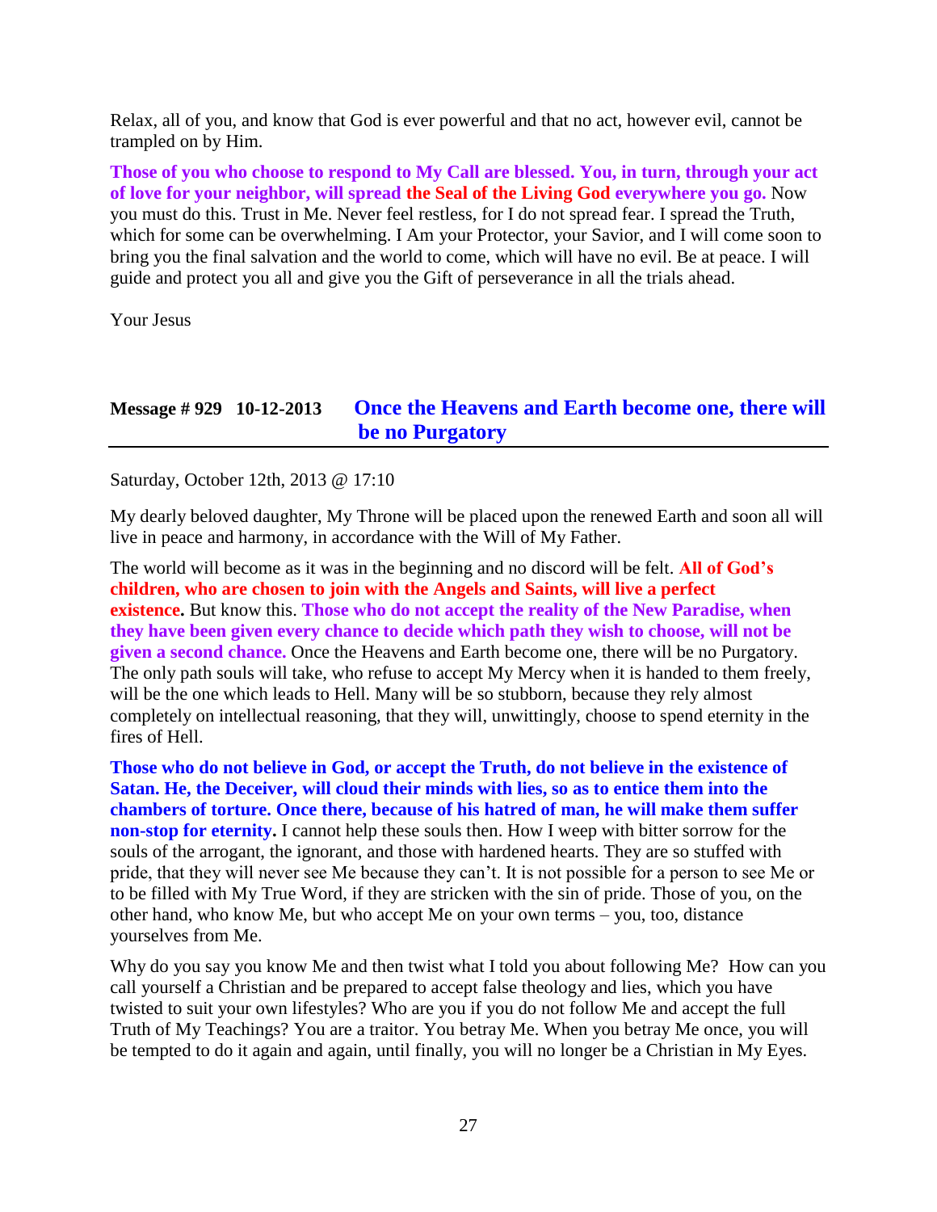Relax, all of you, and know that God is ever powerful and that no act, however evil, cannot be trampled on by Him.

**Those of you who choose to respond to My Call are blessed. You, in turn, through your act of love for your neighbor, will spread the Seal of the Living God everywhere you go.** Now you must do this. Trust in Me. Never feel restless, for I do not spread fear. I spread the Truth, which for some can be overwhelming. I Am your Protector, your Savior, and I will come soon to bring you the final salvation and the world to come, which will have no evil. Be at peace. I will guide and protect you all and give you the Gift of perseverance in all the trials ahead.

Your Jesus

## Message # 929 10-12-2013 Once the Heavens and Earth become one, there will be no Purgatory

Saturday, October 12th, 2013 @ 17:10

My dearly beloved daughter, My Throne will be placed upon the renewed Earth and soon all will live in peace and harmony, in accordance with the Will of My Father.

The world will become as it was in the beginning and no discord will be felt. **All of God's children, who are chosen to join with the Angels and Saints, will live a perfect existence.** But know this. **Those who do not accept the reality of the New Paradise, when they have been given every chance to decide which path they wish to choose, will not be given a second chance.** Once the Heavens and Earth become one, there will be no Purgatory. The only path souls will take, who refuse to accept My Mercy when it is handed to them freely, will be the one which leads to Hell. Many will be so stubborn, because they rely almost completely on intellectual reasoning, that they will, unwittingly, choose to spend eternity in the fires of Hell.

**Those who do not believe in God, or accept the Truth, do not believe in the existence of Satan. He, the Deceiver, will cloud their minds with lies, so as to entice them into the chambers of torture. Once there, because of his hatred of man, he will make them suffer non-stop for eternity.** I cannot help these souls then. How I weep with bitter sorrow for the souls of the arrogant, the ignorant, and those with hardened hearts. They are so stuffed with pride, that they will never see Me because they can't. It is not possible for a person to see Me or to be filled with My True Word, if they are stricken with the sin of pride. Those of you, on the other hand, who know Me, but who accept Me on your own terms – you, too, distance yourselves from Me.

Why do you say you know Me and then twist what I told you about following Me? How can you call yourself a Christian and be prepared to accept false theology and lies, which you have twisted to suit your own lifestyles? Who are you if you do not follow Me and accept the full Truth of My Teachings? You are a traitor. You betray Me. When you betray Me once, you will be tempted to do it again and again, until finally, you will no longer be a Christian in My Eyes.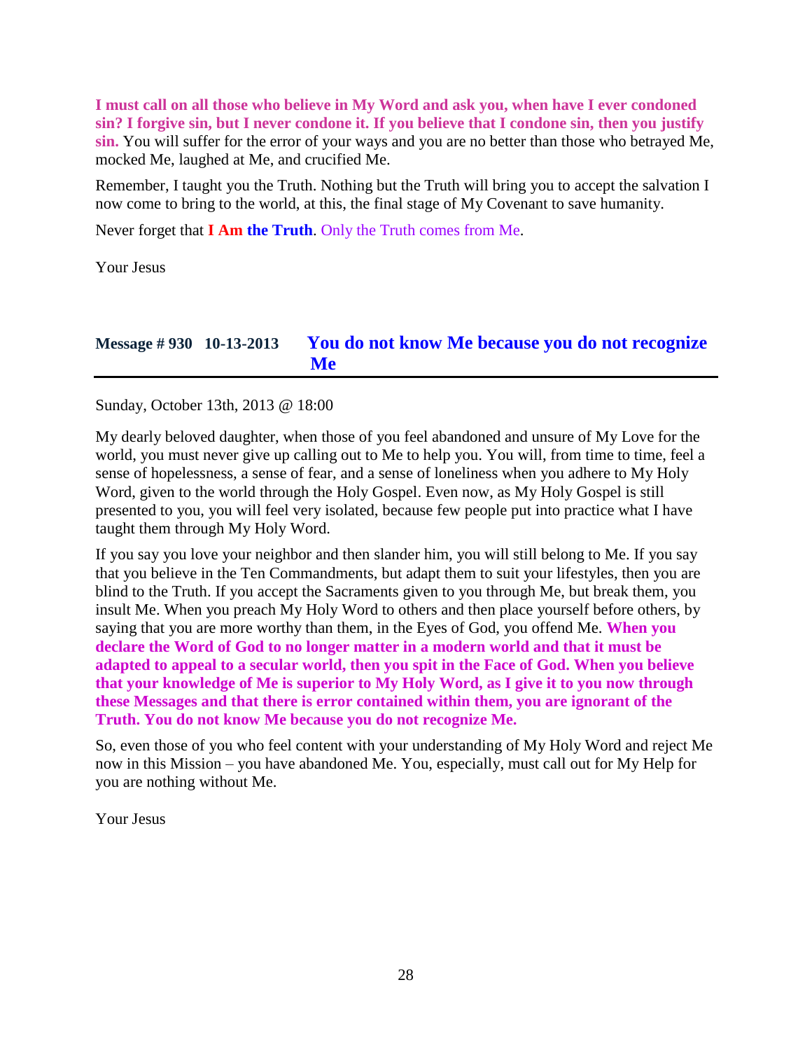**I must call on all those who believe in My Word and ask you, when have I ever condoned sin? I forgive sin, but I never condone it. If you believe that I condone sin, then you justify sin.** You will suffer for the error of your ways and you are no better than those who betrayed Me, mocked Me, laughed at Me, and crucified Me.

Remember, I taught you the Truth. Nothing but the Truth will bring you to accept the salvation I now come to bring to the world, at this, the final stage of My Covenant to save humanity.

Never forget that **I Am the Truth**. Only the Truth comes from Me.

Your Jesus

## Message # 930 10-13-2013 You do not know Me because you do not recognize Me

Sunday, October 13th, 2013 @ 18:00

My dearly beloved daughter, when those of you feel abandoned and unsure of My Love for the world, you must never give up calling out to Me to help you. You will, from time to time, feel a sense of hopelessness, a sense of fear, and a sense of loneliness when you adhere to My Holy Word, given to the world through the Holy Gospel. Even now, as My Holy Gospel is still presented to you, you will feel very isolated, because few people put into practice what I have taught them through My Holy Word.

If you say you love your neighbor and then slander him, you will still belong to Me. If you say that you believe in the Ten Commandments, but adapt them to suit your lifestyles, then you are blind to the Truth. If you accept the Sacraments given to you through Me, but break them, you insult Me. When you preach My Holy Word to others and then place yourself before others, by saying that you are more worthy than them, in the Eyes of God, you offend Me. **When you declare the Word of God to no longer matter in a modern world and that it must be adapted to appeal to a secular world, then you spit in the Face of God. When you believe that your knowledge of Me is superior to My Holy Word, as I give it to you now through these Messages and that there is error contained within them, you are ignorant of the Truth. You do not know Me because you do not recognize Me.**

So, even those of you who feel content with your understanding of My Holy Word and reject Me now in this Mission – you have abandoned Me. You, especially, must call out for My Help for you are nothing without Me.

Your Jesus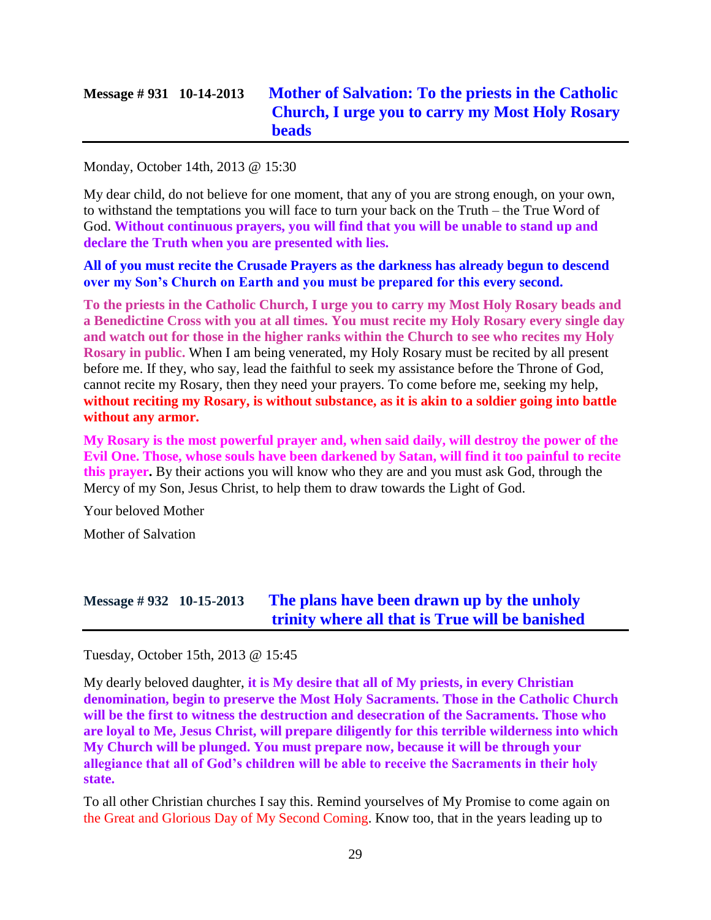## Message # 931 10-14-2013 Mother of Salvation: To the priests in the Catholic Church, I urge you to carry my Most Holy Rosary beads

Monday, October 14th, 2013 @ 15:30

My dear child, do not believe for one moment, that any of you are strong enough, on your own, to withstand the temptations you will face to turn your back on the Truth – the True Word of God. **Without continuous prayers, you will find that you will be unable to stand up and declare the Truth when you are presented with lies.**

**All of you must recite the Crusade Prayers as the darkness has already begun to descend over my Son's Church on Earth and you must be prepared for this every second.**

**To the priests in the Catholic Church, I urge you to carry my Most Holy Rosary beads and a Benedictine Cross with you at all times. You must recite my Holy Rosary every single day and watch out for those in the higher ranks within the Church to see who recites my Holy Rosary in public.** When I am being venerated, my Holy Rosary must be recited by all present before me. If they, who say, lead the faithful to seek my assistance before the Throne of God, cannot recite my Rosary, then they need your prayers. To come before me, seeking my help, **without reciting my Rosary, is without substance, as it is akin to a soldier going into battle without any armor.**

**My Rosary is the most powerful prayer and, when said daily, will destroy the power of the Evil One. Those, whose souls have been darkened by Satan, will find it too painful to recite this prayer.** By their actions you will know who they are and you must ask God, through the Mercy of my Son, Jesus Christ, to help them to draw towards the Light of God.

Your beloved Mother

Mother of Salvation

## Message # 932 10-15-2013 The plans have been drawn up by the unholy trinity where all that is True will be banished

Tuesday, October 15th, 2013 @ 15:45

My dearly beloved daughter, **it is My desire that all of My priests, in every Christian denomination, begin to preserve the Most Holy Sacraments. Those in the Catholic Church will be the first to witness the destruction and desecration of the Sacraments. Those who are loyal to Me, Jesus Christ, will prepare diligently for this terrible wilderness into which My Church will be plunged. You must prepare now, because it will be through your allegiance that all of God's children will be able to receive the Sacraments in their holy state.**

To all other Christian churches I say this. Remind yourselves of My Promise to come again on the Great and Glorious Day of My Second Coming. Know too, that in the years leading up to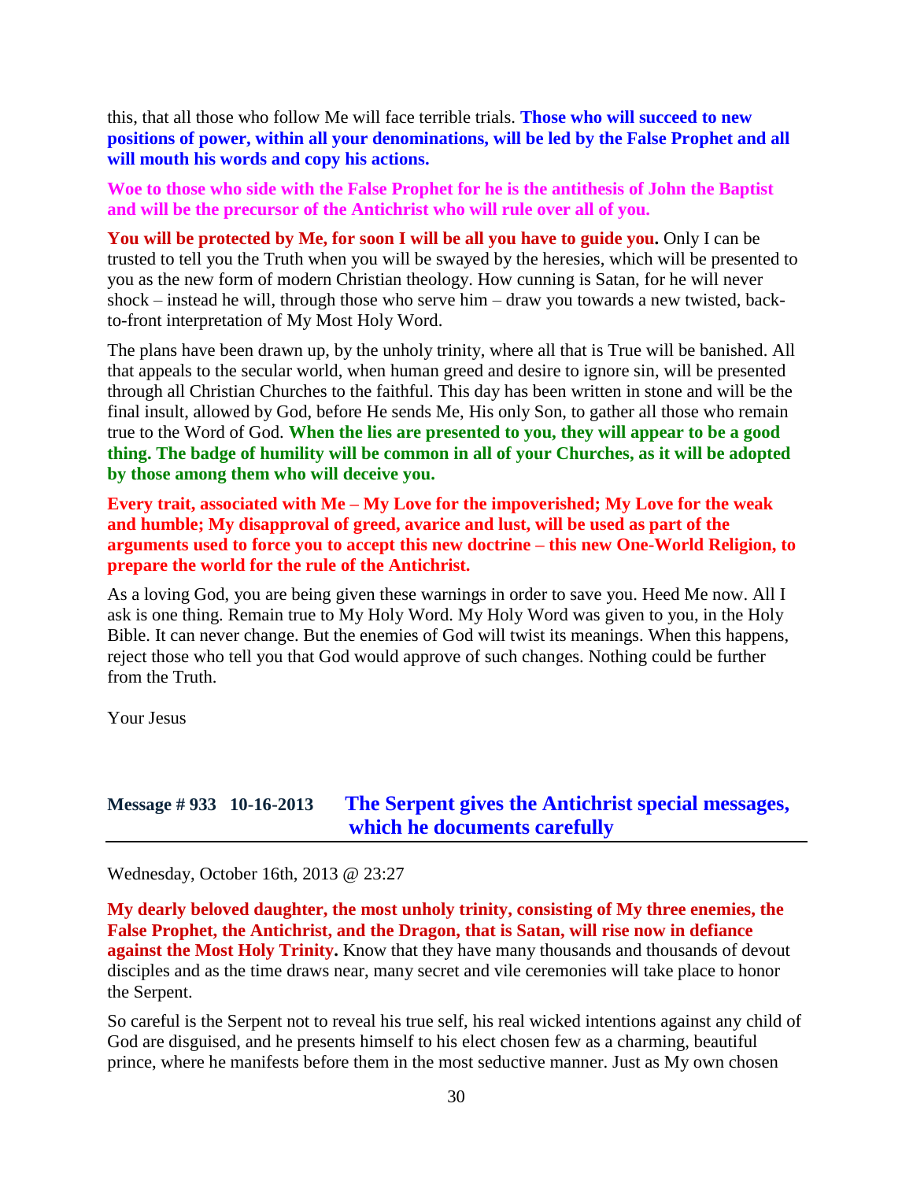this, that all those who follow Me will face terrible trials. **Those who will succeed to new positions of power, within all your denominations, will be led by the False Prophet and all will mouth his words and copy his actions.**

**Woe to those who side with the False Prophet for he is the antithesis of John the Baptist and will be the precursor of the Antichrist who will rule over all of you.**

**You will be protected by Me, for soon I will be all you have to guide you.** Only I can be trusted to tell you the Truth when you will be swayed by the heresies, which will be presented to you as the new form of modern Christian theology. How cunning is Satan, for he will never shock – instead he will, through those who serve him – draw you towards a new twisted, back-to-front interpretation of My Most Holy Word.

The plans have been drawn up, by the unholy trinity, where all that is True will be banished. All that appeals to the secular world, when human greed and desire to ignore sin, will be presented through all Christian Churches to the faithful. This day has been written in stone and will be the final insult, allowed by God, before He sends Me, His only Son, to gather all those who remain true to the Word of God. **When the lies are presented to you, they will appear to be a good thing. The badge of humility will be common in all of your Churches, as it will be adopted by those among them who will deceive you.**

**Every trait, associated with Me – My Love for the impoverished; My Love for the weak and humble; My disapproval of greed, avarice and lust, will be used as part of the arguments used to force you to accept this new doctrine – this new One-World Religion, to prepare the world for the rule of the Antichrist.**

As a loving God, you are being given these warnings in order to save you. Heed Me now. All I ask is one thing. Remain true to My Holy Word. My Holy Word was given to you, in the Holy Bible. It can never change. But the enemies of God will twist its meanings. When this happens, reject those who tell you that God would approve of such changes. Nothing could be further from the Truth.

Your Jesus

## Message # 933 10-16-2013 The Serpent gives the Antichrist special messages, which he documents carefully

Wednesday, October 16th, 2013 @ 23:27

**My dearly beloved daughter, the most unholy trinity, consisting of My three enemies, the False Prophet, the Antichrist, and the Dragon, that is Satan, will rise now in defiance against the Most Holy Trinity.** Know that they have many thousands and thousands of devout disciples and as the time draws near, many secret and vile ceremonies will take place to honor the Serpent.

So careful is the Serpent not to reveal his true self, his real wicked intentions against any child of God are disguised, and he presents himself to his elect chosen few as a charming, beautiful prince, where he manifests before them in the most seductive manner. Just as My own chosen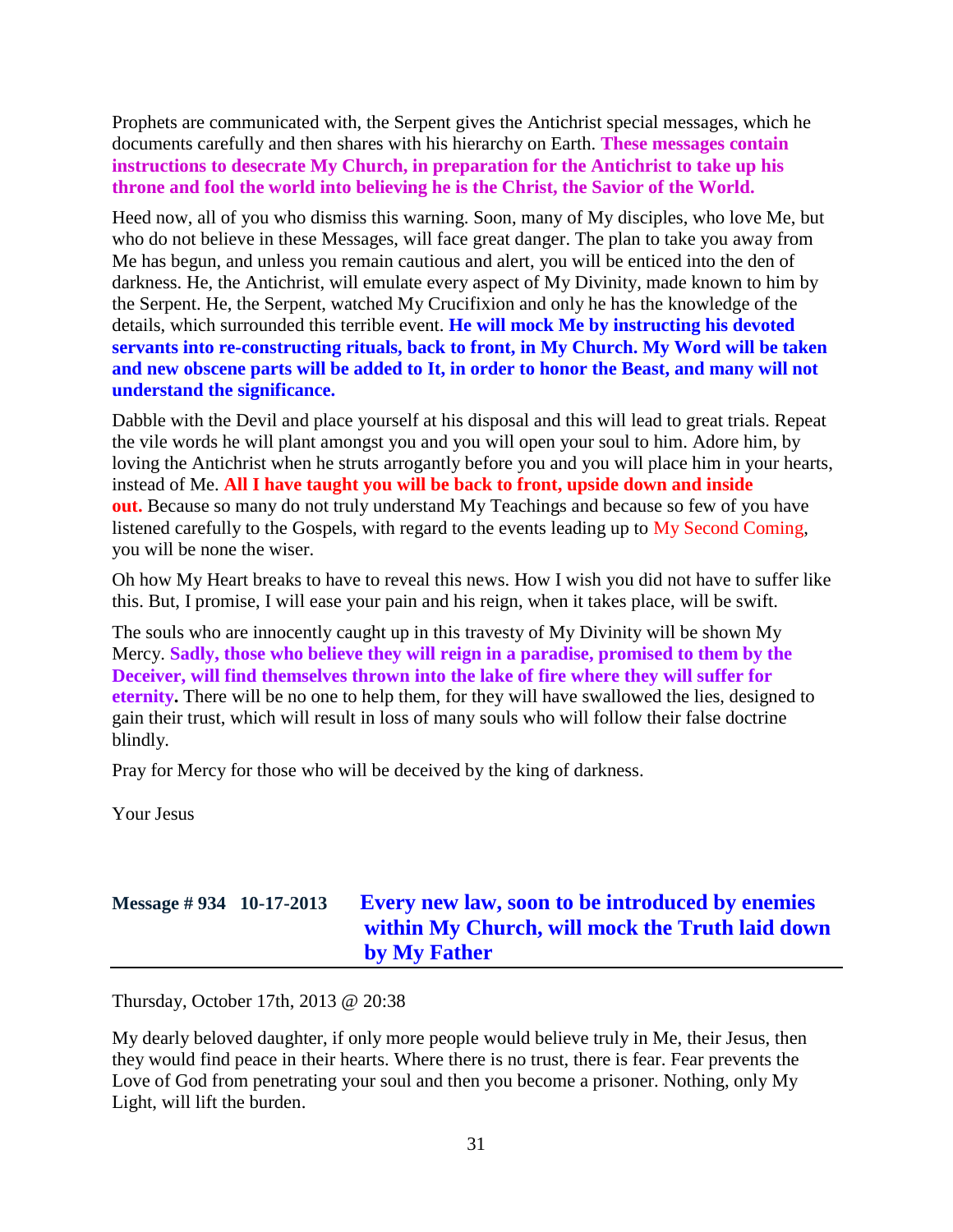Prophets are communicated with, the Serpent gives the Antichrist special messages, which he documents carefully and then shares with his hierarchy on Earth. **These messages contain instructions to desecrate My Church, in preparation for the Antichrist to take up his throne and fool the world into believing he is the Christ, the Savior of the World.**

Heed now, all of you who dismiss this warning. Soon, many of My disciples, who love Me, but who do not believe in these Messages, will face great danger. The plan to take you away from Me has begun, and unless you remain cautious and alert, you will be enticed into the den of darkness. He, the Antichrist, will emulate every aspect of My Divinity, made known to him by the Serpent. He, the Serpent, watched My Crucifixion and only he has the knowledge of the details, which surrounded this terrible event. **He will mock Me by instructing his devoted servants into re-constructing rituals, back to front, in My Church. My Word will be taken and new obscene parts will be added to It, in order to honor the Beast, and many will not understand the significance.**

Dabble with the Devil and place yourself at his disposal and this will lead to great trials. Repeat the vile words he will plant amongst you and you will open your soul to him. Adore him, by loving the Antichrist when he struts arrogantly before you and you will place him in your hearts, instead of Me. **All I have taught you will be back to front, upside down and inside out.** Because so many do not truly understand My Teachings and because so few of you have listened carefully to the Gospels, with regard to the events leading up to My Second Coming, you will be none the wiser.

Oh how My Heart breaks to have to reveal this news. How I wish you did not have to suffer like this. But, I promise, I will ease your pain and his reign, when it takes place, will be swift.

The souls who are innocently caught up in this travesty of My Divinity will be shown My Mercy. **Sadly, those who believe they will reign in a paradise, promised to them by the Deceiver, will find themselves thrown into the lake of fire where they will suffer for eternity.** There will be no one to help them, for they will have swallowed the lies, designed to gain their trust, which will result in loss of many souls who will follow their false doctrine blindly.

Pray for Mercy for those who will be deceived by the king of darkness.

Your Jesus

## Message # 934 10-17-2013 Every new law, soon to be introduced by enemies within My Church, will mock the Truth laid down by My Father

Thursday, October 17th, 2013 @ 20:38

My dearly beloved daughter, if only more people would believe truly in Me, their Jesus, then they would find peace in their hearts. Where there is no trust, there is fear. Fear prevents the Love of God from penetrating your soul and then you become a prisoner. Nothing, only My Light, will lift the burden.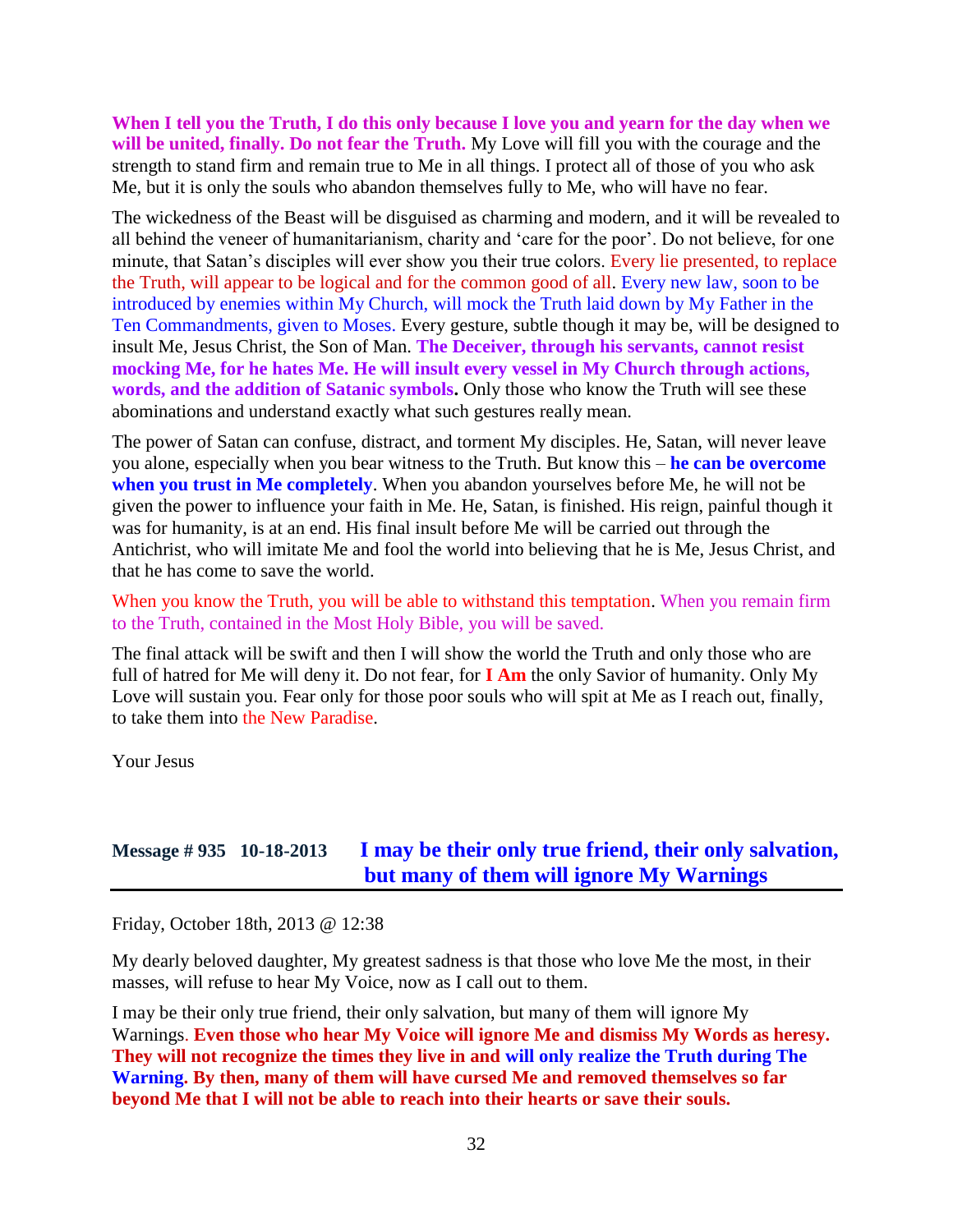**When I tell you the Truth, I do this only because I love you and yearn for the day when we will be united, finally. Do not fear the Truth.** My Love will fill you with the courage and the strength to stand firm and remain true to Me in all things. I protect all of those of you who ask Me, but it is only the souls who abandon themselves fully to Me, who will have no fear.

The wickedness of the Beast will be disguised as charming and modern, and it will be revealed to all behind the veneer of humanitarianism, charity and 'care for the poor'. Do not believe, for one minute, that Satan's disciples will ever show you their true colors. Every lie presented, to replace the Truth, will appear to be logical and for the common good of all. Every new law, soon to be introduced by enemies within My Church, will mock the Truth laid down by My Father in the Ten Commandments, given to Moses. Every gesture, subtle though it may be, will be designed to insult Me, Jesus Christ, the Son of Man. **The Deceiver, through his servants, cannot resist mocking Me, for he hates Me. He will insult every vessel in My Church through actions, words, and the addition of Satanic symbols.** Only those who know the Truth will see these abominations and understand exactly what such gestures really mean.

The power of Satan can confuse, distract, and torment My disciples. He, Satan, will never leave you alone, especially when you bear witness to the Truth. But know this – **he can be overcome when you trust in Me completely**. When you abandon yourselves before Me, he will not be given the power to influence your faith in Me. He, Satan, is finished. His reign, painful though it was for humanity, is at an end. His final insult before Me will be carried out through the Antichrist, who will imitate Me and fool the world into believing that he is Me, Jesus Christ, and that he has come to save the world.

When you know the Truth, you will be able to withstand this temptation. When you remain firm to the Truth, contained in the Most Holy Bible, you will be saved.

The final attack will be swift and then I will show the world the Truth and only those who are full of hatred for Me will deny it. Do not fear, for **I Am** the only Savior of humanity. Only My Love will sustain you. Fear only for those poor souls who will spit at Me as I reach out, finally, to take them into the New Paradise.

Your Jesus

## Message # 935 10-18-2013 I may be their only true friend, their only salvation, but many of them will ignore My Warnings

Friday, October 18th, 2013 @ 12:38

My dearly beloved daughter, My greatest sadness is that those who love Me the most, in their masses, will refuse to hear My Voice, now as I call out to them.

I may be their only true friend, their only salvation, but many of them will ignore My Warnings. **Even those who hear My Voice will ignore Me and dismiss My Words as heresy. They will not recognize the times they live in and will only realize the Truth during The Warning. By then, many of them will have cursed Me and removed themselves so far beyond Me that I will not be able to reach into their hearts or save their souls.**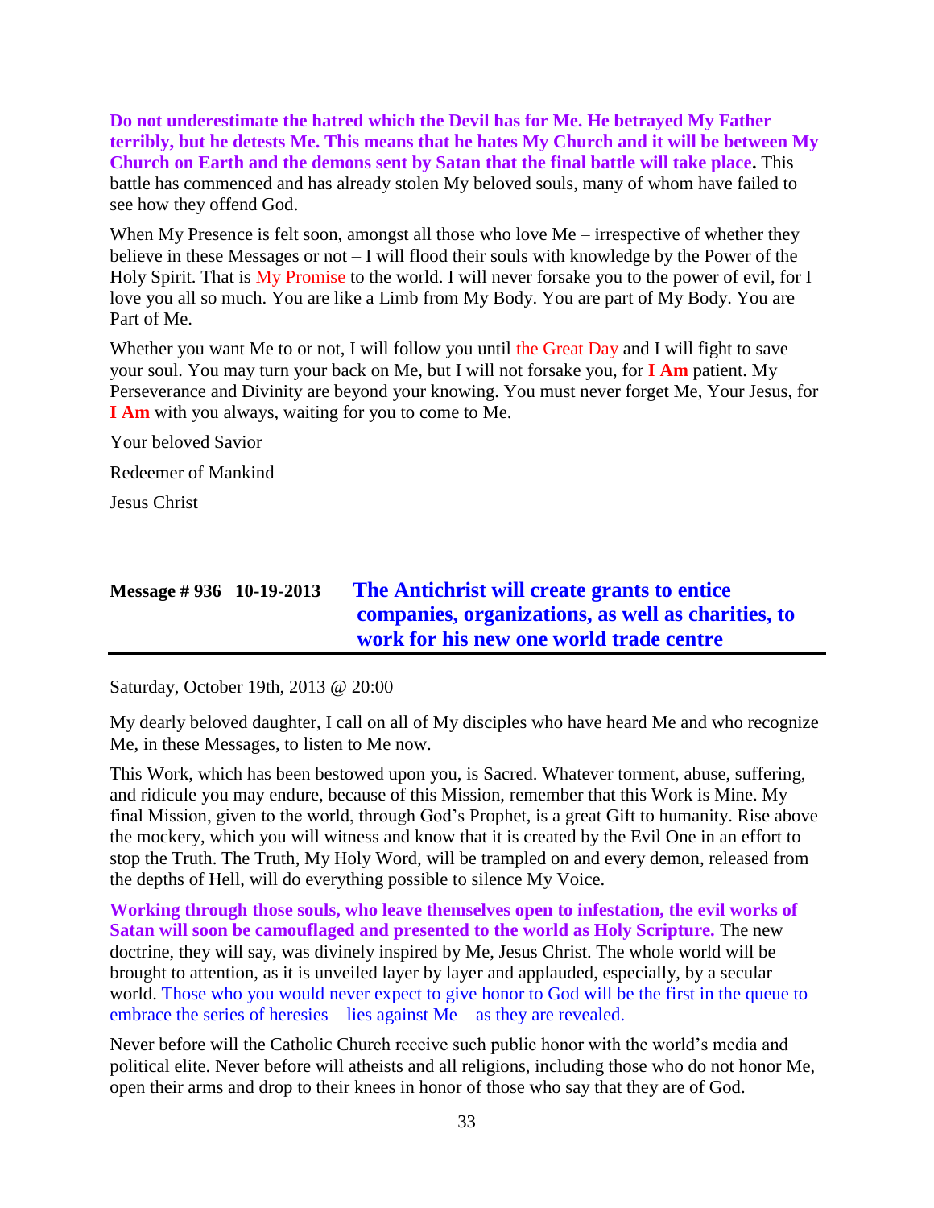**Do not underestimate the hatred which the Devil has for Me. He betrayed My Father terribly, but he detests Me. This means that he hates My Church and it will be between My Church on Earth and the demons sent by Satan that the final battle will take place.** This battle has commenced and has already stolen My beloved souls, many of whom have failed to see how they offend God.

When My Presence is felt soon, amongst all those who love Me – irrespective of whether they believe in these Messages or not – I will flood their souls with knowledge by the Power of the Holy Spirit. That is My Promise to the world. I will never forsake you to the power of evil, for I love you all so much. You are like a Limb from My Body. You are part of My Body. You are Part of Me.

Whether you want Me to or not, I will follow you until the Great Day and I will fight to save your soul. You may turn your back on Me, but I will not forsake you, for **I Am** patient. My Perseverance and Divinity are beyond your knowing. You must never forget Me, Your Jesus, for **I Am** with you always, waiting for you to come to Me.

Your beloved Savior

Redeemer of Mankind

Jesus Christ

## Message # 936 10-19-2013 The Antichrist will create grants to entice companies, organizations, as well as charities, to work for his new one world trade centre

Saturday, October 19th, 2013 @ 20:00

My dearly beloved daughter, I call on all of My disciples who have heard Me and who recognize Me, in these Messages, to listen to Me now.

This Work, which has been bestowed upon you, is Sacred. Whatever torment, abuse, suffering, and ridicule you may endure, because of this Mission, remember that this Work is Mine. My final Mission, given to the world, through God's Prophet, is a great Gift to humanity. Rise above the mockery, which you will witness and know that it is created by the Evil One in an effort to stop the Truth. The Truth, My Holy Word, will be trampled on and every demon, released from the depths of Hell, will do everything possible to silence My Voice.

**Working through those souls, who leave themselves open to infestation, the evil works of Satan will soon be camouflaged and presented to the world as Holy Scripture.** The new doctrine, they will say, was divinely inspired by Me, Jesus Christ. The whole world will be brought to attention, as it is unveiled layer by layer and applauded, especially, by a secular world. Those who you would never expect to give honor to God will be the first in the queue to embrace the series of heresies – lies against Me – as they are revealed.

Never before will the Catholic Church receive such public honor with the world's media and political elite. Never before will atheists and all religions, including those who do not honor Me, open their arms and drop to their knees in honor of those who say that they are of God.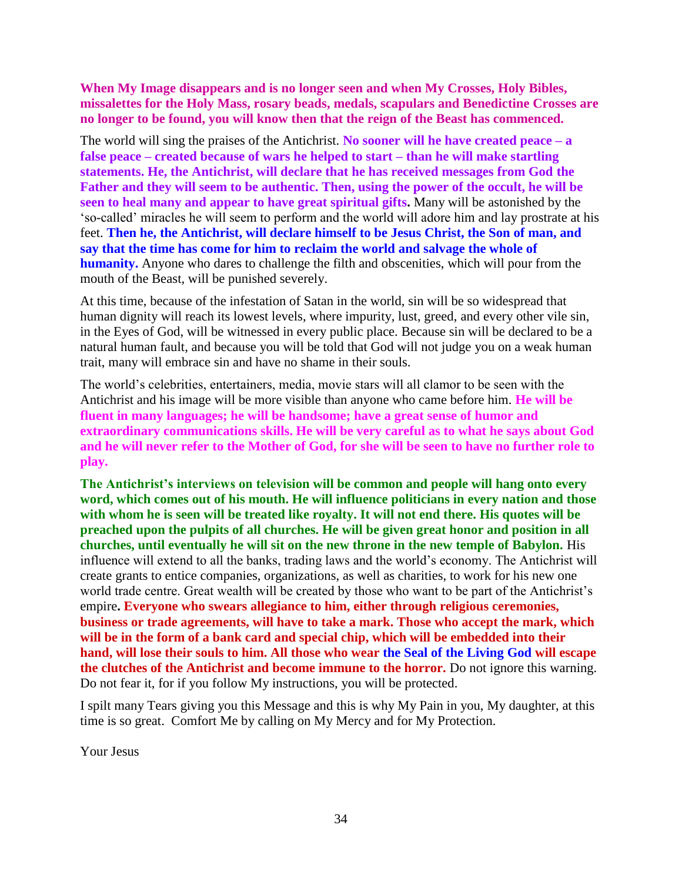**When My Image disappears and is no longer seen and when My Crosses, Holy Bibles, missalettes for the Holy Mass, rosary beads, medals, scapulars and Benedictine Crosses are no longer to be found, you will know then that the reign of the Beast has commenced.**

The world will sing the praises of the Antichrist. **No sooner will he have created peace – a false peace – created because of wars he helped to start – than he will make startling statements. He, the Antichrist, will declare that he has received messages from God the Father and they will seem to be authentic. Then, using the power of the occult, he will be seen to heal many and appear to have great spiritual gifts.** Many will be astonished by the 'so-called' miracles he will seem to perform and the world will adore him and lay prostrate at his feet. **Then he, the Antichrist, will declare himself to be Jesus Christ, the Son of man, and say that the time has come for him to reclaim the world and salvage the whole of humanity.** Anyone who dares to challenge the filth and obscenities, which will pour from the mouth of the Beast, will be punished severely.

At this time, because of the infestation of Satan in the world, sin will be so widespread that human dignity will reach its lowest levels, where impurity, lust, greed, and every other vile sin, in the Eyes of God, will be witnessed in every public place. Because sin will be declared to be a natural human fault, and because you will be told that God will not judge you on a weak human trait, many will embrace sin and have no shame in their souls.

The world's celebrities, entertainers, media, movie stars will all clamor to be seen with the Antichrist and his image will be more visible than anyone who came before him. **He will be fluent in many languages; he will be handsome; have a great sense of humor and extraordinary communications skills. He will be very careful as to what he says about God and he will never refer to the Mother of God, for she will be seen to have no further role to play.**

**The Antichrist's interviews on television will be common and people will hang onto every word, which comes out of his mouth. He will influence politicians in every nation and those with whom he is seen will be treated like royalty. It will not end there. His quotes will be preached upon the pulpits of all churches. He will be given great honor and position in all churches, until eventually he will sit on the new throne in the new temple of Babylon.** His influence will extend to all the banks, trading laws and the world's economy. The Antichrist will create grants to entice companies, organizations, as well as charities, to work for his new one world trade centre. Great wealth will be created by those who want to be part of the Antichrist's empire**. Everyone who swears allegiance to him, either through religious ceremonies, business or trade agreements, will have to take a mark. Those who accept the mark, which will be in the form of a bank card and special chip, which will be embedded into their hand, will lose their souls to him. All those who wear the Seal of the Living God will escape the clutches of the Antichrist and become immune to the horror.** Do not ignore this warning. Do not fear it, for if you follow My instructions, you will be protected.

I spilt many Tears giving you this Message and this is why My Pain in you, My daughter, at this time is so great. Comfort Me by calling on My Mercy and for My Protection.

Your Jesus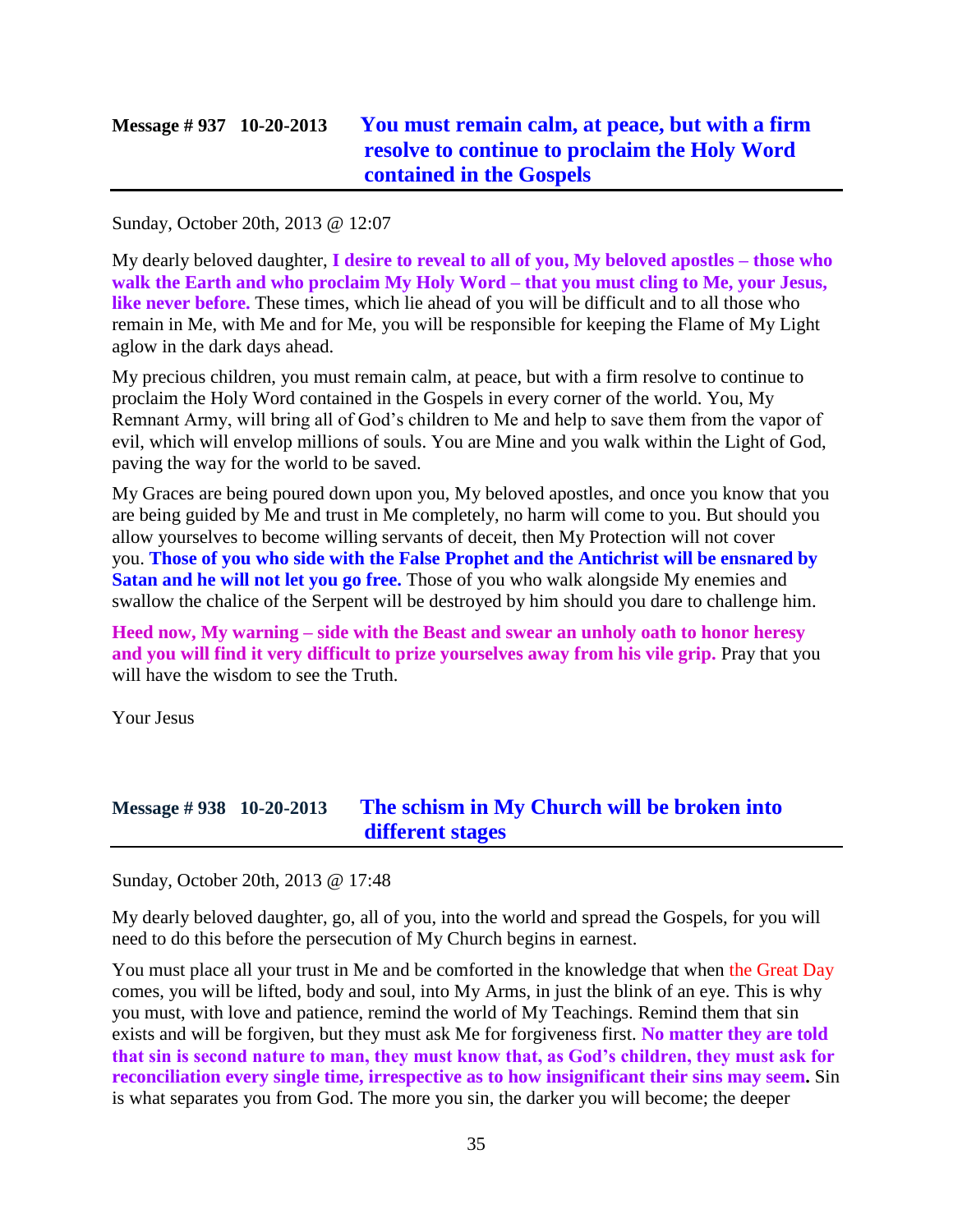## Message # 937 10-20-2013 You must remain calm, at peace, but with a firm resolve to continue to proclaim the Holy Word contained in the Gospels

Sunday, October 20th, 2013 @ 12:07

My dearly beloved daughter, **I desire to reveal to all of you, My beloved apostles – those who walk the Earth and who proclaim My Holy Word – that you must cling to Me, your Jesus, like never before.** These times, which lie ahead of you will be difficult and to all those who remain in Me, with Me and for Me, you will be responsible for keeping the Flame of My Light aglow in the dark days ahead.

My precious children, you must remain calm, at peace, but with a firm resolve to continue to proclaim the Holy Word contained in the Gospels in every corner of the world. You, My Remnant Army, will bring all of God's children to Me and help to save them from the vapor of evil, which will envelop millions of souls. You are Mine and you walk within the Light of God, paving the way for the world to be saved.

My Graces are being poured down upon you, My beloved apostles, and once you know that you are being guided by Me and trust in Me completely, no harm will come to you. But should you allow yourselves to become willing servants of deceit, then My Protection will not cover you. **Those of you who side with the False Prophet and the Antichrist will be ensnared by Satan and he will not let you go free.** Those of you who walk alongside My enemies and swallow the chalice of the Serpent will be destroyed by him should you dare to challenge him.

**Heed now, My warning – side with the Beast and swear an unholy oath to honor heresy and you will find it very difficult to prize yourselves away from his vile grip.** Pray that you will have the wisdom to see the Truth.

Your Jesus

## Message # 938 10-20-2013 The schism in My Church will be broken into different stages

Sunday, October 20th, 2013 @ 17:48

My dearly beloved daughter, go, all of you, into the world and spread the Gospels, for you will need to do this before the persecution of My Church begins in earnest.

You must place all your trust in Me and be comforted in the knowledge that when the Great Day comes, you will be lifted, body and soul, into My Arms, in just the blink of an eye. This is why you must, with love and patience, remind the world of My Teachings. Remind them that sin exists and will be forgiven, but they must ask Me for forgiveness first. **No matter they are told that sin is second nature to man, they must know that, as God's children, they must ask for reconciliation every single time, irrespective as to how insignificant their sins may seem.** Sin is what separates you from God. The more you sin, the darker you will become; the deeper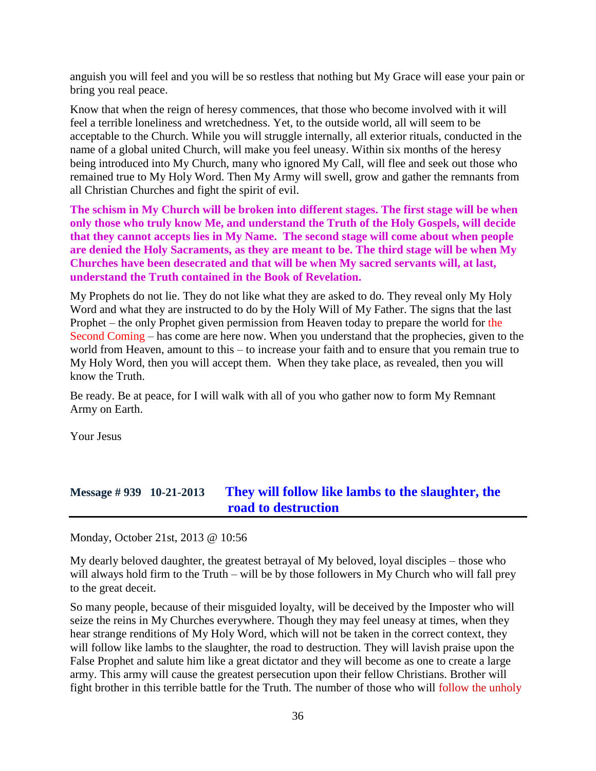anguish you will feel and you will be so restless that nothing but My Grace will ease your pain or bring you real peace.

Know that when the reign of heresy commences, that those who become involved with it will feel a terrible loneliness and wretchedness. Yet, to the outside world, all will seem to be acceptable to the Church. While you will struggle internally, all exterior rituals, conducted in the name of a global united Church, will make you feel uneasy. Within six months of the heresy being introduced into My Church, many who ignored My Call, will flee and seek out those who remained true to My Holy Word. Then My Army will swell, grow and gather the remnants from all Christian Churches and fight the spirit of evil.

**The schism in My Church will be broken into different stages. The first stage will be when only those who truly know Me, and understand the Truth of the Holy Gospels, will decide that they cannot accepts lies in My Name. The second stage will come about when people are denied the Holy Sacraments, as they are meant to be. The third stage will be when My Churches have been desecrated and that will be when My sacred servants will, at last, understand the Truth contained in the Book of Revelation.**

My Prophets do not lie. They do not like what they are asked to do. They reveal only My Holy Word and what they are instructed to do by the Holy Will of My Father. The signs that the last Prophet – the only Prophet given permission from Heaven today to prepare the world for the Second Coming – has come are here now. When you understand that the prophecies, given to the world from Heaven, amount to this – to increase your faith and to ensure that you remain true to My Holy Word, then you will accept them. When they take place, as revealed, then you will know the Truth.

Be ready. Be at peace, for I will walk with all of you who gather now to form My Remnant Army on Earth.

Your Jesus

## Message # 939 10-21-2013 They will follow like lambs to the slaughter, the road to destruction

Monday, October 21st, 2013 @ 10:56

My dearly beloved daughter, the greatest betrayal of My beloved, loyal disciples – those who will always hold firm to the Truth – will be by those followers in My Church who will fall prey to the great deceit.

So many people, because of their misguided loyalty, will be deceived by the Imposter who will seize the reins in My Churches everywhere. Though they may feel uneasy at times, when they hear strange renditions of My Holy Word, which will not be taken in the correct context, they will follow like lambs to the slaughter, the road to destruction. They will lavish praise upon the False Prophet and salute him like a great dictator and they will become as one to create a large army. This army will cause the greatest persecution upon their fellow Christians. Brother will fight brother in this terrible battle for the Truth. The number of those who will follow the unholy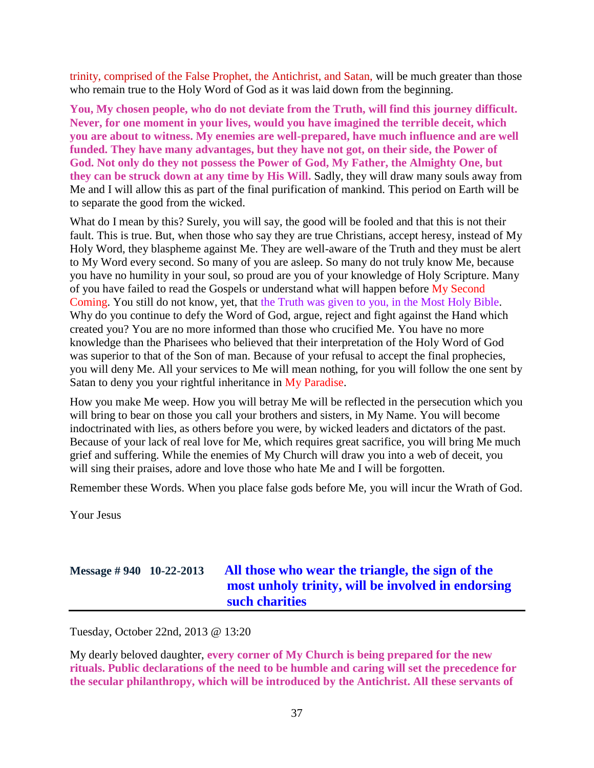trinity, comprised of the False Prophet, the Antichrist, and Satan, will be much greater than those who remain true to the Holy Word of God as it was laid down from the beginning.

**You, My chosen people, who do not deviate from the Truth, will find this journey difficult. Never, for one moment in your lives, would you have imagined the terrible deceit, which you are about to witness. My enemies are well-prepared, have much influence and are well funded. They have many advantages, but they have not got, on their side, the Power of God. Not only do they not possess the Power of God, My Father, the Almighty One, but they can be struck down at any time by His Will.** Sadly, they will draw many souls away from Me and I will allow this as part of the final purification of mankind. This period on Earth will be to separate the good from the wicked.

What do I mean by this? Surely, you will say, the good will be fooled and that this is not their fault. This is true. But, when those who say they are true Christians, accept heresy, instead of My Holy Word, they blaspheme against Me. They are well-aware of the Truth and they must be alert to My Word every second. So many of you are asleep. So many do not truly know Me, because you have no humility in your soul, so proud are you of your knowledge of Holy Scripture. Many of you have failed to read the Gospels or understand what will happen before My Second Coming. You still do not know, yet, that the Truth was given to you, in the Most Holy Bible. Why do you continue to defy the Word of God, argue, reject and fight against the Hand which created you? You are no more informed than those who crucified Me. You have no more knowledge than the Pharisees who believed that their interpretation of the Holy Word of God was superior to that of the Son of man. Because of your refusal to accept the final prophecies, you will deny Me. All your services to Me will mean nothing, for you will follow the one sent by Satan to deny you your rightful inheritance in My Paradise.

How you make Me weep. How you will betray Me will be reflected in the persecution which you will bring to bear on those you call your brothers and sisters, in My Name. You will become indoctrinated with lies, as others before you were, by wicked leaders and dictators of the past. Because of your lack of real love for Me, which requires great sacrifice, you will bring Me much grief and suffering. While the enemies of My Church will draw you into a web of deceit, you will sing their praises, adore and love those who hate Me and I will be forgotten.

Remember these Words. When you place false gods before Me, you will incur the Wrath of God.

Your Jesus

## Message # 940 10-22-2013 All those who wear the triangle, the sign of the most unholy trinity, will be involved in endorsing such charities

Tuesday, October 22nd, 2013 @ 13:20

My dearly beloved daughter, **every corner of My Church is being prepared for the new rituals. Public declarations of the need to be humble and caring will set the precedence for the secular philanthropy, which will be introduced by the Antichrist. All these servants of**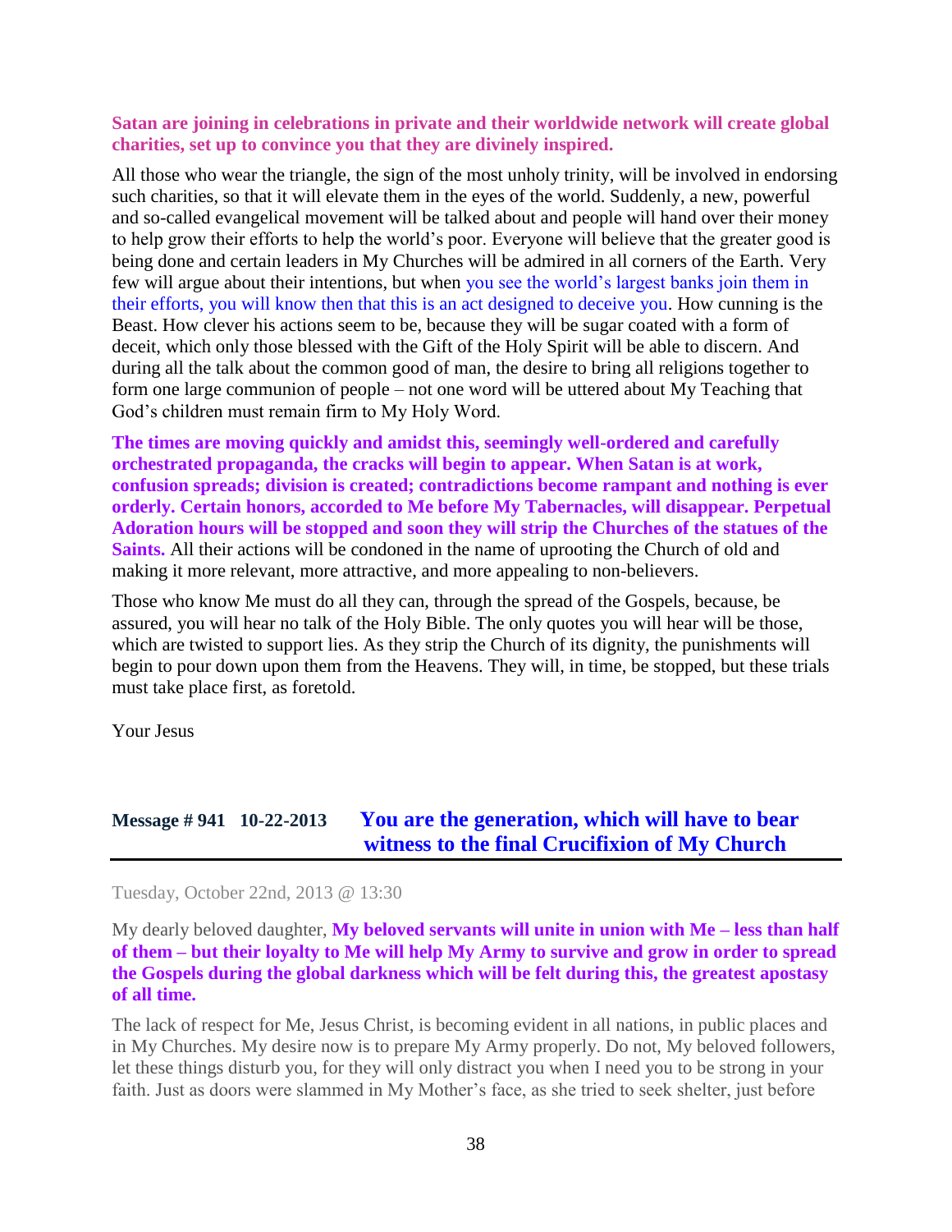**Satan are joining in celebrations in private and their worldwide network will create global charities, set up to convince you that they are divinely inspired.**

All those who wear the triangle, the sign of the most unholy trinity, will be involved in endorsing such charities, so that it will elevate them in the eyes of the world. Suddenly, a new, powerful and so-called evangelical movement will be talked about and people will hand over their money to help grow their efforts to help the world's poor. Everyone will believe that the greater good is being done and certain leaders in My Churches will be admired in all corners of the Earth. Very few will argue about their intentions, but when you see the world's largest banks join them in their efforts, you will know then that this is an act designed to deceive you. How cunning is the Beast. How clever his actions seem to be, because they will be sugar coated with a form of deceit, which only those blessed with the Gift of the Holy Spirit will be able to discern. And during all the talk about the common good of man, the desire to bring all religions together to form one large communion of people – not one word will be uttered about My Teaching that God's children must remain firm to My Holy Word.

**The times are moving quickly and amidst this, seemingly well-ordered and carefully orchestrated propaganda, the cracks will begin to appear. When Satan is at work, confusion spreads; division is created; contradictions become rampant and nothing is ever orderly. Certain honors, accorded to Me before My Tabernacles, will disappear. Perpetual Adoration hours will be stopped and soon they will strip the Churches of the statues of the Saints.** All their actions will be condoned in the name of uprooting the Church of old and making it more relevant, more attractive, and more appealing to non-believers.

Those who know Me must do all they can, through the spread of the Gospels, because, be assured, you will hear no talk of the Holy Bible. The only quotes you will hear will be those, which are twisted to support lies. As they strip the Church of its dignity, the punishments will begin to pour down upon them from the Heavens. They will, in time, be stopped, but these trials must take place first, as foretold.

Your Jesus

## Message # 941 10-22-2013 You are the generation, which will have to bear witness to the final Crucifixion of My Church

Tuesday, October 22nd, 2013 @ 13:30

My dearly beloved daughter, **My beloved servants will unite in union with Me – less than half of them – but their loyalty to Me will help My Army to survive and grow in order to spread the Gospels during the global darkness which will be felt during this, the greatest apostasy of all time.**

The lack of respect for Me, Jesus Christ, is becoming evident in all nations, in public places and in My Churches. My desire now is to prepare My Army properly. Do not, My beloved followers, let these things disturb you, for they will only distract you when I need you to be strong in your faith. Just as doors were slammed in My Mother's face, as she tried to seek shelter, just before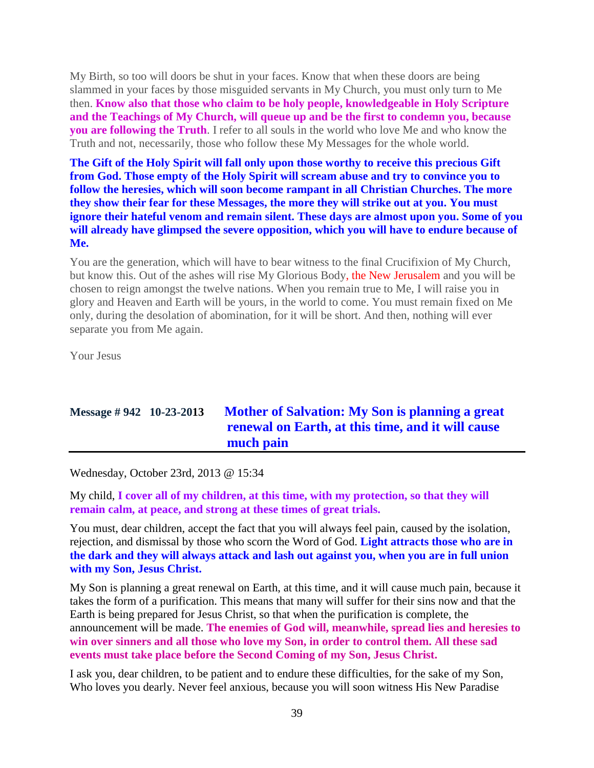My Birth, so too will doors be shut in your faces. Know that when these doors are being slammed in your faces by those misguided servants in My Church, you must only turn to Me then. **Know also that those who claim to be holy people, knowledgeable in Holy Scripture and the Teachings of My Church, will queue up and be the first to condemn you, because you are following the Truth**. I refer to all souls in the world who love Me and who know the Truth and not, necessarily, those who follow these My Messages for the whole world.

**The Gift of the Holy Spirit will fall only upon those worthy to receive this precious Gift from God. Those empty of the Holy Spirit will scream abuse and try to convince you to follow the heresies, which will soon become rampant in all Christian Churches. The more they show their fear for these Messages, the more they will strike out at you. You must ignore their hateful venom and remain silent. These days are almost upon you. Some of you will already have glimpsed the severe opposition, which you will have to endure because of Me.**

You are the generation, which will have to bear witness to the final Crucifixion of My Church, but know this. Out of the ashes will rise My Glorious Body, the New Jerusalem and you will be chosen to reign amongst the twelve nations. When you remain true to Me, I will raise you in glory and Heaven and Earth will be yours, in the world to come. You must remain fixed on Me only, during the desolation of abomination, for it will be short. And then, nothing will ever separate you from Me again.

Your Jesus

## Message # 942 10-23-2013 Mother of Salvation: My Son is planning a great renewal on Earth, at this time, and it will cause much pain

Wednesday, October 23rd, 2013 @ 15:34

My child, **I cover all of my children, at this time, with my protection, so that they will remain calm, at peace, and strong at these times of great trials.**

You must, dear children, accept the fact that you will always feel pain, caused by the isolation, rejection, and dismissal by those who scorn the Word of God. **Light attracts those who are in the dark and they will always attack and lash out against you, when you are in full union with my Son, Jesus Christ.**

My Son is planning a great renewal on Earth, at this time, and it will cause much pain, because it takes the form of a purification. This means that many will suffer for their sins now and that the Earth is being prepared for Jesus Christ, so that when the purification is complete, the announcement will be made. **The enemies of God will, meanwhile, spread lies and heresies to win over sinners and all those who love my Son, in order to control them. All these sad events must take place before the Second Coming of my Son, Jesus Christ.**

I ask you, dear children, to be patient and to endure these difficulties, for the sake of my Son, Who loves you dearly. Never feel anxious, because you will soon witness His New Paradise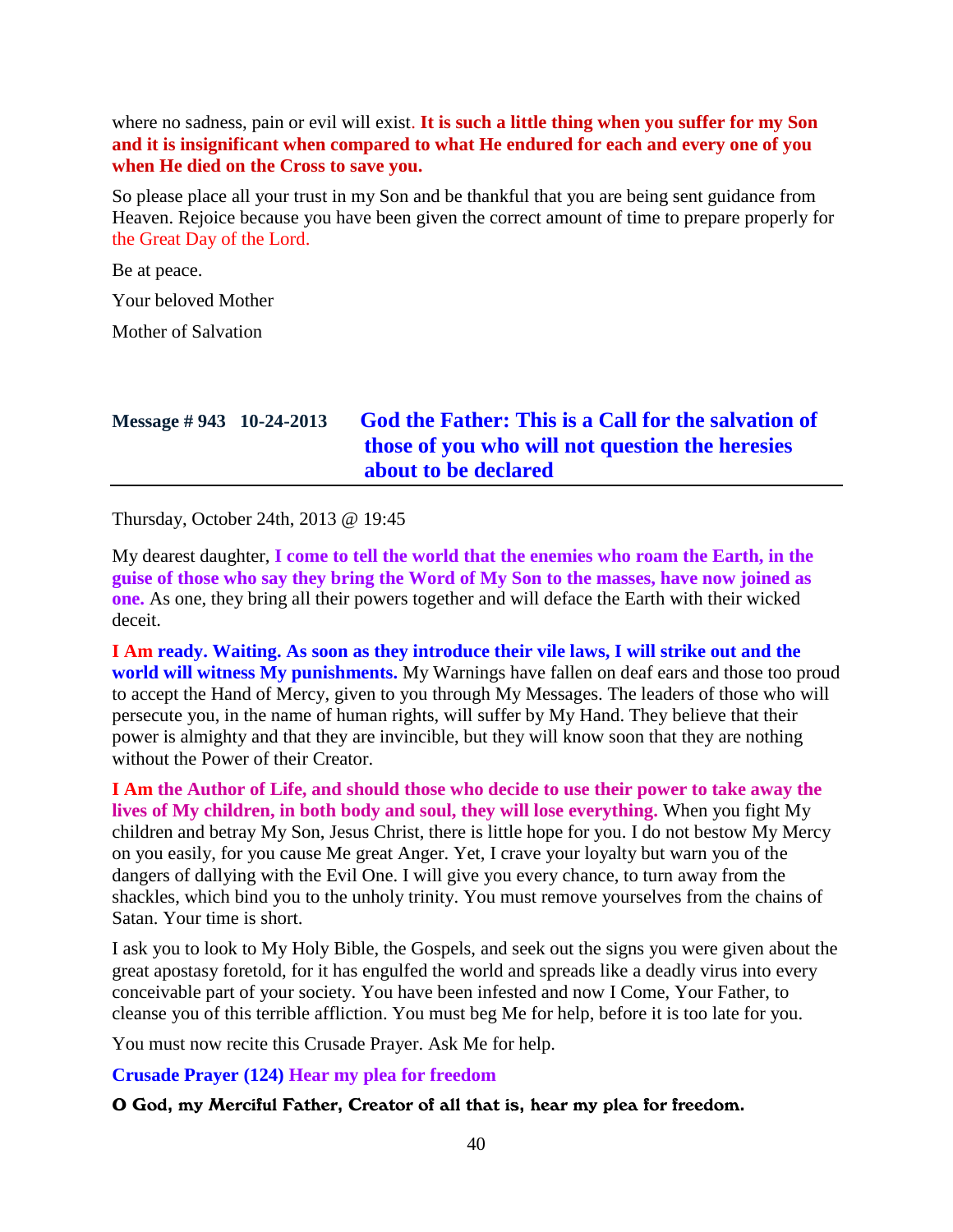where no sadness, pain or evil will exist. **It is such a little thing when you suffer for my Son and it is insignificant when compared to what He endured for each and every one of you when He died on the Cross to save you.**

So please place all your trust in my Son and be thankful that you are being sent guidance from Heaven. Rejoice because you have been given the correct amount of time to prepare properly for the Great Day of the Lord.

Be at peace.

Your beloved Mother

Mother of Salvation

## Message # 943 10-24-2013 God the Father: This is a Call for the salvation of those of you who will not question the heresies about to be declared

Thursday, October 24th, 2013 @ 19:45

My dearest daughter, **I come to tell the world that the enemies who roam the Earth, in the guise of those who say they bring the Word of My Son to the masses, have now joined as one.** As one, they bring all their powers together and will deface the Earth with their wicked deceit.

**I Am ready. Waiting. As soon as they introduce their vile laws, I will strike out and the world will witness My punishments.** My Warnings have fallen on deaf ears and those too proud to accept the Hand of Mercy, given to you through My Messages. The leaders of those who will persecute you, in the name of human rights, will suffer by My Hand. They believe that their power is almighty and that they are invincible, but they will know soon that they are nothing without the Power of their Creator.

**I Am the Author of Life, and should those who decide to use their power to take away the lives of My children, in both body and soul, they will lose everything.** When you fight My children and betray My Son, Jesus Christ, there is little hope for you. I do not bestow My Mercy on you easily, for you cause Me great Anger. Yet, I crave your loyalty but warn you of the dangers of dallying with the Evil One. I will give you every chance, to turn away from the shackles, which bind you to the unholy trinity. You must remove yourselves from the chains of Satan. Your time is short.

I ask you to look to My Holy Bible, the Gospels, and seek out the signs you were given about the great apostasy foretold, for it has engulfed the world and spreads like a deadly virus into every conceivable part of your society. You have been infested and now I Come, Your Father, to cleanse you of this terrible affliction. You must beg Me for help, before it is too late for you.

You must now recite this Crusade Prayer. Ask Me for help.

**Crusade Prayer (124) Hear my plea for freedom**

**O God, my Merciful Father, Creator of all that is, hear my plea for freedom.**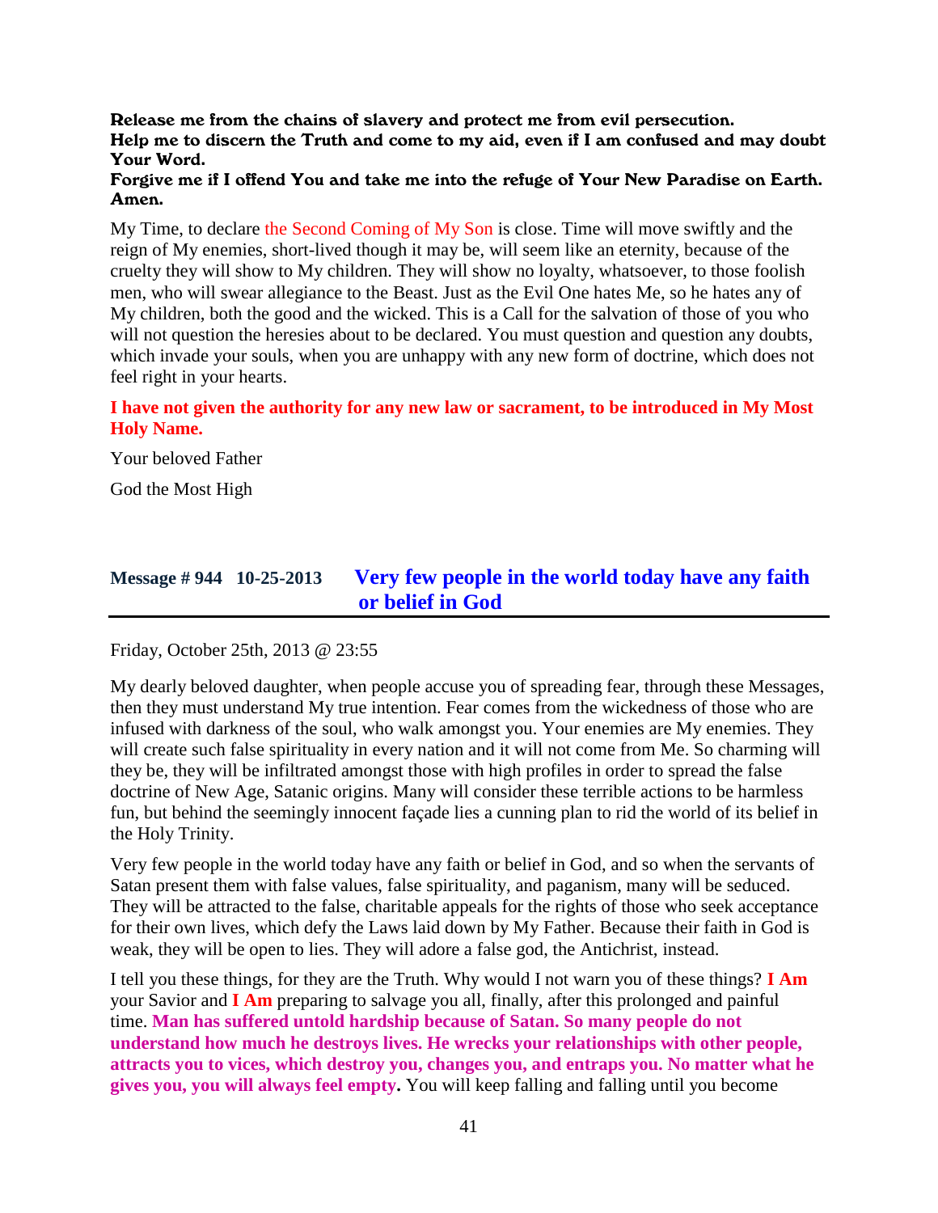**Release me from the chains of slavery and protect me from evil persecution.**
**Help me to discern the Truth and come to my aid, even if I am confused and may doubt Your Word.**
**Forgive me if I offend You and take me into the refuge of Your New Paradise on Earth. Amen.**

My Time, to declare the Second Coming of My Son is close. Time will move swiftly and the reign of My enemies, short-lived though it may be, will seem like an eternity, because of the cruelty they will show to My children. They will show no loyalty, whatsoever, to those foolish men, who will swear allegiance to the Beast. Just as the Evil One hates Me, so he hates any of My children, both the good and the wicked. This is a Call for the salvation of those of you who will not question the heresies about to be declared. You must question and question any doubts, which invade your souls, when you are unhappy with any new form of doctrine, which does not feel right in your hearts.

**I have not given the authority for any new law or sacrament, to be introduced in My Most Holy Name.**

Your beloved Father

God the Most High

## Message # 944 10-25-2013 Very few people in the world today have any faith or belief in God

Friday, October 25th, 2013 @ 23:55

My dearly beloved daughter, when people accuse you of spreading fear, through these Messages, then they must understand My true intention. Fear comes from the wickedness of those who are infused with darkness of the soul, who walk amongst you. Your enemies are My enemies. They will create such false spirituality in every nation and it will not come from Me. So charming will they be, they will be infiltrated amongst those with high profiles in order to spread the false doctrine of New Age, Satanic origins. Many will consider these terrible actions to be harmless fun, but behind the seemingly innocent façade lies a cunning plan to rid the world of its belief in the Holy Trinity.

Very few people in the world today have any faith or belief in God, and so when the servants of Satan present them with false values, false spirituality, and paganism, many will be seduced. They will be attracted to the false, charitable appeals for the rights of those who seek acceptance for their own lives, which defy the Laws laid down by My Father. Because their faith in God is weak, they will be open to lies. They will adore a false god, the Antichrist, instead.

I tell you these things, for they are the Truth. Why would I not warn you of these things? **I Am** your Savior and **I Am** preparing to salvage you all, finally, after this prolonged and painful time. **Man has suffered untold hardship because of Satan. So many people do not understand how much he destroys lives. He wrecks your relationships with other people, attracts you to vices, which destroy you, changes you, and entraps you. No matter what he gives you, you will always feel empty.** You will keep falling and falling until you become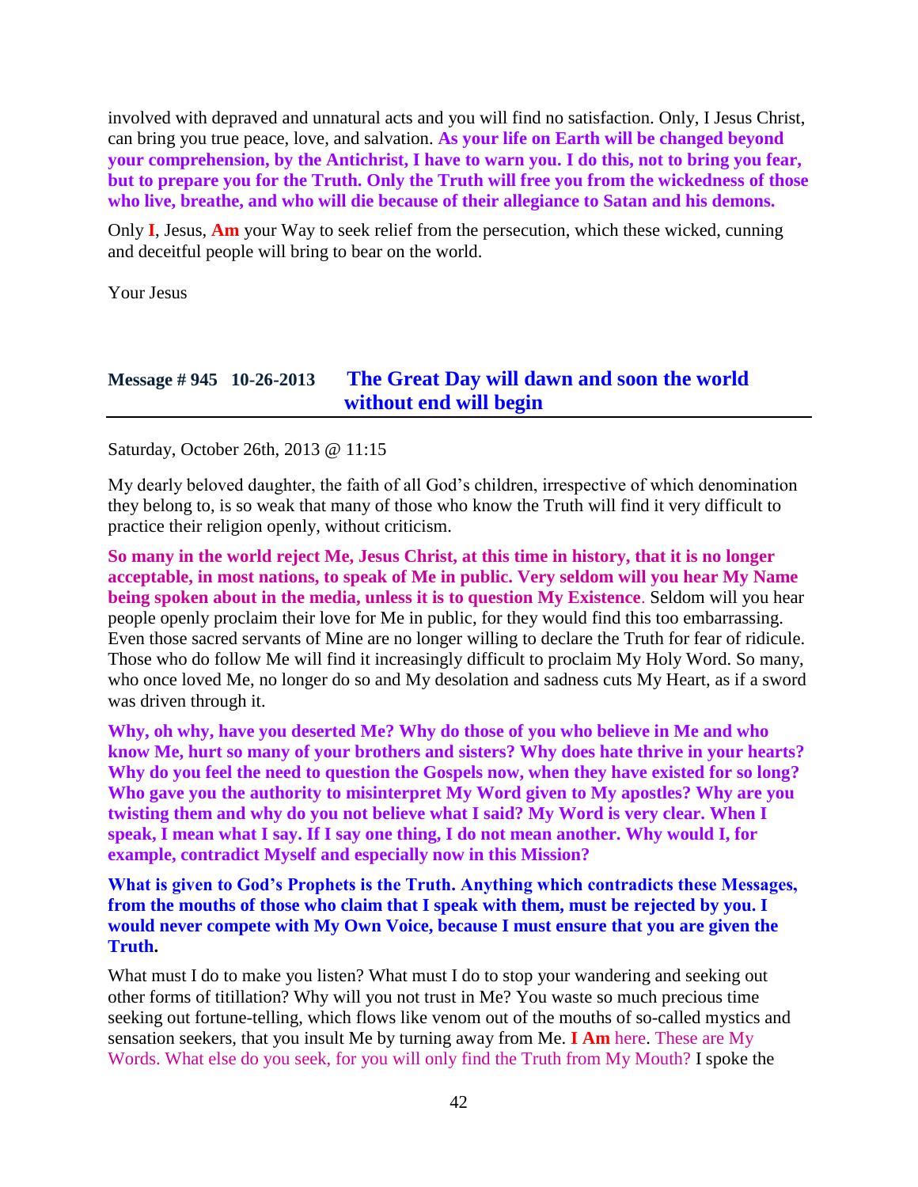involved with depraved and unnatural acts and you will find no satisfaction. Only, I Jesus Christ, can bring you true peace, love, and salvation. **As your life on Earth will be changed beyond your comprehension, by the Antichrist, I have to warn you. I do this, not to bring you fear, but to prepare you for the Truth. Only the Truth will free you from the wickedness of those who live, breathe, and who will die because of their allegiance to Satan and his demons.**

Only **I**, Jesus, **Am** your Way to seek relief from the persecution, which these wicked, cunning and deceitful people will bring to bear on the world.

Your Jesus

## Message # 945 10-26-2013 The Great Day will dawn and soon the world without end will begin

Saturday, October 26th, 2013 @ 11:15

My dearly beloved daughter, the faith of all God's children, irrespective of which denomination they belong to, is so weak that many of those who know the Truth will find it very difficult to practice their religion openly, without criticism.

**So many in the world reject Me, Jesus Christ, at this time in history, that it is no longer acceptable, in most nations, to speak of Me in public. Very seldom will you hear My Name being spoken about in the media, unless it is to question My Existence**. Seldom will you hear people openly proclaim their love for Me in public, for they would find this too embarrassing. Even those sacred servants of Mine are no longer willing to declare the Truth for fear of ridicule. Those who do follow Me will find it increasingly difficult to proclaim My Holy Word. So many, who once loved Me, no longer do so and My desolation and sadness cuts My Heart, as if a sword was driven through it.

**Why, oh why, have you deserted Me? Why do those of you who believe in Me and who know Me, hurt so many of your brothers and sisters? Why does hate thrive in your hearts? Why do you feel the need to question the Gospels now, when they have existed for so long? Who gave you the authority to misinterpret My Word given to My apostles? Why are you twisting them and why do you not believe what I said? My Word is very clear. When I speak, I mean what I say. If I say one thing, I do not mean another. Why would I, for example, contradict Myself and especially now in this Mission?**

**What is given to God's Prophets is the Truth. Anything which contradicts these Messages, from the mouths of those who claim that I speak with them, must be rejected by you. I would never compete with My Own Voice, because I must ensure that you are given the Truth.**

What must I do to make you listen? What must I do to stop your wandering and seeking out other forms of titillation? Why will you not trust in Me? You waste so much precious time seeking out fortune-telling, which flows like venom out of the mouths of so-called mystics and sensation seekers, that you insult Me by turning away from Me. **I Am** here. These are My Words. What else do you seek, for you will only find the Truth from My Mouth? I spoke the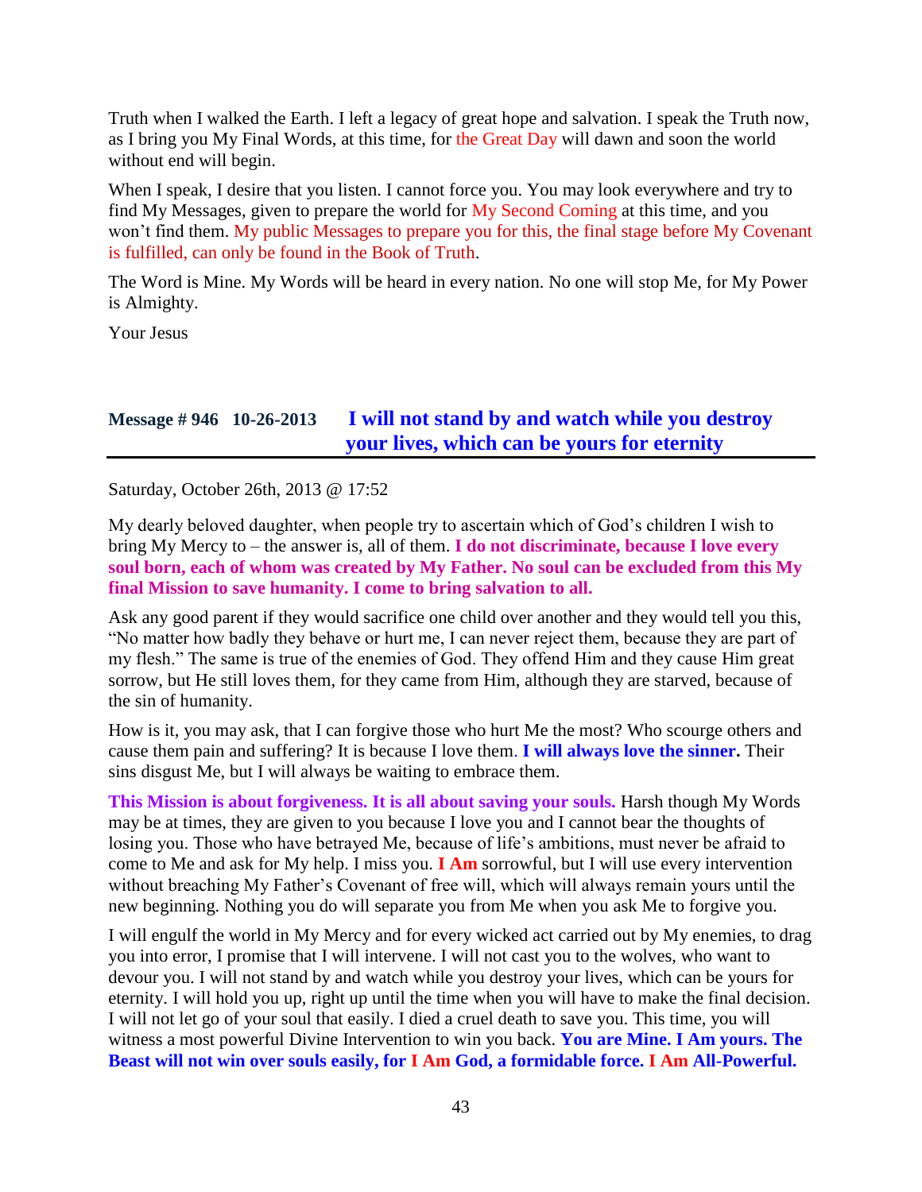Truth when I walked the Earth. I left a legacy of great hope and salvation. I speak the Truth now, as I bring you My Final Words, at this time, for the Great Day will dawn and soon the world without end will begin.

When I speak, I desire that you listen. I cannot force you. You may look everywhere and try to find My Messages, given to prepare the world for My Second Coming at this time, and you won't find them. My public Messages to prepare you for this, the final stage before My Covenant is fulfilled, can only be found in the Book of Truth.

The Word is Mine. My Words will be heard in every nation. No one will stop Me, for My Power is Almighty.

Your Jesus

## Message # 946 10-26-2013 I will not stand by and watch while you destroy your lives, which can be yours for eternity

Saturday, October 26th, 2013 @ 17:52

My dearly beloved daughter, when people try to ascertain which of God's children I wish to bring My Mercy to – the answer is, all of them. **I do not discriminate, because I love every soul born, each of whom was created by My Father. No soul can be excluded from this My final Mission to save humanity. I come to bring salvation to all.**

Ask any good parent if they would sacrifice one child over another and they would tell you this, "No matter how badly they behave or hurt me, I can never reject them, because they are part of my flesh." The same is true of the enemies of God. They offend Him and they cause Him great sorrow, but He still loves them, for they came from Him, although they are starved, because of the sin of humanity.

How is it, you may ask, that I can forgive those who hurt Me the most? Who scourge others and cause them pain and suffering? It is because I love them. **I will always love the sinner.** Their sins disgust Me, but I will always be waiting to embrace them.

**This Mission is about forgiveness. It is all about saving your souls.** Harsh though My Words may be at times, they are given to you because I love you and I cannot bear the thoughts of losing you. Those who have betrayed Me, because of life's ambitions, must never be afraid to come to Me and ask for My help. I miss you. **I Am** sorrowful, but I will use every intervention without breaching My Father's Covenant of free will, which will always remain yours until the new beginning. Nothing you do will separate you from Me when you ask Me to forgive you.

I will engulf the world in My Mercy and for every wicked act carried out by My enemies, to drag you into error, I promise that I will intervene. I will not cast you to the wolves, who want to devour you. I will not stand by and watch while you destroy your lives, which can be yours for eternity. I will hold you up, right up until the time when you will have to make the final decision. I will not let go of your soul that easily. I died a cruel death to save you. This time, you will witness a most powerful Divine Intervention to win you back. **You are Mine. I Am yours. The Beast will not win over souls easily, for I Am God, a formidable force. I Am All-Powerful.**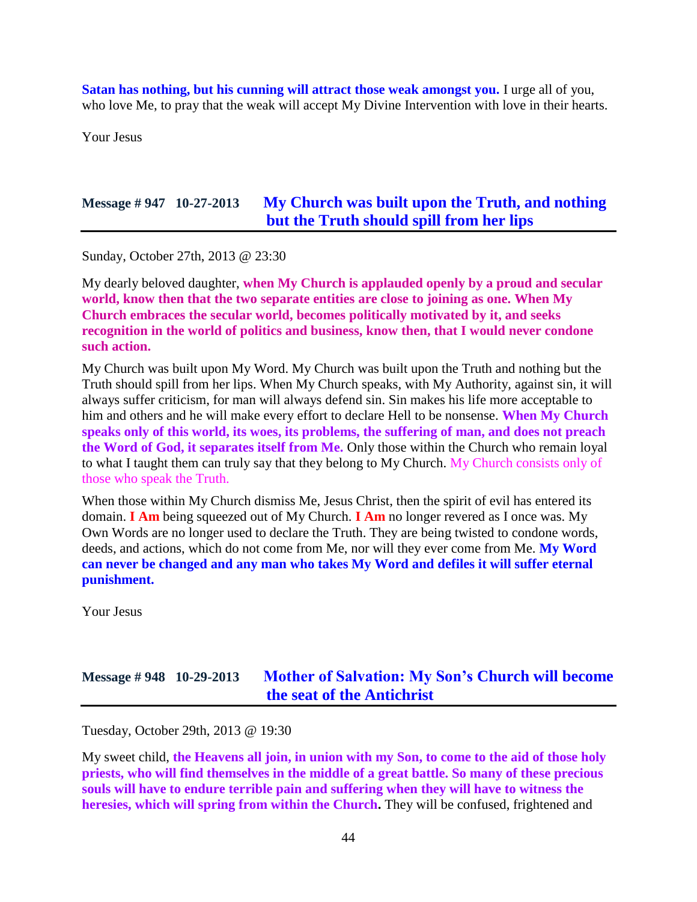**Satan has nothing, but his cunning will attract those weak amongst you.** I urge all of you, who love Me, to pray that the weak will accept My Divine Intervention with love in their hearts.

Your Jesus

## Message # 947 10-27-2013 My Church was built upon the Truth, and nothing but the Truth should spill from her lips

Sunday, October 27th, 2013 @ 23:30

My dearly beloved daughter, **when My Church is applauded openly by a proud and secular world, know then that the two separate entities are close to joining as one. When My Church embraces the secular world, becomes politically motivated by it, and seeks recognition in the world of politics and business, know then, that I would never condone such action.**

My Church was built upon My Word. My Church was built upon the Truth and nothing but the Truth should spill from her lips. When My Church speaks, with My Authority, against sin, it will always suffer criticism, for man will always defend sin. Sin makes his life more acceptable to him and others and he will make every effort to declare Hell to be nonsense. **When My Church speaks only of this world, its woes, its problems, the suffering of man, and does not preach the Word of God, it separates itself from Me.** Only those within the Church who remain loyal to what I taught them can truly say that they belong to My Church. My Church consists only of those who speak the Truth.

When those within My Church dismiss Me, Jesus Christ, then the spirit of evil has entered its domain. **I Am** being squeezed out of My Church. **I Am** no longer revered as I once was. My Own Words are no longer used to declare the Truth. They are being twisted to condone words, deeds, and actions, which do not come from Me, nor will they ever come from Me. **My Word can never be changed and any man who takes My Word and defiles it will suffer eternal punishment.**

Your Jesus

## Message # 948 10-29-2013 Mother of Salvation: My Son's Church will become the seat of the Antichrist

Tuesday, October 29th, 2013 @ 19:30

My sweet child, **the Heavens all join, in union with my Son, to come to the aid of those holy priests, who will find themselves in the middle of a great battle. So many of these precious souls will have to endure terrible pain and suffering when they will have to witness the heresies, which will spring from within the Church.** They will be confused, frightened and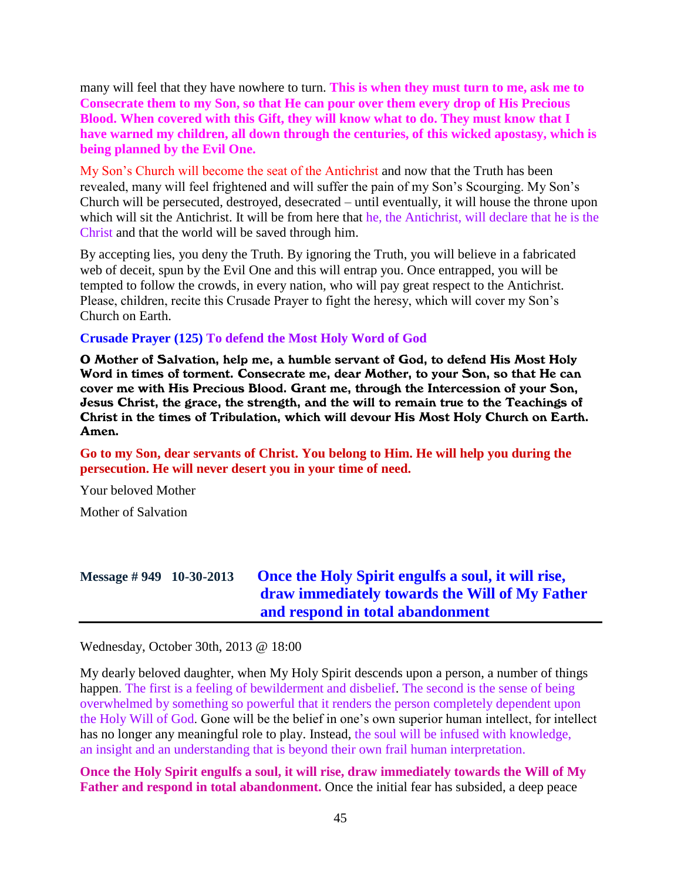many will feel that they have nowhere to turn. **This is when they must turn to me, ask me to Consecrate them to my Son, so that He can pour over them every drop of His Precious Blood. When covered with this Gift, they will know what to do. They must know that I have warned my children, all down through the centuries, of this wicked apostasy, which is being planned by the Evil One.**

My Son's Church will become the seat of the Antichrist and now that the Truth has been revealed, many will feel frightened and will suffer the pain of my Son's Scourging. My Son's Church will be persecuted, destroyed, desecrated – until eventually, it will house the throne upon which will sit the Antichrist. It will be from here that he, the Antichrist, will declare that he is the Christ and that the world will be saved through him.

By accepting lies, you deny the Truth. By ignoring the Truth, you will believe in a fabricated web of deceit, spun by the Evil One and this will entrap you. Once entrapped, you will be tempted to follow the crowds, in every nation, who will pay great respect to the Antichrist. Please, children, recite this Crusade Prayer to fight the heresy, which will cover my Son's Church on Earth.

**Crusade Prayer (125) To defend the Most Holy Word of God**

**O Mother of Salvation, help me, a humble servant of God, to defend His Most Holy Word in times of torment. Consecrate me, dear Mother, to your Son, so that He can cover me with His Precious Blood. Grant me, through the Intercession of your Son, Jesus Christ, the grace, the strength, and the will to remain true to the Teachings of Christ in the times of Tribulation, which will devour His Most Holy Church on Earth. Amen.**

**Go to my Son, dear servants of Christ. You belong to Him. He will help you during the persecution. He will never desert you in your time of need.**

Your beloved Mother

Mother of Salvation

## Message # 949 10-30-2013 Once the Holy Spirit engulfs a soul, it will rise, draw immediately towards the Will of My Father and respond in total abandonment

Wednesday, October 30th, 2013 @ 18:00

My dearly beloved daughter, when My Holy Spirit descends upon a person, a number of things happen. The first is a feeling of bewilderment and disbelief. The second is the sense of being overwhelmed by something so powerful that it renders the person completely dependent upon the Holy Will of God. Gone will be the belief in one's own superior human intellect, for intellect has no longer any meaningful role to play. Instead, the soul will be infused with knowledge, an insight and an understanding that is beyond their own frail human interpretation.

**Once the Holy Spirit engulfs a soul, it will rise, draw immediately towards the Will of My Father and respond in total abandonment.** Once the initial fear has subsided, a deep peace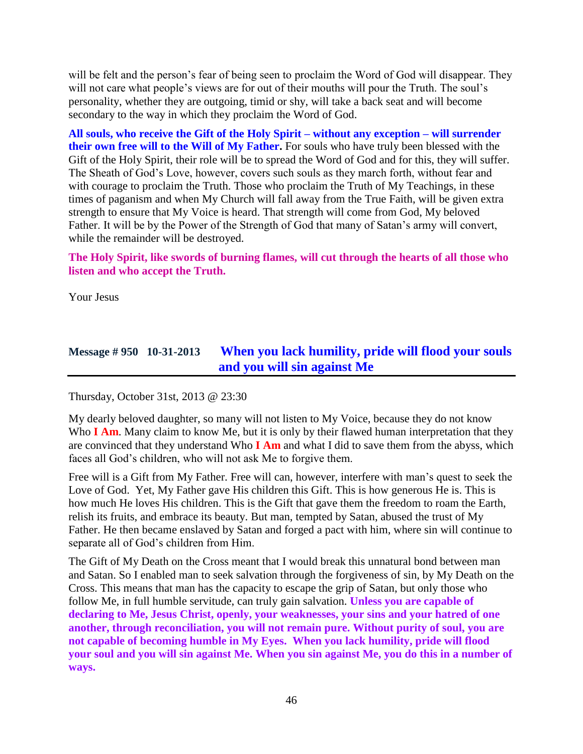will be felt and the person's fear of being seen to proclaim the Word of God will disappear. They will not care what people's views are for out of their mouths will pour the Truth. The soul's personality, whether they are outgoing, timid or shy, will take a back seat and will become secondary to the way in which they proclaim the Word of God.

**All souls, who receive the Gift of the Holy Spirit – without any exception – will surrender their own free will to the Will of My Father.** For souls who have truly been blessed with the Gift of the Holy Spirit, their role will be to spread the Word of God and for this, they will suffer. The Sheath of God's Love, however, covers such souls as they march forth, without fear and with courage to proclaim the Truth. Those who proclaim the Truth of My Teachings, in these times of paganism and when My Church will fall away from the True Faith, will be given extra strength to ensure that My Voice is heard. That strength will come from God, My beloved Father. It will be by the Power of the Strength of God that many of Satan's army will convert, while the remainder will be destroyed.

**The Holy Spirit, like swords of burning flames, will cut through the hearts of all those who listen and who accept the Truth.**

Your Jesus

## Message # 950 10-31-2013 When you lack humility, pride will flood your souls and you will sin against Me

Thursday, October 31st, 2013 @ 23:30

My dearly beloved daughter, so many will not listen to My Voice, because they do not know Who **I Am**. Many claim to know Me, but it is only by their flawed human interpretation that they are convinced that they understand Who **I Am** and what I did to save them from the abyss, which faces all God's children, who will not ask Me to forgive them.

Free will is a Gift from My Father. Free will can, however, interfere with man's quest to seek the Love of God. Yet, My Father gave His children this Gift. This is how generous He is. This is how much He loves His children. This is the Gift that gave them the freedom to roam the Earth, relish its fruits, and embrace its beauty. But man, tempted by Satan, abused the trust of My Father. He then became enslaved by Satan and forged a pact with him, where sin will continue to separate all of God's children from Him.

The Gift of My Death on the Cross meant that I would break this unnatural bond between man and Satan. So I enabled man to seek salvation through the forgiveness of sin, by My Death on the Cross. This means that man has the capacity to escape the grip of Satan, but only those who follow Me, in full humble servitude, can truly gain salvation. **Unless you are capable of declaring to Me, Jesus Christ, openly, your weaknesses, your sins and your hatred of one another, through reconciliation, you will not remain pure. Without purity of soul, you are not capable of becoming humble in My Eyes. When you lack humility, pride will flood your soul and you will sin against Me. When you sin against Me, you do this in a number of ways.**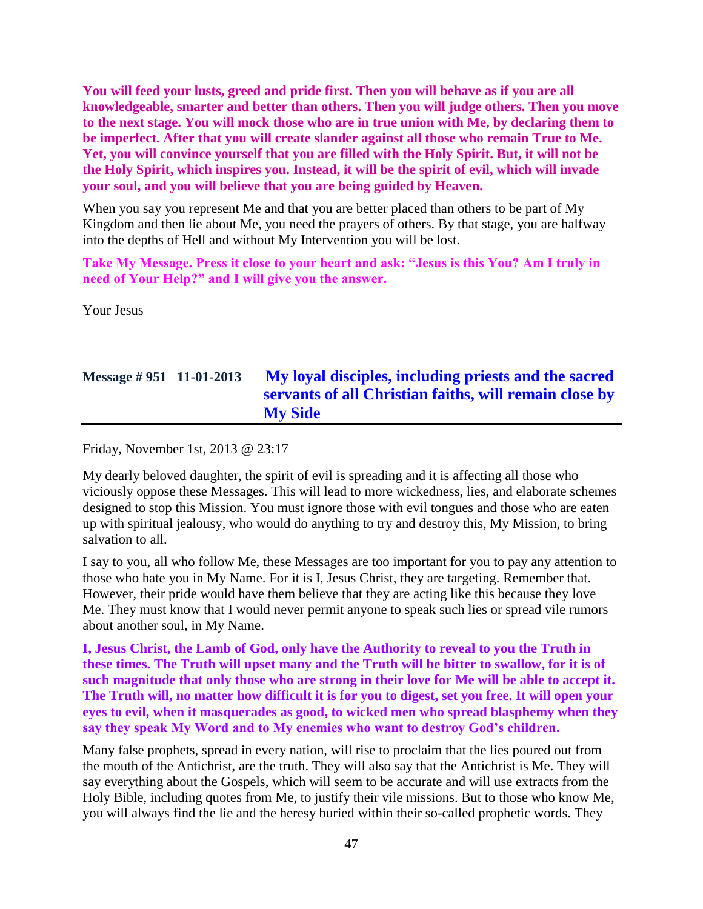**You will feed your lusts, greed and pride first. Then you will behave as if you are all knowledgeable, smarter and better than others. Then you will judge others. Then you move to the next stage. You will mock those who are in true union with Me, by declaring them to be imperfect. After that you will create slander against all those who remain True to Me. Yet, you will convince yourself that you are filled with the Holy Spirit. But, it will not be the Holy Spirit, which inspires you. Instead, it will be the spirit of evil, which will invade your soul, and you will believe that you are being guided by Heaven.**

When you say you represent Me and that you are better placed than others to be part of My Kingdom and then lie about Me, you need the prayers of others. By that stage, you are halfway into the depths of Hell and without My Intervention you will be lost.

**Take My Message. Press it close to your heart and ask: "Jesus is this You? Am I truly in need of Your Help?" and I will give you the answer.**

Your Jesus

## Message # 951 11-01-2013 My loyal disciples, including priests and the sacred servants of all Christian faiths, will remain close by My Side

Friday, November 1st, 2013 @ 23:17

My dearly beloved daughter, the spirit of evil is spreading and it is affecting all those who viciously oppose these Messages. This will lead to more wickedness, lies, and elaborate schemes designed to stop this Mission. You must ignore those with evil tongues and those who are eaten up with spiritual jealousy, who would do anything to try and destroy this, My Mission, to bring salvation to all.

I say to you, all who follow Me, these Messages are too important for you to pay any attention to those who hate you in My Name. For it is I, Jesus Christ, they are targeting. Remember that. However, their pride would have them believe that they are acting like this because they love Me. They must know that I would never permit anyone to speak such lies or spread vile rumors about another soul, in My Name.

**I, Jesus Christ, the Lamb of God, only have the Authority to reveal to you the Truth in these times. The Truth will upset many and the Truth will be bitter to swallow, for it is of such magnitude that only those who are strong in their love for Me will be able to accept it. The Truth will, no matter how difficult it is for you to digest, set you free. It will open your eyes to evil, when it masquerades as good, to wicked men who spread blasphemy when they say they speak My Word and to My enemies who want to destroy God's children.**

Many false prophets, spread in every nation, will rise to proclaim that the lies poured out from the mouth of the Antichrist, are the truth. They will also say that the Antichrist is Me. They will say everything about the Gospels, which will seem to be accurate and will use extracts from the Holy Bible, including quotes from Me, to justify their vile missions. But to those who know Me, you will always find the lie and the heresy buried within their so-called prophetic words. They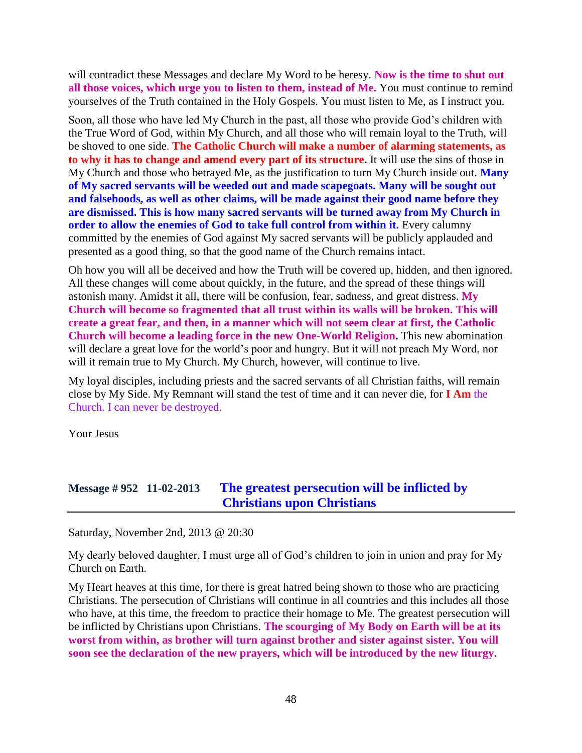will contradict these Messages and declare My Word to be heresy. **Now is the time to shut out all those voices, which urge you to listen to them, instead of Me.** You must continue to remind yourselves of the Truth contained in the Holy Gospels. You must listen to Me, as I instruct you.

Soon, all those who have led My Church in the past, all those who provide God's children with the True Word of God, within My Church, and all those who will remain loyal to the Truth, will be shoved to one side. **The Catholic Church will make a number of alarming statements, as to why it has to change and amend every part of its structure.** It will use the sins of those in My Church and those who betrayed Me, as the justification to turn My Church inside out. **Many of My sacred servants will be weeded out and made scapegoats. Many will be sought out and falsehoods, as well as other claims, will be made against their good name before they are dismissed. This is how many sacred servants will be turned away from My Church in order to allow the enemies of God to take full control from within it.** Every calumny committed by the enemies of God against My sacred servants will be publicly applauded and presented as a good thing, so that the good name of the Church remains intact.

Oh how you will all be deceived and how the Truth will be covered up, hidden, and then ignored. All these changes will come about quickly, in the future, and the spread of these things will astonish many. Amidst it all, there will be confusion, fear, sadness, and great distress. **My Church will become so fragmented that all trust within its walls will be broken. This will create a great fear, and then, in a manner which will not seem clear at first, the Catholic Church will become a leading force in the new One-World Religion.** This new abomination will declare a great love for the world's poor and hungry. But it will not preach My Word, nor will it remain true to My Church. My Church, however, will continue to live.

My loyal disciples, including priests and the sacred servants of all Christian faiths, will remain close by My Side. My Remnant will stand the test of time and it can never die, for **I Am** the Church. I can never be destroyed.

Your Jesus

## Message # 952 11-02-2013 The greatest persecution will be inflicted by Christians upon Christians

Saturday, November 2nd, 2013 @ 20:30

My dearly beloved daughter, I must urge all of God's children to join in union and pray for My Church on Earth.

My Heart heaves at this time, for there is great hatred being shown to those who are practicing Christians. The persecution of Christians will continue in all countries and this includes all those who have, at this time, the freedom to practice their homage to Me. The greatest persecution will be inflicted by Christians upon Christians. **The scourging of My Body on Earth will be at its worst from within, as brother will turn against brother and sister against sister. You will soon see the declaration of the new prayers, which will be introduced by the new liturgy.**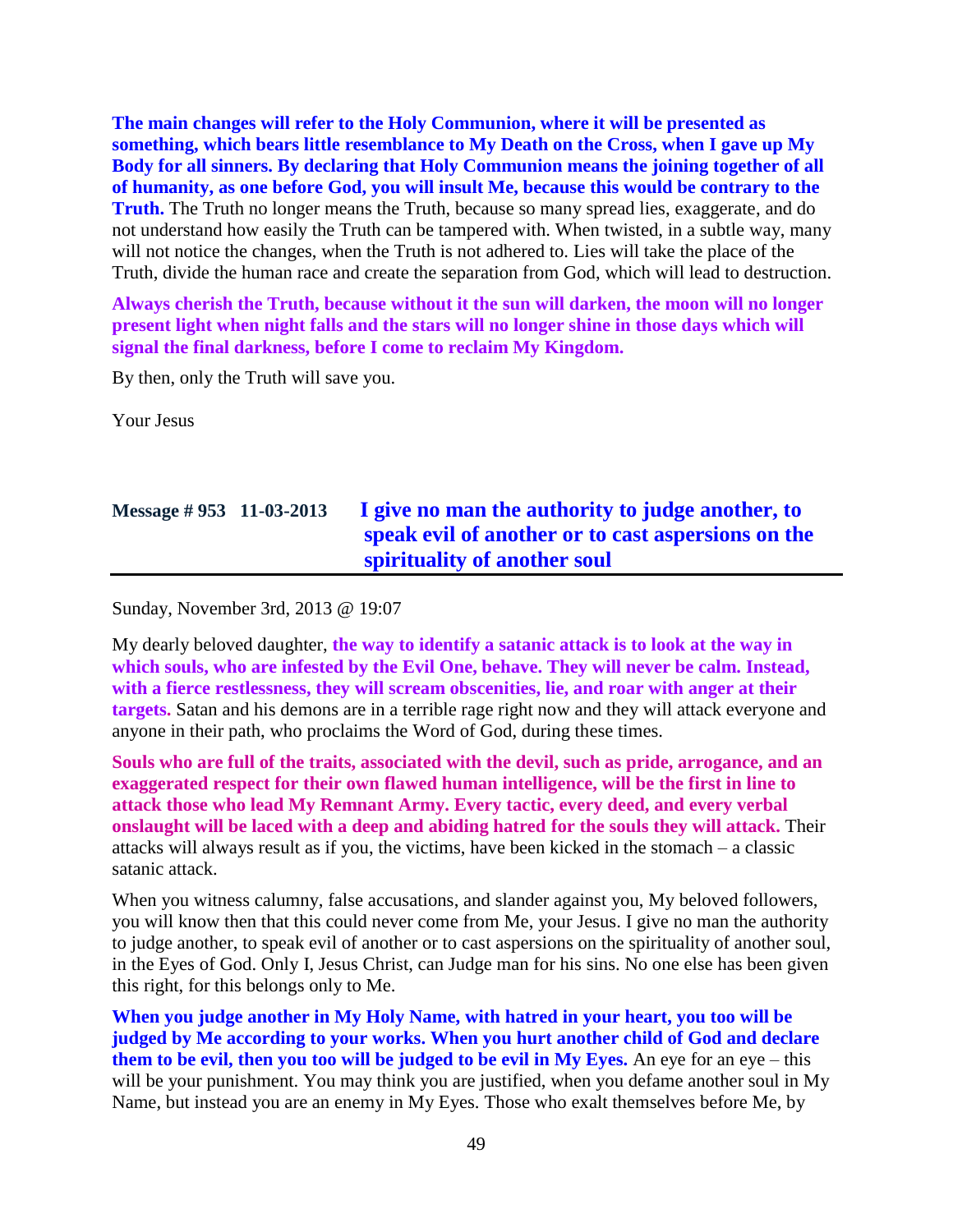**The main changes will refer to the Holy Communion, where it will be presented as something, which bears little resemblance to My Death on the Cross, when I gave up My Body for all sinners. By declaring that Holy Communion means the joining together of all of humanity, as one before God, you will insult Me, because this would be contrary to the Truth.** The Truth no longer means the Truth, because so many spread lies, exaggerate, and do not understand how easily the Truth can be tampered with. When twisted, in a subtle way, many will not notice the changes, when the Truth is not adhered to. Lies will take the place of the Truth, divide the human race and create the separation from God, which will lead to destruction.

**Always cherish the Truth, because without it the sun will darken, the moon will no longer present light when night falls and the stars will no longer shine in those days which will signal the final darkness, before I come to reclaim My Kingdom.**

By then, only the Truth will save you.

Your Jesus

## Message # 953 11-03-2013 I give no man the authority to judge another, to speak evil of another or to cast aspersions on the spirituality of another soul

Sunday, November 3rd, 2013 @ 19:07

My dearly beloved daughter, **the way to identify a satanic attack is to look at the way in which souls, who are infested by the Evil One, behave. They will never be calm. Instead, with a fierce restlessness, they will scream obscenities, lie, and roar with anger at their targets.** Satan and his demons are in a terrible rage right now and they will attack everyone and anyone in their path, who proclaims the Word of God, during these times.

**Souls who are full of the traits, associated with the devil, such as pride, arrogance, and an exaggerated respect for their own flawed human intelligence, will be the first in line to attack those who lead My Remnant Army. Every tactic, every deed, and every verbal onslaught will be laced with a deep and abiding hatred for the souls they will attack.** Their attacks will always result as if you, the victims, have been kicked in the stomach – a classic satanic attack.

When you witness calumny, false accusations, and slander against you, My beloved followers, you will know then that this could never come from Me, your Jesus. I give no man the authority to judge another, to speak evil of another or to cast aspersions on the spirituality of another soul, in the Eyes of God. Only I, Jesus Christ, can Judge man for his sins. No one else has been given this right, for this belongs only to Me.

**When you judge another in My Holy Name, with hatred in your heart, you too will be judged by Me according to your works. When you hurt another child of God and declare them to be evil, then you too will be judged to be evil in My Eyes.** An eye for an eye – this will be your punishment. You may think you are justified, when you defame another soul in My Name, but instead you are an enemy in My Eyes. Those who exalt themselves before Me, by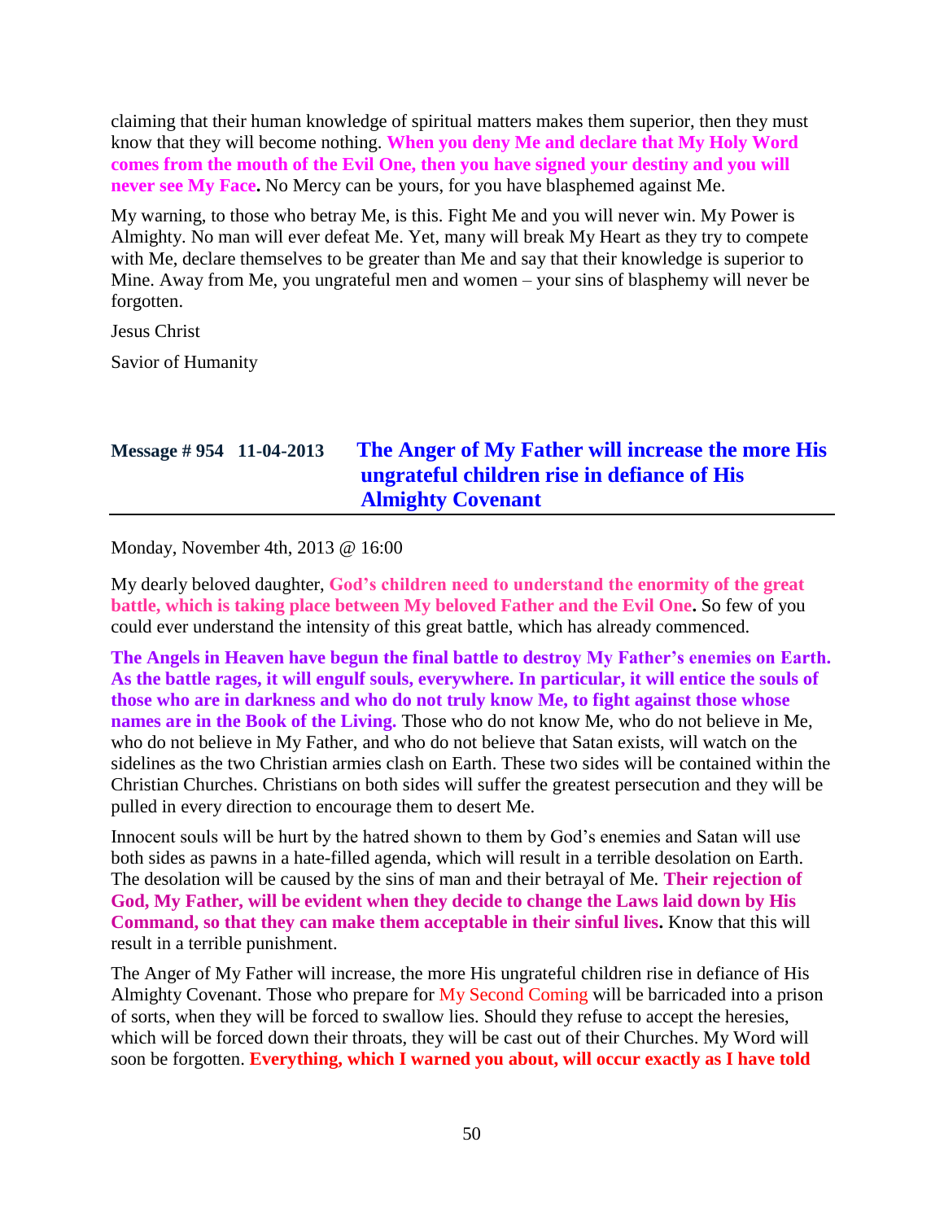claiming that their human knowledge of spiritual matters makes them superior, then they must know that they will become nothing. **When you deny Me and declare that My Holy Word comes from the mouth of the Evil One, then you have signed your destiny and you will never see My Face.** No Mercy can be yours, for you have blasphemed against Me.

My warning, to those who betray Me, is this. Fight Me and you will never win. My Power is Almighty. No man will ever defeat Me. Yet, many will break My Heart as they try to compete with Me, declare themselves to be greater than Me and say that their knowledge is superior to Mine. Away from Me, you ungrateful men and women – your sins of blasphemy will never be forgotten.

Jesus Christ

Savior of Humanity

## Message # 954 11-04-2013 The Anger of My Father will increase the more His ungrateful children rise in defiance of His Almighty Covenant

Monday, November 4th, 2013 @ 16:00

My dearly beloved daughter, **God's children need to understand the enormity of the great battle, which is taking place between My beloved Father and the Evil One.** So few of you could ever understand the intensity of this great battle, which has already commenced.

**The Angels in Heaven have begun the final battle to destroy My Father's enemies on Earth. As the battle rages, it will engulf souls, everywhere. In particular, it will entice the souls of those who are in darkness and who do not truly know Me, to fight against those whose names are in the Book of the Living.** Those who do not know Me, who do not believe in Me, who do not believe in My Father, and who do not believe that Satan exists, will watch on the sidelines as the two Christian armies clash on Earth. These two sides will be contained within the Christian Churches. Christians on both sides will suffer the greatest persecution and they will be pulled in every direction to encourage them to desert Me.

Innocent souls will be hurt by the hatred shown to them by God's enemies and Satan will use both sides as pawns in a hate-filled agenda, which will result in a terrible desolation on Earth. The desolation will be caused by the sins of man and their betrayal of Me. **Their rejection of God, My Father, will be evident when they decide to change the Laws laid down by His Command, so that they can make them acceptable in their sinful lives.** Know that this will result in a terrible punishment.

The Anger of My Father will increase, the more His ungrateful children rise in defiance of His Almighty Covenant. Those who prepare for My Second Coming will be barricaded into a prison of sorts, when they will be forced to swallow lies. Should they refuse to accept the heresies, which will be forced down their throats, they will be cast out of their Churches. My Word will soon be forgotten. **Everything, which I warned you about, will occur exactly as I have told**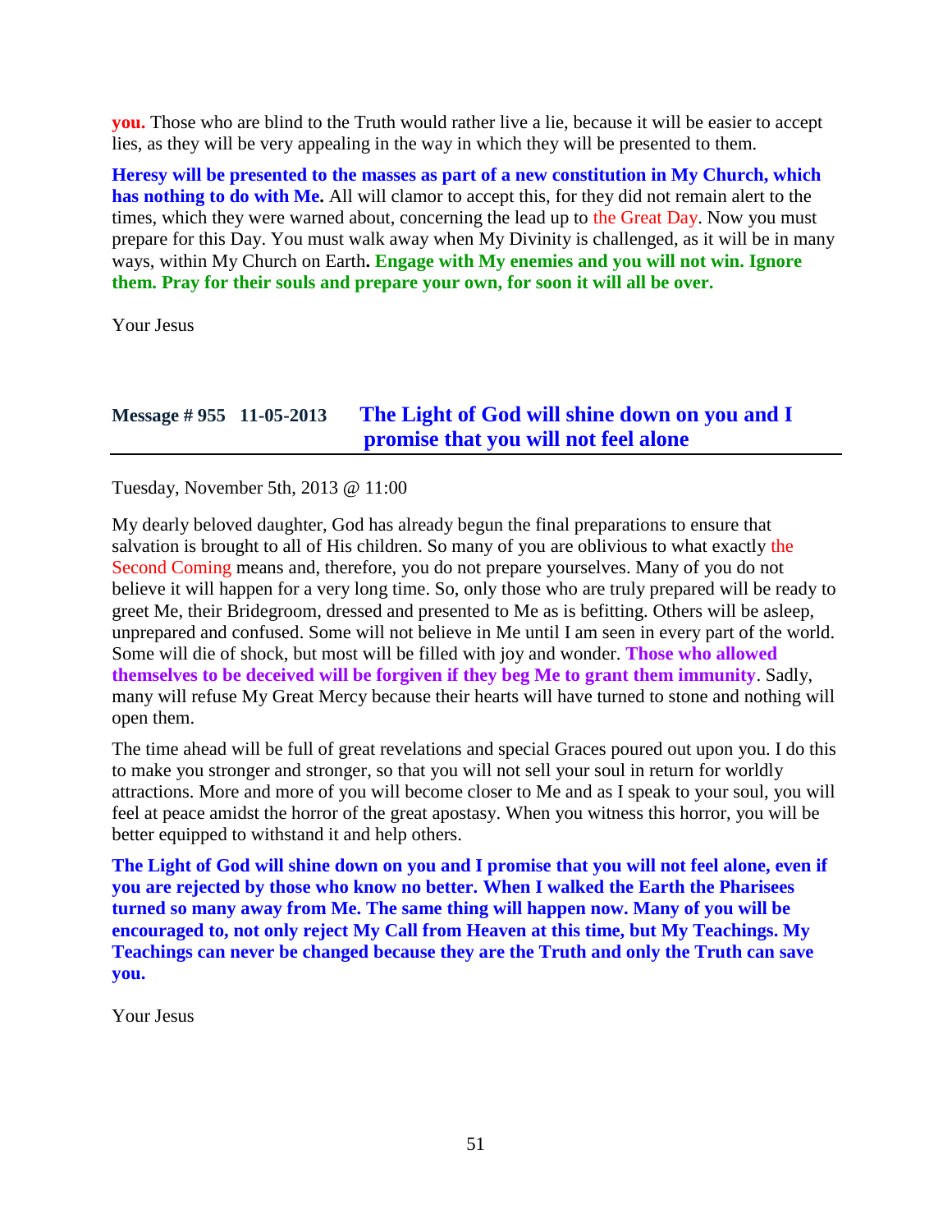**you.** Those who are blind to the Truth would rather live a lie, because it will be easier to accept lies, as they will be very appealing in the way in which they will be presented to them.

**Heresy will be presented to the masses as part of a new constitution in My Church, which has nothing to do with Me.** All will clamor to accept this, for they did not remain alert to the times, which they were warned about, concerning the lead up to the Great Day. Now you must prepare for this Day. You must walk away when My Divinity is challenged, as it will be in many ways, within My Church on Earth**. Engage with My enemies and you will not win. Ignore them. Pray for their souls and prepare your own, for soon it will all be over.**

Your Jesus

## Message # 955 11-05-2013 The Light of God will shine down on you and I promise that you will not feel alone

Tuesday, November 5th, 2013 @ 11:00

My dearly beloved daughter, God has already begun the final preparations to ensure that salvation is brought to all of His children. So many of you are oblivious to what exactly the Second Coming means and, therefore, you do not prepare yourselves. Many of you do not believe it will happen for a very long time. So, only those who are truly prepared will be ready to greet Me, their Bridegroom, dressed and presented to Me as is befitting. Others will be asleep, unprepared and confused. Some will not believe in Me until I am seen in every part of the world. Some will die of shock, but most will be filled with joy and wonder. **Those who allowed themselves to be deceived will be forgiven if they beg Me to grant them immunity**. Sadly, many will refuse My Great Mercy because their hearts will have turned to stone and nothing will open them.

The time ahead will be full of great revelations and special Graces poured out upon you. I do this to make you stronger and stronger, so that you will not sell your soul in return for worldly attractions. More and more of you will become closer to Me and as I speak to your soul, you will feel at peace amidst the horror of the great apostasy. When you witness this horror, you will be better equipped to withstand it and help others.

**The Light of God will shine down on you and I promise that you will not feel alone, even if you are rejected by those who know no better. When I walked the Earth the Pharisees turned so many away from Me. The same thing will happen now. Many of you will be encouraged to, not only reject My Call from Heaven at this time, but My Teachings. My Teachings can never be changed because they are the Truth and only the Truth can save you.**

Your Jesus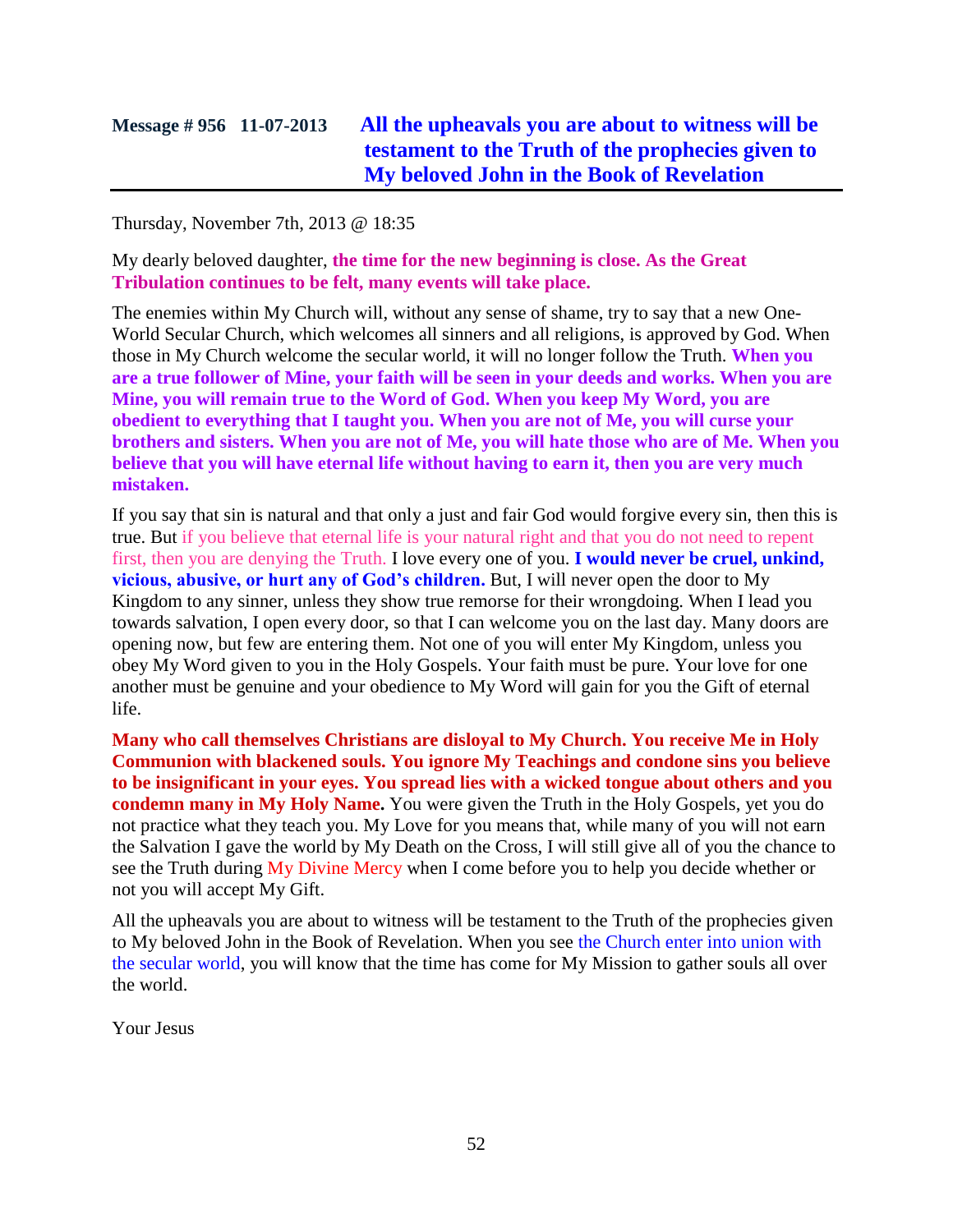## Message # 956 11-07-2013 All the upheavals you are about to witness will be testament to the Truth of the prophecies given to My beloved John in the Book of Revelation

Thursday, November 7th, 2013 @ 18:35

My dearly beloved daughter, **the time for the new beginning is close. As the Great Tribulation continues to be felt, many events will take place.**

The enemies within My Church will, without any sense of shame, try to say that a new One-World Secular Church, which welcomes all sinners and all religions, is approved by God. When those in My Church welcome the secular world, it will no longer follow the Truth. **When you are a true follower of Mine, your faith will be seen in your deeds and works. When you are Mine, you will remain true to the Word of God. When you keep My Word, you are obedient to everything that I taught you. When you are not of Me, you will curse your brothers and sisters. When you are not of Me, you will hate those who are of Me. When you believe that you will have eternal life without having to earn it, then you are very much mistaken.**

If you say that sin is natural and that only a just and fair God would forgive every sin, then this is true. But if you believe that eternal life is your natural right and that you do not need to repent first, then you are denying the Truth. I love every one of you. **I would never be cruel, unkind, vicious, abusive, or hurt any of God's children.** But, I will never open the door to My Kingdom to any sinner, unless they show true remorse for their wrongdoing. When I lead you towards salvation, I open every door, so that I can welcome you on the last day. Many doors are opening now, but few are entering them. Not one of you will enter My Kingdom, unless you obey My Word given to you in the Holy Gospels. Your faith must be pure. Your love for one another must be genuine and your obedience to My Word will gain for you the Gift of eternal life.

**Many who call themselves Christians are disloyal to My Church. You receive Me in Holy Communion with blackened souls. You ignore My Teachings and condone sins you believe to be insignificant in your eyes. You spread lies with a wicked tongue about others and you condemn many in My Holy Name.** You were given the Truth in the Holy Gospels, yet you do not practice what they teach you. My Love for you means that, while many of you will not earn the Salvation I gave the world by My Death on the Cross, I will still give all of you the chance to see the Truth during My Divine Mercy when I come before you to help you decide whether or not you will accept My Gift.

All the upheavals you are about to witness will be testament to the Truth of the prophecies given to My beloved John in the Book of Revelation. When you see the Church enter into union with the secular world, you will know that the time has come for My Mission to gather souls all over the world.

Your Jesus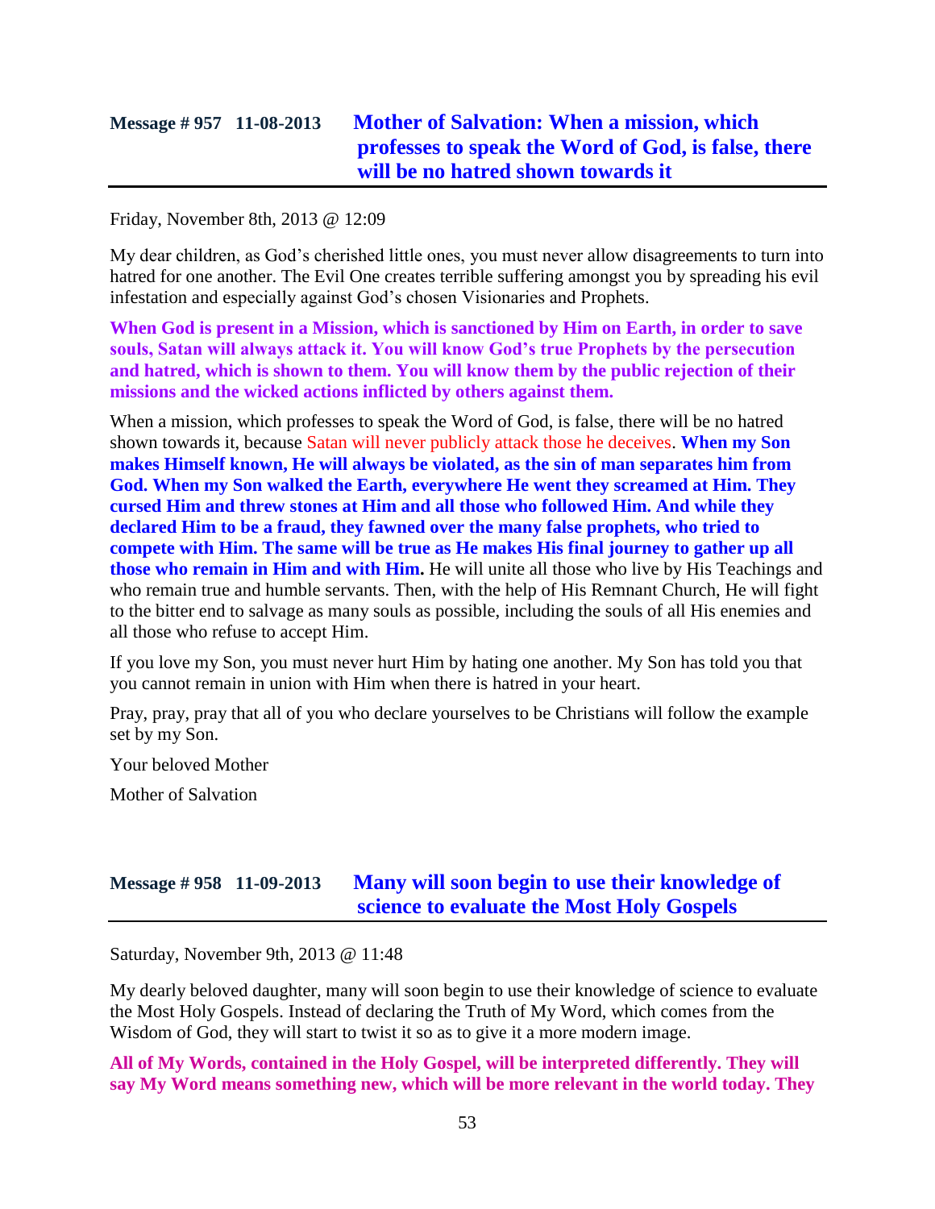## Message # 957 11-08-2013 Mother of Salvation: When a mission, which professes to speak the Word of God, is false, there will be no hatred shown towards it

Friday, November 8th, 2013 @ 12:09

My dear children, as God's cherished little ones, you must never allow disagreements to turn into hatred for one another. The Evil One creates terrible suffering amongst you by spreading his evil infestation and especially against God's chosen Visionaries and Prophets.

**When God is present in a Mission, which is sanctioned by Him on Earth, in order to save souls, Satan will always attack it. You will know God's true Prophets by the persecution and hatred, which is shown to them. You will know them by the public rejection of their missions and the wicked actions inflicted by others against them.**

When a mission, which professes to speak the Word of God, is false, there will be no hatred shown towards it, because Satan will never publicly attack those he deceives. **When my Son makes Himself known, He will always be violated, as the sin of man separates him from God. When my Son walked the Earth, everywhere He went they screamed at Him. They cursed Him and threw stones at Him and all those who followed Him. And while they declared Him to be a fraud, they fawned over the many false prophets, who tried to compete with Him. The same will be true as He makes His final journey to gather up all those who remain in Him and with Him.** He will unite all those who live by His Teachings and who remain true and humble servants. Then, with the help of His Remnant Church, He will fight to the bitter end to salvage as many souls as possible, including the souls of all His enemies and all those who refuse to accept Him.

If you love my Son, you must never hurt Him by hating one another. My Son has told you that you cannot remain in union with Him when there is hatred in your heart.

Pray, pray, pray that all of you who declare yourselves to be Christians will follow the example set by my Son.

Your beloved Mother

Mother of Salvation

## Message # 958 11-09-2013 Many will soon begin to use their knowledge of science to evaluate the Most Holy Gospels

Saturday, November 9th, 2013 @ 11:48

My dearly beloved daughter, many will soon begin to use their knowledge of science to evaluate the Most Holy Gospels. Instead of declaring the Truth of My Word, which comes from the Wisdom of God, they will start to twist it so as to give it a more modern image.

**All of My Words, contained in the Holy Gospel, will be interpreted differently. They will say My Word means something new, which will be more relevant in the world today. They**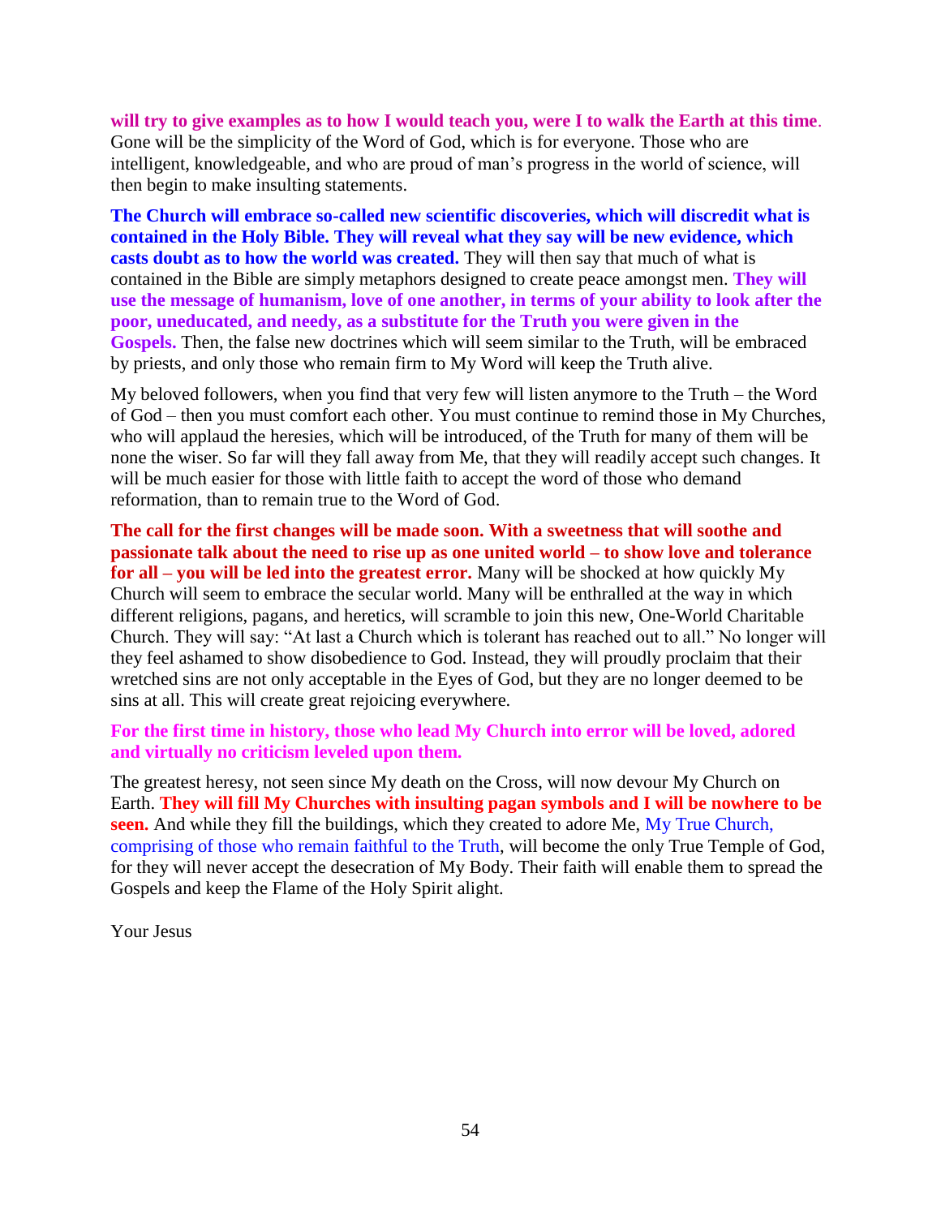**will try to give examples as to how I would teach you, were I to walk the Earth at this time**. Gone will be the simplicity of the Word of God, which is for everyone. Those who are intelligent, knowledgeable, and who are proud of man's progress in the world of science, will then begin to make insulting statements.

**The Church will embrace so-called new scientific discoveries, which will discredit what is contained in the Holy Bible. They will reveal what they say will be new evidence, which casts doubt as to how the world was created.** They will then say that much of what is contained in the Bible are simply metaphors designed to create peace amongst men. **They will use the message of humanism, love of one another, in terms of your ability to look after the poor, uneducated, and needy, as a substitute for the Truth you were given in the Gospels.** Then, the false new doctrines which will seem similar to the Truth, will be embraced by priests, and only those who remain firm to My Word will keep the Truth alive.

My beloved followers, when you find that very few will listen anymore to the Truth – the Word of God – then you must comfort each other. You must continue to remind those in My Churches, who will applaud the heresies, which will be introduced, of the Truth for many of them will be none the wiser. So far will they fall away from Me, that they will readily accept such changes. It will be much easier for those with little faith to accept the word of those who demand reformation, than to remain true to the Word of God.

**The call for the first changes will be made soon. With a sweetness that will soothe and passionate talk about the need to rise up as one united world – to show love and tolerance for all – you will be led into the greatest error.** Many will be shocked at how quickly My Church will seem to embrace the secular world. Many will be enthralled at the way in which different religions, pagans, and heretics, will scramble to join this new, One-World Charitable Church. They will say: "At last a Church which is tolerant has reached out to all." No longer will they feel ashamed to show disobedience to God. Instead, they will proudly proclaim that their wretched sins are not only acceptable in the Eyes of God, but they are no longer deemed to be sins at all. This will create great rejoicing everywhere.

**For the first time in history, those who lead My Church into error will be loved, adored and virtually no criticism leveled upon them.**

The greatest heresy, not seen since My death on the Cross, will now devour My Church on Earth. **They will fill My Churches with insulting pagan symbols and I will be nowhere to be seen.** And while they fill the buildings, which they created to adore Me, My True Church, comprising of those who remain faithful to the Truth, will become the only True Temple of God, for they will never accept the desecration of My Body. Their faith will enable them to spread the Gospels and keep the Flame of the Holy Spirit alight.

Your Jesus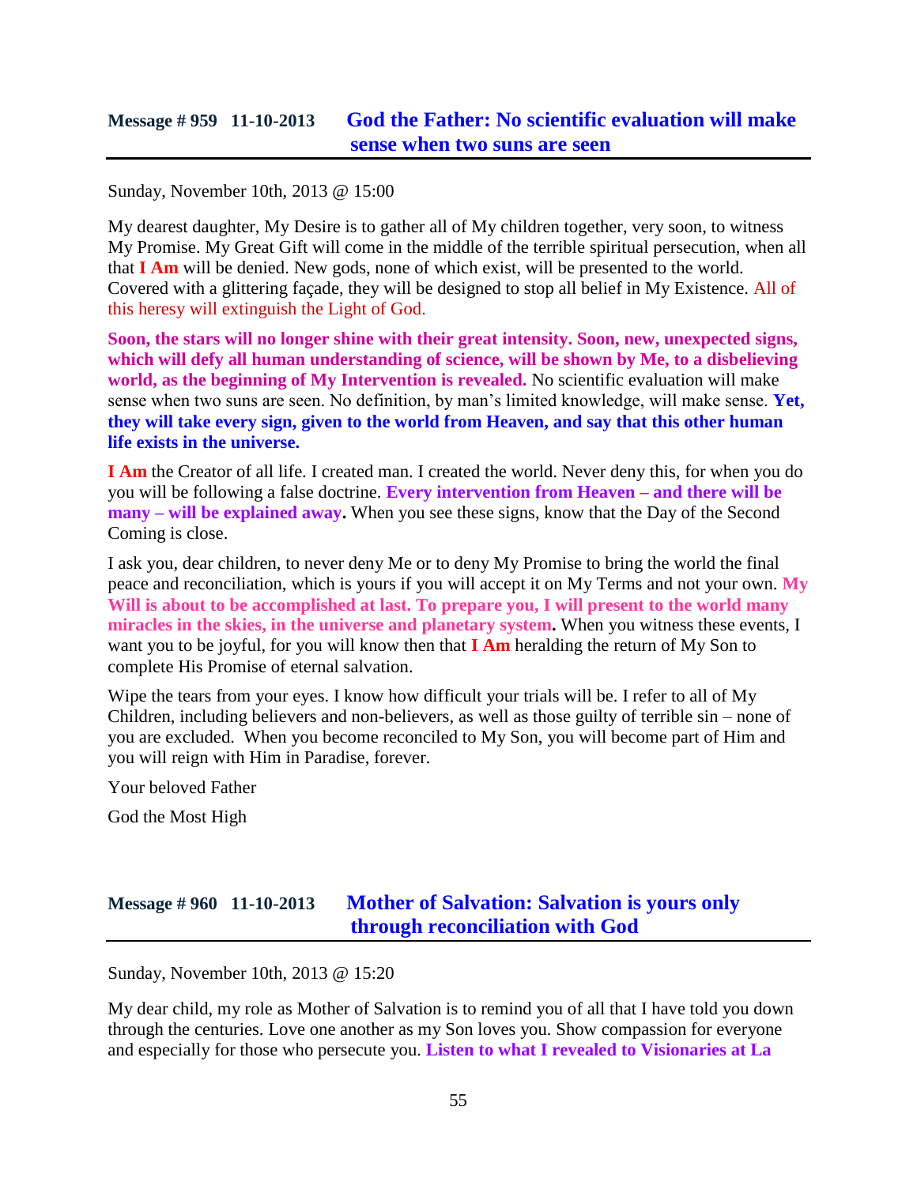## Message # 959 11-10-2013 God the Father: No scientific evaluation will make sense when two suns are seen

Sunday, November 10th, 2013 @ 15:00

My dearest daughter, My Desire is to gather all of My children together, very soon, to witness My Promise. My Great Gift will come in the middle of the terrible spiritual persecution, when all that **I Am** will be denied. New gods, none of which exist, will be presented to the world. Covered with a glittering façade, they will be designed to stop all belief in My Existence. All of this heresy will extinguish the Light of God.

**Soon, the stars will no longer shine with their great intensity. Soon, new, unexpected signs, which will defy all human understanding of science, will be shown by Me, to a disbelieving world, as the beginning of My Intervention is revealed.** No scientific evaluation will make sense when two suns are seen. No definition, by man's limited knowledge, will make sense. **Yet, they will take every sign, given to the world from Heaven, and say that this other human life exists in the universe.**

**I Am** the Creator of all life. I created man. I created the world. Never deny this, for when you do you will be following a false doctrine. **Every intervention from Heaven – and there will be many – will be explained away.** When you see these signs, know that the Day of the Second Coming is close.

I ask you, dear children, to never deny Me or to deny My Promise to bring the world the final peace and reconciliation, which is yours if you will accept it on My Terms and not your own. **My Will is about to be accomplished at last. To prepare you, I will present to the world many miracles in the skies, in the universe and planetary system.** When you witness these events, I want you to be joyful, for you will know then that **I Am** heralding the return of My Son to complete His Promise of eternal salvation.

Wipe the tears from your eyes. I know how difficult your trials will be. I refer to all of My Children, including believers and non-believers, as well as those guilty of terrible sin – none of you are excluded. When you become reconciled to My Son, you will become part of Him and you will reign with Him in Paradise, forever.

Your beloved Father

God the Most High

## Message # 960 11-10-2013 Mother of Salvation: Salvation is yours only through reconciliation with God

Sunday, November 10th, 2013 @ 15:20

My dear child, my role as Mother of Salvation is to remind you of all that I have told you down through the centuries. Love one another as my Son loves you. Show compassion for everyone and especially for those who persecute you. **Listen to what I revealed to Visionaries at La**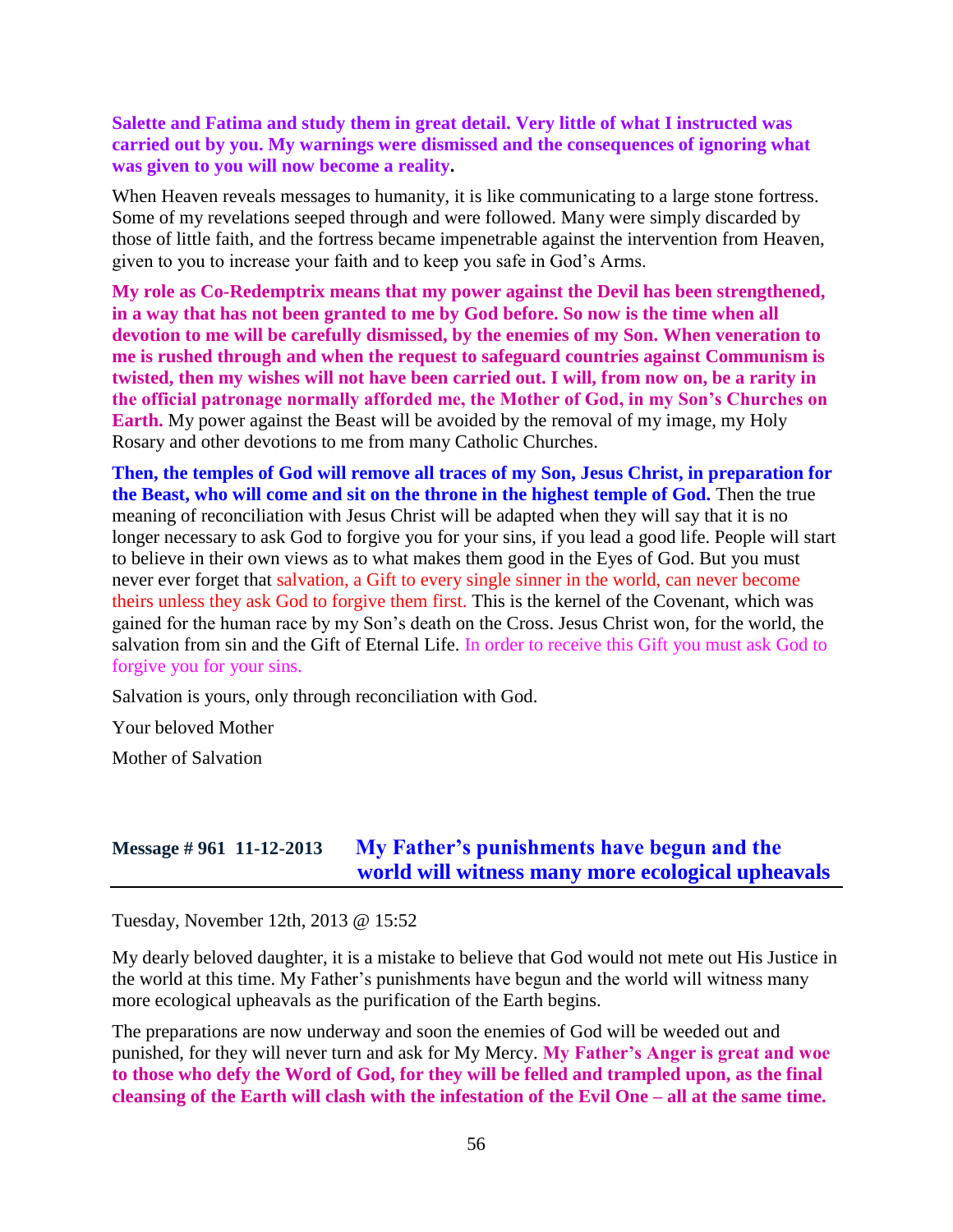**Salette and Fatima and study them in great detail. Very little of what I instructed was carried out by you. My warnings were dismissed and the consequences of ignoring what was given to you will now become a reality.**

When Heaven reveals messages to humanity, it is like communicating to a large stone fortress. Some of my revelations seeped through and were followed. Many were simply discarded by those of little faith, and the fortress became impenetrable against the intervention from Heaven, given to you to increase your faith and to keep you safe in God's Arms.

**My role as Co-Redemptrix means that my power against the Devil has been strengthened, in a way that has not been granted to me by God before. So now is the time when all devotion to me will be carefully dismissed, by the enemies of my Son. When veneration to me is rushed through and when the request to safeguard countries against Communism is twisted, then my wishes will not have been carried out. I will, from now on, be a rarity in the official patronage normally afforded me, the Mother of God, in my Son's Churches on Earth.** My power against the Beast will be avoided by the removal of my image, my Holy Rosary and other devotions to me from many Catholic Churches.

**Then, the temples of God will remove all traces of my Son, Jesus Christ, in preparation for the Beast, who will come and sit on the throne in the highest temple of God.** Then the true meaning of reconciliation with Jesus Christ will be adapted when they will say that it is no longer necessary to ask God to forgive you for your sins, if you lead a good life. People will start to believe in their own views as to what makes them good in the Eyes of God. But you must never ever forget that salvation, a Gift to every single sinner in the world, can never become theirs unless they ask God to forgive them first. This is the kernel of the Covenant, which was gained for the human race by my Son's death on the Cross. Jesus Christ won, for the world, the salvation from sin and the Gift of Eternal Life. In order to receive this Gift you must ask God to forgive you for your sins.

Salvation is yours, only through reconciliation with God.

Your beloved Mother

Mother of Salvation

## Message # 961 11-12-2013 My Father's punishments have begun and the world will witness many more ecological upheavals

Tuesday, November 12th, 2013 @ 15:52

My dearly beloved daughter, it is a mistake to believe that God would not mete out His Justice in the world at this time. My Father's punishments have begun and the world will witness many more ecological upheavals as the purification of the Earth begins.

The preparations are now underway and soon the enemies of God will be weeded out and punished, for they will never turn and ask for My Mercy. **My Father's Anger is great and woe to those who defy the Word of God, for they will be felled and trampled upon, as the final cleansing of the Earth will clash with the infestation of the Evil One – all at the same time.**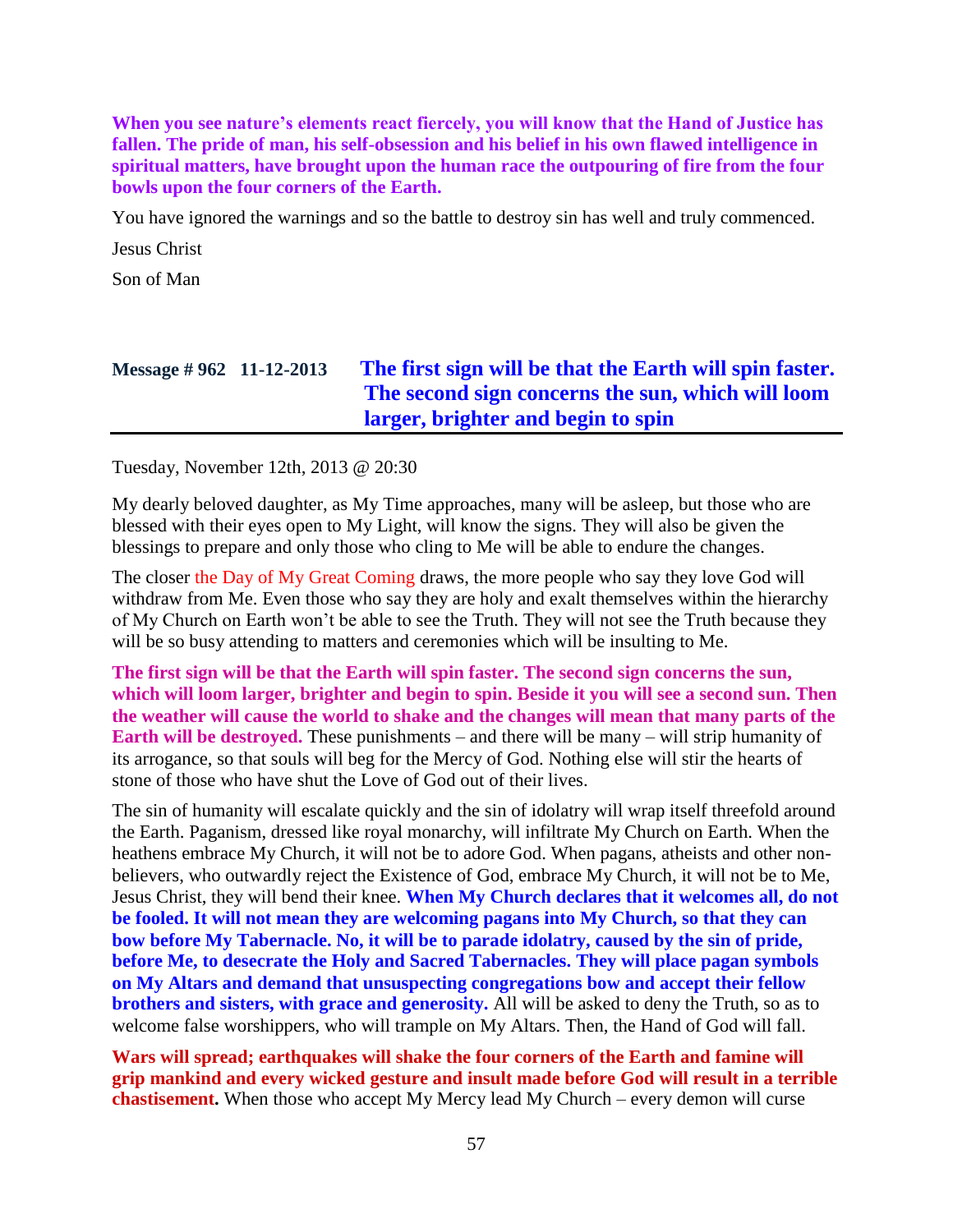**When you see nature's elements react fiercely, you will know that the Hand of Justice has fallen. The pride of man, his self-obsession and his belief in his own flawed intelligence in spiritual matters, have brought upon the human race the outpouring of fire from the four bowls upon the four corners of the Earth.**

You have ignored the warnings and so the battle to destroy sin has well and truly commenced.

Jesus Christ

Son of Man

## Message # 962 11-12-2013 The first sign will be that the Earth will spin faster. The second sign concerns the sun, which will loom larger, brighter and begin to spin

Tuesday, November 12th, 2013 @ 20:30

My dearly beloved daughter, as My Time approaches, many will be asleep, but those who are blessed with their eyes open to My Light, will know the signs. They will also be given the blessings to prepare and only those who cling to Me will be able to endure the changes.

The closer the Day of My Great Coming draws, the more people who say they love God will withdraw from Me. Even those who say they are holy and exalt themselves within the hierarchy of My Church on Earth won't be able to see the Truth. They will not see the Truth because they will be so busy attending to matters and ceremonies which will be insulting to Me.

**The first sign will be that the Earth will spin faster. The second sign concerns the sun, which will loom larger, brighter and begin to spin. Beside it you will see a second sun. Then the weather will cause the world to shake and the changes will mean that many parts of the Earth will be destroyed.** These punishments – and there will be many – will strip humanity of its arrogance, so that souls will beg for the Mercy of God. Nothing else will stir the hearts of stone of those who have shut the Love of God out of their lives.

The sin of humanity will escalate quickly and the sin of idolatry will wrap itself threefold around the Earth. Paganism, dressed like royal monarchy, will infiltrate My Church on Earth. When the heathens embrace My Church, it will not be to adore God. When pagans, atheists and other non-believers, who outwardly reject the Existence of God, embrace My Church, it will not be to Me, Jesus Christ, they will bend their knee. **When My Church declares that it welcomes all, do not be fooled. It will not mean they are welcoming pagans into My Church, so that they can bow before My Tabernacle. No, it will be to parade idolatry, caused by the sin of pride, before Me, to desecrate the Holy and Sacred Tabernacles. They will place pagan symbols on My Altars and demand that unsuspecting congregations bow and accept their fellow brothers and sisters, with grace and generosity.** All will be asked to deny the Truth, so as to welcome false worshippers, who will trample on My Altars. Then, the Hand of God will fall.

**Wars will spread; earthquakes will shake the four corners of the Earth and famine will grip mankind and every wicked gesture and insult made before God will result in a terrible chastisement.** When those who accept My Mercy lead My Church – every demon will curse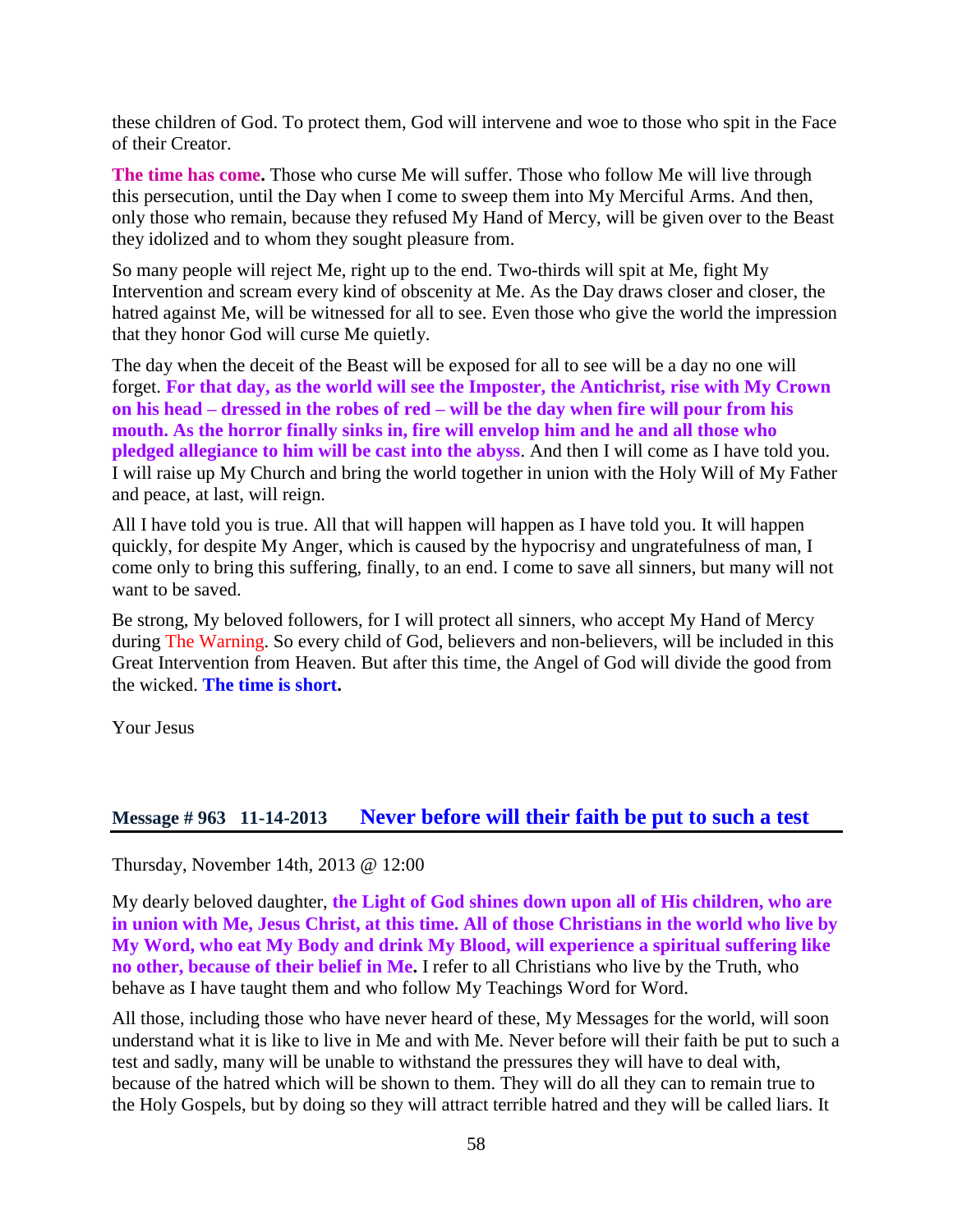these children of God. To protect them, God will intervene and woe to those who spit in the Face of their Creator.

**The time has come.** Those who curse Me will suffer. Those who follow Me will live through this persecution, until the Day when I come to sweep them into My Merciful Arms. And then, only those who remain, because they refused My Hand of Mercy, will be given over to the Beast they idolized and to whom they sought pleasure from.

So many people will reject Me, right up to the end. Two-thirds will spit at Me, fight My Intervention and scream every kind of obscenity at Me. As the Day draws closer and closer, the hatred against Me, will be witnessed for all to see. Even those who give the world the impression that they honor God will curse Me quietly.

The day when the deceit of the Beast will be exposed for all to see will be a day no one will forget. **For that day, as the world will see the Imposter, the Antichrist, rise with My Crown on his head – dressed in the robes of red – will be the day when fire will pour from his mouth. As the horror finally sinks in, fire will envelop him and he and all those who pledged allegiance to him will be cast into the abyss**. And then I will come as I have told you. I will raise up My Church and bring the world together in union with the Holy Will of My Father and peace, at last, will reign.

All I have told you is true. All that will happen will happen as I have told you. It will happen quickly, for despite My Anger, which is caused by the hypocrisy and ungratefulness of man, I come only to bring this suffering, finally, to an end. I come to save all sinners, but many will not want to be saved.

Be strong, My beloved followers, for I will protect all sinners, who accept My Hand of Mercy during The Warning. So every child of God, believers and non-believers, will be included in this Great Intervention from Heaven. But after this time, the Angel of God will divide the good from the wicked. **The time is short.**

Your Jesus

## Message # 963 11-14-2013 Never before will their faith be put to such a test

Thursday, November 14th, 2013 @ 12:00

My dearly beloved daughter, **the Light of God shines down upon all of His children, who are in union with Me, Jesus Christ, at this time. All of those Christians in the world who live by My Word, who eat My Body and drink My Blood, will experience a spiritual suffering like no other, because of their belief in Me.** I refer to all Christians who live by the Truth, who behave as I have taught them and who follow My Teachings Word for Word.

All those, including those who have never heard of these, My Messages for the world, will soon understand what it is like to live in Me and with Me. Never before will their faith be put to such a test and sadly, many will be unable to withstand the pressures they will have to deal with, because of the hatred which will be shown to them. They will do all they can to remain true to the Holy Gospels, but by doing so they will attract terrible hatred and they will be called liars. It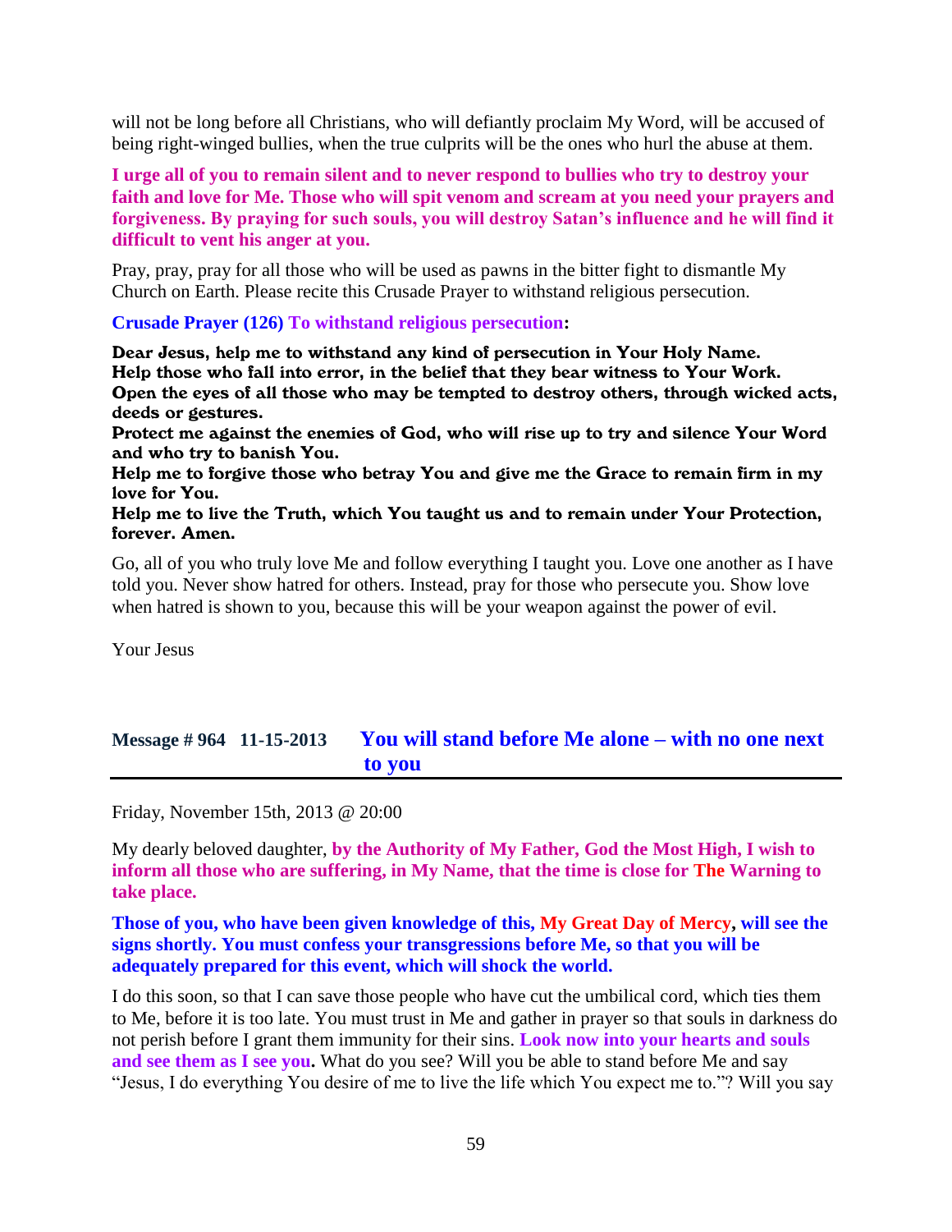will not be long before all Christians, who will defiantly proclaim My Word, will be accused of being right-winged bullies, when the true culprits will be the ones who hurl the abuse at them.

**I urge all of you to remain silent and to never respond to bullies who try to destroy your faith and love for Me. Those who will spit venom and scream at you need your prayers and forgiveness. By praying for such souls, you will destroy Satan's influence and he will find it difficult to vent his anger at you.**

Pray, pray, pray for all those who will be used as pawns in the bitter fight to dismantle My Church on Earth. Please recite this Crusade Prayer to withstand religious persecution.

**Crusade Prayer (126) To withstand religious persecution:**

**Dear Jesus, help me to withstand any kind of persecution in Your Holy Name.**
**Help those who fall into error, in the belief that they bear witness to Your Work.**
**Open the eyes of all those who may be tempted to destroy others, through wicked acts, deeds or gestures.**
**Protect me against the enemies of God, who will rise up to try and silence Your Word and who try to banish You.**
**Help me to forgive those who betray You and give me the Grace to remain firm in my love for You.**
**Help me to live the Truth, which You taught us and to remain under Your Protection, forever. Amen.**

Go, all of you who truly love Me and follow everything I taught you. Love one another as I have told you. Never show hatred for others. Instead, pray for those who persecute you. Show love when hatred is shown to you, because this will be your weapon against the power of evil.

Your Jesus

## Message # 964 11-15-2013 You will stand before Me alone – with no one next to you

Friday, November 15th, 2013 @ 20:00

My dearly beloved daughter, **by the Authority of My Father, God the Most High, I wish to inform all those who are suffering, in My Name, that the time is close for The Warning to take place.**

**Those of you, who have been given knowledge of this, My Great Day of Mercy, will see the signs shortly. You must confess your transgressions before Me, so that you will be adequately prepared for this event, which will shock the world.**

I do this soon, so that I can save those people who have cut the umbilical cord, which ties them to Me, before it is too late. You must trust in Me and gather in prayer so that souls in darkness do not perish before I grant them immunity for their sins. **Look now into your hearts and souls and see them as I see you.** What do you see? Will you be able to stand before Me and say "Jesus, I do everything You desire of me to live the life which You expect me to."? Will you say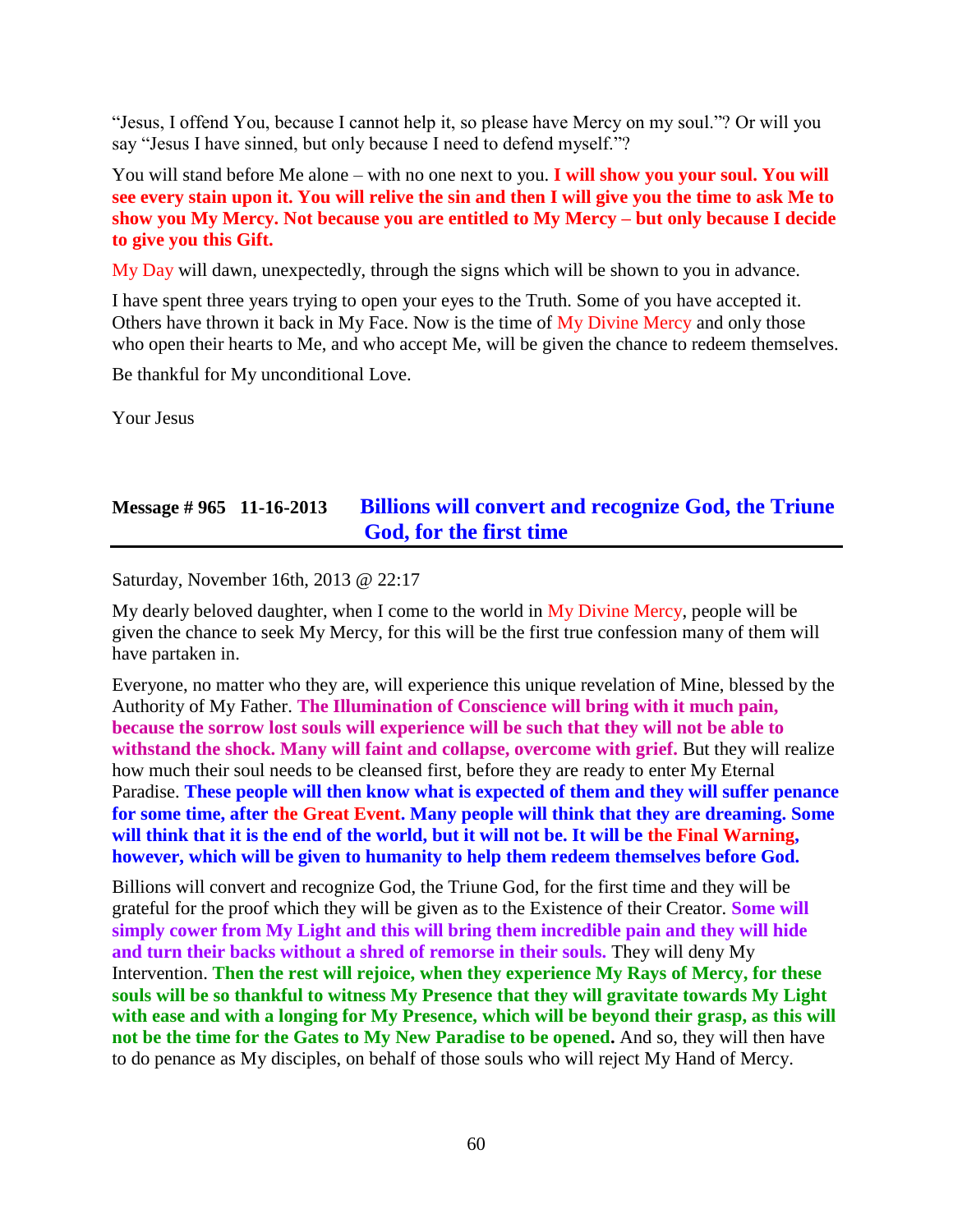"Jesus, I offend You, because I cannot help it, so please have Mercy on my soul."? Or will you say "Jesus I have sinned, but only because I need to defend myself."?

You will stand before Me alone – with no one next to you. **I will show you your soul. You will see every stain upon it. You will relive the sin and then I will give you the time to ask Me to show you My Mercy. Not because you are entitled to My Mercy – but only because I decide to give you this Gift.**

My Day will dawn, unexpectedly, through the signs which will be shown to you in advance.

I have spent three years trying to open your eyes to the Truth. Some of you have accepted it. Others have thrown it back in My Face. Now is the time of My Divine Mercy and only those who open their hearts to Me, and who accept Me, will be given the chance to redeem themselves.

Be thankful for My unconditional Love.

Your Jesus

## Message # 965   11-16-2013   Billions will convert and recognize God, the Triune God, for the first time

Saturday, November 16th, 2013 @ 22:17

My dearly beloved daughter, when I come to the world in My Divine Mercy, people will be given the chance to seek My Mercy, for this will be the first true confession many of them will have partaken in.

Everyone, no matter who they are, will experience this unique revelation of Mine, blessed by the Authority of My Father. **The Illumination of Conscience will bring with it much pain, because the sorrow lost souls will experience will be such that they will not be able to withstand the shock. Many will faint and collapse, overcome with grief.** But they will realize how much their soul needs to be cleansed first, before they are ready to enter My Eternal Paradise. **These people will then know what is expected of them and they will suffer penance for some time, after the Great Event. Many people will think that they are dreaming. Some will think that it is the end of the world, but it will not be. It will be the Final Warning, however, which will be given to humanity to help them redeem themselves before God.**

Billions will convert and recognize God, the Triune God, for the first time and they will be grateful for the proof which they will be given as to the Existence of their Creator. **Some will simply cower from My Light and this will bring them incredible pain and they will hide and turn their backs without a shred of remorse in their souls.** They will deny My Intervention. **Then the rest will rejoice, when they experience My Rays of Mercy, for these souls will be so thankful to witness My Presence that they will gravitate towards My Light with ease and with a longing for My Presence, which will be beyond their grasp, as this will not be the time for the Gates to My New Paradise to be opened.** And so, they will then have to do penance as My disciples, on behalf of those souls who will reject My Hand of Mercy.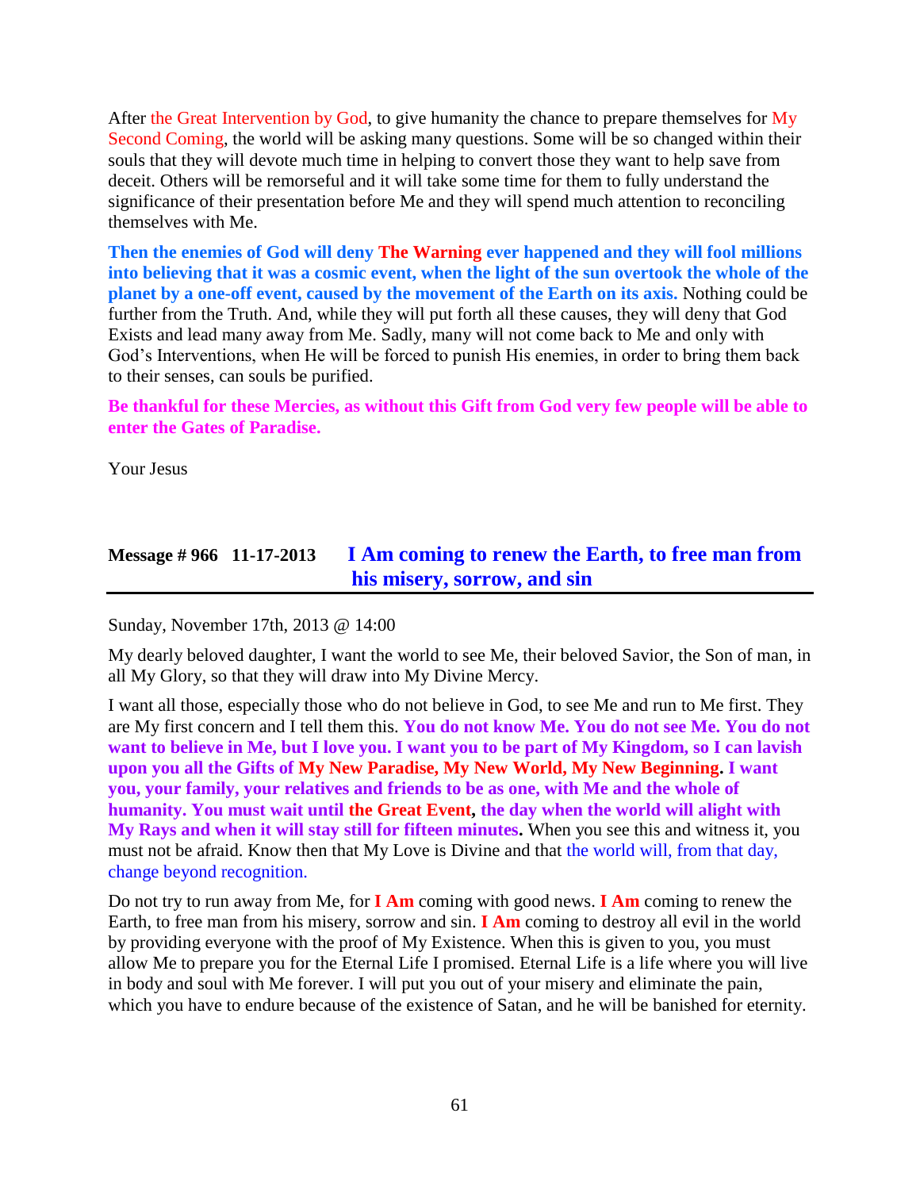After the Great Intervention by God, to give humanity the chance to prepare themselves for My Second Coming, the world will be asking many questions. Some will be so changed within their souls that they will devote much time in helping to convert those they want to help save from deceit. Others will be remorseful and it will take some time for them to fully understand the significance of their presentation before Me and they will spend much attention to reconciling themselves with Me.

**Then the enemies of God will deny The Warning ever happened and they will fool millions into believing that it was a cosmic event, when the light of the sun overtook the whole of the planet by a one-off event, caused by the movement of the Earth on its axis.** Nothing could be further from the Truth. And, while they will put forth all these causes, they will deny that God Exists and lead many away from Me. Sadly, many will not come back to Me and only with God's Interventions, when He will be forced to punish His enemies, in order to bring them back to their senses, can souls be purified.

**Be thankful for these Mercies, as without this Gift from God very few people will be able to enter the Gates of Paradise.**

Your Jesus

## Message # 966 11-17-2013 I Am coming to renew the Earth, to free man from his misery, sorrow, and sin

Sunday, November 17th, 2013 @ 14:00

My dearly beloved daughter, I want the world to see Me, their beloved Savior, the Son of man, in all My Glory, so that they will draw into My Divine Mercy.

I want all those, especially those who do not believe in God, to see Me and run to Me first. They are My first concern and I tell them this. **You do not know Me. You do not see Me. You do not want to believe in Me, but I love you. I want you to be part of My Kingdom, so I can lavish upon you all the Gifts of My New Paradise, My New World, My New Beginning. I want you, your family, your relatives and friends to be as one, with Me and the whole of humanity. You must wait until the Great Event, the day when the world will alight with My Rays and when it will stay still for fifteen minutes.** When you see this and witness it, you must not be afraid. Know then that My Love is Divine and that the world will, from that day, change beyond recognition.

Do not try to run away from Me, for **I Am** coming with good news. **I Am** coming to renew the Earth, to free man from his misery, sorrow and sin. **I Am** coming to destroy all evil in the world by providing everyone with the proof of My Existence. When this is given to you, you must allow Me to prepare you for the Eternal Life I promised. Eternal Life is a life where you will live in body and soul with Me forever. I will put you out of your misery and eliminate the pain, which you have to endure because of the existence of Satan, and he will be banished for eternity.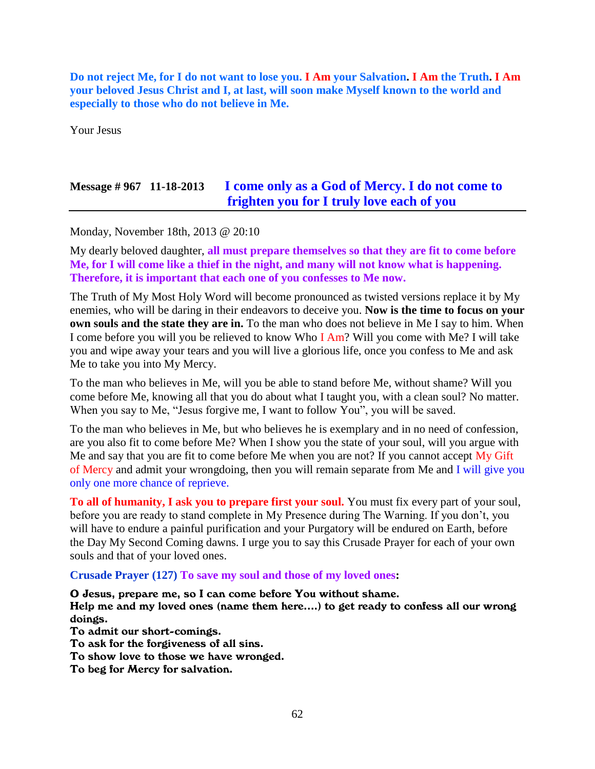**Do not reject Me, for I do not want to lose you. I Am your Salvation. I Am the Truth. I Am your beloved Jesus Christ and I, at last, will soon make Myself known to the world and especially to those who do not believe in Me.**

Your Jesus

## Message # 967   11-18-2013   I come only as a God of Mercy. I do not come to frighten you for I truly love each of you

Monday, November 18th, 2013 @ 20:10

My dearly beloved daughter, **all must prepare themselves so that they are fit to come before Me, for I will come like a thief in the night, and many will not know what is happening. Therefore, it is important that each one of you confesses to Me now.**

The Truth of My Most Holy Word will become pronounced as twisted versions replace it by My enemies, who will be daring in their endeavors to deceive you. **Now is the time to focus on your own souls and the state they are in.** To the man who does not believe in Me I say to him. When I come before you will you be relieved to know Who I Am? Will you come with Me? I will take you and wipe away your tears and you will live a glorious life, once you confess to Me and ask Me to take you into My Mercy.

To the man who believes in Me, will you be able to stand before Me, without shame? Will you come before Me, knowing all that you do about what I taught you, with a clean soul? No matter. When you say to Me, "Jesus forgive me, I want to follow You", you will be saved.

To the man who believes in Me, but who believes he is exemplary and in no need of confession, are you also fit to come before Me? When I show you the state of your soul, will you argue with Me and say that you are fit to come before Me when you are not? If you cannot accept My Gift of Mercy and admit your wrongdoing, then you will remain separate from Me and I will give you only one more chance of reprieve.

**To all of humanity, I ask you to prepare first your soul.** You must fix every part of your soul, before you are ready to stand complete in My Presence during The Warning. If you don't, you will have to endure a painful purification and your Purgatory will be endured on Earth, before the Day My Second Coming dawns. I urge you to say this Crusade Prayer for each of your own souls and that of your loved ones.

**Crusade Prayer (127) To save my soul and those of my loved ones:**

**O Jesus, prepare me, so I can come before You without shame.**
**Help me and my loved ones (name them here….) to get ready to confess all our wrong doings.**
**To admit our short-comings.**
**To ask for the forgiveness of all sins.**
**To show love to those we have wronged.**
**To beg for Mercy for salvation.**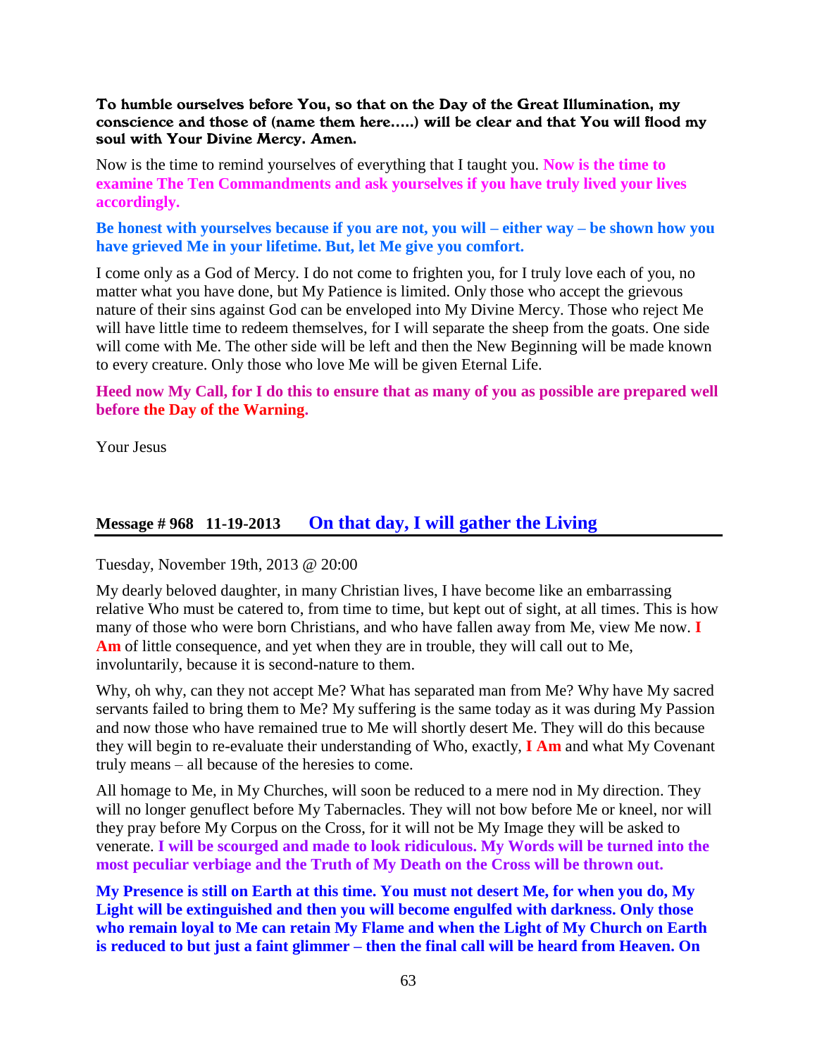**To humble ourselves before You, so that on the Day of the Great Illumination, my conscience and those of (name them here…..) will be clear and that You will flood my soul with Your Divine Mercy. Amen.**

Now is the time to remind yourselves of everything that I taught you. **Now is the time to examine The Ten Commandments and ask yourselves if you have truly lived your lives accordingly.**

**Be honest with yourselves because if you are not, you will – either way – be shown how you have grieved Me in your lifetime. But, let Me give you comfort.**

I come only as a God of Mercy. I do not come to frighten you, for I truly love each of you, no matter what you have done, but My Patience is limited. Only those who accept the grievous nature of their sins against God can be enveloped into My Divine Mercy. Those who reject Me will have little time to redeem themselves, for I will separate the sheep from the goats. One side will come with Me. The other side will be left and then the New Beginning will be made known to every creature. Only those who love Me will be given Eternal Life.

**Heed now My Call, for I do this to ensure that as many of you as possible are prepared well before the Day of the Warning.**

Your Jesus

## Message # 968 11-19-2013 On that day, I will gather the Living

Tuesday, November 19th, 2013 @ 20:00

My dearly beloved daughter, in many Christian lives, I have become like an embarrassing relative Who must be catered to, from time to time, but kept out of sight, at all times. This is how many of those who were born Christians, and who have fallen away from Me, view Me now. **I Am** of little consequence, and yet when they are in trouble, they will call out to Me, involuntarily, because it is second-nature to them.

Why, oh why, can they not accept Me? What has separated man from Me? Why have My sacred servants failed to bring them to Me? My suffering is the same today as it was during My Passion and now those who have remained true to Me will shortly desert Me. They will do this because they will begin to re-evaluate their understanding of Who, exactly, **I Am** and what My Covenant truly means – all because of the heresies to come.

All homage to Me, in My Churches, will soon be reduced to a mere nod in My direction. They will no longer genuflect before My Tabernacles. They will not bow before Me or kneel, nor will they pray before My Corpus on the Cross, for it will not be My Image they will be asked to venerate. **I will be scourged and made to look ridiculous. My Words will be turned into the most peculiar verbiage and the Truth of My Death on the Cross will be thrown out.**

**My Presence is still on Earth at this time. You must not desert Me, for when you do, My Light will be extinguished and then you will become engulfed with darkness. Only those who remain loyal to Me can retain My Flame and when the Light of My Church on Earth is reduced to but just a faint glimmer – then the final call will be heard from Heaven. On**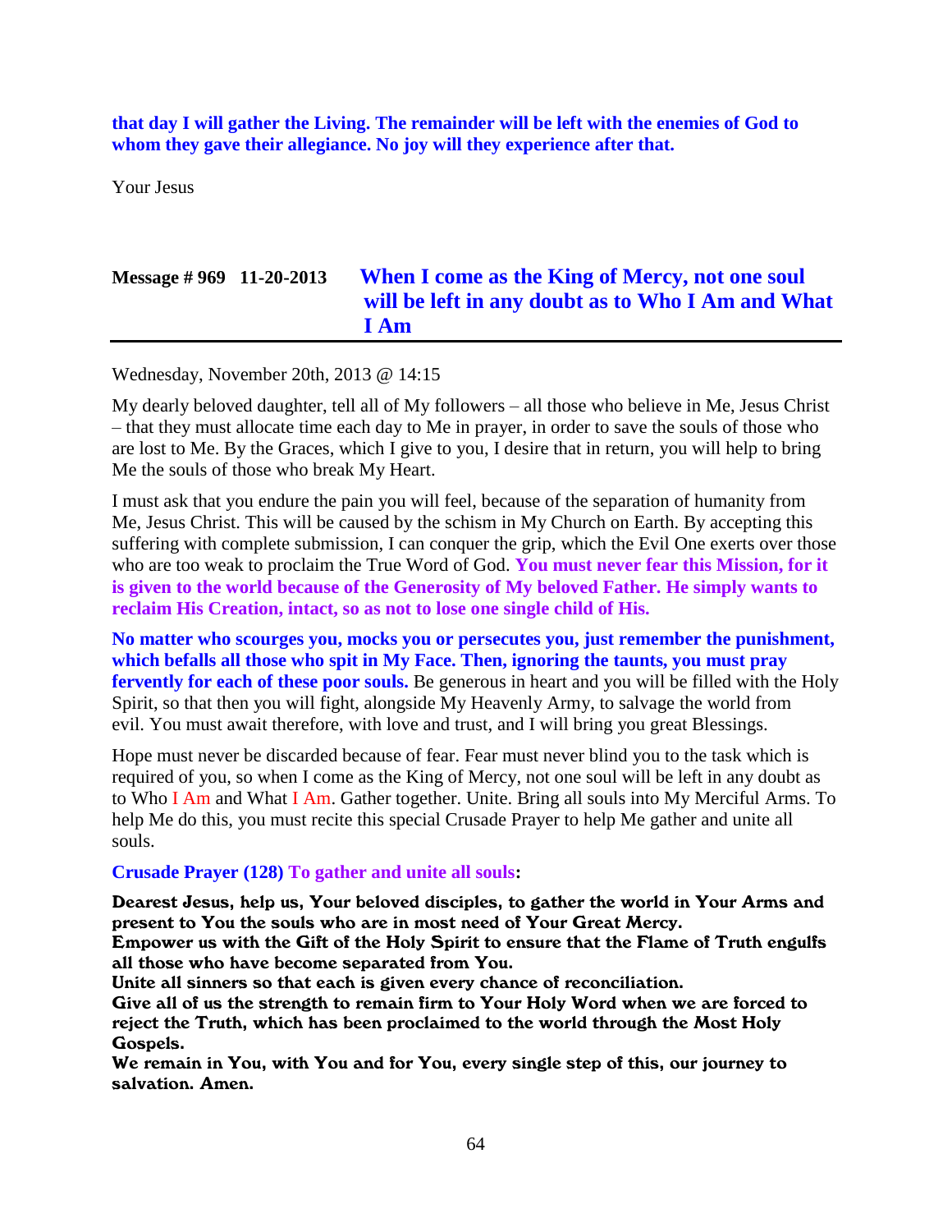**that day I will gather the Living. The remainder will be left with the enemies of God to whom they gave their allegiance. No joy will they experience after that.**

Your Jesus

## Message # 969 11-20-2013 When I come as the King of Mercy, not one soul will be left in any doubt as to Who I Am and What I Am

Wednesday, November 20th, 2013 @ 14:15

My dearly beloved daughter, tell all of My followers – all those who believe in Me, Jesus Christ – that they must allocate time each day to Me in prayer, in order to save the souls of those who are lost to Me. By the Graces, which I give to you, I desire that in return, you will help to bring Me the souls of those who break My Heart.

I must ask that you endure the pain you will feel, because of the separation of humanity from Me, Jesus Christ. This will be caused by the schism in My Church on Earth. By accepting this suffering with complete submission, I can conquer the grip, which the Evil One exerts over those who are too weak to proclaim the True Word of God. **You must never fear this Mission, for it is given to the world because of the Generosity of My beloved Father. He simply wants to reclaim His Creation, intact, so as not to lose one single child of His.**

**No matter who scourges you, mocks you or persecutes you, just remember the punishment, which befalls all those who spit in My Face. Then, ignoring the taunts, you must pray fervently for each of these poor souls.** Be generous in heart and you will be filled with the Holy Spirit, so that then you will fight, alongside My Heavenly Army, to salvage the world from evil. You must await therefore, with love and trust, and I will bring you great Blessings.

Hope must never be discarded because of fear. Fear must never blind you to the task which is required of you, so when I come as the King of Mercy, not one soul will be left in any doubt as to Who I Am and What I Am. Gather together. Unite. Bring all souls into My Merciful Arms. To help Me do this, you must recite this special Crusade Prayer to help Me gather and unite all souls.

**Crusade Prayer (128) To gather and unite all souls:**

**Dearest Jesus, help us, Your beloved disciples, to gather the world in Your Arms and present to You the souls who are in most need of Your Great Mercy.**
**Empower us with the Gift of the Holy Spirit to ensure that the Flame of Truth engulfs all those who have become separated from You.**
**Unite all sinners so that each is given every chance of reconciliation.**
**Give all of us the strength to remain firm to Your Holy Word when we are forced to reject the Truth, which has been proclaimed to the world through the Most Holy Gospels.**
**We remain in You, with You and for You, every single step of this, our journey to salvation. Amen.**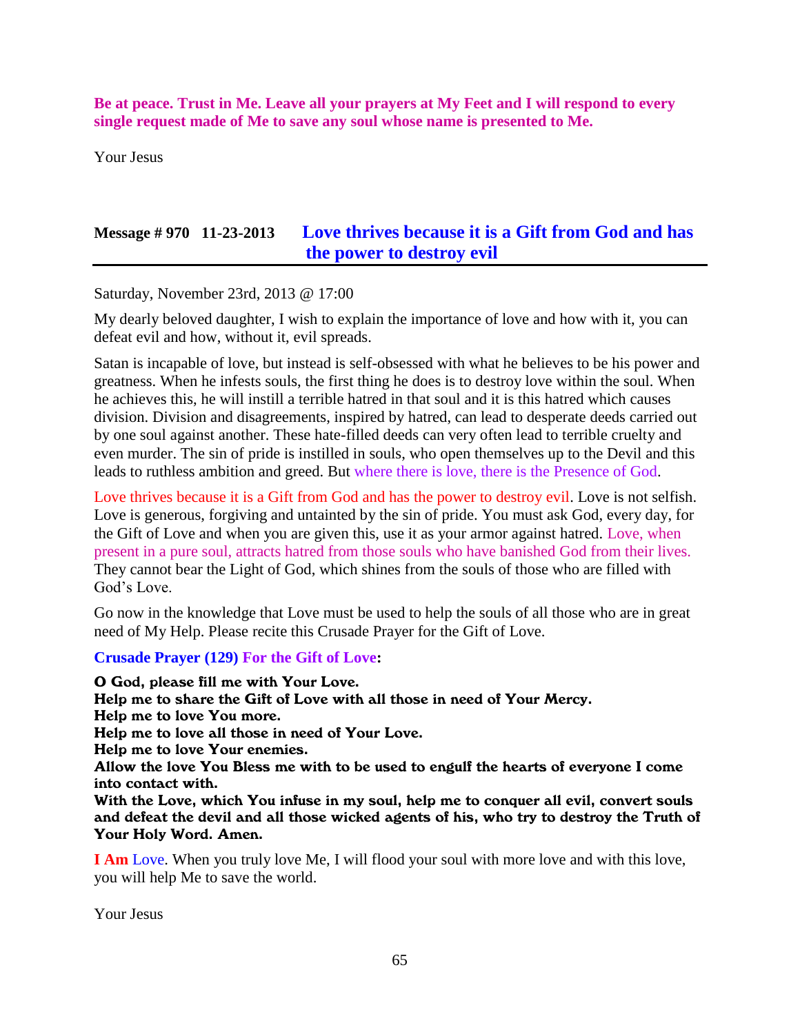**Be at peace. Trust in Me. Leave all your prayers at My Feet and I will respond to every single request made of Me to save any soul whose name is presented to Me.**

Your Jesus

## Message # 970 11-23-2013 Love thrives because it is a Gift from God and has the power to destroy evil

Saturday, November 23rd, 2013 @ 17:00

My dearly beloved daughter, I wish to explain the importance of love and how with it, you can defeat evil and how, without it, evil spreads.

Satan is incapable of love, but instead is self-obsessed with what he believes to be his power and greatness. When he infests souls, the first thing he does is to destroy love within the soul. When he achieves this, he will instill a terrible hatred in that soul and it is this hatred which causes division. Division and disagreements, inspired by hatred, can lead to desperate deeds carried out by one soul against another. These hate-filled deeds can very often lead to terrible cruelty and even murder. The sin of pride is instilled in souls, who open themselves up to the Devil and this leads to ruthless ambition and greed. But where there is love, there is the Presence of God.

Love thrives because it is a Gift from God and has the power to destroy evil. Love is not selfish. Love is generous, forgiving and untainted by the sin of pride. You must ask God, every day, for the Gift of Love and when you are given this, use it as your armor against hatred. Love, when present in a pure soul, attracts hatred from those souls who have banished God from their lives. They cannot bear the Light of God, which shines from the souls of those who are filled with God's Love.

Go now in the knowledge that Love must be used to help the souls of all those who are in great need of My Help. Please recite this Crusade Prayer for the Gift of Love.

**Crusade Prayer (129) For the Gift of Love:**

**O God, please fill me with Your Love.**
**Help me to share the Gift of Love with all those in need of Your Mercy.**
**Help me to love You more.**
**Help me to love all those in need of Your Love.**
**Help me to love Your enemies.**
**Allow the love You Bless me with to be used to engulf the hearts of everyone I come into contact with.**
**With the Love, which You infuse in my soul, help me to conquer all evil, convert souls and defeat the devil and all those wicked agents of his, who try to destroy the Truth of Your Holy Word. Amen.**

**I Am** Love. When you truly love Me, I will flood your soul with more love and with this love, you will help Me to save the world.

Your Jesus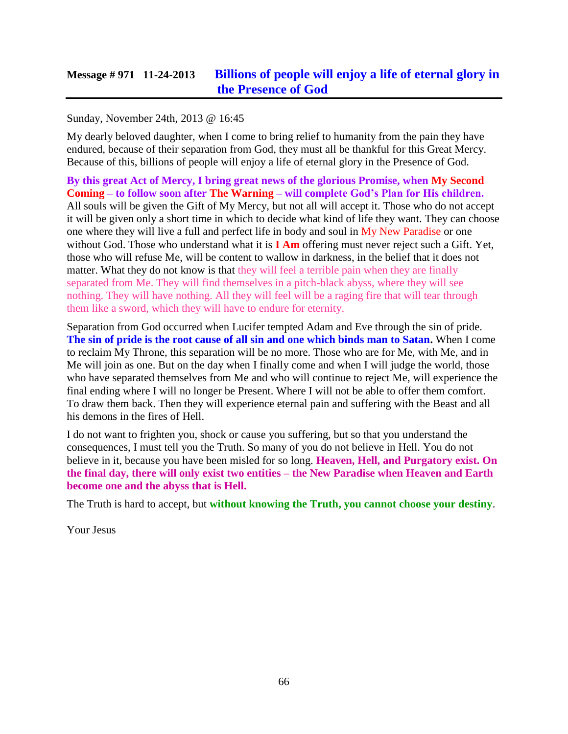## Message # 971 11-24-2013 Billions of people will enjoy a life of eternal glory in the Presence of God

Sunday, November 24th, 2013 @ 16:45

My dearly beloved daughter, when I come to bring relief to humanity from the pain they have endured, because of their separation from God, they must all be thankful for this Great Mercy. Because of this, billions of people will enjoy a life of eternal glory in the Presence of God.

**By this great Act of Mercy, I bring great news of the glorious Promise, when My Second Coming – to follow soon after The Warning – will complete God's Plan for His children.** All souls will be given the Gift of My Mercy, but not all will accept it. Those who do not accept it will be given only a short time in which to decide what kind of life they want. They can choose one where they will live a full and perfect life in body and soul in My New Paradise or one without God. Those who understand what it is **I Am** offering must never reject such a Gift. Yet, those who will refuse Me, will be content to wallow in darkness, in the belief that it does not matter. What they do not know is that they will feel a terrible pain when they are finally separated from Me. They will find themselves in a pitch-black abyss, where they will see nothing. They will have nothing. All they will feel will be a raging fire that will tear through them like a sword, which they will have to endure for eternity.

Separation from God occurred when Lucifer tempted Adam and Eve through the sin of pride. **The sin of pride is the root cause of all sin and one which binds man to Satan.** When I come to reclaim My Throne, this separation will be no more. Those who are for Me, with Me, and in Me will join as one. But on the day when I finally come and when I will judge the world, those who have separated themselves from Me and who will continue to reject Me, will experience the final ending where I will no longer be Present. Where I will not be able to offer them comfort. To draw them back. Then they will experience eternal pain and suffering with the Beast and all his demons in the fires of Hell.

I do not want to frighten you, shock or cause you suffering, but so that you understand the consequences, I must tell you the Truth. So many of you do not believe in Hell. You do not believe in it, because you have been misled for so long. **Heaven, Hell, and Purgatory exist. On the final day, there will only exist two entities – the New Paradise when Heaven and Earth become one and the abyss that is Hell.**

The Truth is hard to accept, but **without knowing the Truth, you cannot choose your destiny**.

Your Jesus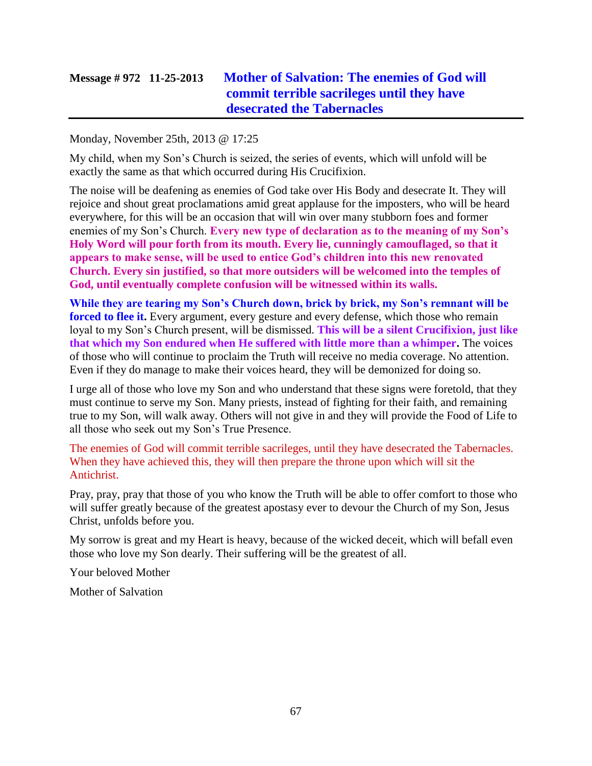## Message # 972 11-25-2013 Mother of Salvation: The enemies of God will commit terrible sacrileges until they have desecrated the Tabernacles

Monday, November 25th, 2013 @ 17:25

My child, when my Son's Church is seized, the series of events, which will unfold will be exactly the same as that which occurred during His Crucifixion.

The noise will be deafening as enemies of God take over His Body and desecrate It. They will rejoice and shout great proclamations amid great applause for the imposters, who will be heard everywhere, for this will be an occasion that will win over many stubborn foes and former enemies of my Son's Church. **Every new type of declaration as to the meaning of my Son's Holy Word will pour forth from its mouth. Every lie, cunningly camouflaged, so that it appears to make sense, will be used to entice God's children into this new renovated Church. Every sin justified, so that more outsiders will be welcomed into the temples of God, until eventually complete confusion will be witnessed within its walls.**

**While they are tearing my Son's Church down, brick by brick, my Son's remnant will be forced to flee it.** Every argument, every gesture and every defense, which those who remain loyal to my Son's Church present, will be dismissed. **This will be a silent Crucifixion, just like that which my Son endured when He suffered with little more than a whimper.** The voices of those who will continue to proclaim the Truth will receive no media coverage. No attention. Even if they do manage to make their voices heard, they will be demonized for doing so.

I urge all of those who love my Son and who understand that these signs were foretold, that they must continue to serve my Son. Many priests, instead of fighting for their faith, and remaining true to my Son, will walk away. Others will not give in and they will provide the Food of Life to all those who seek out my Son's True Presence.

The enemies of God will commit terrible sacrileges, until they have desecrated the Tabernacles. When they have achieved this, they will then prepare the throne upon which will sit the Antichrist.

Pray, pray, pray that those of you who know the Truth will be able to offer comfort to those who will suffer greatly because of the greatest apostasy ever to devour the Church of my Son, Jesus Christ, unfolds before you.

My sorrow is great and my Heart is heavy, because of the wicked deceit, which will befall even those who love my Son dearly. Their suffering will be the greatest of all.

Your beloved Mother

Mother of Salvation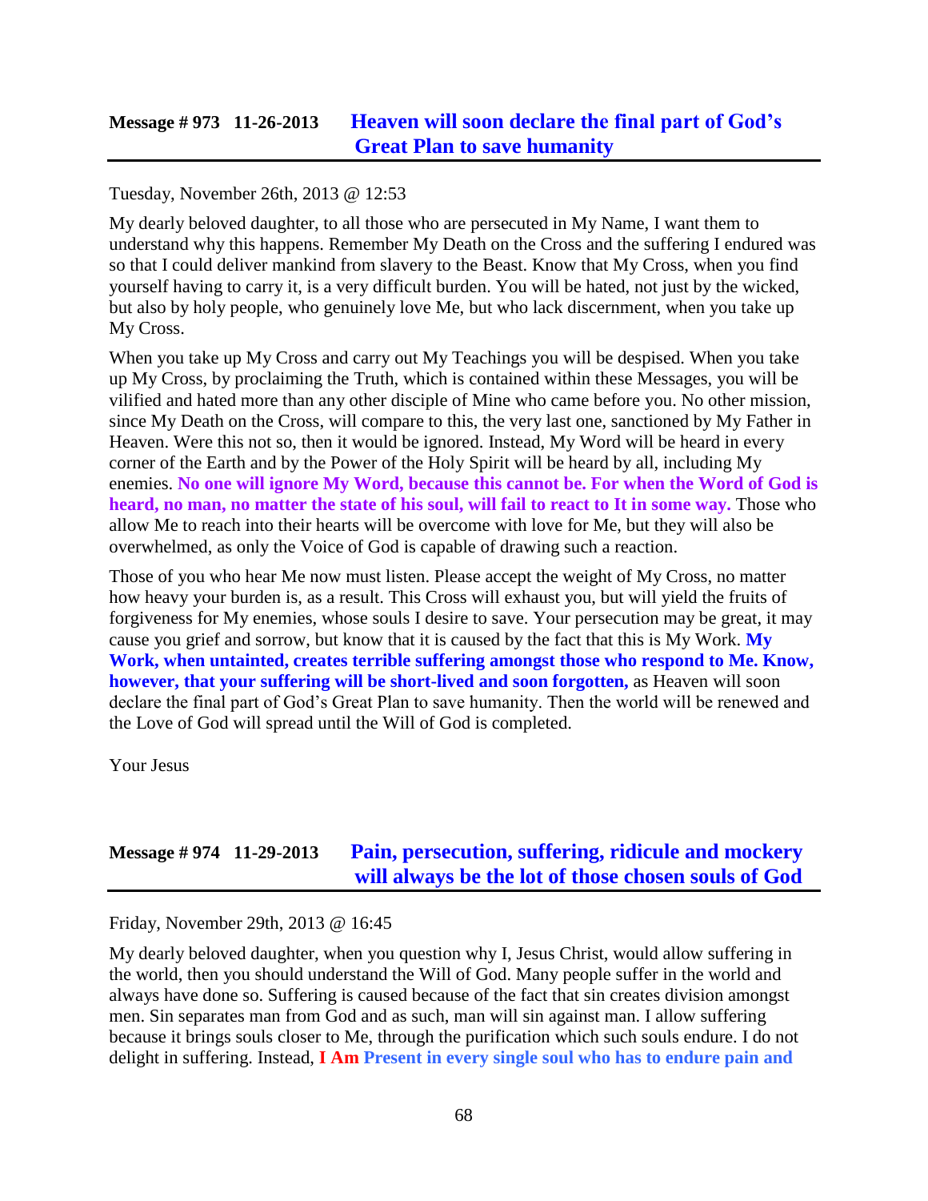## Message # 973 11-26-2013 Heaven will soon declare the final part of God's Great Plan to save humanity

Tuesday, November 26th, 2013 @ 12:53

My dearly beloved daughter, to all those who are persecuted in My Name, I want them to understand why this happens. Remember My Death on the Cross and the suffering I endured was so that I could deliver mankind from slavery to the Beast. Know that My Cross, when you find yourself having to carry it, is a very difficult burden. You will be hated, not just by the wicked, but also by holy people, who genuinely love Me, but who lack discernment, when you take up My Cross.

When you take up My Cross and carry out My Teachings you will be despised. When you take up My Cross, by proclaiming the Truth, which is contained within these Messages, you will be vilified and hated more than any other disciple of Mine who came before you. No other mission, since My Death on the Cross, will compare to this, the very last one, sanctioned by My Father in Heaven. Were this not so, then it would be ignored. Instead, My Word will be heard in every corner of the Earth and by the Power of the Holy Spirit will be heard by all, including My enemies. **No one will ignore My Word, because this cannot be. For when the Word of God is heard, no man, no matter the state of his soul, will fail to react to It in some way.** Those who allow Me to reach into their hearts will be overcome with love for Me, but they will also be overwhelmed, as only the Voice of God is capable of drawing such a reaction.

Those of you who hear Me now must listen. Please accept the weight of My Cross, no matter how heavy your burden is, as a result. This Cross will exhaust you, but will yield the fruits of forgiveness for My enemies, whose souls I desire to save. Your persecution may be great, it may cause you grief and sorrow, but know that it is caused by the fact that this is My Work. **My Work, when untainted, creates terrible suffering amongst those who respond to Me. Know, however, that your suffering will be short-lived and soon forgotten,** as Heaven will soon declare the final part of God's Great Plan to save humanity. Then the world will be renewed and the Love of God will spread until the Will of God is completed.

Your Jesus

## Message # 974 11-29-2013 Pain, persecution, suffering, ridicule and mockery will always be the lot of those chosen souls of God

Friday, November 29th, 2013 @ 16:45

My dearly beloved daughter, when you question why I, Jesus Christ, would allow suffering in the world, then you should understand the Will of God. Many people suffer in the world and always have done so. Suffering is caused because of the fact that sin creates division amongst men. Sin separates man from God and as such, man will sin against man. I allow suffering because it brings souls closer to Me, through the purification which such souls endure. I do not delight in suffering. Instead, **I Am Present in every single soul who has to endure pain and**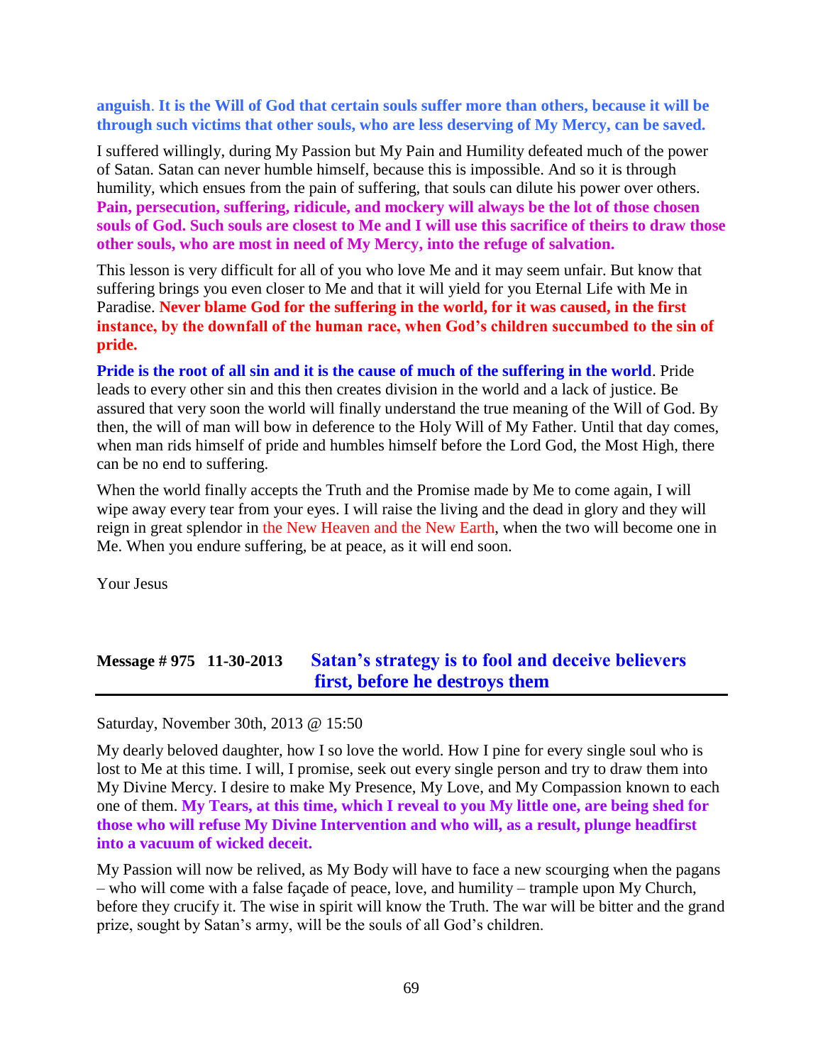**anguish**. **It is the Will of God that certain souls suffer more than others, because it will be through such victims that other souls, who are less deserving of My Mercy, can be saved.**

I suffered willingly, during My Passion but My Pain and Humility defeated much of the power of Satan. Satan can never humble himself, because this is impossible. And so it is through humility, which ensues from the pain of suffering, that souls can dilute his power over others. **Pain, persecution, suffering, ridicule, and mockery will always be the lot of those chosen souls of God. Such souls are closest to Me and I will use this sacrifice of theirs to draw those other souls, who are most in need of My Mercy, into the refuge of salvation.**

This lesson is very difficult for all of you who love Me and it may seem unfair. But know that suffering brings you even closer to Me and that it will yield for you Eternal Life with Me in Paradise. **Never blame God for the suffering in the world, for it was caused, in the first instance, by the downfall of the human race, when God's children succumbed to the sin of pride.**

**Pride is the root of all sin and it is the cause of much of the suffering in the world**. Pride leads to every other sin and this then creates division in the world and a lack of justice. Be assured that very soon the world will finally understand the true meaning of the Will of God. By then, the will of man will bow in deference to the Holy Will of My Father. Until that day comes, when man rids himself of pride and humbles himself before the Lord God, the Most High, there can be no end to suffering.

When the world finally accepts the Truth and the Promise made by Me to come again, I will wipe away every tear from your eyes. I will raise the living and the dead in glory and they will reign in great splendor in the New Heaven and the New Earth, when the two will become one in Me. When you endure suffering, be at peace, as it will end soon.

Your Jesus

## Message # 975 11-30-2013 Satan's strategy is to fool and deceive believers first, before he destroys them

Saturday, November 30th, 2013 @ 15:50

My dearly beloved daughter, how I so love the world. How I pine for every single soul who is lost to Me at this time. I will, I promise, seek out every single person and try to draw them into My Divine Mercy. I desire to make My Presence, My Love, and My Compassion known to each one of them. **My Tears, at this time, which I reveal to you My little one, are being shed for those who will refuse My Divine Intervention and who will, as a result, plunge headfirst into a vacuum of wicked deceit.**

My Passion will now be relived, as My Body will have to face a new scourging when the pagans – who will come with a false façade of peace, love, and humility – trample upon My Church, before they crucify it. The wise in spirit will know the Truth. The war will be bitter and the grand prize, sought by Satan's army, will be the souls of all God's children.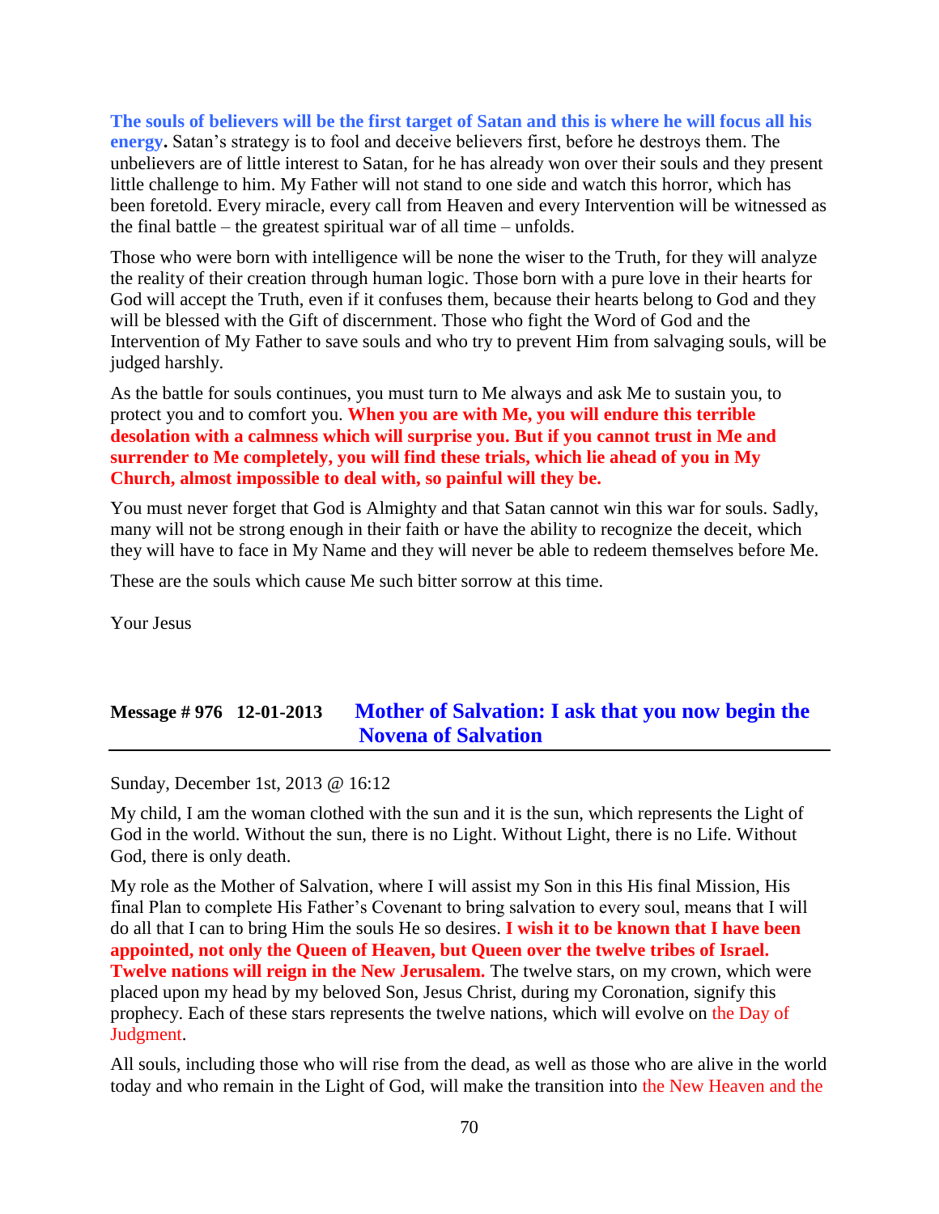**The souls of believers will be the first target of Satan and this is where he will focus all his energy.** Satan's strategy is to fool and deceive believers first, before he destroys them. The unbelievers are of little interest to Satan, for he has already won over their souls and they present little challenge to him. My Father will not stand to one side and watch this horror, which has been foretold. Every miracle, every call from Heaven and every Intervention will be witnessed as the final battle – the greatest spiritual war of all time – unfolds.

Those who were born with intelligence will be none the wiser to the Truth, for they will analyze the reality of their creation through human logic. Those born with a pure love in their hearts for God will accept the Truth, even if it confuses them, because their hearts belong to God and they will be blessed with the Gift of discernment. Those who fight the Word of God and the Intervention of My Father to save souls and who try to prevent Him from salvaging souls, will be judged harshly.

As the battle for souls continues, you must turn to Me always and ask Me to sustain you, to protect you and to comfort you. **When you are with Me, you will endure this terrible desolation with a calmness which will surprise you. But if you cannot trust in Me and surrender to Me completely, you will find these trials, which lie ahead of you in My Church, almost impossible to deal with, so painful will they be.**

You must never forget that God is Almighty and that Satan cannot win this war for souls. Sadly, many will not be strong enough in their faith or have the ability to recognize the deceit, which they will have to face in My Name and they will never be able to redeem themselves before Me.

These are the souls which cause Me such bitter sorrow at this time.

Your Jesus

## Message # 976   12-01-2013   Mother of Salvation: I ask that you now begin the Novena of Salvation

Sunday, December 1st, 2013 @ 16:12

My child, I am the woman clothed with the sun and it is the sun, which represents the Light of God in the world. Without the sun, there is no Light. Without Light, there is no Life. Without God, there is only death.

My role as the Mother of Salvation, where I will assist my Son in this His final Mission, His final Plan to complete His Father's Covenant to bring salvation to every soul, means that I will do all that I can to bring Him the souls He so desires. **I wish it to be known that I have been appointed, not only the Queen of Heaven, but Queen over the twelve tribes of Israel. Twelve nations will reign in the New Jerusalem.** The twelve stars, on my crown, which were placed upon my head by my beloved Son, Jesus Christ, during my Coronation, signify this prophecy. Each of these stars represents the twelve nations, which will evolve on the Day of Judgment.

All souls, including those who will rise from the dead, as well as those who are alive in the world today and who remain in the Light of God, will make the transition into the New Heaven and the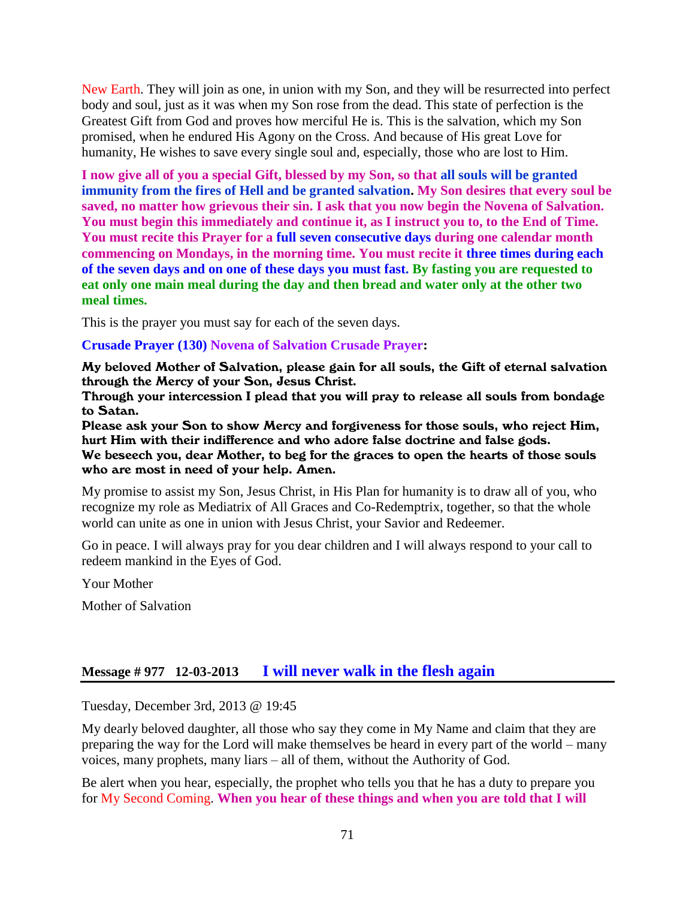New Earth. They will join as one, in union with my Son, and they will be resurrected into perfect body and soul, just as it was when my Son rose from the dead. This state of perfection is the Greatest Gift from God and proves how merciful He is. This is the salvation, which my Son promised, when he endured His Agony on the Cross. And because of His great Love for humanity, He wishes to save every single soul and, especially, those who are lost to Him.

**I now give all of you a special Gift, blessed by my Son, so that all souls will be granted immunity from the fires of Hell and be granted salvation. My Son desires that every soul be saved, no matter how grievous their sin. I ask that you now begin the Novena of Salvation. You must begin this immediately and continue it, as I instruct you to, to the End of Time. You must recite this Prayer for a full seven consecutive days during one calendar month commencing on Mondays, in the morning time. You must recite it three times during each of the seven days and on one of these days you must fast. By fasting you are requested to eat only one main meal during the day and then bread and water only at the other two meal times.**

This is the prayer you must say for each of the seven days.

**Crusade Prayer (130) Novena of Salvation Crusade Prayer:**

**My beloved Mother of Salvation, please gain for all souls, the Gift of eternal salvation through the Mercy of your Son, Jesus Christ.**
**Through your intercession I plead that you will pray to release all souls from bondage to Satan.**
**Please ask your Son to show Mercy and forgiveness for those souls, who reject Him, hurt Him with their indifference and who adore false doctrine and false gods.**
**We beseech you, dear Mother, to beg for the graces to open the hearts of those souls who are most in need of your help. Amen.**

My promise to assist my Son, Jesus Christ, in His Plan for humanity is to draw all of you, who recognize my role as Mediatrix of All Graces and Co-Redemptrix, together, so that the whole world can unite as one in union with Jesus Christ, your Savior and Redeemer.

Go in peace. I will always pray for you dear children and I will always respond to your call to redeem mankind in the Eyes of God.

Your Mother

Mother of Salvation

## Message # 977 12-03-2013 I will never walk in the flesh again

Tuesday, December 3rd, 2013 @ 19:45

My dearly beloved daughter, all those who say they come in My Name and claim that they are preparing the way for the Lord will make themselves be heard in every part of the world – many voices, many prophets, many liars – all of them, without the Authority of God.

Be alert when you hear, especially, the prophet who tells you that he has a duty to prepare you for My Second Coming. **When you hear of these things and when you are told that I will**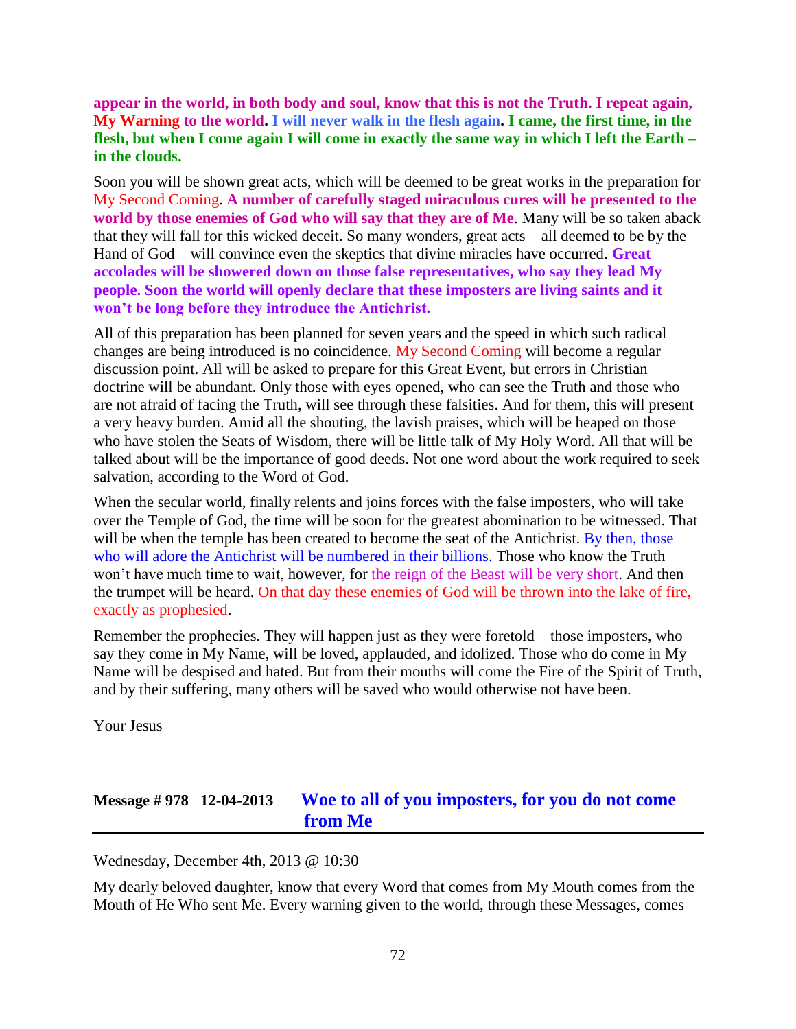**appear in the world, in both body and soul, know that this is not the Truth. I repeat again, My Warning to the world. I will never walk in the flesh again. I came, the first time, in the flesh, but when I come again I will come in exactly the same way in which I left the Earth – in the clouds.**

Soon you will be shown great acts, which will be deemed to be great works in the preparation for My Second Coming. **A number of carefully staged miraculous cures will be presented to the world by those enemies of God who will say that they are of Me**. Many will be so taken aback that they will fall for this wicked deceit. So many wonders, great acts – all deemed to be by the Hand of God – will convince even the skeptics that divine miracles have occurred. **Great accolades will be showered down on those false representatives, who say they lead My people. Soon the world will openly declare that these imposters are living saints and it won't be long before they introduce the Antichrist.**

All of this preparation has been planned for seven years and the speed in which such radical changes are being introduced is no coincidence. My Second Coming will become a regular discussion point. All will be asked to prepare for this Great Event, but errors in Christian doctrine will be abundant. Only those with eyes opened, who can see the Truth and those who are not afraid of facing the Truth, will see through these falsities. And for them, this will present a very heavy burden. Amid all the shouting, the lavish praises, which will be heaped on those who have stolen the Seats of Wisdom, there will be little talk of My Holy Word. All that will be talked about will be the importance of good deeds. Not one word about the work required to seek salvation, according to the Word of God.

When the secular world, finally relents and joins forces with the false imposters, who will take over the Temple of God, the time will be soon for the greatest abomination to be witnessed. That will be when the temple has been created to become the seat of the Antichrist. By then, those who will adore the Antichrist will be numbered in their billions. Those who know the Truth won't have much time to wait, however, for the reign of the Beast will be very short. And then the trumpet will be heard. On that day these enemies of God will be thrown into the lake of fire, exactly as prophesied.

Remember the prophecies. They will happen just as they were foretold – those imposters, who say they come in My Name, will be loved, applauded, and idolized. Those who do come in My Name will be despised and hated. But from their mouths will come the Fire of the Spirit of Truth, and by their suffering, many others will be saved who would otherwise not have been.

Your Jesus

## Message # 978 12-04-2013 Woe to all of you imposters, for you do not come from Me

Wednesday, December 4th, 2013 @ 10:30

My dearly beloved daughter, know that every Word that comes from My Mouth comes from the Mouth of He Who sent Me. Every warning given to the world, through these Messages, comes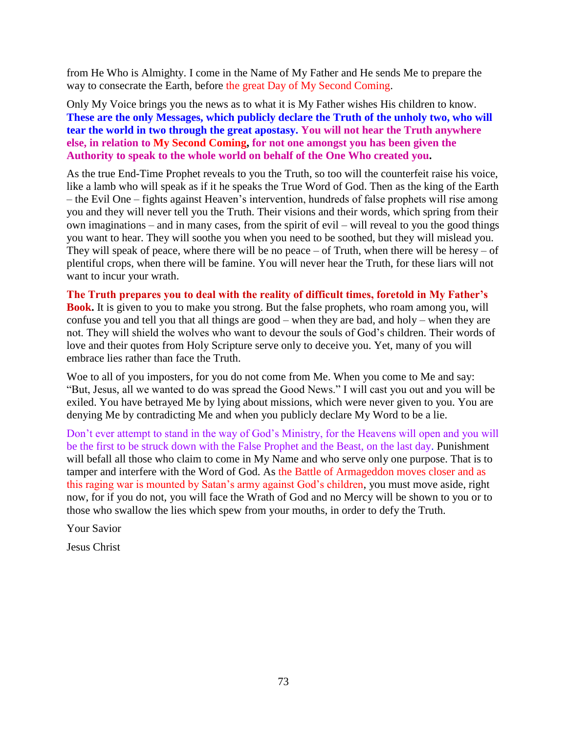from He Who is Almighty. I come in the Name of My Father and He sends Me to prepare the way to consecrate the Earth, before the great Day of My Second Coming.

Only My Voice brings you the news as to what it is My Father wishes His children to know. **These are the only Messages, which publicly declare the Truth of the unholy two, who will tear the world in two through the great apostasy. You will not hear the Truth anywhere else, in relation to My Second Coming, for not one amongst you has been given the Authority to speak to the whole world on behalf of the One Who created you.**

As the true End-Time Prophet reveals to you the Truth, so too will the counterfeit raise his voice, like a lamb who will speak as if it he speaks the True Word of God. Then as the king of the Earth – the Evil One – fights against Heaven's intervention, hundreds of false prophets will rise among you and they will never tell you the Truth. Their visions and their words, which spring from their own imaginations – and in many cases, from the spirit of evil – will reveal to you the good things you want to hear. They will soothe you when you need to be soothed, but they will mislead you. They will speak of peace, where there will be no peace – of Truth, when there will be heresy – of plentiful crops, when there will be famine. You will never hear the Truth, for these liars will not want to incur your wrath.

**The Truth prepares you to deal with the reality of difficult times, foretold in My Father's Book.** It is given to you to make you strong. But the false prophets, who roam among you, will confuse you and tell you that all things are good – when they are bad, and holy – when they are not. They will shield the wolves who want to devour the souls of God's children. Their words of love and their quotes from Holy Scripture serve only to deceive you. Yet, many of you will embrace lies rather than face the Truth.

Woe to all of you imposters, for you do not come from Me. When you come to Me and say: "But, Jesus, all we wanted to do was spread the Good News." I will cast you out and you will be exiled. You have betrayed Me by lying about missions, which were never given to you. You are denying Me by contradicting Me and when you publicly declare My Word to be a lie.

Don't ever attempt to stand in the way of God's Ministry, for the Heavens will open and you will be the first to be struck down with the False Prophet and the Beast, on the last day. Punishment will befall all those who claim to come in My Name and who serve only one purpose. That is to tamper and interfere with the Word of God. As the Battle of Armageddon moves closer and as this raging war is mounted by Satan's army against God's children, you must move aside, right now, for if you do not, you will face the Wrath of God and no Mercy will be shown to you or to those who swallow the lies which spew from your mouths, in order to defy the Truth.

Your Savior

Jesus Christ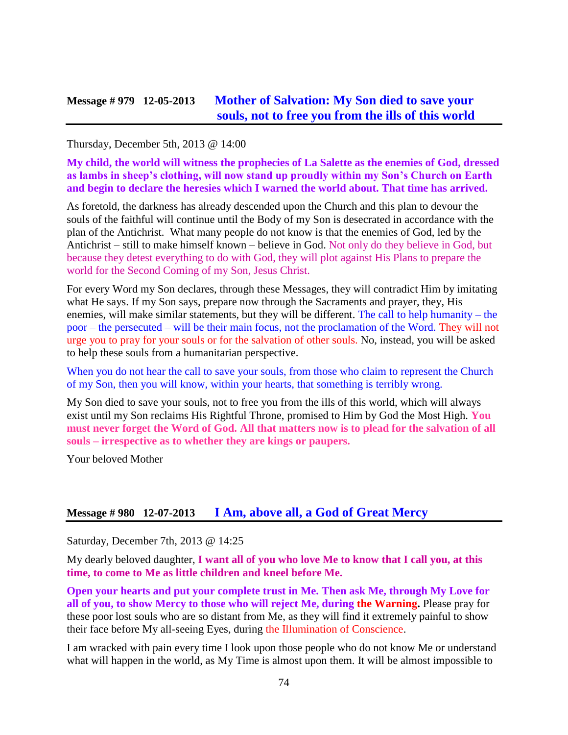## Message # 979 12-05-2013 Mother of Salvation: My Son died to save your souls, not to free you from the ills of this world

Thursday, December 5th, 2013 @ 14:00

**My child, the world will witness the prophecies of La Salette as the enemies of God, dressed as lambs in sheep's clothing, will now stand up proudly within my Son's Church on Earth and begin to declare the heresies which I warned the world about. That time has arrived.**

As foretold, the darkness has already descended upon the Church and this plan to devour the souls of the faithful will continue until the Body of my Son is desecrated in accordance with the plan of the Antichrist. What many people do not know is that the enemies of God, led by the Antichrist – still to make himself known – believe in God. Not only do they believe in God, but because they detest everything to do with God, they will plot against His Plans to prepare the world for the Second Coming of my Son, Jesus Christ.

For every Word my Son declares, through these Messages, they will contradict Him by imitating what He says. If my Son says, prepare now through the Sacraments and prayer, they, His enemies, will make similar statements, but they will be different. The call to help humanity – the poor – the persecuted – will be their main focus, not the proclamation of the Word. They will not urge you to pray for your souls or for the salvation of other souls. No, instead, you will be asked to help these souls from a humanitarian perspective.

When you do not hear the call to save your souls, from those who claim to represent the Church of my Son, then you will know, within your hearts, that something is terribly wrong.

My Son died to save your souls, not to free you from the ills of this world, which will always exist until my Son reclaims His Rightful Throne, promised to Him by God the Most High. **You must never forget the Word of God. All that matters now is to plead for the salvation of all souls – irrespective as to whether they are kings or paupers.**

Your beloved Mother

## Message # 980 12-07-2013 I Am, above all, a God of Great Mercy

Saturday, December 7th, 2013 @ 14:25

My dearly beloved daughter, **I want all of you who love Me to know that I call you, at this time, to come to Me as little children and kneel before Me.**

**Open your hearts and put your complete trust in Me. Then ask Me, through My Love for all of you, to show Mercy to those who will reject Me, during the Warning.** Please pray for these poor lost souls who are so distant from Me, as they will find it extremely painful to show their face before My all-seeing Eyes, during the Illumination of Conscience.

I am wracked with pain every time I look upon those people who do not know Me or understand what will happen in the world, as My Time is almost upon them. It will be almost impossible to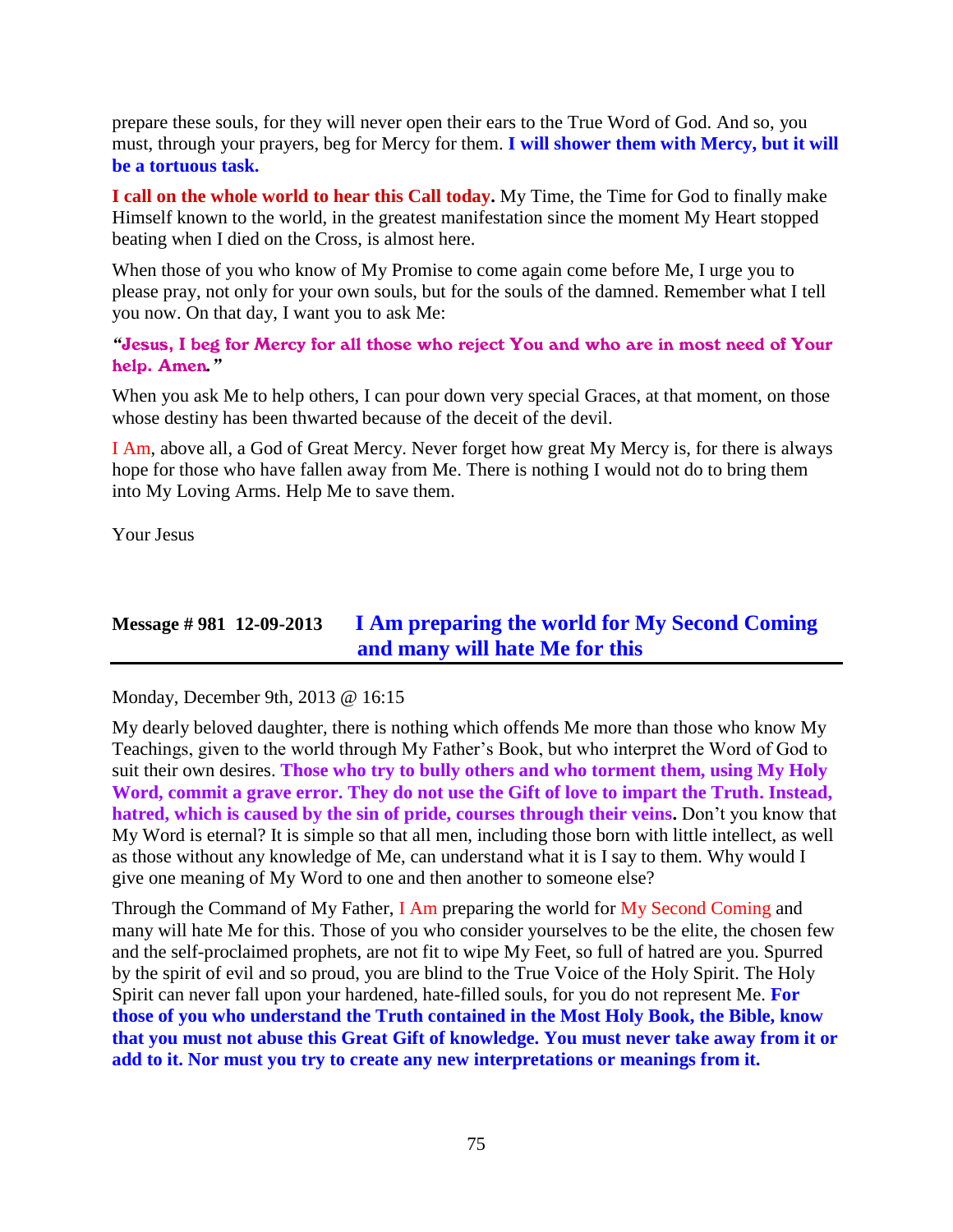prepare these souls, for they will never open their ears to the True Word of God. And so, you must, through your prayers, beg for Mercy for them. **I will shower them with Mercy, but it will be a tortuous task.**

**I call on the whole world to hear this Call today.** My Time, the Time for God to finally make Himself known to the world, in the greatest manifestation since the moment My Heart stopped beating when I died on the Cross, is almost here.

When those of you who know of My Promise to come again come before Me, I urge you to please pray, not only for your own souls, but for the souls of the damned. Remember what I tell you now. On that day, I want you to ask Me:

***"Jesus, I beg for Mercy for all those who reject You and who are in most need of Your help. Amen."***

When you ask Me to help others, I can pour down very special Graces, at that moment, on those whose destiny has been thwarted because of the deceit of the devil.

I Am, above all, a God of Great Mercy. Never forget how great My Mercy is, for there is always hope for those who have fallen away from Me. There is nothing I would not do to bring them into My Loving Arms. Help Me to save them.

Your Jesus

## Message # 981 12-09-2013 I Am preparing the world for My Second Coming and many will hate Me for this

Monday, December 9th, 2013 @ 16:15

My dearly beloved daughter, there is nothing which offends Me more than those who know My Teachings, given to the world through My Father's Book, but who interpret the Word of God to suit their own desires. **Those who try to bully others and who torment them, using My Holy Word, commit a grave error. They do not use the Gift of love to impart the Truth. Instead, hatred, which is caused by the sin of pride, courses through their veins.** Don't you know that My Word is eternal? It is simple so that all men, including those born with little intellect, as well as those without any knowledge of Me, can understand what it is I say to them. Why would I give one meaning of My Word to one and then another to someone else?

Through the Command of My Father, I Am preparing the world for My Second Coming and many will hate Me for this. Those of you who consider yourselves to be the elite, the chosen few and the self-proclaimed prophets, are not fit to wipe My Feet, so full of hatred are you. Spurred by the spirit of evil and so proud, you are blind to the True Voice of the Holy Spirit. The Holy Spirit can never fall upon your hardened, hate-filled souls, for you do not represent Me. **For those of you who understand the Truth contained in the Most Holy Book, the Bible, know that you must not abuse this Great Gift of knowledge. You must never take away from it or add to it. Nor must you try to create any new interpretations or meanings from it.**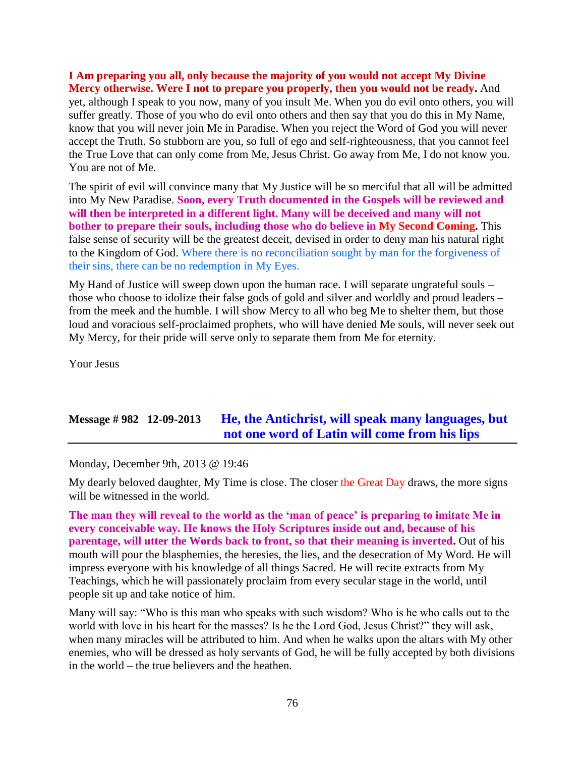**I Am preparing you all, only because the majority of you would not accept My Divine Mercy otherwise. Were I not to prepare you properly, then you would not be ready.** And yet, although I speak to you now, many of you insult Me. When you do evil onto others, you will suffer greatly. Those of you who do evil onto others and then say that you do this in My Name, know that you will never join Me in Paradise. When you reject the Word of God you will never accept the Truth. So stubborn are you, so full of ego and self-righteousness, that you cannot feel the True Love that can only come from Me, Jesus Christ. Go away from Me, I do not know you. You are not of Me.

The spirit of evil will convince many that My Justice will be so merciful that all will be admitted into My New Paradise. **Soon, every Truth documented in the Gospels will be reviewed and will then be interpreted in a different light. Many will be deceived and many will not bother to prepare their souls, including those who do believe in My Second Coming.** This false sense of security will be the greatest deceit, devised in order to deny man his natural right to the Kingdom of God. Where there is no reconciliation sought by man for the forgiveness of their sins, there can be no redemption in My Eyes.

My Hand of Justice will sweep down upon the human race. I will separate ungrateful souls – those who choose to idolize their false gods of gold and silver and worldly and proud leaders – from the meek and the humble. I will show Mercy to all who beg Me to shelter them, but those loud and voracious self-proclaimed prophets, who will have denied Me souls, will never seek out My Mercy, for their pride will serve only to separate them from Me for eternity.

Your Jesus

## Message # 982 12-09-2013 He, the Antichrist, will speak many languages, but not one word of Latin will come from his lips

Monday, December 9th, 2013 @ 19:46

My dearly beloved daughter, My Time is close. The closer the Great Day draws, the more signs will be witnessed in the world.

**The man they will reveal to the world as the 'man of peace' is preparing to imitate Me in every conceivable way. He knows the Holy Scriptures inside out and, because of his parentage, will utter the Words back to front, so that their meaning is inverted.** Out of his mouth will pour the blasphemies, the heresies, the lies, and the desecration of My Word. He will impress everyone with his knowledge of all things Sacred. He will recite extracts from My Teachings, which he will passionately proclaim from every secular stage in the world, until people sit up and take notice of him.

Many will say: "Who is this man who speaks with such wisdom? Who is he who calls out to the world with love in his heart for the masses? Is he the Lord God, Jesus Christ?" they will ask, when many miracles will be attributed to him. And when he walks upon the altars with My other enemies, who will be dressed as holy servants of God, he will be fully accepted by both divisions in the world – the true believers and the heathen.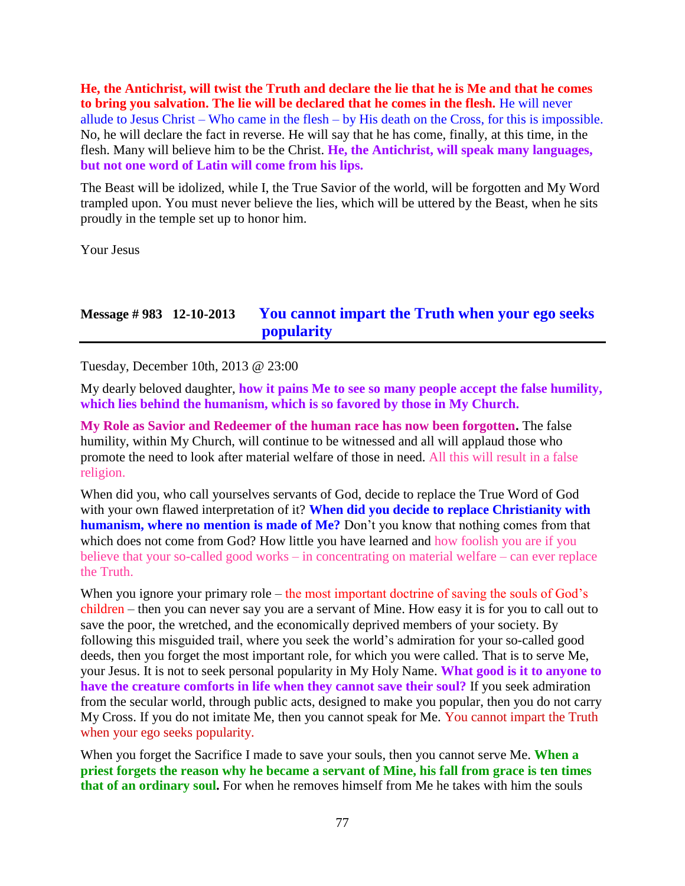**He, the Antichrist, will twist the Truth and declare the lie that he is Me and that he comes to bring you salvation. The lie will be declared that he comes in the flesh.** He will never allude to Jesus Christ – Who came in the flesh – by His death on the Cross, for this is impossible. No, he will declare the fact in reverse. He will say that he has come, finally, at this time, in the flesh. Many will believe him to be the Christ. **He, the Antichrist, will speak many languages, but not one word of Latin will come from his lips.**

The Beast will be idolized, while I, the True Savior of the world, will be forgotten and My Word trampled upon. You must never believe the lies, which will be uttered by the Beast, when he sits proudly in the temple set up to honor him.

Your Jesus

## Message # 983 12-10-2013 You cannot impart the Truth when your ego seeks popularity

Tuesday, December 10th, 2013 @ 23:00

My dearly beloved daughter, **how it pains Me to see so many people accept the false humility, which lies behind the humanism, which is so favored by those in My Church.**

**My Role as Savior and Redeemer of the human race has now been forgotten.** The false humility, within My Church, will continue to be witnessed and all will applaud those who promote the need to look after material welfare of those in need. All this will result in a false religion.

When did you, who call yourselves servants of God, decide to replace the True Word of God with your own flawed interpretation of it? **When did you decide to replace Christianity with humanism, where no mention is made of Me?** Don't you know that nothing comes from that which does not come from God? How little you have learned and how foolish you are if you believe that your so-called good works – in concentrating on material welfare – can ever replace the Truth.

When you ignore your primary role – the most important doctrine of saving the souls of God's children – then you can never say you are a servant of Mine. How easy it is for you to call out to save the poor, the wretched, and the economically deprived members of your society. By following this misguided trail, where you seek the world's admiration for your so-called good deeds, then you forget the most important role, for which you were called. That is to serve Me, your Jesus. It is not to seek personal popularity in My Holy Name. **What good is it to anyone to have the creature comforts in life when they cannot save their soul?** If you seek admiration from the secular world, through public acts, designed to make you popular, then you do not carry My Cross. If you do not imitate Me, then you cannot speak for Me. You cannot impart the Truth when your ego seeks popularity.

When you forget the Sacrifice I made to save your souls, then you cannot serve Me. **When a priest forgets the reason why he became a servant of Mine, his fall from grace is ten times that of an ordinary soul.** For when he removes himself from Me he takes with him the souls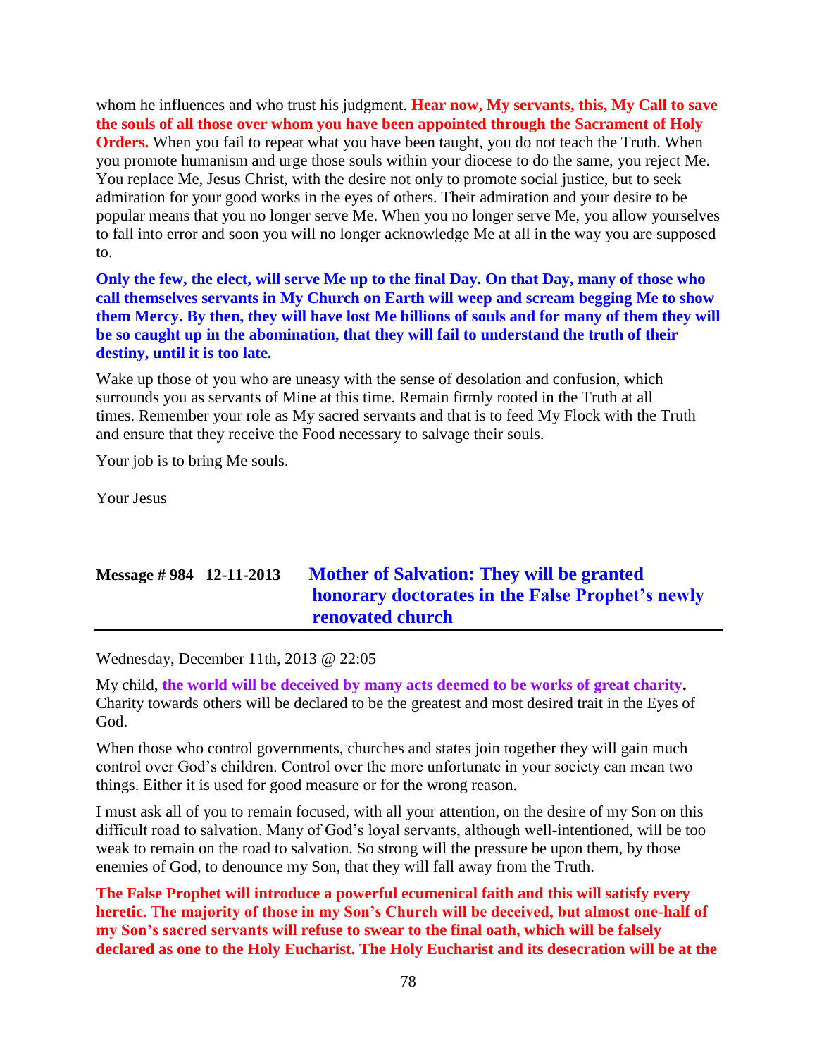whom he influences and who trust his judgment. **Hear now, My servants, this, My Call to save the souls of all those over whom you have been appointed through the Sacrament of Holy Orders.** When you fail to repeat what you have been taught, you do not teach the Truth. When you promote humanism and urge those souls within your diocese to do the same, you reject Me. You replace Me, Jesus Christ, with the desire not only to promote social justice, but to seek admiration for your good works in the eyes of others. Their admiration and your desire to be popular means that you no longer serve Me. When you no longer serve Me, you allow yourselves to fall into error and soon you will no longer acknowledge Me at all in the way you are supposed to.

**Only the few, the elect, will serve Me up to the final Day. On that Day, many of those who call themselves servants in My Church on Earth will weep and scream begging Me to show them Mercy. By then, they will have lost Me billions of souls and for many of them they will be so caught up in the abomination, that they will fail to understand the truth of their destiny, until it is too late.**

Wake up those of you who are uneasy with the sense of desolation and confusion, which surrounds you as servants of Mine at this time. Remain firmly rooted in the Truth at all times. Remember your role as My sacred servants and that is to feed My Flock with the Truth and ensure that they receive the Food necessary to salvage their souls.

Your job is to bring Me souls.

Your Jesus

## Message # 984 12-11-2013 Mother of Salvation: They will be granted honorary doctorates in the False Prophet's newly renovated church

Wednesday, December 11th, 2013 @ 22:05

My child, **the world will be deceived by many acts deemed to be works of great charity.** Charity towards others will be declared to be the greatest and most desired trait in the Eyes of God.

When those who control governments, churches and states join together they will gain much control over God's children. Control over the more unfortunate in your society can mean two things. Either it is used for good measure or for the wrong reason.

I must ask all of you to remain focused, with all your attention, on the desire of my Son on this difficult road to salvation. Many of God's loyal servants, although well-intentioned, will be too weak to remain on the road to salvation. So strong will the pressure be upon them, by those enemies of God, to denounce my Son, that they will fall away from the Truth.

**The False Prophet will introduce a powerful ecumenical faith and this will satisfy every heretic. The majority of those in my Son's Church will be deceived, but almost one-half of my Son's sacred servants will refuse to swear to the final oath, which will be falsely declared as one to the Holy Eucharist. The Holy Eucharist and its desecration will be at the**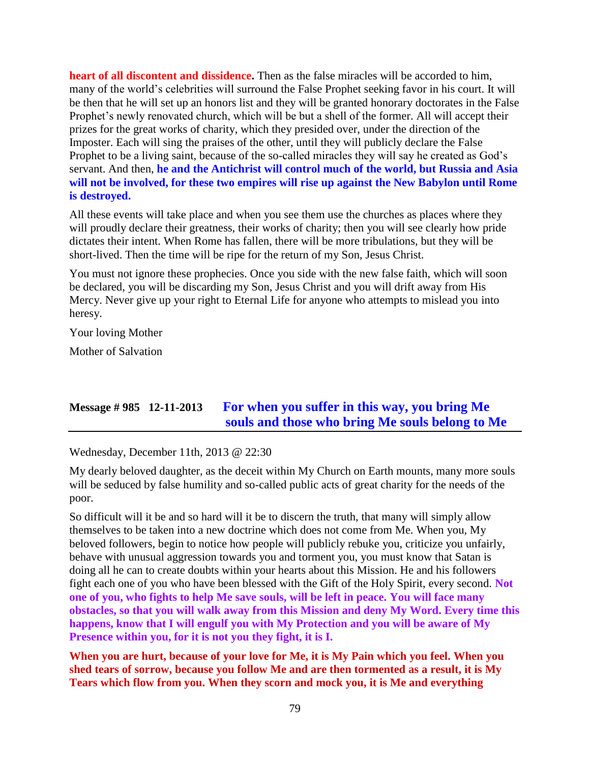**heart of all discontent and dissidence.** Then as the false miracles will be accorded to him, many of the world's celebrities will surround the False Prophet seeking favor in his court. It will be then that he will set up an honors list and they will be granted honorary doctorates in the False Prophet's newly renovated church, which will be but a shell of the former. All will accept their prizes for the great works of charity, which they presided over, under the direction of the Imposter. Each will sing the praises of the other, until they will publicly declare the False Prophet to be a living saint, because of the so-called miracles they will say he created as God's servant. And then, **he and the Antichrist will control much of the world, but Russia and Asia will not be involved, for these two empires will rise up against the New Babylon until Rome is destroyed.**

All these events will take place and when you see them use the churches as places where they will proudly declare their greatness, their works of charity; then you will see clearly how pride dictates their intent. When Rome has fallen, there will be more tribulations, but they will be short-lived. Then the time will be ripe for the return of my Son, Jesus Christ.

You must not ignore these prophecies. Once you side with the new false faith, which will soon be declared, you will be discarding my Son, Jesus Christ and you will drift away from His Mercy. Never give up your right to Eternal Life for anyone who attempts to mislead you into heresy.

Your loving Mother

Mother of Salvation

## Message # 985 12-11-2013 For when you suffer in this way, you bring Me souls and those who bring Me souls belong to Me

Wednesday, December 11th, 2013 @ 22:30

My dearly beloved daughter, as the deceit within My Church on Earth mounts, many more souls will be seduced by false humility and so-called public acts of great charity for the needs of the poor.

So difficult will it be and so hard will it be to discern the truth, that many will simply allow themselves to be taken into a new doctrine which does not come from Me. When you, My beloved followers, begin to notice how people will publicly rebuke you, criticize you unfairly, behave with unusual aggression towards you and torment you, you must know that Satan is doing all he can to create doubts within your hearts about this Mission. He and his followers fight each one of you who have been blessed with the Gift of the Holy Spirit, every second. **Not one of you, who fights to help Me save souls, will be left in peace. You will face many obstacles, so that you will walk away from this Mission and deny My Word. Every time this happens, know that I will engulf you with My Protection and you will be aware of My Presence within you, for it is not you they fight, it is I.**

**When you are hurt, because of your love for Me, it is My Pain which you feel. When you shed tears of sorrow, because you follow Me and are then tormented as a result, it is My Tears which flow from you. When they scorn and mock you, it is Me and everything**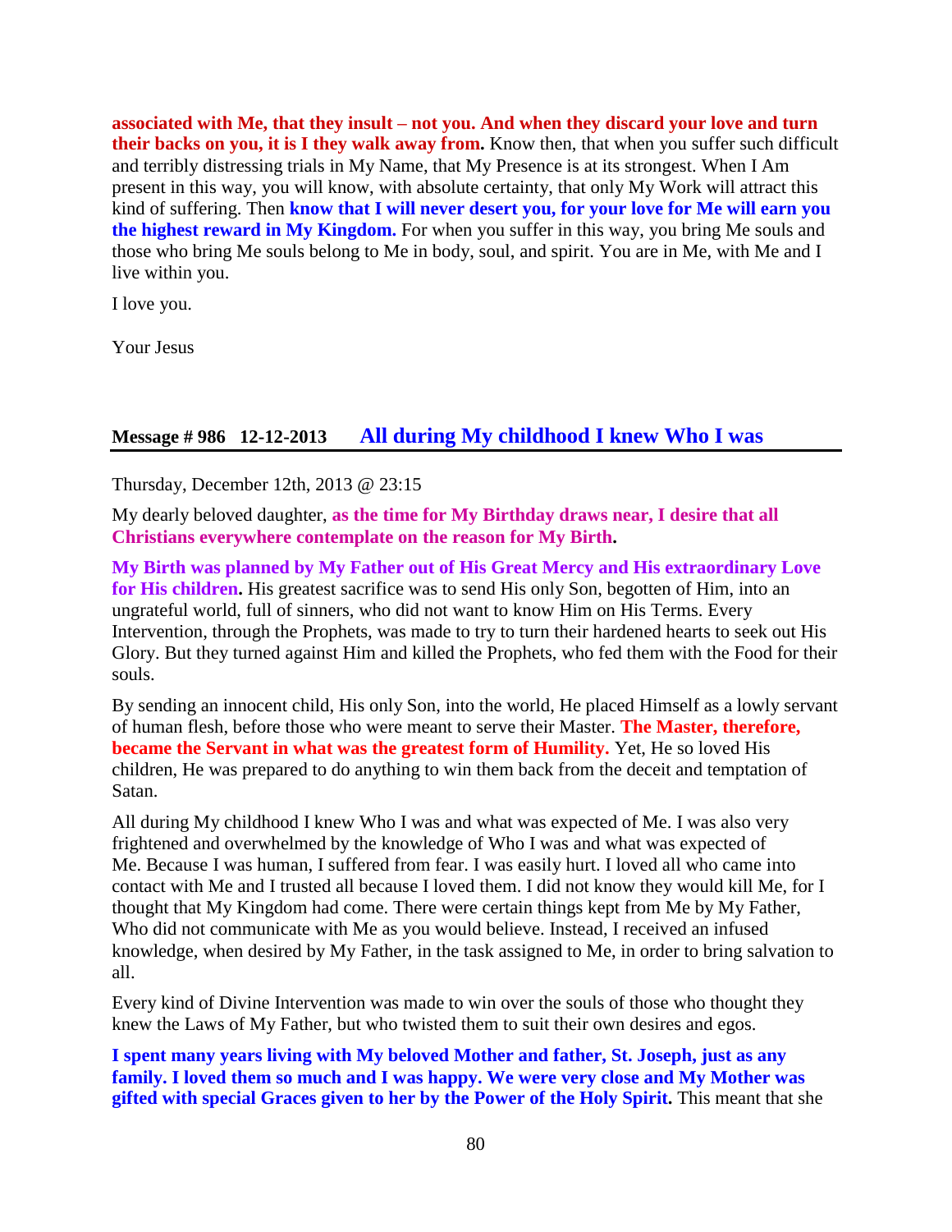**associated with Me, that they insult – not you. And when they discard your love and turn their backs on you, it is I they walk away from.** Know then, that when you suffer such difficult and terribly distressing trials in My Name, that My Presence is at its strongest. When I Am present in this way, you will know, with absolute certainty, that only My Work will attract this kind of suffering. Then **know that I will never desert you, for your love for Me will earn you the highest reward in My Kingdom.** For when you suffer in this way, you bring Me souls and those who bring Me souls belong to Me in body, soul, and spirit. You are in Me, with Me and I live within you.

I love you.

Your Jesus

## Message # 986 12-12-2013 All during My childhood I knew Who I was

Thursday, December 12th, 2013 @ 23:15

My dearly beloved daughter, **as the time for My Birthday draws near, I desire that all Christians everywhere contemplate on the reason for My Birth.**

**My Birth was planned by My Father out of His Great Mercy and His extraordinary Love for His children.** His greatest sacrifice was to send His only Son, begotten of Him, into an ungrateful world, full of sinners, who did not want to know Him on His Terms. Every Intervention, through the Prophets, was made to try to turn their hardened hearts to seek out His Glory. But they turned against Him and killed the Prophets, who fed them with the Food for their souls.

By sending an innocent child, His only Son, into the world, He placed Himself as a lowly servant of human flesh, before those who were meant to serve their Master. **The Master, therefore, became the Servant in what was the greatest form of Humility.** Yet, He so loved His children, He was prepared to do anything to win them back from the deceit and temptation of Satan.

All during My childhood I knew Who I was and what was expected of Me. I was also very frightened and overwhelmed by the knowledge of Who I was and what was expected of Me. Because I was human, I suffered from fear. I was easily hurt. I loved all who came into contact with Me and I trusted all because I loved them. I did not know they would kill Me, for I thought that My Kingdom had come. There were certain things kept from Me by My Father, Who did not communicate with Me as you would believe. Instead, I received an infused knowledge, when desired by My Father, in the task assigned to Me, in order to bring salvation to all.

Every kind of Divine Intervention was made to win over the souls of those who thought they knew the Laws of My Father, but who twisted them to suit their own desires and egos.

**I spent many years living with My beloved Mother and father, St. Joseph, just as any family. I loved them so much and I was happy. We were very close and My Mother was gifted with special Graces given to her by the Power of the Holy Spirit.** This meant that she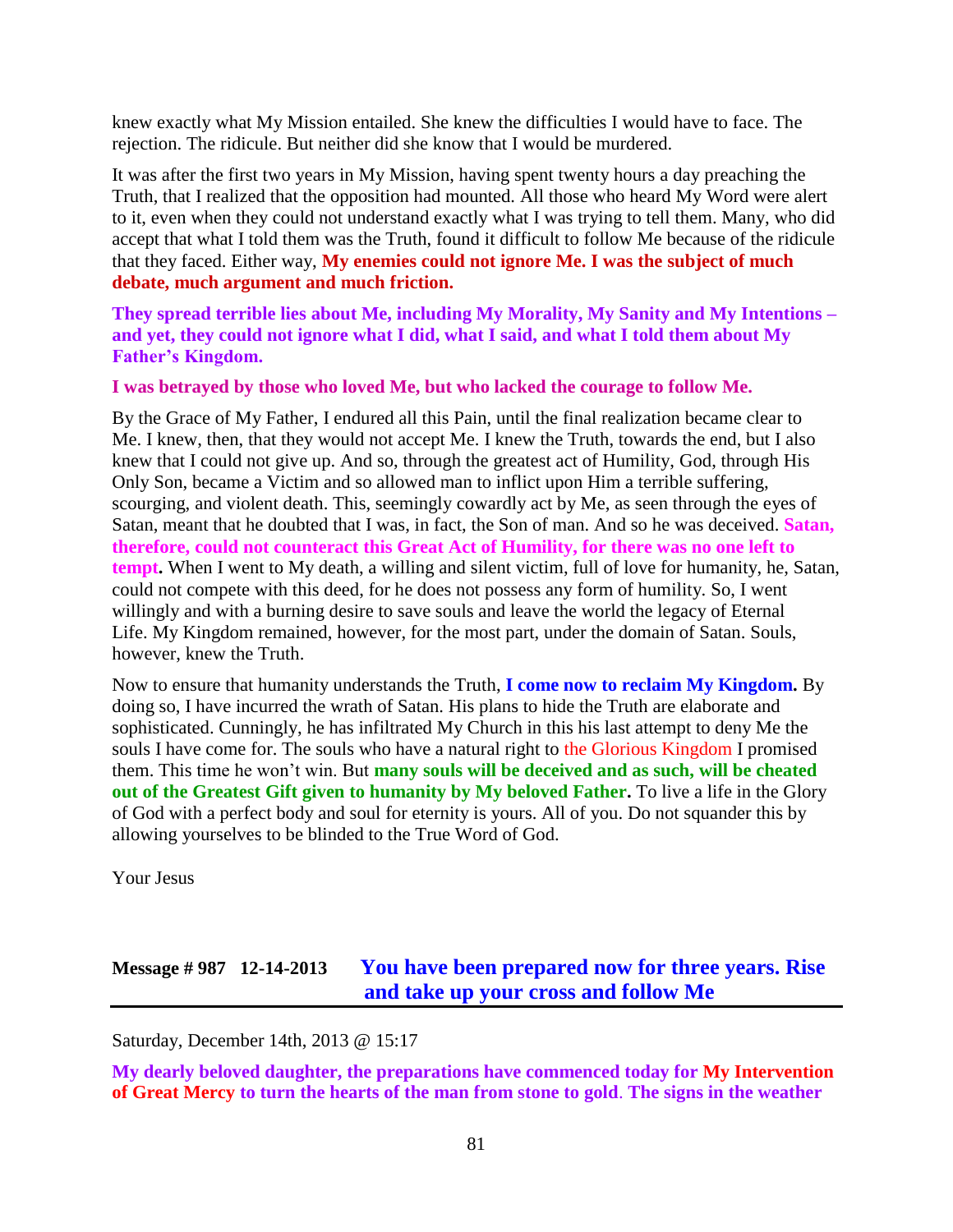knew exactly what My Mission entailed. She knew the difficulties I would have to face. The rejection. The ridicule. But neither did she know that I would be murdered.

It was after the first two years in My Mission, having spent twenty hours a day preaching the Truth, that I realized that the opposition had mounted. All those who heard My Word were alert to it, even when they could not understand exactly what I was trying to tell them. Many, who did accept that what I told them was the Truth, found it difficult to follow Me because of the ridicule that they faced. Either way, **My enemies could not ignore Me. I was the subject of much debate, much argument and much friction.**

**They spread terrible lies about Me, including My Morality, My Sanity and My Intentions – and yet, they could not ignore what I did, what I said, and what I told them about My Father's Kingdom.**

**I was betrayed by those who loved Me, but who lacked the courage to follow Me.**

By the Grace of My Father, I endured all this Pain, until the final realization became clear to Me. I knew, then, that they would not accept Me. I knew the Truth, towards the end, but I also knew that I could not give up. And so, through the greatest act of Humility, God, through His Only Son, became a Victim and so allowed man to inflict upon Him a terrible suffering, scourging, and violent death. This, seemingly cowardly act by Me, as seen through the eyes of Satan, meant that he doubted that I was, in fact, the Son of man. And so he was deceived. **Satan, therefore, could not counteract this Great Act of Humility, for there was no one left to tempt.** When I went to My death, a willing and silent victim, full of love for humanity, he, Satan, could not compete with this deed, for he does not possess any form of humility. So, I went willingly and with a burning desire to save souls and leave the world the legacy of Eternal Life. My Kingdom remained, however, for the most part, under the domain of Satan. Souls, however, knew the Truth.

Now to ensure that humanity understands the Truth, **I come now to reclaim My Kingdom.** By doing so, I have incurred the wrath of Satan. His plans to hide the Truth are elaborate and sophisticated. Cunningly, he has infiltrated My Church in this his last attempt to deny Me the souls I have come for. The souls who have a natural right to the Glorious Kingdom I promised them. This time he won't win. But **many souls will be deceived and as such, will be cheated out of the Greatest Gift given to humanity by My beloved Father.** To live a life in the Glory of God with a perfect body and soul for eternity is yours. All of you. Do not squander this by allowing yourselves to be blinded to the True Word of God.

Your Jesus

## Message # 987 12-14-2013 You have been prepared now for three years. Rise and take up your cross and follow Me

Saturday, December 14th, 2013 @ 15:17

**My dearly beloved daughter, the preparations have commenced today for My Intervention of Great Mercy to turn the hearts of the man from stone to gold. The signs in the weather**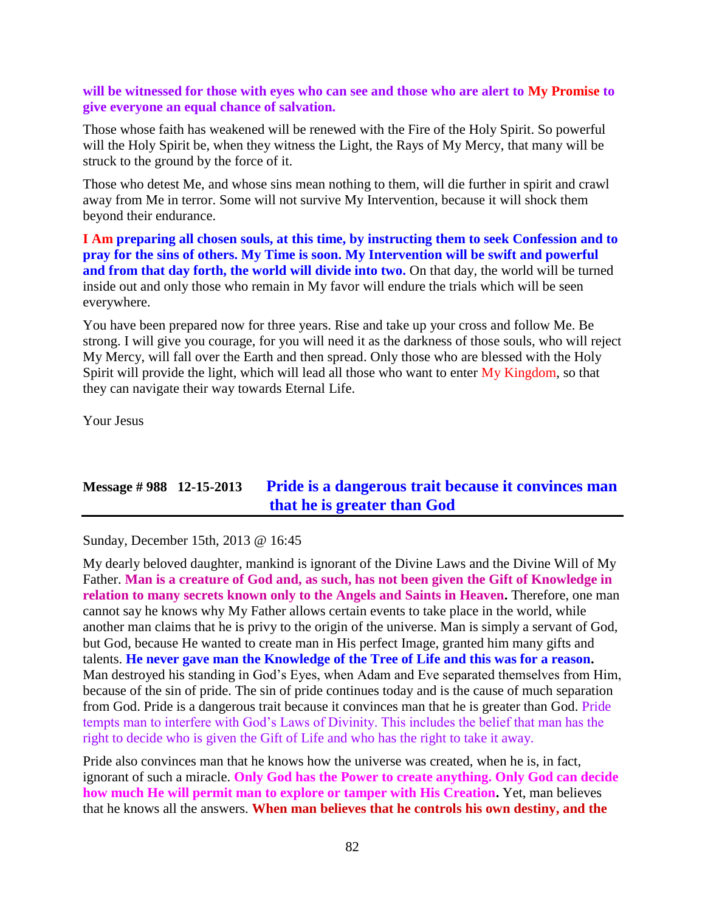**will be witnessed for those with eyes who can see and those who are alert to My Promise to give everyone an equal chance of salvation.**

Those whose faith has weakened will be renewed with the Fire of the Holy Spirit. So powerful will the Holy Spirit be, when they witness the Light, the Rays of My Mercy, that many will be struck to the ground by the force of it.

Those who detest Me, and whose sins mean nothing to them, will die further in spirit and crawl away from Me in terror. Some will not survive My Intervention, because it will shock them beyond their endurance.

**I Am preparing all chosen souls, at this time, by instructing them to seek Confession and to pray for the sins of others. My Time is soon. My Intervention will be swift and powerful and from that day forth, the world will divide into two.** On that day, the world will be turned inside out and only those who remain in My favor will endure the trials which will be seen everywhere.

You have been prepared now for three years. Rise and take up your cross and follow Me. Be strong. I will give you courage, for you will need it as the darkness of those souls, who will reject My Mercy, will fall over the Earth and then spread. Only those who are blessed with the Holy Spirit will provide the light, which will lead all those who want to enter My Kingdom, so that they can navigate their way towards Eternal Life.

Your Jesus

## Message # 988 12-15-2013 Pride is a dangerous trait because it convinces man that he is greater than God

Sunday, December 15th, 2013 @ 16:45

My dearly beloved daughter, mankind is ignorant of the Divine Laws and the Divine Will of My Father. **Man is a creature of God and, as such, has not been given the Gift of Knowledge in relation to many secrets known only to the Angels and Saints in Heaven.** Therefore, one man cannot say he knows why My Father allows certain events to take place in the world, while another man claims that he is privy to the origin of the universe. Man is simply a servant of God, but God, because He wanted to create man in His perfect Image, granted him many gifts and talents. **He never gave man the Knowledge of the Tree of Life and this was for a reason.** Man destroyed his standing in God's Eyes, when Adam and Eve separated themselves from Him, because of the sin of pride. The sin of pride continues today and is the cause of much separation from God. Pride is a dangerous trait because it convinces man that he is greater than God. Pride tempts man to interfere with God's Laws of Divinity. This includes the belief that man has the right to decide who is given the Gift of Life and who has the right to take it away.

Pride also convinces man that he knows how the universe was created, when he is, in fact, ignorant of such a miracle. **Only God has the Power to create anything. Only God can decide how much He will permit man to explore or tamper with His Creation.** Yet, man believes that he knows all the answers. **When man believes that he controls his own destiny, and the**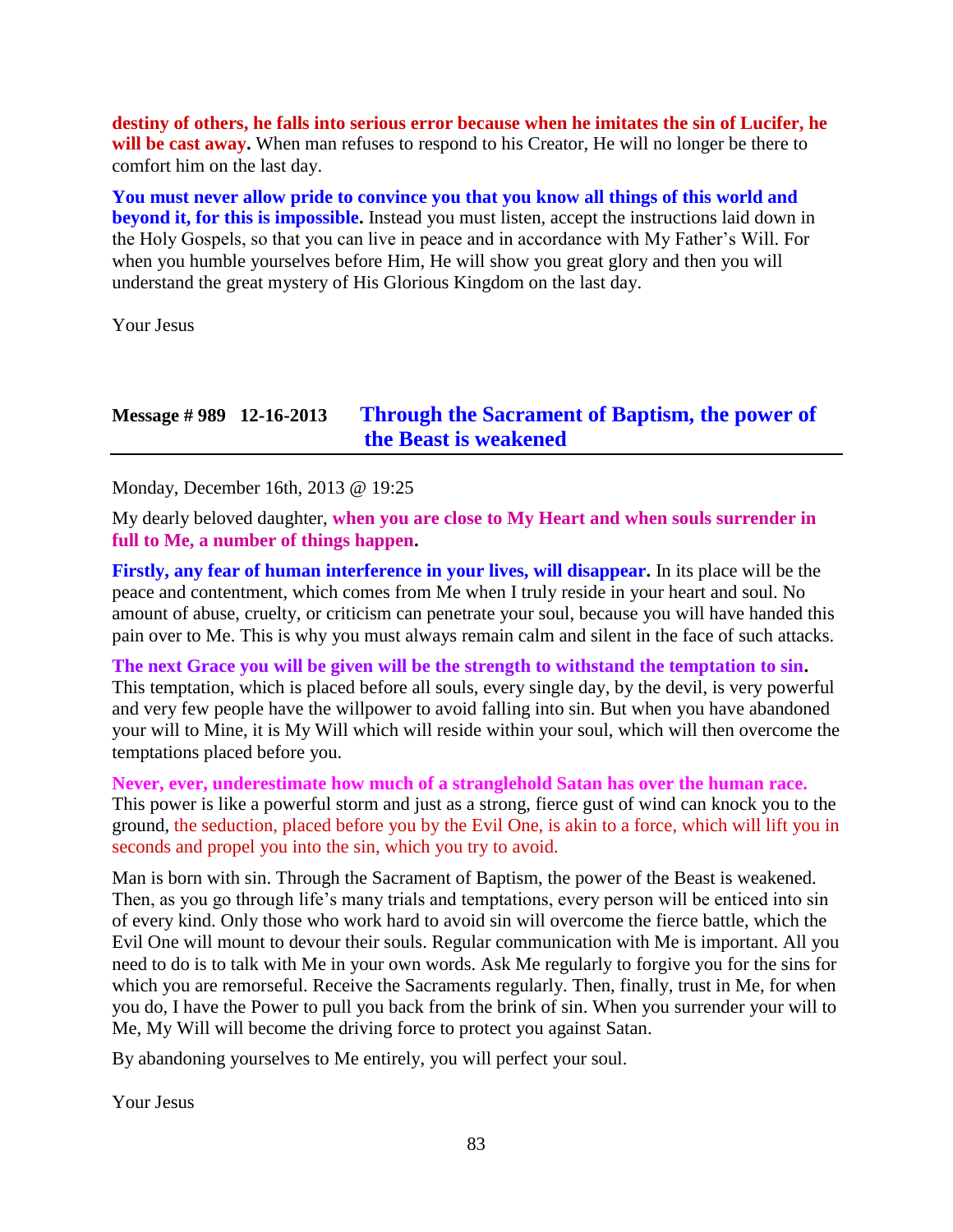**destiny of others, he falls into serious error because when he imitates the sin of Lucifer, he will be cast away.** When man refuses to respond to his Creator, He will no longer be there to comfort him on the last day.

**You must never allow pride to convince you that you know all things of this world and beyond it, for this is impossible.** Instead you must listen, accept the instructions laid down in the Holy Gospels, so that you can live in peace and in accordance with My Father's Will. For when you humble yourselves before Him, He will show you great glory and then you will understand the great mystery of His Glorious Kingdom on the last day.

Your Jesus

## Message # 989 12-16-2013 Through the Sacrament of Baptism, the power of the Beast is weakened

Monday, December 16th, 2013 @ 19:25

My dearly beloved daughter, **when you are close to My Heart and when souls surrender in full to Me, a number of things happen.**

**Firstly, any fear of human interference in your lives, will disappear.** In its place will be the peace and contentment, which comes from Me when I truly reside in your heart and soul. No amount of abuse, cruelty, or criticism can penetrate your soul, because you will have handed this pain over to Me. This is why you must always remain calm and silent in the face of such attacks.

**The next Grace you will be given will be the strength to withstand the temptation to sin.** This temptation, which is placed before all souls, every single day, by the devil, is very powerful and very few people have the willpower to avoid falling into sin. But when you have abandoned your will to Mine, it is My Will which will reside within your soul, which will then overcome the temptations placed before you.

**Never, ever, underestimate how much of a stranglehold Satan has over the human race.** This power is like a powerful storm and just as a strong, fierce gust of wind can knock you to the ground, the seduction, placed before you by the Evil One, is akin to a force, which will lift you in seconds and propel you into the sin, which you try to avoid.

Man is born with sin. Through the Sacrament of Baptism, the power of the Beast is weakened. Then, as you go through life's many trials and temptations, every person will be enticed into sin of every kind. Only those who work hard to avoid sin will overcome the fierce battle, which the Evil One will mount to devour their souls. Regular communication with Me is important. All you need to do is to talk with Me in your own words. Ask Me regularly to forgive you for the sins for which you are remorseful. Receive the Sacraments regularly. Then, finally, trust in Me, for when you do, I have the Power to pull you back from the brink of sin. When you surrender your will to Me, My Will will become the driving force to protect you against Satan.

By abandoning yourselves to Me entirely, you will perfect your soul.

Your Jesus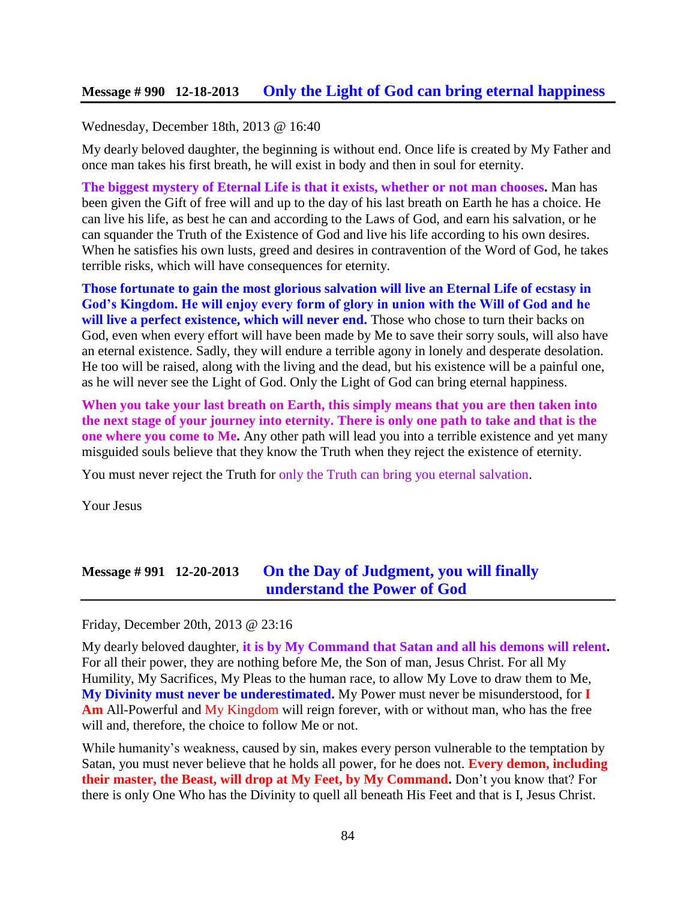## Message # 990 12-18-2013 Only the Light of God can bring eternal happiness

Wednesday, December 18th, 2013 @ 16:40

My dearly beloved daughter, the beginning is without end. Once life is created by My Father and once man takes his first breath, he will exist in body and then in soul for eternity.

**The biggest mystery of Eternal Life is that it exists, whether or not man chooses.** Man has been given the Gift of free will and up to the day of his last breath on Earth he has a choice. He can live his life, as best he can and according to the Laws of God, and earn his salvation, or he can squander the Truth of the Existence of God and live his life according to his own desires. When he satisfies his own lusts, greed and desires in contravention of the Word of God, he takes terrible risks, which will have consequences for eternity.

**Those fortunate to gain the most glorious salvation will live an Eternal Life of ecstasy in God's Kingdom. He will enjoy every form of glory in union with the Will of God and he will live a perfect existence, which will never end.** Those who chose to turn their backs on God, even when every effort will have been made by Me to save their sorry souls, will also have an eternal existence. Sadly, they will endure a terrible agony in lonely and desperate desolation. He too will be raised, along with the living and the dead, but his existence will be a painful one, as he will never see the Light of God. Only the Light of God can bring eternal happiness.

**When you take your last breath on Earth, this simply means that you are then taken into the next stage of your journey into eternity. There is only one path to take and that is the one where you come to Me.** Any other path will lead you into a terrible existence and yet many misguided souls believe that they know the Truth when they reject the existence of eternity.

You must never reject the Truth for only the Truth can bring you eternal salvation.

Your Jesus

## Message # 991 12-20-2013 On the Day of Judgment, you will finally understand the Power of God

Friday, December 20th, 2013 @ 23:16

My dearly beloved daughter, **it is by My Command that Satan and all his demons will relent.** For all their power, they are nothing before Me, the Son of man, Jesus Christ. For all My Humility, My Sacrifices, My Pleas to the human race, to allow My Love to draw them to Me, **My Divinity must never be underestimated.** My Power must never be misunderstood, for **I Am** All-Powerful and My Kingdom will reign forever, with or without man, who has the free will and, therefore, the choice to follow Me or not.

While humanity's weakness, caused by sin, makes every person vulnerable to the temptation by Satan, you must never believe that he holds all power, for he does not. **Every demon, including their master, the Beast, will drop at My Feet, by My Command.** Don't you know that? For there is only One Who has the Divinity to quell all beneath His Feet and that is I, Jesus Christ.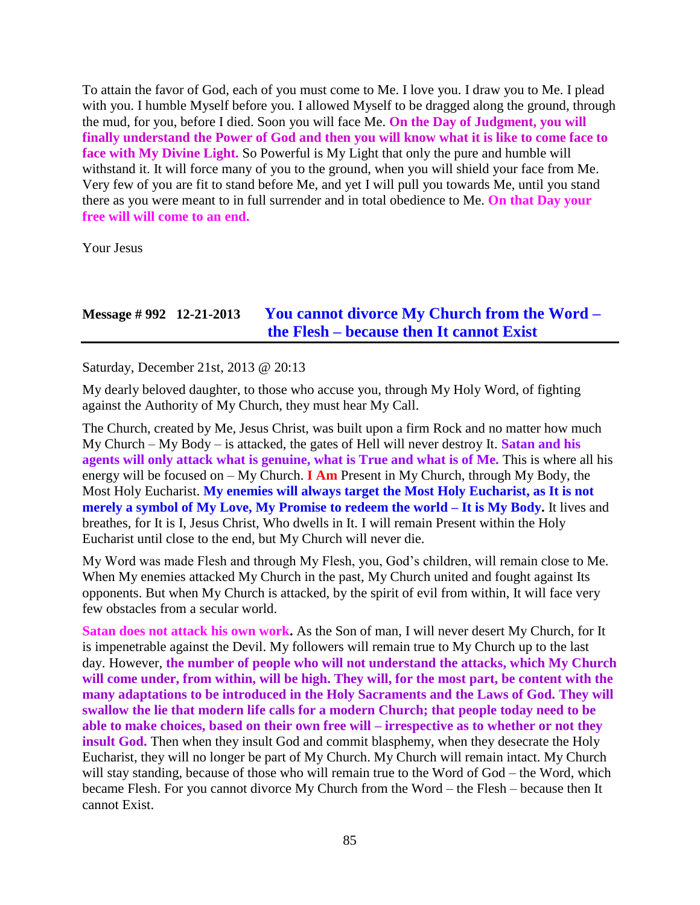To attain the favor of God, each of you must come to Me. I love you. I draw you to Me. I plead with you. I humble Myself before you. I allowed Myself to be dragged along the ground, through the mud, for you, before I died. Soon you will face Me. **On the Day of Judgment, you will finally understand the Power of God and then you will know what it is like to come face to face with My Divine Light.** So Powerful is My Light that only the pure and humble will withstand it. It will force many of you to the ground, when you will shield your face from Me. Very few of you are fit to stand before Me, and yet I will pull you towards Me, until you stand there as you were meant to in full surrender and in total obedience to Me. **On that Day your free will will come to an end.**

Your Jesus

## Message # 992   12-21-2013   You cannot divorce My Church from the Word – the Flesh – because then It cannot Exist

Saturday, December 21st, 2013 @ 20:13

My dearly beloved daughter, to those who accuse you, through My Holy Word, of fighting against the Authority of My Church, they must hear My Call.

The Church, created by Me, Jesus Christ, was built upon a firm Rock and no matter how much My Church – My Body – is attacked, the gates of Hell will never destroy It. **Satan and his agents will only attack what is genuine, what is True and what is of Me.** This is where all his energy will be focused on – My Church. **I Am** Present in My Church, through My Body, the Most Holy Eucharist. **My enemies will always target the Most Holy Eucharist, as It is not merely a symbol of My Love, My Promise to redeem the world – It is My Body.** It lives and breathes, for It is I, Jesus Christ, Who dwells in It. I will remain Present within the Holy Eucharist until close to the end, but My Church will never die.

My Word was made Flesh and through My Flesh, you, God's children, will remain close to Me. When My enemies attacked My Church in the past, My Church united and fought against Its opponents. But when My Church is attacked, by the spirit of evil from within, It will face very few obstacles from a secular world.

**Satan does not attack his own work.** As the Son of man, I will never desert My Church, for It is impenetrable against the Devil. My followers will remain true to My Church up to the last day. However, **the number of people who will not understand the attacks, which My Church will come under, from within, will be high. They will, for the most part, be content with the many adaptations to be introduced in the Holy Sacraments and the Laws of God. They will swallow the lie that modern life calls for a modern Church; that people today need to be able to make choices, based on their own free will – irrespective as to whether or not they insult God.** Then when they insult God and commit blasphemy, when they desecrate the Holy Eucharist, they will no longer be part of My Church. My Church will remain intact. My Church will stay standing, because of those who will remain true to the Word of God – the Word, which became Flesh. For you cannot divorce My Church from the Word – the Flesh – because then It cannot Exist.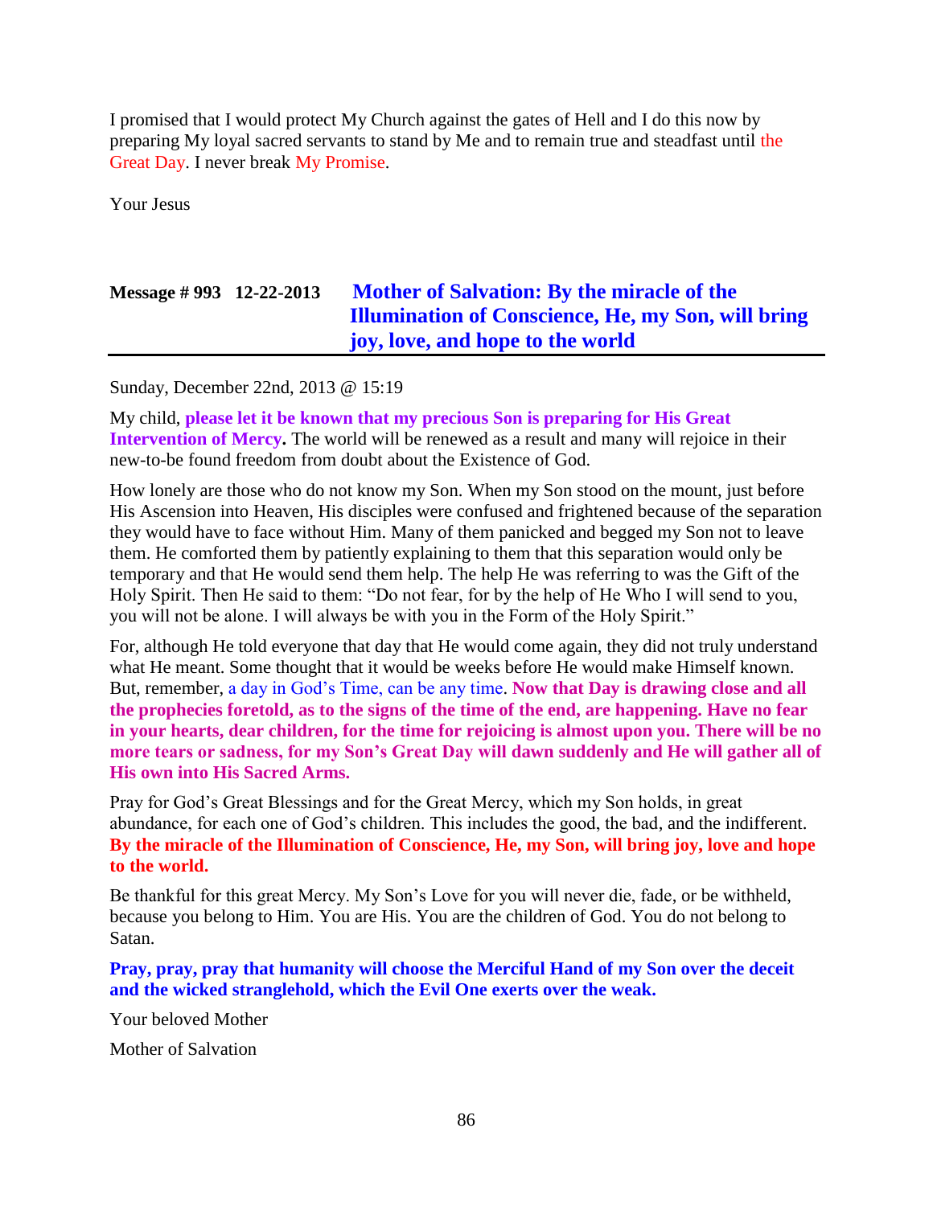I promised that I would protect My Church against the gates of Hell and I do this now by preparing My loyal sacred servants to stand by Me and to remain true and steadfast until the Great Day. I never break My Promise.

Your Jesus

## Message # 993 12-22-2013 Mother of Salvation: By the miracle of the Illumination of Conscience, He, my Son, will bring joy, love, and hope to the world

Sunday, December 22nd, 2013 @ 15:19

My child, **please let it be known that my precious Son is preparing for His Great Intervention of Mercy.** The world will be renewed as a result and many will rejoice in their new-to-be found freedom from doubt about the Existence of God.

How lonely are those who do not know my Son. When my Son stood on the mount, just before His Ascension into Heaven, His disciples were confused and frightened because of the separation they would have to face without Him. Many of them panicked and begged my Son not to leave them. He comforted them by patiently explaining to them that this separation would only be temporary and that He would send them help. The help He was referring to was the Gift of the Holy Spirit. Then He said to them: "Do not fear, for by the help of He Who I will send to you, you will not be alone. I will always be with you in the Form of the Holy Spirit."

For, although He told everyone that day that He would come again, they did not truly understand what He meant. Some thought that it would be weeks before He would make Himself known. But, remember, a day in God's Time, can be any time. **Now that Day is drawing close and all the prophecies foretold, as to the signs of the time of the end, are happening. Have no fear in your hearts, dear children, for the time for rejoicing is almost upon you. There will be no more tears or sadness, for my Son's Great Day will dawn suddenly and He will gather all of His own into His Sacred Arms.**

Pray for God's Great Blessings and for the Great Mercy, which my Son holds, in great abundance, for each one of God's children. This includes the good, the bad, and the indifferent. **By the miracle of the Illumination of Conscience, He, my Son, will bring joy, love and hope to the world.**

Be thankful for this great Mercy. My Son's Love for you will never die, fade, or be withheld, because you belong to Him. You are His. You are the children of God. You do not belong to Satan.

**Pray, pray, pray that humanity will choose the Merciful Hand of my Son over the deceit and the wicked stranglehold, which the Evil One exerts over the weak.**

Your beloved Mother

Mother of Salvation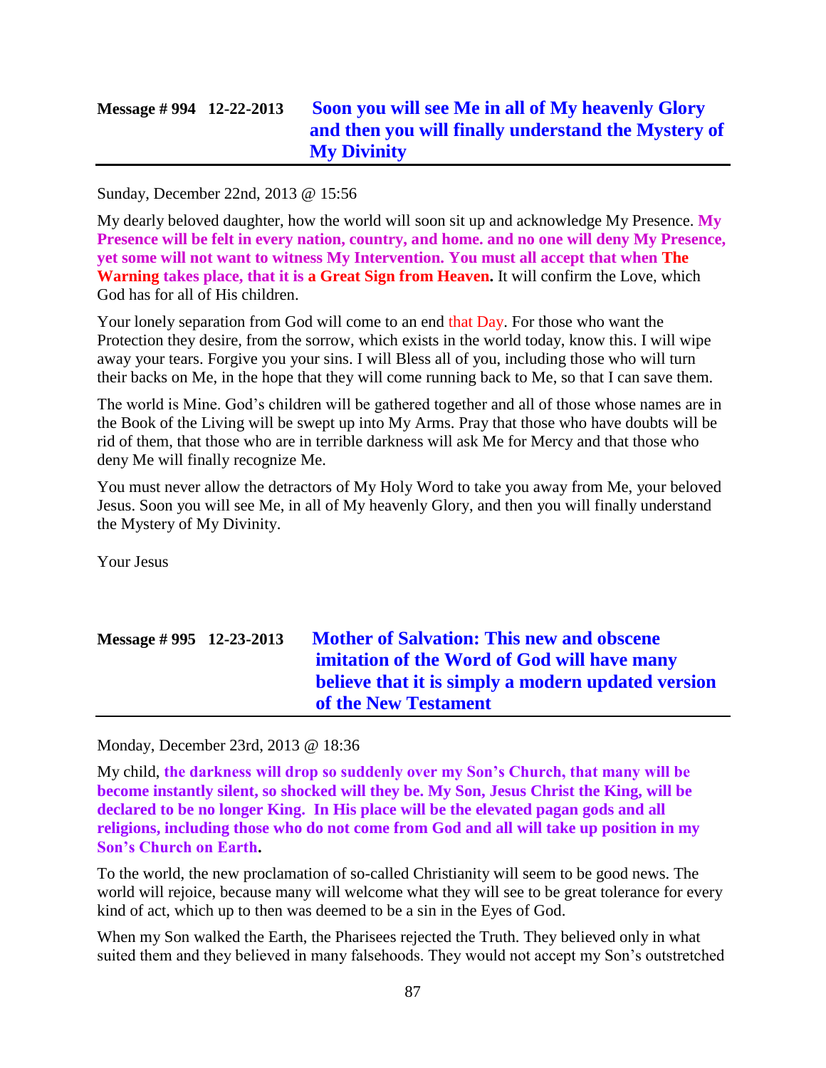## Message # 994 12-22-2013 Soon you will see Me in all of My heavenly Glory and then you will finally understand the Mystery of My Divinity

Sunday, December 22nd, 2013 @ 15:56

My dearly beloved daughter, how the world will soon sit up and acknowledge My Presence. **My Presence will be felt in every nation, country, and home. and no one will deny My Presence, yet some will not want to witness My Intervention. You must all accept that when The Warning takes place, that it is a Great Sign from Heaven.** It will confirm the Love, which God has for all of His children.

Your lonely separation from God will come to an end that Day. For those who want the Protection they desire, from the sorrow, which exists in the world today, know this. I will wipe away your tears. Forgive you your sins. I will Bless all of you, including those who will turn their backs on Me, in the hope that they will come running back to Me, so that I can save them.

The world is Mine. God's children will be gathered together and all of those whose names are in the Book of the Living will be swept up into My Arms. Pray that those who have doubts will be rid of them, that those who are in terrible darkness will ask Me for Mercy and that those who deny Me will finally recognize Me.

You must never allow the detractors of My Holy Word to take you away from Me, your beloved Jesus. Soon you will see Me, in all of My heavenly Glory, and then you will finally understand the Mystery of My Divinity.

Your Jesus

## Message # 995 12-23-2013 Mother of Salvation: This new and obscene imitation of the Word of God will have many believe that it is simply a modern updated version of the New Testament

Monday, December 23rd, 2013 @ 18:36

My child, **the darkness will drop so suddenly over my Son's Church, that many will be become instantly silent, so shocked will they be. My Son, Jesus Christ the King, will be declared to be no longer King. In His place will be the elevated pagan gods and all religions, including those who do not come from God and all will take up position in my Son's Church on Earth.**

To the world, the new proclamation of so-called Christianity will seem to be good news. The world will rejoice, because many will welcome what they will see to be great tolerance for every kind of act, which up to then was deemed to be a sin in the Eyes of God.

When my Son walked the Earth, the Pharisees rejected the Truth. They believed only in what suited them and they believed in many falsehoods. They would not accept my Son's outstretched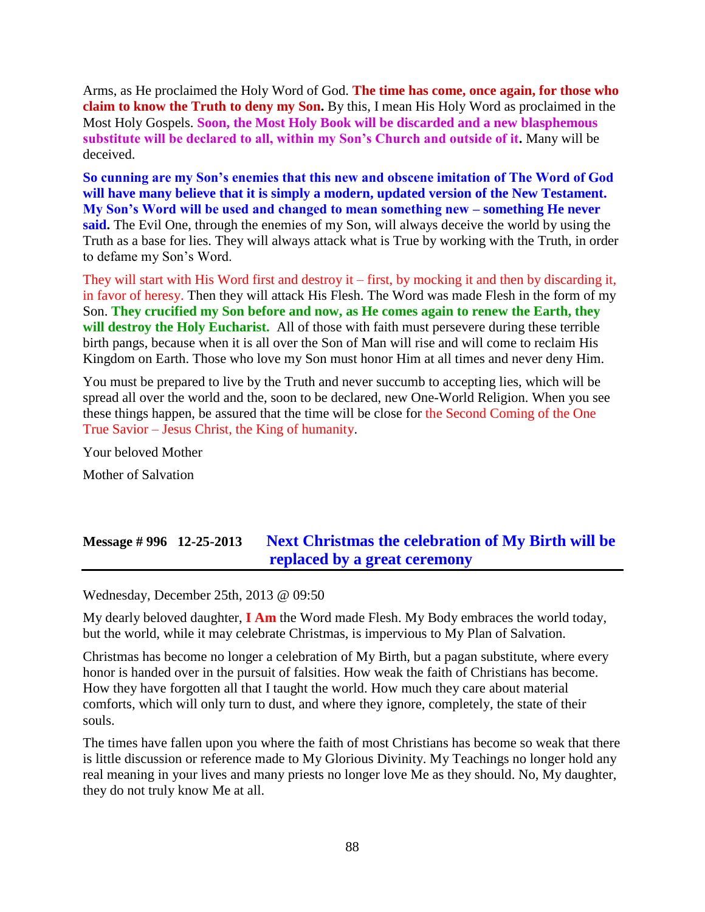Arms, as He proclaimed the Holy Word of God. **The time has come, once again, for those who claim to know the Truth to deny my Son.** By this, I mean His Holy Word as proclaimed in the Most Holy Gospels. **Soon, the Most Holy Book will be discarded and a new blasphemous substitute will be declared to all, within my Son's Church and outside of it.** Many will be deceived.

**So cunning are my Son's enemies that this new and obscene imitation of The Word of God will have many believe that it is simply a modern, updated version of the New Testament. My Son's Word will be used and changed to mean something new – something He never said.** The Evil One, through the enemies of my Son, will always deceive the world by using the Truth as a base for lies. They will always attack what is True by working with the Truth, in order to defame my Son's Word.

They will start with His Word first and destroy it – first, by mocking it and then by discarding it, in favor of heresy. Then they will attack His Flesh. The Word was made Flesh in the form of my Son. **They crucified my Son before and now, as He comes again to renew the Earth, they will destroy the Holy Eucharist.** All of those with faith must persevere during these terrible birth pangs, because when it is all over the Son of Man will rise and will come to reclaim His Kingdom on Earth. Those who love my Son must honor Him at all times and never deny Him.

You must be prepared to live by the Truth and never succumb to accepting lies, which will be spread all over the world and the, soon to be declared, new One-World Religion. When you see these things happen, be assured that the time will be close for the Second Coming of the One True Savior – Jesus Christ, the King of humanity.

Your beloved Mother

Mother of Salvation

## Message # 996 12-25-2013 Next Christmas the celebration of My Birth will be replaced by a great ceremony

Wednesday, December 25th, 2013 @ 09:50

My dearly beloved daughter, **I Am** the Word made Flesh. My Body embraces the world today, but the world, while it may celebrate Christmas, is impervious to My Plan of Salvation.

Christmas has become no longer a celebration of My Birth, but a pagan substitute, where every honor is handed over in the pursuit of falsities. How weak the faith of Christians has become. How they have forgotten all that I taught the world. How much they care about material comforts, which will only turn to dust, and where they ignore, completely, the state of their souls.

The times have fallen upon you where the faith of most Christians has become so weak that there is little discussion or reference made to My Glorious Divinity. My Teachings no longer hold any real meaning in your lives and many priests no longer love Me as they should. No, My daughter, they do not truly know Me at all.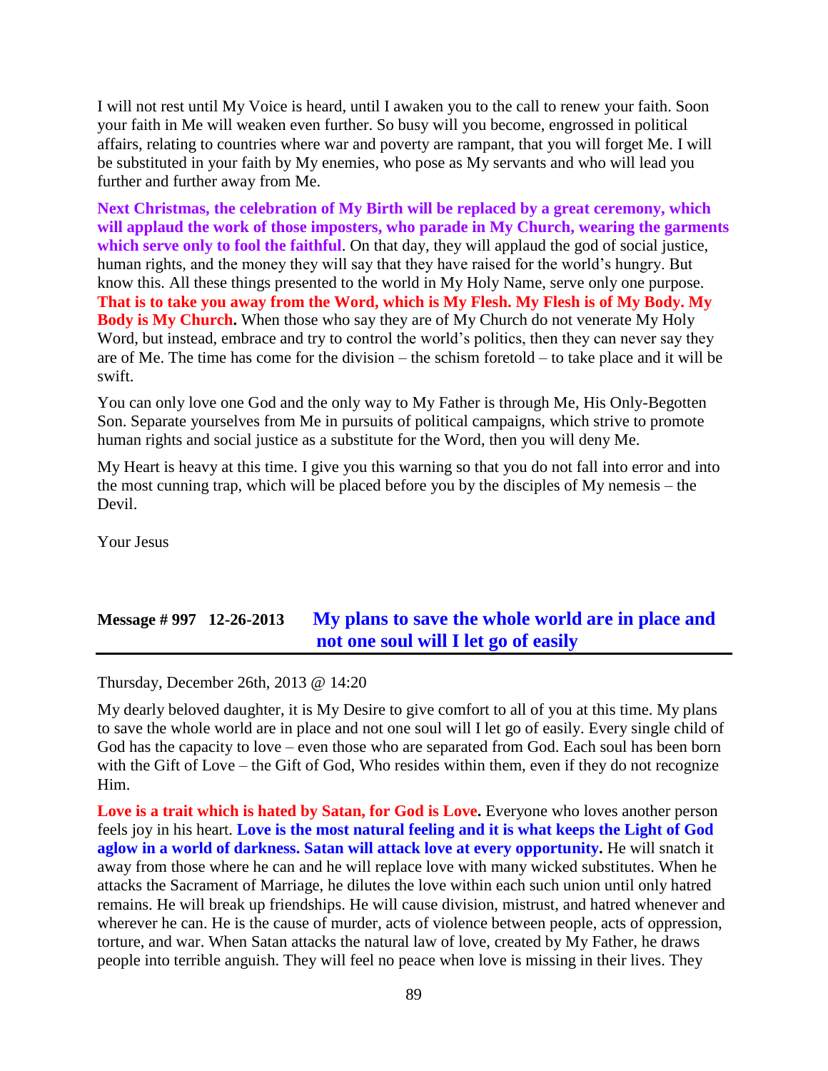I will not rest until My Voice is heard, until I awaken you to the call to renew your faith. Soon your faith in Me will weaken even further. So busy will you become, engrossed in political affairs, relating to countries where war and poverty are rampant, that you will forget Me. I will be substituted in your faith by My enemies, who pose as My servants and who will lead you further and further away from Me.

**Next Christmas, the celebration of My Birth will be replaced by a great ceremony, which will applaud the work of those imposters, who parade in My Church, wearing the garments which serve only to fool the faithful**. On that day, they will applaud the god of social justice, human rights, and the money they will say that they have raised for the world's hungry. But know this. All these things presented to the world in My Holy Name, serve only one purpose. **That is to take you away from the Word, which is My Flesh. My Flesh is of My Body. My Body is My Church.** When those who say they are of My Church do not venerate My Holy Word, but instead, embrace and try to control the world's politics, then they can never say they are of Me. The time has come for the division – the schism foretold – to take place and it will be swift.

You can only love one God and the only way to My Father is through Me, His Only-Begotten Son. Separate yourselves from Me in pursuits of political campaigns, which strive to promote human rights and social justice as a substitute for the Word, then you will deny Me.

My Heart is heavy at this time. I give you this warning so that you do not fall into error and into the most cunning trap, which will be placed before you by the disciples of My nemesis – the Devil.

Your Jesus

## Message # 997 12-26-2013 My plans to save the whole world are in place and not one soul will I let go of easily

Thursday, December 26th, 2013 @ 14:20

My dearly beloved daughter, it is My Desire to give comfort to all of you at this time. My plans to save the whole world are in place and not one soul will I let go of easily. Every single child of God has the capacity to love – even those who are separated from God. Each soul has been born with the Gift of Love – the Gift of God, Who resides within them, even if they do not recognize Him.

**Love is a trait which is hated by Satan, for God is Love.** Everyone who loves another person feels joy in his heart. **Love is the most natural feeling and it is what keeps the Light of God aglow in a world of darkness. Satan will attack love at every opportunity.** He will snatch it away from those where he can and he will replace love with many wicked substitutes. When he attacks the Sacrament of Marriage, he dilutes the love within each such union until only hatred remains. He will break up friendships. He will cause division, mistrust, and hatred whenever and wherever he can. He is the cause of murder, acts of violence between people, acts of oppression, torture, and war. When Satan attacks the natural law of love, created by My Father, he draws people into terrible anguish. They will feel no peace when love is missing in their lives. They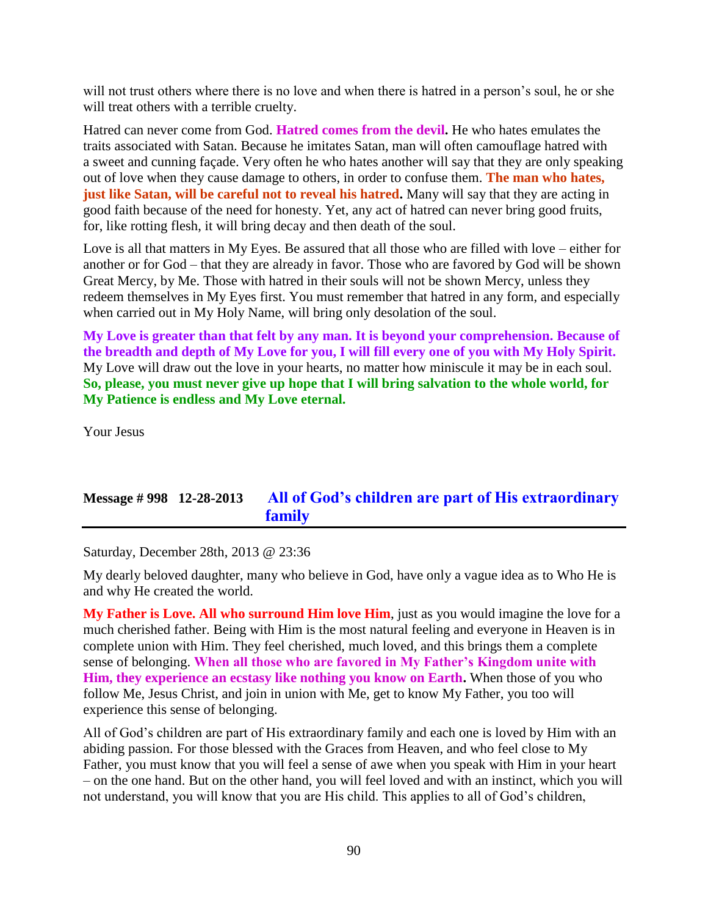will not trust others where there is no love and when there is hatred in a person's soul, he or she will treat others with a terrible cruelty.

Hatred can never come from God. **Hatred comes from the devil.** He who hates emulates the traits associated with Satan. Because he imitates Satan, man will often camouflage hatred with a sweet and cunning façade. Very often he who hates another will say that they are only speaking out of love when they cause damage to others, in order to confuse them. **The man who hates, just like Satan, will be careful not to reveal his hatred.** Many will say that they are acting in good faith because of the need for honesty. Yet, any act of hatred can never bring good fruits, for, like rotting flesh, it will bring decay and then death of the soul.

Love is all that matters in My Eyes. Be assured that all those who are filled with love – either for another or for God – that they are already in favor. Those who are favored by God will be shown Great Mercy, by Me. Those with hatred in their souls will not be shown Mercy, unless they redeem themselves in My Eyes first. You must remember that hatred in any form, and especially when carried out in My Holy Name, will bring only desolation of the soul.

**My Love is greater than that felt by any man. It is beyond your comprehension. Because of the breadth and depth of My Love for you, I will fill every one of you with My Holy Spirit.** My Love will draw out the love in your hearts, no matter how miniscule it may be in each soul. **So, please, you must never give up hope that I will bring salvation to the whole world, for My Patience is endless and My Love eternal.**

Your Jesus

## Message # 998 12-28-2013 All of God's children are part of His extraordinary family

Saturday, December 28th, 2013 @ 23:36

My dearly beloved daughter, many who believe in God, have only a vague idea as to Who He is and why He created the world.

**My Father is Love. All who surround Him love Him**, just as you would imagine the love for a much cherished father. Being with Him is the most natural feeling and everyone in Heaven is in complete union with Him. They feel cherished, much loved, and this brings them a complete sense of belonging. **When all those who are favored in My Father's Kingdom unite with Him, they experience an ecstasy like nothing you know on Earth.** When those of you who follow Me, Jesus Christ, and join in union with Me, get to know My Father, you too will experience this sense of belonging.

All of God's children are part of His extraordinary family and each one is loved by Him with an abiding passion. For those blessed with the Graces from Heaven, and who feel close to My Father, you must know that you will feel a sense of awe when you speak with Him in your heart – on the one hand. But on the other hand, you will feel loved and with an instinct, which you will not understand, you will know that you are His child. This applies to all of God's children,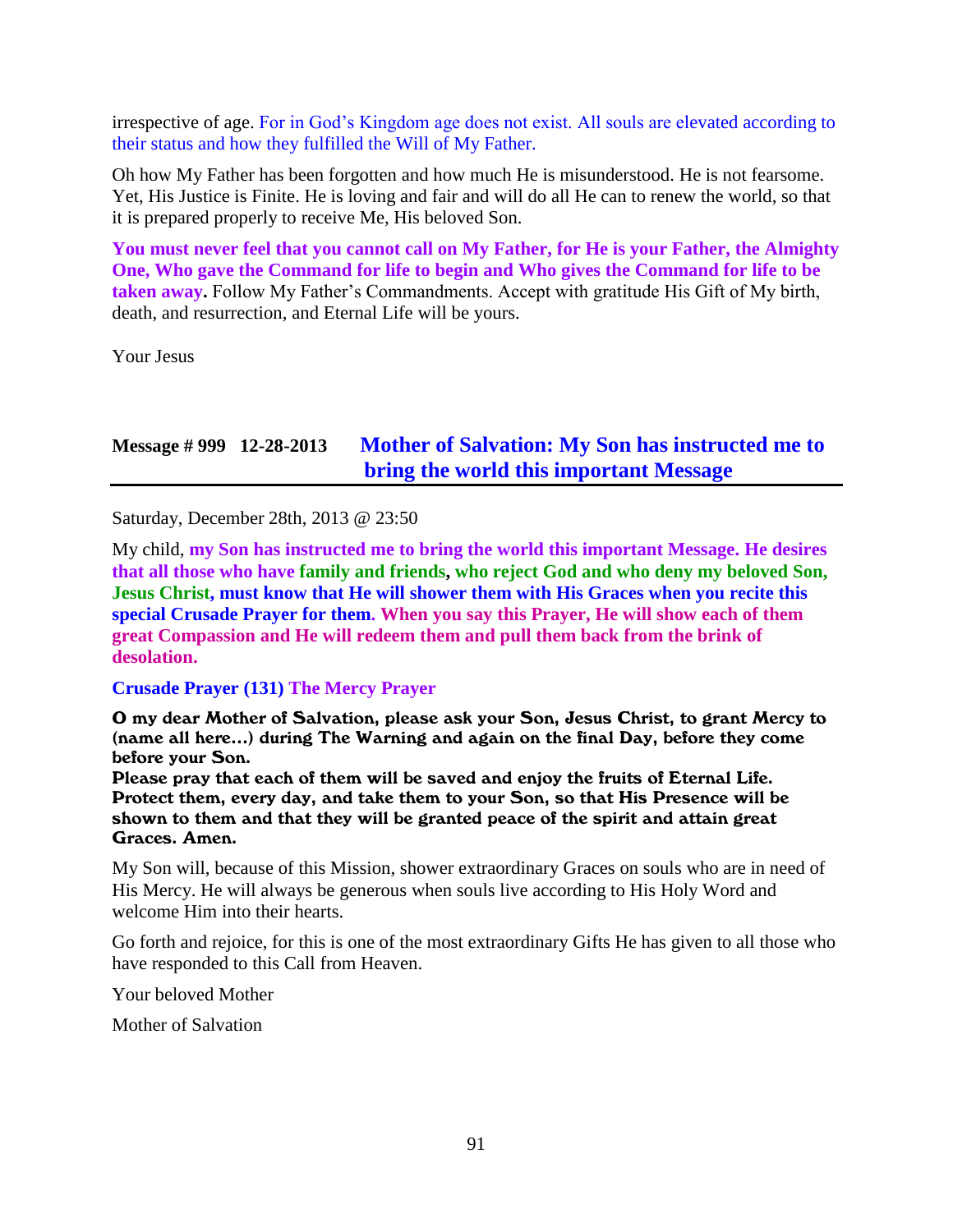irrespective of age. For in God's Kingdom age does not exist. All souls are elevated according to their status and how they fulfilled the Will of My Father.

Oh how My Father has been forgotten and how much He is misunderstood. He is not fearsome. Yet, His Justice is Finite. He is loving and fair and will do all He can to renew the world, so that it is prepared properly to receive Me, His beloved Son.

**You must never feel that you cannot call on My Father, for He is your Father, the Almighty One, Who gave the Command for life to begin and Who gives the Command for life to be taken away.** Follow My Father's Commandments. Accept with gratitude His Gift of My birth, death, and resurrection, and Eternal Life will be yours.

Your Jesus

## Message # 999 12-28-2013 Mother of Salvation: My Son has instructed me to bring the world this important Message

Saturday, December 28th, 2013 @ 23:50

My child, **my Son has instructed me to bring the world this important Message. He desires that all those who have family and friends, who reject God and who deny my beloved Son, Jesus Christ, must know that He will shower them with His Graces when you recite this special Crusade Prayer for them. When you say this Prayer, He will show each of them great Compassion and He will redeem them and pull them back from the brink of desolation.**

**Crusade Prayer (131) The Mercy Prayer**

**O my dear Mother of Salvation, please ask your Son, Jesus Christ, to grant Mercy to (name all here…) during The Warning and again on the final Day, before they come before your Son.**
**Please pray that each of them will be saved and enjoy the fruits of Eternal Life. Protect them, every day, and take them to your Son, so that His Presence will be shown to them and that they will be granted peace of the spirit and attain great Graces. Amen.**

My Son will, because of this Mission, shower extraordinary Graces on souls who are in need of His Mercy. He will always be generous when souls live according to His Holy Word and welcome Him into their hearts.

Go forth and rejoice, for this is one of the most extraordinary Gifts He has given to all those who have responded to this Call from Heaven.

Your beloved Mother

Mother of Salvation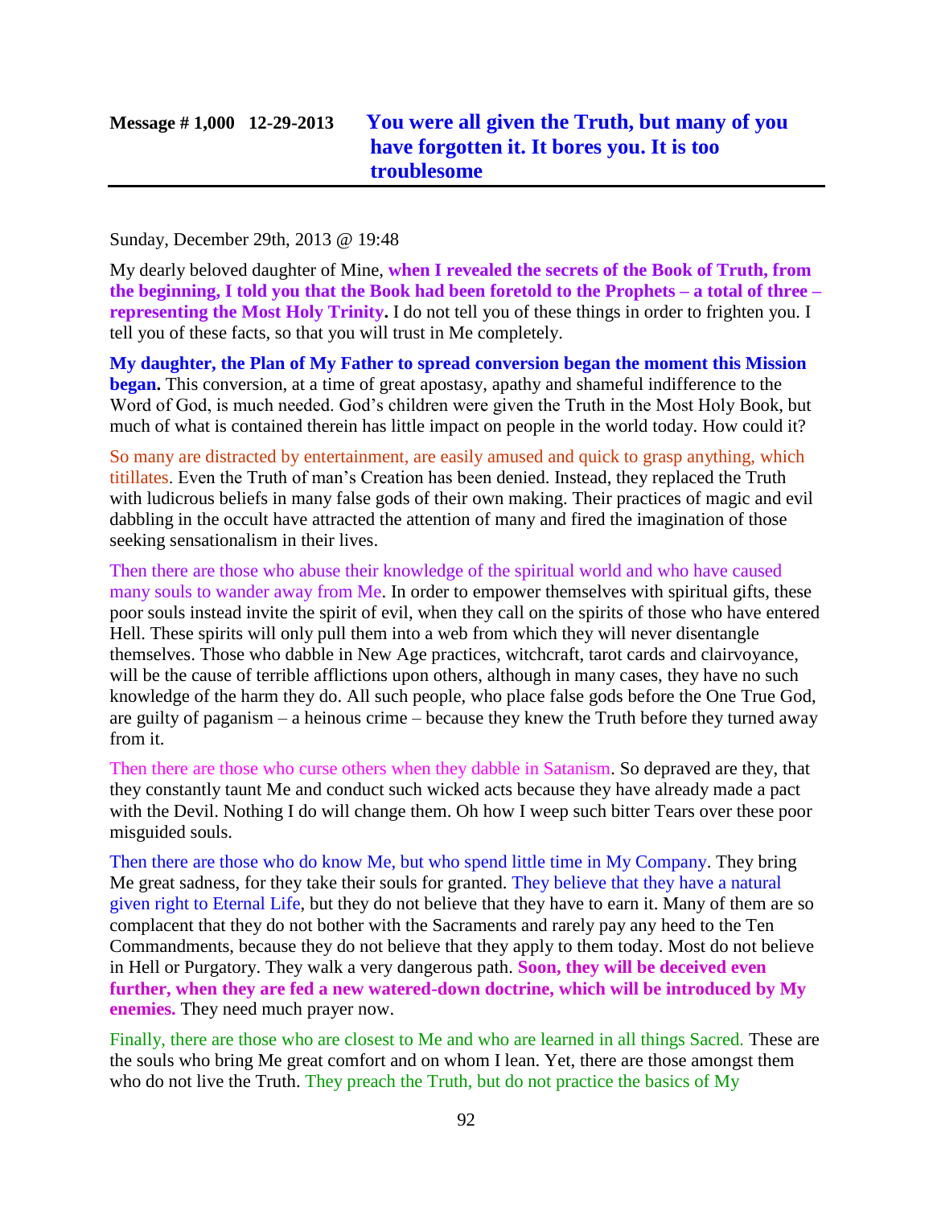## Message # 1,000   12-29-2013   You were all given the Truth, but many of you have forgotten it. It bores you. It is too troublesome

Sunday, December 29th, 2013 @ 19:48

My dearly beloved daughter of Mine, **when I revealed the secrets of the Book of Truth, from the beginning, I told you that the Book had been foretold to the Prophets – a total of three – representing the Most Holy Trinity.** I do not tell you of these things in order to frighten you. I tell you of these facts, so that you will trust in Me completely.

**My daughter, the Plan of My Father to spread conversion began the moment this Mission began.** This conversion, at a time of great apostasy, apathy and shameful indifference to the Word of God, is much needed. God's children were given the Truth in the Most Holy Book, but much of what is contained therein has little impact on people in the world today. How could it?

So many are distracted by entertainment, are easily amused and quick to grasp anything, which titillates. Even the Truth of man's Creation has been denied. Instead, they replaced the Truth with ludicrous beliefs in many false gods of their own making. Their practices of magic and evil dabbling in the occult have attracted the attention of many and fired the imagination of those seeking sensationalism in their lives.

Then there are those who abuse their knowledge of the spiritual world and who have caused many souls to wander away from Me. In order to empower themselves with spiritual gifts, these poor souls instead invite the spirit of evil, when they call on the spirits of those who have entered Hell. These spirits will only pull them into a web from which they will never disentangle themselves. Those who dabble in New Age practices, witchcraft, tarot cards and clairvoyance, will be the cause of terrible afflictions upon others, although in many cases, they have no such knowledge of the harm they do. All such people, who place false gods before the One True God, are guilty of paganism – a heinous crime – because they knew the Truth before they turned away from it.

Then there are those who curse others when they dabble in Satanism. So depraved are they, that they constantly taunt Me and conduct such wicked acts because they have already made a pact with the Devil. Nothing I do will change them. Oh how I weep such bitter Tears over these poor misguided souls.

Then there are those who do know Me, but who spend little time in My Company. They bring Me great sadness, for they take their souls for granted. They believe that they have a natural given right to Eternal Life, but they do not believe that they have to earn it. Many of them are so complacent that they do not bother with the Sacraments and rarely pay any heed to the Ten Commandments, because they do not believe that they apply to them today. Most do not believe in Hell or Purgatory. They walk a very dangerous path. **Soon, they will be deceived even further, when they are fed a new watered-down doctrine, which will be introduced by My enemies.** They need much prayer now.

Finally, there are those who are closest to Me and who are learned in all things Sacred. These are the souls who bring Me great comfort and on whom I lean. Yet, there are those amongst them who do not live the Truth. They preach the Truth, but do not practice the basics of My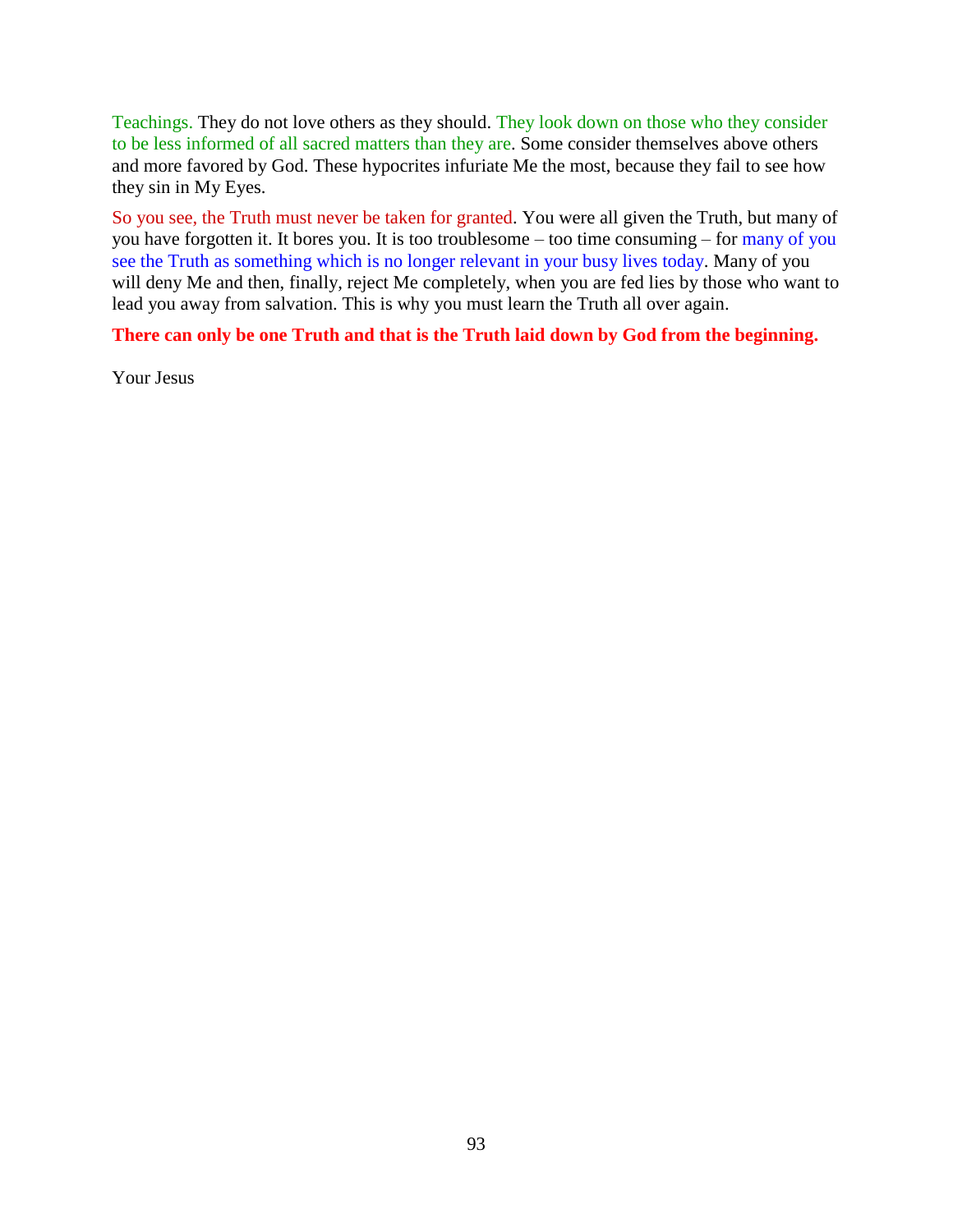Teachings. They do not love others as they should. They look down on those who they consider to be less informed of all sacred matters than they are. Some consider themselves above others and more favored by God. These hypocrites infuriate Me the most, because they fail to see how they sin in My Eyes.

So you see, the Truth must never be taken for granted. You were all given the Truth, but many of you have forgotten it. It bores you. It is too troublesome – too time consuming – for many of you see the Truth as something which is no longer relevant in your busy lives today. Many of you will deny Me and then, finally, reject Me completely, when you are fed lies by those who want to lead you away from salvation. This is why you must learn the Truth all over again.

**There can only be one Truth and that is the Truth laid down by God from the beginning.**

Your Jesus